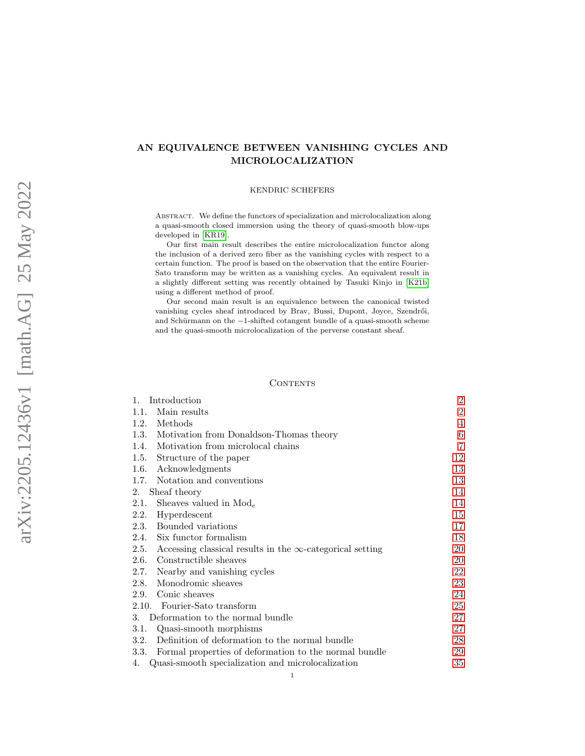# AN EQUIVALENCE BETWEEN VANISHING CYCLES AND MICROLOCALIZATION

KENDRIC SCHEFERS

Abstract. We define the functors of specialization and microlocalization along a quasi-smooth closed immersion using the theory of quasi-smooth blow-ups developed in [KR19].

Our first main result describes the entire microlocalization functor along the inclusion of a derived zero fiber as the vanishing cycles with respect to a certain function. The proof is based on the observation that the entire Fourier-Sato transform may be written as a vanishing cycles. An equivalent result in a slightly different setting was recently obtained by Tasuki Kinjo in [K21b] using a different method of proof.

Our second main result is an equivalence between the canonical twisted vanishing cycles sheaf introduced by Brav, Bussi, Dupont, Joyce, Szendrői, and Schürmann on the $-1$-shifted cotangent bundle of a quasi-smooth scheme and the quasi-smooth microlocalization of the perverse constant sheaf.

## Contents

| | |
|---|---|
| 1. Introduction | 2 |
| 1.1. Main results | 2 |
| 1.2. Methods | 4 |
| 1.3. Motivation from Donaldson-Thomas theory | 6 |
| 1.4. Motivation from microlocal chains | 7 |
| 1.5. Structure of the paper | 12 |
| 1.6. Acknowledgments | 13 |
| 1.7. Notation and conventions | 13 |
| 2. Sheaf theory | 14 |
| 2.1. Sheaves valued in $\mathrm{Mod}_e$ | 14 |
| 2.2. Hyperdescent | 15 |
| 2.3. Bounded variations | 17 |
| 2.4. Six functor formalism | 18 |
| 2.5. Accessing classical results in the $\infty$-categorical setting | 20 |
| 2.6. Constructible sheaves | 20 |
| 2.7. Nearby and vanishing cycles | 22 |
| 2.8. Monodromic sheaves | 23 |
| 2.9. Conic sheaves | 24 |
| 2.10. Fourier-Sato transform | 25 |
| 3. Deformation to the normal bundle | 27 |
| 3.1. Quasi-smooth morphisms | 27 |
| 3.2. Definition of deformation to the normal bundle | 28 |
| 3.3. Formal properties of deformation to the normal bundle | 29 |
| 4. Quasi-smooth specialization and microlocalization | 35 |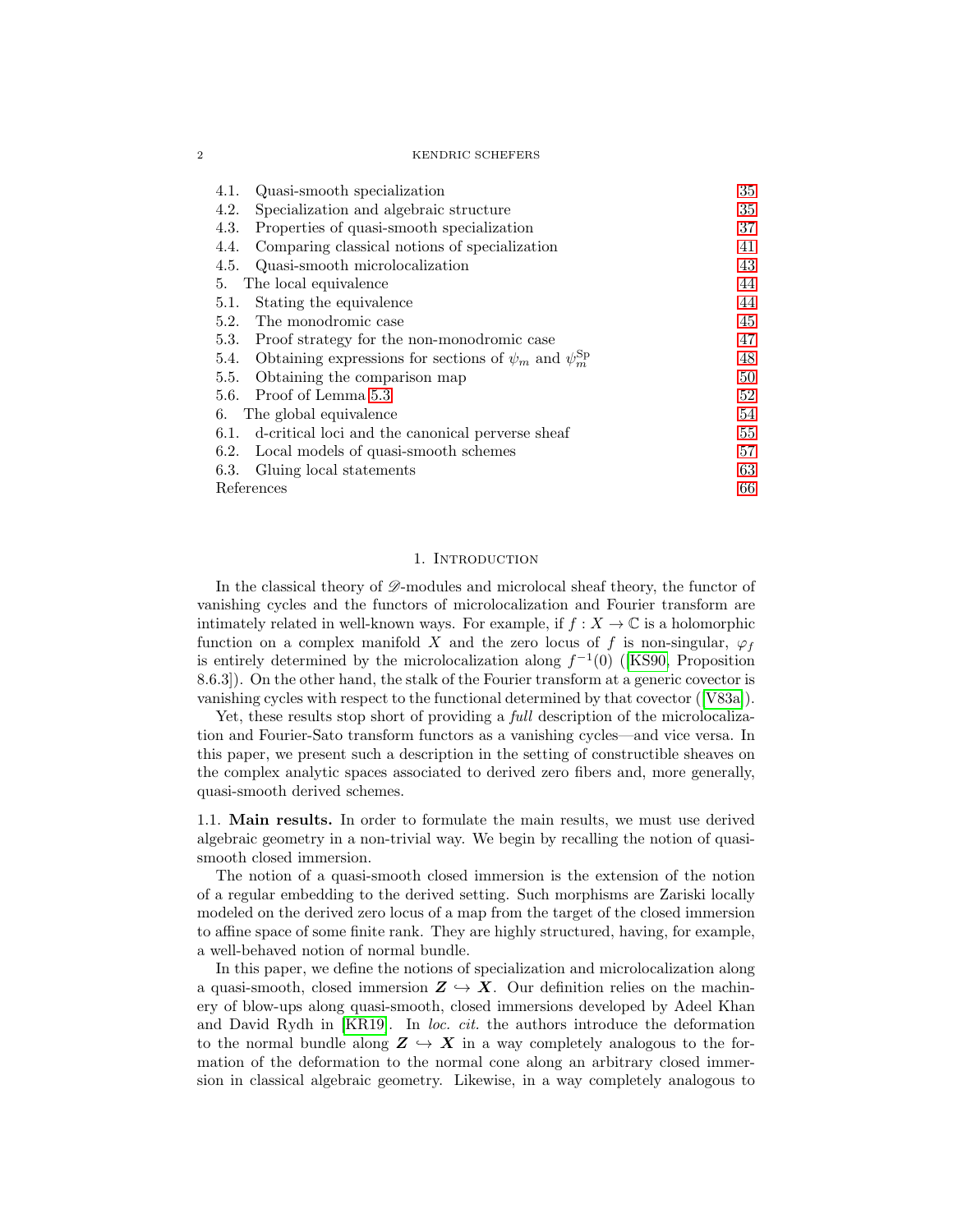| | |
|---|---|
| 4.1. Quasi-smooth specialization | 35 |
| 4.2. Specialization and algebraic structure | 35 |
| 4.3. Properties of quasi-smooth specialization | 37 |
| 4.4. Comparing classical notions of specialization | 41 |
| 4.5. Quasi-smooth microlocalization | 43 |
| 5. The local equivalence | 44 |
| 5.1. Stating the equivalence | 44 |
| 5.2. The monodromic case | 45 |
| 5.3. Proof strategy for the non-monodromic case | 47 |
| 5.4. Obtaining expressions for sections of $\psi_m$ and $\psi_m^{\mathrm{Sp}}$ | 48 |
| 5.5. Obtaining the comparison map | 50 |
| 5.6. Proof of Lemma 5.3 | 52 |
| 6. The global equivalence | 54 |
| 6.1. d-critical loci and the canonical perverse sheaf | 55 |
| 6.2. Local models of quasi-smooth schemes | 57 |
| 6.3. Gluing local statements | 63 |
| References | 66 |

# 1. Introduction

In the classical theory of $\mathscr{D}$-modules and microlocal sheaf theory, the functor of vanishing cycles and the functors of microlocalization and Fourier transform are intimately related in well-known ways. For example, if $f : X \to \mathbb{C}$ is a holomorphic function on a complex manifold $X$ and the zero locus of $f$ is non-singular, $\varphi_f$ is entirely determined by the microlocalization along $f^{-1}(0)$ ([KS90, Proposition 8.6.3]). On the other hand, the stalk of the Fourier transform at a generic covector is vanishing cycles with respect to the functional determined by that covector ([V83a]).

Yet, these results stop short of providing a *full* description of the microlocalization and Fourier-Sato transform functors as a vanishing cycles—and vice versa. In this paper, we present such a description in the setting of constructible sheaves on the complex analytic spaces associated to derived zero fibers and, more generally, quasi-smooth derived schemes.

## 1.1. Main results.

In order to formulate the main results, we must use derived algebraic geometry in a non-trivial way. We begin by recalling the notion of quasi-smooth closed immersion.

The notion of a quasi-smooth closed immersion is the extension of the notion of a regular embedding to the derived setting. Such morphisms are Zariski locally modeled on the derived zero locus of a map from the target of the closed immersion to affine space of some finite rank. They are highly structured, having, for example, a well-behaved notion of normal bundle.

In this paper, we define the notions of specialization and microlocalization along a quasi-smooth, closed immersion $\boldsymbol{Z} \hookrightarrow \boldsymbol{X}$. Our definition relies on the machinery of blow-ups along quasi-smooth, closed immersions developed by Adeel Khan and David Rydh in [KR19]. In *loc. cit.* the authors introduce the deformation to the normal bundle along $\boldsymbol{Z} \hookrightarrow \boldsymbol{X}$ in a way completely analogous to the formation of the deformation to the normal cone along an arbitrary closed immersion in classical algebraic geometry. Likewise, in a way completely analogous to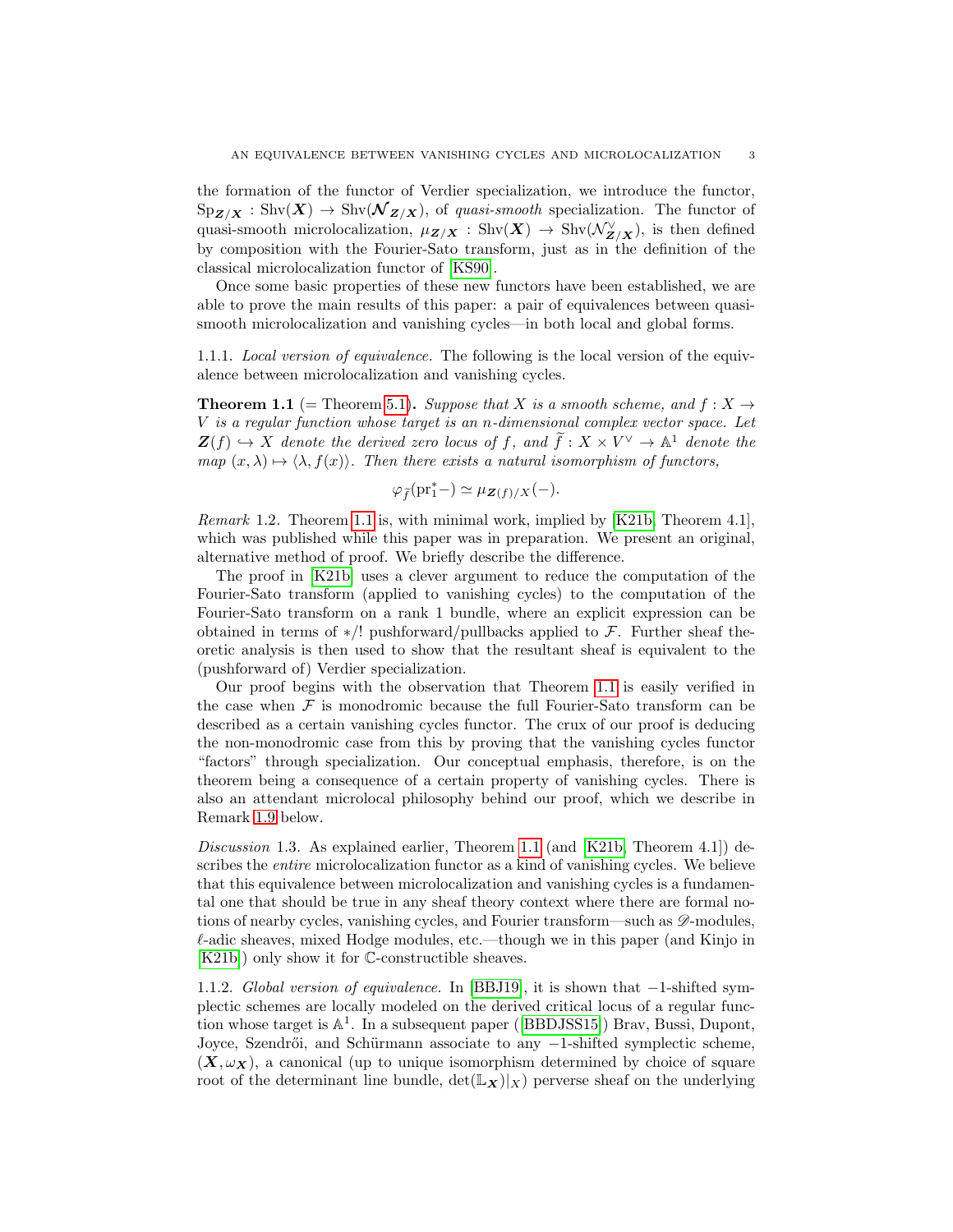the formation of the functor of Verdier specialization, we introduce the functor, $\mathrm{Sp}_{\boldsymbol{Z}/\boldsymbol{X}} : \mathrm{Shv}(\boldsymbol{X}) \to \mathrm{Shv}(\boldsymbol{\mathcal{N}}_{\boldsymbol{Z}/\boldsymbol{X}})$, of *quasi-smooth* specialization. The functor of quasi-smooth microlocalization, $\mu_{\boldsymbol{Z}/\boldsymbol{X}} : \mathrm{Shv}(\boldsymbol{X}) \to \mathrm{Shv}(\mathcal{N}^{\vee}_{\boldsymbol{Z}/\boldsymbol{X}})$, is then defined by composition with the Fourier-Sato transform, just as in the definition of the classical microlocalization functor of [KS90].

Once some basic properties of these new functors have been established, we are able to prove the main results of this paper: a pair of equivalences between quasi-smooth microlocalization and vanishing cycles—in both local and global forms.

1.1.1. *Local version of equivalence.* The following is the local version of the equivalence between microlocalization and vanishing cycles.

**Theorem 1.1** (= Theorem 5.1)**.** *Suppose that $X$ is a smooth scheme, and $f : X \to V$ is a regular function whose target is an $n$-dimensional complex vector space. Let $\boldsymbol{Z}(f) \hookrightarrow X$ denote the derived zero locus of $f$, and $\widetilde{f} : X \times V^{\vee} \to \mathbb{A}^1$ denote the map $(x, \lambda) \mapsto \langle \lambda, f(x)\rangle$. Then there exists a natural isomorphism of functors,*

$$\varphi_{\widetilde{f}}(\mathrm{pr}_1^* -) \simeq \mu_{\boldsymbol{Z}(f)/X}(-).$$

*Remark* 1.2. Theorem 1.1 is, with minimal work, implied by [K21b, Theorem 4.1], which was published while this paper was in preparation. We present an original, alternative method of proof. We briefly describe the difference.

The proof in [K21b] uses a clever argument to reduce the computation of the Fourier-Sato transform (applied to vanishing cycles) to the computation of the Fourier-Sato transform on a rank 1 bundle, where an explicit expression can be obtained in terms of $*/!$ pushforward/pullbacks applied to $\mathcal{F}$. Further sheaf theoretic analysis is then used to show that the resultant sheaf is equivalent to the (pushforward of) Verdier specialization.

Our proof begins with the observation that Theorem 1.1 is easily verified in the case when $\mathcal{F}$ is monodromic because the full Fourier-Sato transform can be described as a certain vanishing cycles functor. The crux of our proof is deducing the non-monodromic case from this by proving that the vanishing cycles functor "factors" through specialization. Our conceptual emphasis, therefore, is on the theorem being a consequence of a certain property of vanishing cycles. There is also an attendant microlocal philosophy behind our proof, which we describe in Remark 1.9 below.

*Discussion* 1.3. As explained earlier, Theorem 1.1 (and [K21b, Theorem 4.1]) describes the *entire* microlocalization functor as a kind of vanishing cycles. We believe that this equivalence between microlocalization and vanishing cycles is a fundamental one that should be true in any sheaf theory context where there are formal notions of nearby cycles, vanishing cycles, and Fourier transform—such as $\mathscr{D}$-modules, $\ell$-adic sheaves, mixed Hodge modules, etc.—though we in this paper (and Kinjo in [K21b]) only show it for $\mathbb{C}$-constructible sheaves.

1.1.2. *Global version of equivalence.* In [BBJ19], it is shown that $-1$-shifted symplectic schemes are locally modeled on the derived critical locus of a regular function whose target is $\mathbb{A}^1$. In a subsequent paper ([BBDJSS15]) Brav, Bussi, Dupont, Joyce, Szendrői, and Schürmann associate to any $-1$-shifted symplectic scheme, $(\boldsymbol{X}, \omega_{\boldsymbol{X}})$, a canonical (up to unique isomorphism determined by choice of square root of the determinant line bundle, $\det(\mathbb{L}_{\boldsymbol{X}})|_X$) perverse sheaf on the underlying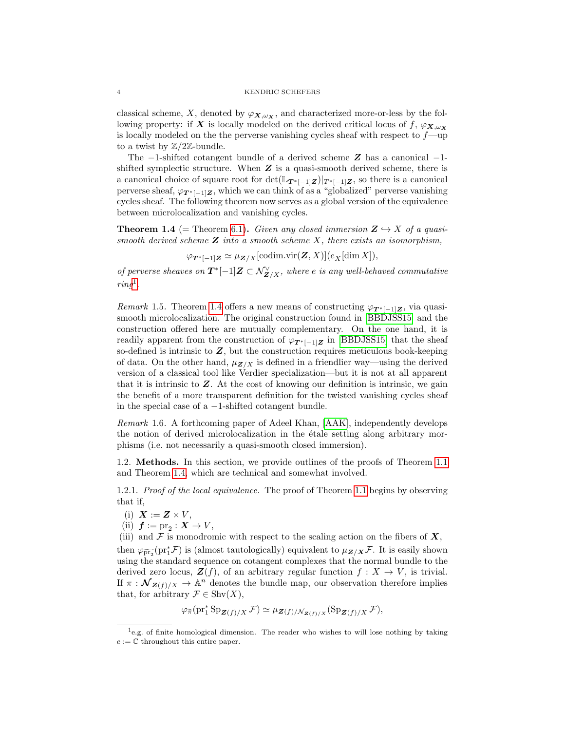classical scheme, $X$, denoted by $\varphi_{\boldsymbol{X},\omega_{\boldsymbol{X}}}$, and characterized more-or-less by the following property: if $\boldsymbol{X}$ is locally modeled on the derived critical locus of $f$, $\varphi_{\boldsymbol{X},\omega_{\boldsymbol{X}}}$ is locally modeled on the the perverse vanishing cycles sheaf with respect to $f$—up to a twist by $\mathbb{Z}/2\mathbb{Z}$-bundle.

The $-1$-shifted cotangent bundle of a derived scheme $\boldsymbol{Z}$ has a canonical $-1$-shifted symplectic structure. When $\boldsymbol{Z}$ is a quasi-smooth derived scheme, there is a canonical choice of square root for $\det(\mathbb{L}_{\boldsymbol{T}^*[-1]\boldsymbol{Z}})|_{T^*[-1]\boldsymbol{Z}}$, so there is a canonical perverse sheaf, $\varphi_{\boldsymbol{T}^*[-1]\boldsymbol{Z}}$, which we can think of as a "globalized" perverse vanishing cycles sheaf. The following theorem now serves as a global version of the equivalence between microlocalization and vanishing cycles.

**Theorem 1.4** (= Theorem 6.1)**.** *Given any closed immersion $\boldsymbol{Z} \hookrightarrow X$ of a quasi-smooth derived scheme $\boldsymbol{Z}$ into a smooth scheme $X$, there exists an isomorphism,*

$$\varphi_{\boldsymbol{T}^*[-1]\boldsymbol{Z}} \simeq \mu_{\boldsymbol{Z}/X}[\mathrm{codim.vir}(\boldsymbol{Z}, X)](\underline{e}_X[\dim X]),$$

*of perverse sheaves on $\boldsymbol{T}^*[-1]\boldsymbol{Z} \subset \mathcal{N}^\vee_{\boldsymbol{Z}/X}$, where $e$ is any well-behaved commutative ring*[1]*.*

*Remark* 1.5. Theorem 1.4 offers a new means of constructing $\varphi_{\boldsymbol{T}^*[-1]\boldsymbol{Z}}$, via quasi-smooth microlocalization. The original construction found in [BBDJSS15] and the construction offered here are mutually complementary. On the one hand, it is readily apparent from the construction of $\varphi_{\boldsymbol{T}^*[-1]\boldsymbol{Z}}$ in [BBDJSS15] that the sheaf so-defined is intrinsic to $\boldsymbol{Z}$, but the construction requires meticulous book-keeping of data. On the other hand, $\mu_{\boldsymbol{Z}/X}$ is defined in a friendlier way—using the derived version of a classical tool like Verdier specialization—but it is not at all apparent that it is intrinsic to $\boldsymbol{Z}$. At the cost of knowing our definition is intrinsic, we gain the benefit of a more transparent definition for the twisted vanishing cycles sheaf in the special case of a $-1$-shifted cotangent bundle.

*Remark* 1.6. A forthcoming paper of Adeel Khan, [AAK], independently develops the notion of derived microlocalization in the étale setting along arbitrary morphisms (i.e. not necessarily a quasi-smooth closed immersion).

### 1.2. Methods.

In this section, we provide outlines of the proofs of Theorem 1.1 and Theorem 1.4, which are technical and somewhat involved.

#### 1.2.1. *Proof of the local equivalence.*

The proof of Theorem 1.1 begins by observing that if,

(i) $\boldsymbol{X} := \boldsymbol{Z} \times V$,
(ii) $\boldsymbol{f} := \mathrm{pr}_2 : \boldsymbol{X} \to V$,
(iii) and $\mathcal{F}$ is monodromic with respect to the scaling action on the fibers of $\boldsymbol{X}$,

then $\varphi_{\widetilde{\mathrm{pr}_2}}(\mathrm{pr}_1^* \mathcal{F})$ is (almost tautologically) equivalent to $\mu_{\boldsymbol{Z}/\boldsymbol{X}}\mathcal{F}$. It is easily shown using the standard sequence on cotangent complexes that the normal bundle to the derived zero locus, $\boldsymbol{Z}(f)$, of an arbitrary regular function $f : X \to V$, is trivial. If $\pi : \boldsymbol{\mathcal{N}}_{\boldsymbol{Z}(f)/X} \to \mathbb{A}^n$ denotes the bundle map, our observation therefore implies that, for arbitrary $\mathcal{F} \in \mathrm{Shv}(X)$,

$$\varphi_{\widetilde{\pi}}(\mathrm{pr}_1^* \mathrm{Sp}_{\boldsymbol{Z}(f)/X} \mathcal{F}) \simeq \mu_{\boldsymbol{Z}(f)/\mathcal{N}_{\boldsymbol{Z}(f)/X}}(\mathrm{Sp}_{\boldsymbol{Z}(f)/X} \mathcal{F}),$$

[1] e.g. of finite homological dimension. The reader who wishes to will lose nothing by taking $e := \mathbb{C}$ throughout this entire paper.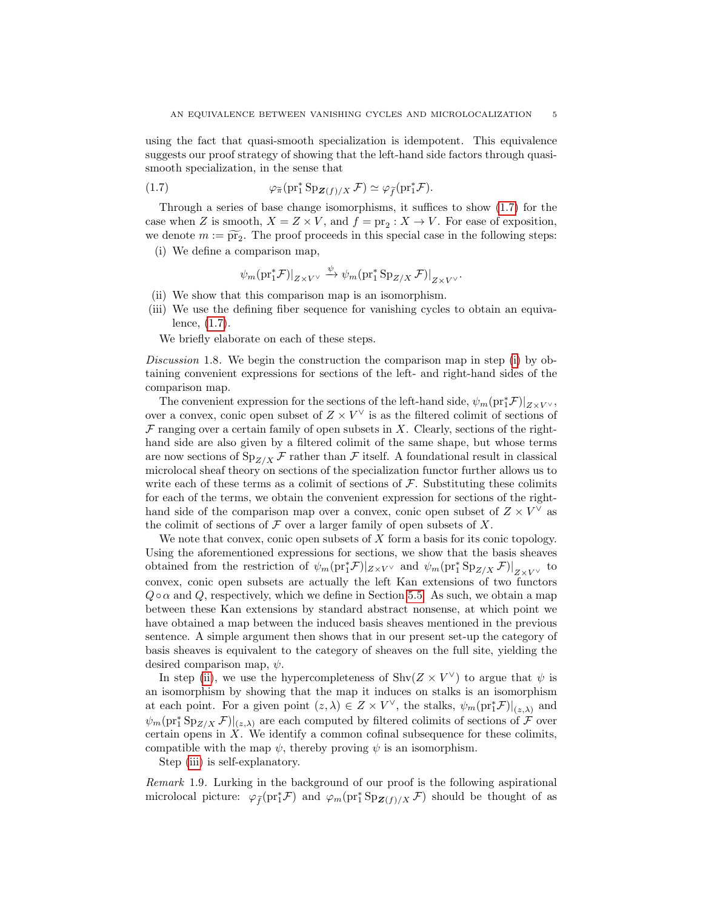using the fact that quasi-smooth specialization is idempotent. This equivalence suggests our proof strategy of showing that the left-hand side factors through quasi-smooth specialization, in the sense that

$$\varphi_{\widetilde{\pi}}(\mathrm{pr}_1^* \mathrm{Sp}_{\boldsymbol{Z}(f)/X} \mathcal{F}) \simeq \varphi_{\widetilde{f}}(\mathrm{pr}_1^* \mathcal{F}). \tag{1.7}$$

Through a series of base change isomorphisms, it suffices to show (1.7) for the case when $Z$ is smooth, $X = Z \times V$, and $f = \mathrm{pr}_2 : X \to V$. For ease of exposition, we denote $m := \widetilde{\mathrm{pr}_2}$. The proof proceeds in this special case in the following steps:

(i) We define a comparison map,

$$\psi_m(\mathrm{pr}_1^* \mathcal{F})|_{Z\times V^\vee} \xrightarrow{\psi} \psi_m(\mathrm{pr}_1^* \mathrm{Sp}_{Z/X} \mathcal{F})|_{Z\times V^\vee}.$$

(ii) We show that this comparison map is an isomorphism.

(iii) We use the defining fiber sequence for vanishing cycles to obtain an equivalence, (1.7).

We briefly elaborate on each of these steps.

*Discussion* 1.8. We begin the construction the comparison map in step (i) by obtaining convenient expressions for sections of the left- and right-hand sides of the comparison map.

The convenient expression for the sections of the left-hand side, $\psi_m(\mathrm{pr}_1^*\mathcal{F})|_{Z\times V^\vee}$, over a convex, conic open subset of $Z \times V^\vee$ is as the filtered colimit of sections of $\mathcal{F}$ ranging over a certain family of open subsets in $X$. Clearly, sections of the right-hand side are also given by a filtered colimit of the same shape, but whose terms are now sections of $\mathrm{Sp}_{Z/X} \mathcal{F}$ rather than $\mathcal{F}$ itself. A foundational result in classical microlocal sheaf theory on sections of the specialization functor further allows us to write each of these terms as a colimit of sections of $\mathcal{F}$. Substituting these colimits for each of the terms, we obtain the convenient expression for sections of the right-hand side of the comparison map over a convex, conic open subset of $Z \times V^\vee$ as the colimit of sections of $\mathcal{F}$ over a larger family of open subsets of $X$.

We note that convex, conic open subsets of $X$ form a basis for its conic topology. Using the aforementioned expressions for sections, we show that the basis sheaves obtained from the restriction of $\psi_m(\mathrm{pr}_1^*\mathcal{F})|_{Z\times V^\vee}$ and $\psi_m(\mathrm{pr}_1^* \mathrm{Sp}_{Z/X} \mathcal{F})|_{Z\times V^\vee}$ to convex, conic open subsets are actually the left Kan extensions of two functors $Q\circ\alpha$ and $Q$, respectively, which we define in Section 5.5. As such, we obtain a map between these Kan extensions by standard abstract nonsense, at which point we have obtained a map between the induced basis sheaves mentioned in the previous sentence. A simple argument then shows that in our present set-up the category of basis sheaves is equivalent to the category of sheaves on the full site, yielding the desired comparison map, $\psi$.

In step (ii), we use the hypercompleteness of $\mathrm{Shv}(Z \times V^\vee)$ to argue that $\psi$ is an isomorphism by showing that the map it induces on stalks is an isomorphism at each point. For a given point $(z, \lambda) \in Z \times V^\vee$, the stalks, $\psi_m(\mathrm{pr}_1^*\mathcal{F})|_{(z,\lambda)}$ and $\psi_m(\mathrm{pr}_1^* \mathrm{Sp}_{Z/X} \mathcal{F})|_{(z,\lambda)}$ are each computed by filtered colimits of sections of $\mathcal{F}$ over certain opens in $X$. We identify a common cofinal subsequence for these colimits, compatible with the map $\psi$, thereby proving $\psi$ is an isomorphism.

Step (iii) is self-explanatory.

*Remark* 1.9. Lurking in the background of our proof is the following aspirational microlocal picture: $\varphi_{\widetilde{f}}(\mathrm{pr}_1^*\mathcal{F})$ and $\varphi_m(\mathrm{pr}_1^* \mathrm{Sp}_{\boldsymbol{Z}(f)/X} \mathcal{F})$ should be thought of as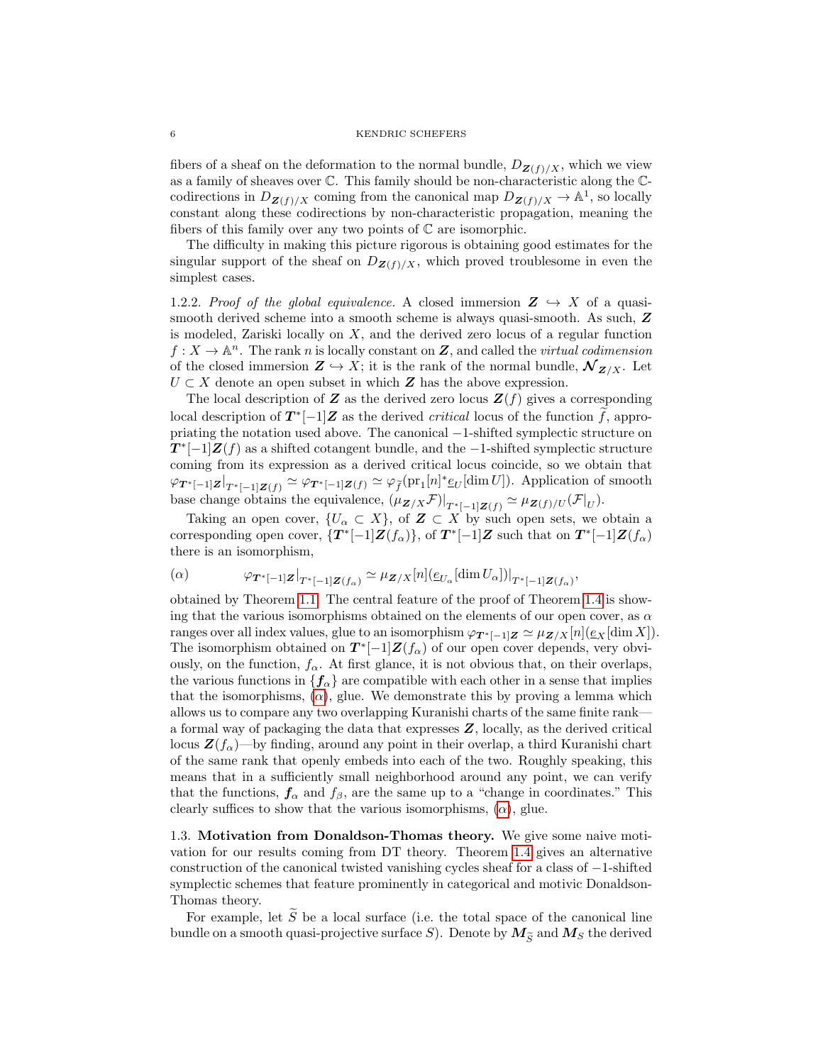fibers of a sheaf on the deformation to the normal bundle, $D_{\boldsymbol{Z}(f)/X}$, which we view as a family of sheaves over $\mathbb{C}$. This family should be non-characteristic along the $\mathbb{C}$-codirections in $D_{\boldsymbol{Z}(f)/X}$ coming from the canonical map $D_{\boldsymbol{Z}(f)/X} \to \mathbb{A}^1$, so locally constant along these codirections by non-characteristic propagation, meaning the fibers of this family over any two points of $\mathbb{C}$ are isomorphic.

The difficulty in making this picture rigorous is obtaining good estimates for the singular support of the sheaf on $D_{\boldsymbol{Z}(f)/X}$, which proved troublesome in even the simplest cases.

1.2.2. *Proof of the global equivalence.* A closed immersion $\boldsymbol{Z} \hookrightarrow X$ of a quasi-smooth derived scheme into a smooth scheme is always quasi-smooth. As such, $\boldsymbol{Z}$ is modeled, Zariski locally on $X$, and the derived zero locus of a regular function $f : X \to \mathbb{A}^n$. The rank $n$ is locally constant on $\boldsymbol{Z}$, and called the *virtual codimension* of the closed immersion $\boldsymbol{Z} \hookrightarrow X$; it is the rank of the normal bundle, $\boldsymbol{\mathcal{N}}_{\boldsymbol{Z}/X}$. Let $U \subset X$ denote an open subset in which $\boldsymbol{Z}$ has the above expression.

The local description of $\boldsymbol{Z}$ as the derived zero locus $\boldsymbol{Z}(f)$ gives a corresponding local description of $\boldsymbol{T}^*[-1]\boldsymbol{Z}$ as the derived *critical* locus of the function $\widetilde{f}$, appropriating the notation used above. The canonical $-1$-shifted symplectic structure on $\boldsymbol{T}^*[-1]\boldsymbol{Z}(f)$ as a shifted cotangent bundle, and the $-1$-shifted symplectic structure coming from its expression as a derived critical locus coincide, so we obtain that $\varphi_{\boldsymbol{T}^*[-1]\boldsymbol{Z}}|_{T^*[-1]\boldsymbol{Z}(f)} \simeq \varphi_{\boldsymbol{T}^*[-1]\boldsymbol{Z}(f)} \simeq \varphi_{\widetilde{f}}(\mathrm{pr}_1[n]^* \underline{e}_U[\dim U])$. Application of smooth base change obtains the equivalence, $(\mu_{\boldsymbol{Z}/X}\mathcal{F})|_{T^*[-1]\boldsymbol{Z}(f)} \simeq \mu_{\boldsymbol{Z}(f)/U}(\mathcal{F}|_U)$.

Taking an open cover, $\{U_\alpha \subset X\}$, of $\boldsymbol{Z} \subset X$ by such open sets, we obtain a corresponding open cover, $\{\boldsymbol{T}^*[-1]\boldsymbol{Z}(f_\alpha)\}$, of $\boldsymbol{T}^*[-1]\boldsymbol{Z}$ such that on $\boldsymbol{T}^*[-1]\boldsymbol{Z}(f_\alpha)$ there is an isomorphism,

$$(\alpha) \qquad \varphi_{\boldsymbol{T}^*[-1]\boldsymbol{Z}}|_{T^*[-1]\boldsymbol{Z}(f_\alpha)} \simeq \mu_{\boldsymbol{Z}/X}[n](\underline{e}_{U_\alpha}[\dim U_\alpha])|_{T^*[-1]\boldsymbol{Z}(f_\alpha)},$$

obtained by Theorem 1.1. The central feature of the proof of Theorem 1.4 is showing that the various isomorphisms obtained on the elements of our open cover, as $\alpha$ ranges over all index values, glue to an isomorphism $\varphi_{\boldsymbol{T}^*[-1]\boldsymbol{Z}} \simeq \mu_{\boldsymbol{Z}/X}[n](\underline{e}_X[\dim X])$. The isomorphism obtained on $\boldsymbol{T}^*[-1]\boldsymbol{Z}(f_\alpha)$ of our open cover depends, very obviously, on the function, $f_\alpha$. At first glance, it is not obvious that, on their overlaps, the various functions in $\{\boldsymbol{f}_\alpha\}$ are compatible with each other in a sense that implies that the isomorphisms, ($\alpha$), glue. We demonstrate this by proving a lemma which allows us to compare any two overlapping Kuranishi charts of the same finite rank—a formal way of packaging the data that expresses $\boldsymbol{Z}$, locally, as the derived critical locus $\boldsymbol{Z}(f_\alpha)$—by finding, around any point in their overlap, a third Kuranishi chart of the same rank that openly embeds into each of the two. Roughly speaking, this means that in a sufficiently small neighborhood around any point, we can verify that the functions, $\boldsymbol{f}_\alpha$ and $f_\beta$, are the same up to a "change in coordinates." This clearly suffices to show that the various isomorphisms, ($\alpha$), glue.

## 1.3. Motivation from Donaldson-Thomas theory.

We give some naive motivation for our results coming from DT theory. Theorem 1.4 gives an alternative construction of the canonical twisted vanishing cycles sheaf for a class of $-1$-shifted symplectic schemes that feature prominently in categorical and motivic Donaldson-Thomas theory.

For example, let $\widetilde{S}$ be a local surface (i.e. the total space of the canonical line bundle on a smooth quasi-projective surface $S$). Denote by $\boldsymbol{M}_{\widetilde{S}}$ and $\boldsymbol{M}_S$ the derived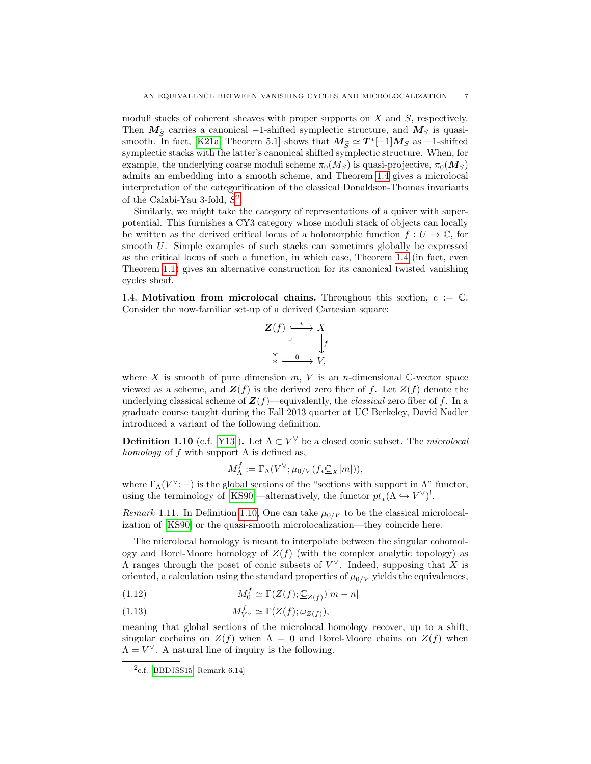moduli stacks of coherent sheaves with proper supports on $X$ and $S$, respectively. Then $\boldsymbol{M}_{\widetilde{S}}$ carries a canonical $-1$-shifted symplectic structure, and $\boldsymbol{M}_S$ is quasi-smooth. In fact, [K21a, Theorem 5.1] shows that $\boldsymbol{M}_{\widetilde{S}} \simeq \boldsymbol{T}^*[-1]\boldsymbol{M}_S$ as $-1$-shifted symplectic stacks with the latter's canonical shifted symplectic structure. When, for example, the underlying coarse moduli scheme $\pi_0(M_S)$ is quasi-projective, $\pi_0(\boldsymbol{M}_S)$ admits an embedding into a smooth scheme, and Theorem 1.4 gives a microlocal interpretation of the categorification of the classical Donaldson-Thomas invariants of the Calabi-Yau 3-fold, $\widetilde{S}$[2].

Similarly, we might take the category of representations of a quiver with superpotential. This furnishes a CY3 category whose moduli stack of objects can locally be written as the derived critical locus of a holomorphic function $f : U \to \mathbb{C}$, for smooth $U$. Simple examples of such stacks can sometimes globally be expressed as the critical locus of such a function, in which case, Theorem 1.4 (in fact, even Theorem 1.1) gives an alternative construction for its canonical twisted vanishing cycles sheaf.

1.4. **Motivation from microlocal chains.** Throughout this section, $e := \mathbb{C}$. Consider the now-familiar set-up of a derived Cartesian square:

$$\begin{array}{ccc} \boldsymbol{Z}(f) & \xhookrightarrow{\ i\ } & X \\ \big\downarrow & \lrcorner & \big\downarrow f \\ * & \xhookrightarrow{\ 0\ } & V, \end{array}$$

where $X$ is smooth of pure dimension $m$, $V$ is an $n$-dimensional $\mathbb{C}$-vector space viewed as a scheme, and $\boldsymbol{Z}(f)$ is the derived zero fiber of $f$. Let $Z(f)$ denote the underlying classical scheme of $\boldsymbol{Z}(f)$—equivalently, the *classical* zero fiber of $f$. In a graduate course taught during the Fall 2013 quarter at UC Berkeley, David Nadler introduced a variant of the following definition.

**Definition 1.10** (c.f. [Y13]). Let $\Lambda \subset V^\vee$ be a closed conic subset. The *microlocal homology* of $f$ with support $\Lambda$ is defined as,

$$M^f_\Lambda := \Gamma_\Lambda(V^\vee; \mu_{0/V}(f_*\underline{\mathbb{C}}_X[m])),$$

where $\Gamma_\Lambda(V^\vee; -)$ is the global sections of the "sections with support in $\Lambda$" functor, using the terminology of [KS90]—alternatively, the functor $pt_*(\Lambda \hookrightarrow V^\vee)^!$.

*Remark* 1.11. In Definition 1.10, One can take $\mu_{0/V}$ to be the classical microlocalization of [KS90] or the quasi-smooth microlocalization—they coincide here.

The microlocal homology is meant to interpolate between the singular cohomology and Borel-Moore homology of $Z(f)$ (with the complex analytic topology) as $\Lambda$ ranges through the poset of conic subsets of $V^\vee$. Indeed, supposing that $X$ is oriented, a calculation using the standard properties of $\mu_{0/V}$ yields the equivalences,

$$M^f_0 \simeq \Gamma(Z(f); \underline{\mathbb{C}}_{Z(f)})[m-n] \tag{1.12}$$

$$M^f_{V^\vee} \simeq \Gamma(Z(f); \omega_{Z(f)}), \tag{1.13}$$

meaning that global sections of the microlocal homology recover, up to a shift, singular cochains on $Z(f)$ when $\Lambda = 0$ and Borel-Moore chains on $Z(f)$ when $\Lambda = V^\vee$. A natural line of inquiry is the following.

---

[2] c.f. [BBDJSS15, Remark 6.14]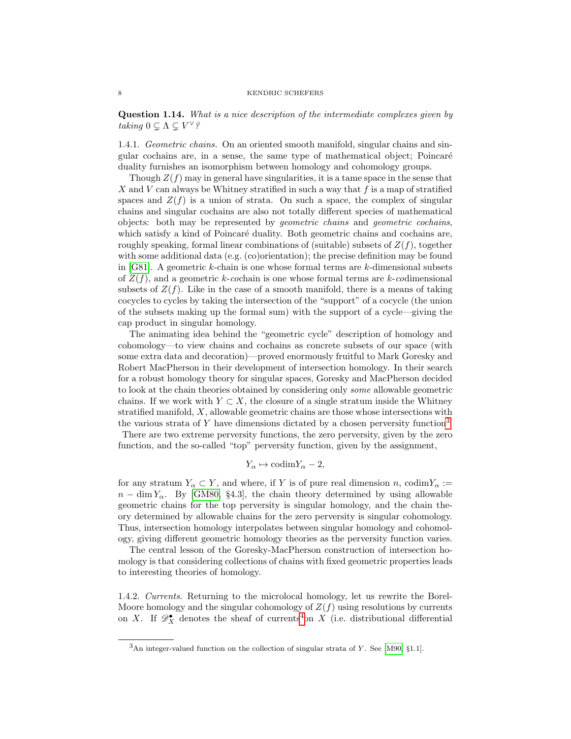**Question 1.14.** *What is a nice description of the intermediate complexes given by taking $0 \subsetneq \Lambda \subsetneq V^\vee$?*

1.4.1. *Geometric chains.* On an oriented smooth manifold, singular chains and singular cochains are, in a sense, the same type of mathematical object; Poincaré duality furnishes an isomorphism between homology and cohomology groups.

Though $Z(f)$ may in general have singularities, it is a tame space in the sense that $X$ and $V$ can always be Whitney stratified in such a way that $f$ is a map of stratified spaces and $Z(f)$ is a union of strata. On such a space, the complex of singular chains and singular cochains are also not totally different species of mathematical objects: both may be represented by *geometric chains* and *geometric cochains*, which satisfy a kind of Poincaré duality. Both geometric chains and cochains are, roughly speaking, formal linear combinations of (suitable) subsets of $Z(f)$, together with some additional data (e.g. (co)orientation); the precise definition may be found in [G81]. A geometric $k$-chain is one whose formal terms are $k$-dimensional subsets of $Z(f)$, and a geometric $k$-*co*chain is one whose formal terms are $k$-*co*dimensional subsets of $Z(f)$. Like in the case of a smooth manifold, there is a means of taking cocycles to cycles by taking the intersection of the "support" of a cocycle (the union of the subsets making up the formal sum) with the support of a cycle—giving the cap product in singular homology.

The animating idea behind the "geometric cycle" description of homology and cohomology—to view chains and cochains as concrete subsets of our space (with some extra data and decoration)—proved enormously fruitful to Mark Goresky and Robert MacPherson in their development of intersection homology. In their search for a robust homology theory for singular spaces, Goresky and MacPherson decided to look at the chain theories obtained by considering only *some* allowable geometric chains. If we work with $Y \subset X$, the closure of a single stratum inside the Whitney stratified manifold, $X$, allowable geometric chains are those whose intersections with the various strata of $Y$ have dimensions dictated by a chosen perversity function[3]. There are two extreme perversity functions, the zero perversity, given by the zero function, and the so-called "top" perversity function, given by the assignment,

$$Y_\alpha \mapsto \mathrm{codim} Y_\alpha - 2,$$

for any stratum $Y_\alpha \subset Y$, and where, if $Y$ is of pure real dimension $n$, $\mathrm{codim} Y_\alpha := n - \dim Y_\alpha$. By [GM80, §4.3], the chain theory determined by using allowable geometric chains for the top perversity is singular homology, and the chain theory determined by allowable chains for the zero perversity is singular cohomology. Thus, intersection homology interpolates between singular homology and cohomology, giving different geometric homology theories as the perversity function varies.

The central lesson of the Goresky-MacPherson construction of intersection homology is that considering collections of chains with fixed geometric properties leads to interesting theories of homology.

1.4.2. *Currents.* Returning to the microlocal homology, let us rewrite the Borel-Moore homology and the singular cohomology of $Z(f)$ using resolutions by currents on $X$. If $\mathscr{D}_X^\bullet$ denotes the sheaf of currents[4] on $X$ (i.e. distributional differential

[3] An integer-valued function on the collection of singular strata of $Y$. See [M90, §1.1].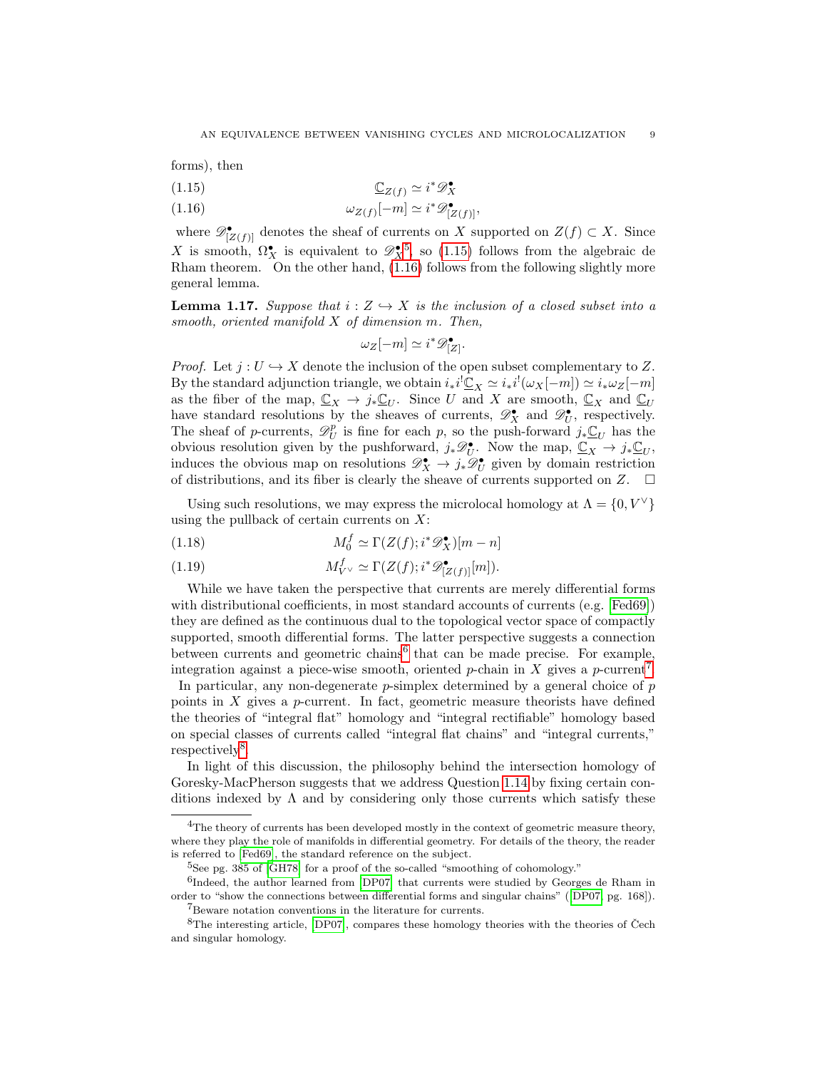forms), then

$$\underline{\mathbb{C}}_{Z(f)} \simeq i^* \mathscr{D}_X^\bullet \tag{1.15}$$

$$\omega_{Z(f)}[-m] \simeq i^* \mathscr{D}_{[Z(f)]}^\bullet, \tag{1.16}$$

where $\mathscr{D}_{[Z(f)]}^\bullet$ denotes the sheaf of currents on $X$ supported on $Z(f) \subset X$. Since $X$ is smooth, $\Omega_X^\bullet$ is equivalent to $\mathscr{D}_X^\bullet$[5], so (1.15) follows from the algebraic de Rham theorem. On the other hand, (1.16) follows from the following slightly more general lemma.

**Lemma 1.17.** *Suppose that $i : Z \hookrightarrow X$ is the inclusion of a closed subset into a smooth, oriented manifold $X$ of dimension $m$. Then,*

$$\omega_Z[-m] \simeq i^* \mathscr{D}_{[Z]}^\bullet.$$

*Proof.* Let $j : U \hookrightarrow X$ denote the inclusion of the open subset complementary to $Z$. By the standard adjunction triangle, we obtain $i_* i^! \underline{\mathbb{C}}_X \simeq i_* i^! (\omega_X[-m]) \simeq i_* \omega_Z[-m]$ as the fiber of the map, $\underline{\mathbb{C}}_X \to j_* \underline{\mathbb{C}}_U$. Since $U$ and $X$ are smooth, $\underline{\mathbb{C}}_X$ and $\underline{\mathbb{C}}_U$ have standard resolutions by the sheaves of currents, $\mathscr{D}_X^\bullet$ and $\mathscr{D}_U^\bullet$, respectively. The sheaf of $p$-currents, $\mathscr{D}_U^p$ is fine for each $p$, so the push-forward $j_* \underline{\mathbb{C}}_U$ has the obvious resolution given by the pushforward, $j_* \mathscr{D}_U^\bullet$. Now the map, $\underline{\mathbb{C}}_X \to j_* \underline{\mathbb{C}}_U$, induces the obvious map on resolutions $\mathscr{D}_X^\bullet \to j_* \mathscr{D}_U^\bullet$ given by domain restriction of distributions, and its fiber is clearly the sheave of currents supported on $Z$. $\square$

Using such resolutions, we may express the microlocal homology at $\Lambda = \{0, V^\vee\}$ using the pullback of certain currents on $X$:

$$M_0^f \simeq \Gamma(Z(f); i^* \mathscr{D}_X^\bullet)[m-n] \tag{1.18}$$

$$M_{V^\vee}^f \simeq \Gamma(Z(f); i^* \mathscr{D}_{[Z(f)]}^\bullet[m]). \tag{1.19}$$

While we have taken the perspective that currents are merely differential forms with distributional coefficients, in most standard accounts of currents (e.g. [Fed69]) they are defined as the continuous dual to the topological vector space of compactly supported, smooth differential forms. The latter perspective suggests a connection between currents and geometric chains[6] that can be made precise. For example, integration against a piece-wise smooth, oriented $p$-chain in $X$ gives a $p$-current[7]. In particular, any non-degenerate $p$-simplex determined by a general choice of $p$ points in $X$ gives a $p$-current. In fact, geometric measure theorists have defined the theories of "integral flat" homology and "integral rectifiable" homology based on special classes of currents called "integral flat chains" and "integral currents," respectively[8].

In light of this discussion, the philosophy behind the intersection homology of Goresky-MacPherson suggests that we address Question 1.14 by fixing certain conditions indexed by $\Lambda$ and by considering only those currents which satisfy these

---

[4] The theory of currents has been developed mostly in the context of geometric measure theory, where they play the role of manifolds in differential geometry. For details of the theory, the reader is referred to [Fed69], the standard reference on the subject.

[5] See pg. 385 of [GH78] for a proof of the so-called "smoothing of cohomology."

[6] Indeed, the author learned from [DP07] that currents were studied by Georges de Rham in order to "show the connections between differential forms and singular chains" ([DP07] pg. 168]).

[7] Beware notation conventions in the literature for currents.

[8] The interesting article, [DP07], compares these homology theories with the theories of Čech and singular homology.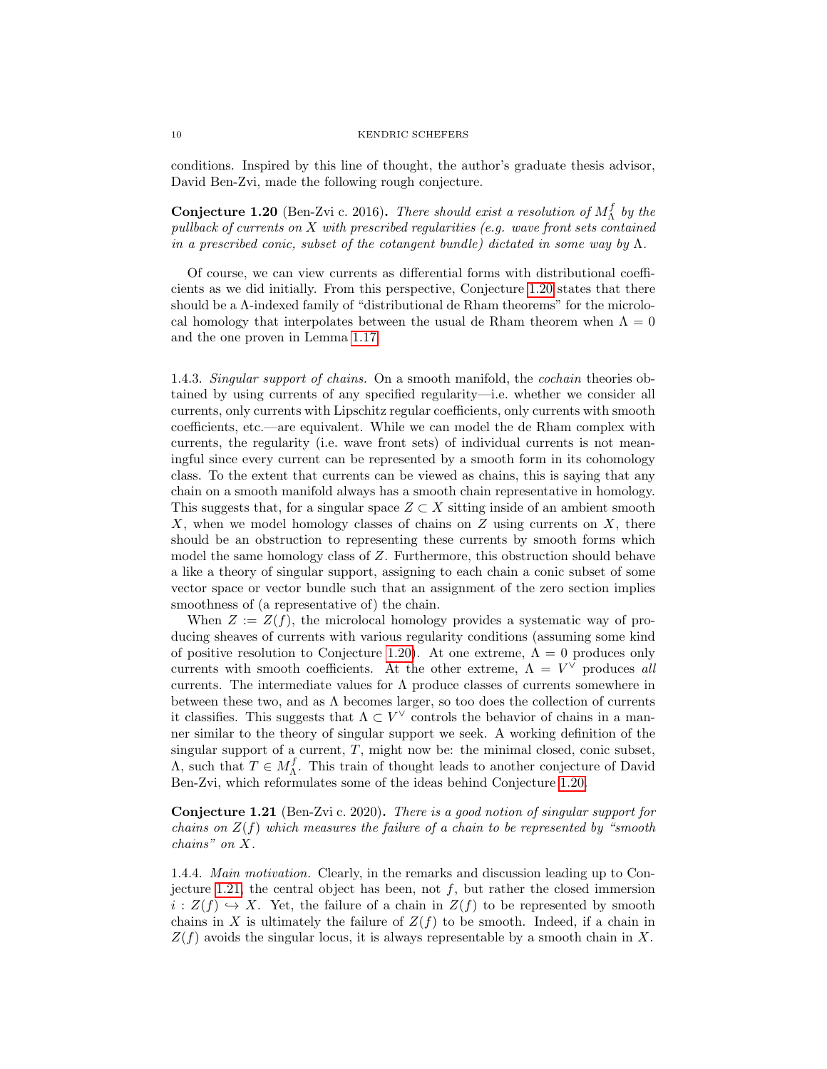conditions. Inspired by this line of thought, the author's graduate thesis advisor, David Ben-Zvi, made the following rough conjecture.

**Conjecture 1.20** (Ben-Zvi c. 2016)**.** *There should exist a resolution of $M_\Lambda^f$ by the pullback of currents on $X$ with prescribed regularities (e.g. wave front sets contained in a prescribed conic, subset of the cotangent bundle) dictated in some way by $\Lambda$.*

Of course, we can view currents as differential forms with distributional coefficients as we did initially. From this perspective, Conjecture 1.20 states that there should be a $\Lambda$-indexed family of "distributional de Rham theorems" for the microlocal homology that interpolates between the usual de Rham theorem when $\Lambda = 0$ and the one proven in Lemma 1.17.

1.4.3. *Singular support of chains.* On a smooth manifold, the *cochain* theories obtained by using currents of any specified regularity—i.e. whether we consider all currents, only currents with Lipschitz regular coefficients, only currents with smooth coefficients, etc.—are equivalent. While we can model the de Rham complex with currents, the regularity (i.e. wave front sets) of individual currents is not meaningful since every current can be represented by a smooth form in its cohomology class. To the extent that currents can be viewed as chains, this is saying that any chain on a smooth manifold always has a smooth chain representative in homology. This suggests that, for a singular space $Z \subset X$ sitting inside of an ambient smooth $X$, when we model homology classes of chains on $Z$ using currents on $X$, there should be an obstruction to representing these currents by smooth forms which model the same homology class of $Z$. Furthermore, this obstruction should behave a like a theory of singular support, assigning to each chain a conic subset of some vector space or vector bundle such that an assignment of the zero section implies smoothness of (a representative of) the chain.

When $Z := Z(f)$, the microlocal homology provides a systematic way of producing sheaves of currents with various regularity conditions (assuming some kind of positive resolution to Conjecture 1.20). At one extreme, $\Lambda = 0$ produces only currents with smooth coefficients. At the other extreme, $\Lambda = V^\vee$ produces *all* currents. The intermediate values for $\Lambda$ produce classes of currents somewhere in between these two, and as $\Lambda$ becomes larger, so too does the collection of currents it classifies. This suggests that $\Lambda \subset V^\vee$ controls the behavior of chains in a manner similar to the theory of singular support we seek. A working definition of the singular support of a current, $T$, might now be: the minimal closed, conic subset, $\Lambda$, such that $T \in M_\Lambda^f$. This train of thought leads to another conjecture of David Ben-Zvi, which reformulates some of the ideas behind Conjecture 1.20.

**Conjecture 1.21** (Ben-Zvi c. 2020)**.** *There is a good notion of singular support for chains on $Z(f)$ which measures the failure of a chain to be represented by "smooth chains" on $X$.*

1.4.4. *Main motivation.* Clearly, in the remarks and discussion leading up to Conjecture 1.21, the central object has been, not $f$, but rather the closed immersion $i : Z(f) \hookrightarrow X$. Yet, the failure of a chain in $Z(f)$ to be represented by smooth chains in $X$ is ultimately the failure of $Z(f)$ to be smooth. Indeed, if a chain in $Z(f)$ avoids the singular locus, it is always representable by a smooth chain in $X$.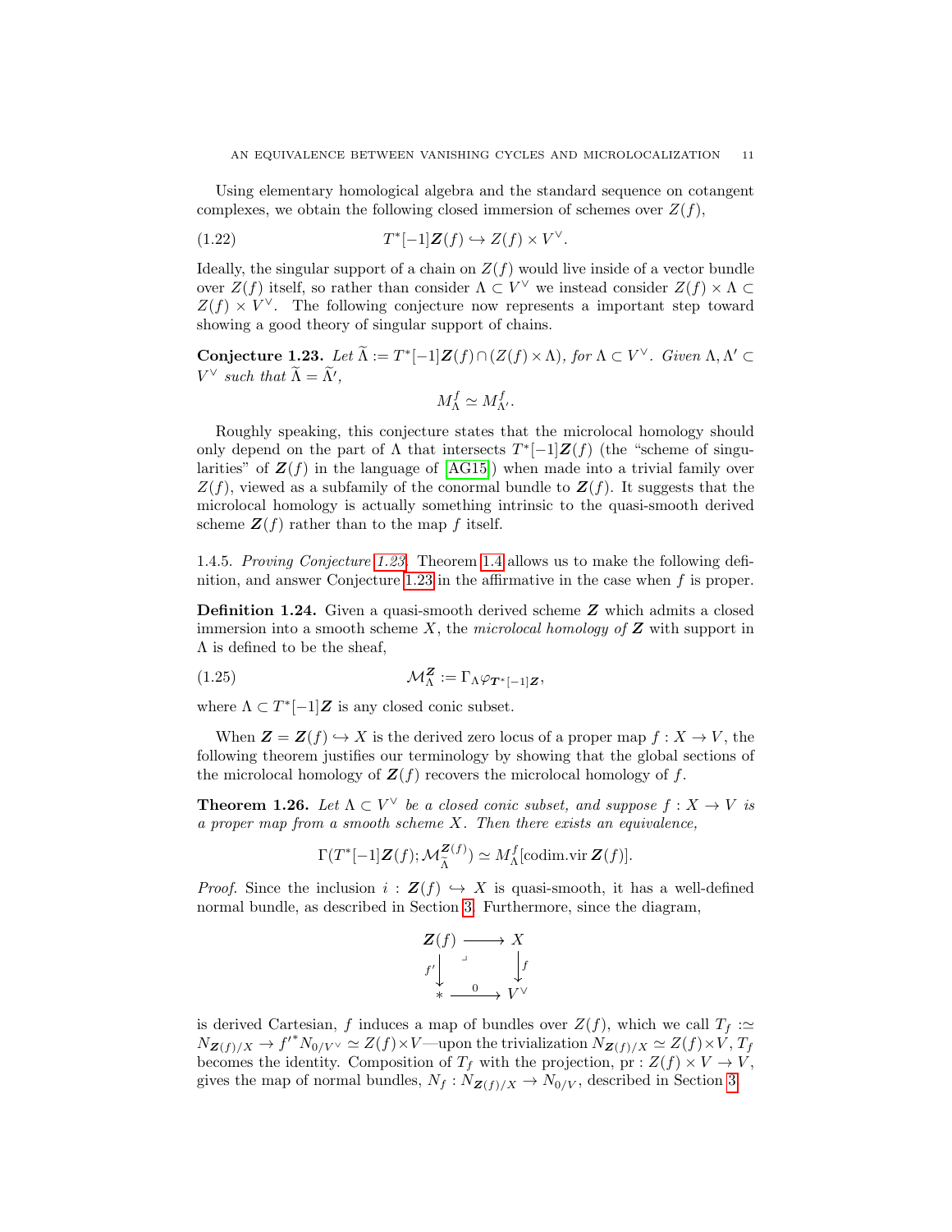Using elementary homological algebra and the standard sequence on cotangent complexes, we obtain the following closed immersion of schemes over $Z(f)$,

$$T^*[-1]\boldsymbol{Z}(f) \hookrightarrow Z(f) \times V^\vee. \tag{1.22}$$

Ideally, the singular support of a chain on $Z(f)$ would live inside of a vector bundle over $Z(f)$ itself, so rather than consider $\Lambda \subset V^\vee$ we instead consider $Z(f) \times \Lambda \subset Z(f) \times V^\vee$. The following conjecture now represents a important step toward showing a good theory of singular support of chains.

**Conjecture 1.23.** *Let $\widetilde{\Lambda} := T^*[-1]\boldsymbol{Z}(f) \cap (Z(f) \times \Lambda)$, for $\Lambda \subset V^\vee$. Given $\Lambda, \Lambda' \subset V^\vee$ such that $\widetilde{\Lambda} = \widetilde{\Lambda}'$,*

$$M^f_\Lambda \simeq M^f_{\Lambda'}.$$

Roughly speaking, this conjecture states that the microlocal homology should only depend on the part of $\Lambda$ that intersects $T^*[-1]\boldsymbol{Z}(f)$ (the "scheme of singularities" of $\boldsymbol{Z}(f)$ in the language of [AG15]) when made into a trivial family over $Z(f)$, viewed as a subfamily of the conormal bundle to $\boldsymbol{Z}(f)$. It suggests that the microlocal homology is actually something intrinsic to the quasi-smooth derived scheme $\boldsymbol{Z}(f)$ rather than to the map $f$ itself.

1.4.5. *Proving Conjecture 1.23.* Theorem 1.4 allows us to make the following definition, and answer Conjecture 1.23 in the affirmative in the case when $f$ is proper.

**Definition 1.24.** Given a quasi-smooth derived scheme $\boldsymbol{Z}$ which admits a closed immersion into a smooth scheme $X$, the *microlocal homology of* $\boldsymbol{Z}$ with support in $\Lambda$ is defined to be the sheaf,

$$\mathcal{M}^{\boldsymbol{Z}}_\Lambda := \Gamma_\Lambda \varphi_{\boldsymbol{T}^*[-1]\boldsymbol{Z}}, \tag{1.25}$$

where $\Lambda \subset T^*[-1]\boldsymbol{Z}$ is any closed conic subset.

When $\boldsymbol{Z} = \boldsymbol{Z}(f) \hookrightarrow X$ is the derived zero locus of a proper map $f : X \to V$, the following theorem justifies our terminology by showing that the global sections of the microlocal homology of $\boldsymbol{Z}(f)$ recovers the microlocal homology of $f$.

**Theorem 1.26.** *Let $\Lambda \subset V^\vee$ be a closed conic subset, and suppose $f : X \to V$ is a proper map from a smooth scheme $X$. Then there exists an equivalence,*

$$\Gamma(T^*[-1]\boldsymbol{Z}(f); \mathcal{M}^{\boldsymbol{Z}(f)}_{\widetilde{\Lambda}}) \simeq M^f_\Lambda[\operatorname{codim.vir} \boldsymbol{Z}(f)].$$

*Proof.* Since the inclusion $i : \boldsymbol{Z}(f) \hookrightarrow X$ is quasi-smooth, it has a well-defined normal bundle, as described in Section 3. Furthermore, since the diagram,

$$\begin{array}{ccc} \boldsymbol{Z}(f) & \longrightarrow & X \\ {\scriptstyle f'}\downarrow & \lrcorner & \downarrow{\scriptstyle f} \\ * & \xrightarrow{\ 0\ } & V^\vee \end{array}$$

is derived Cartesian, $f$ induces a map of bundles over $Z(f)$, which we call $T_f :\simeq N_{\boldsymbol{Z}(f)/X} \to f'^* N_{0/V^\vee} \simeq Z(f) \times V$—upon the trivialization $N_{\boldsymbol{Z}(f)/X} \simeq Z(f) \times V$, $T_f$ becomes the identity. Composition of $T_f$ with the projection, $\mathrm{pr} : Z(f) \times V \to V$, gives the map of normal bundles, $N_f : N_{\boldsymbol{Z}(f)/X} \to N_{0/V}$, described in Section 3.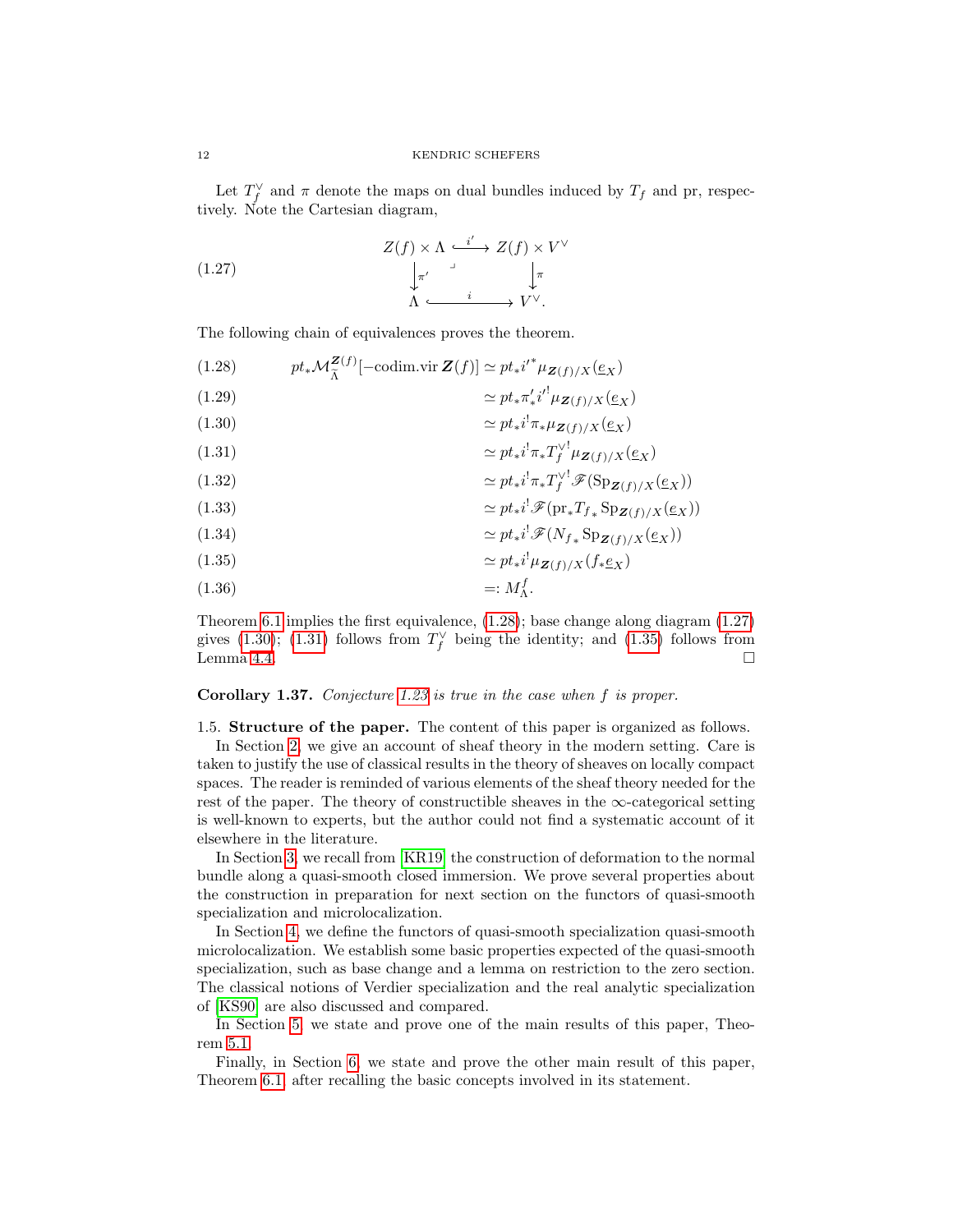Let $T_f^\vee$ and $\pi$ denote the maps on dual bundles induced by $T_f$ and pr, respectively. Note the Cartesian diagram,

$$\begin{array}{ccc} Z(f) \times \Lambda & \xhookrightarrow{i'} & Z(f) \times V^\vee \\ \downarrow{\pi'} & \lrcorner & \downarrow{\pi} \\ \Lambda & \xhookrightarrow{i} & V^\vee. \end{array} \tag{1.27}$$

The following chain of equivalences proves the theorem.

$$pt_* \mathcal{M}^{\boldsymbol{Z}(f)}_{\tilde{\Lambda}}[-\operatorname{codim.vir} \boldsymbol{Z}(f)] \simeq pt_* {i'}^* \mu_{\boldsymbol{Z}(f)/X}(\underline{e}_X) \tag{1.28}$$

$$\simeq pt_* \pi'_* {i'}^! \mu_{\boldsymbol{Z}(f)/X}(\underline{e}_X) \tag{1.29}$$

$$\simeq pt_* i^! \pi_* \mu_{\boldsymbol{Z}(f)/X}(\underline{e}_X) \tag{1.30}$$

$$\simeq pt_* i^! \pi_* {T_f^\vee}^! \mu_{\boldsymbol{Z}(f)/X}(\underline{e}_X) \tag{1.31}$$

$$\simeq pt_* i^! \pi_* {T_f^\vee}^! \mathscr{F}(\mathrm{Sp}_{\boldsymbol{Z}(f)/X}(\underline{e}_X)) \tag{1.32}$$

$$\simeq pt_* i^! \mathscr{F}(\mathrm{pr}_* T_{f_*} \mathrm{Sp}_{\boldsymbol{Z}(f)/X}(\underline{e}_X)) \tag{1.33}$$

$$\simeq pt_* i^! \mathscr{F}(N_{f_*} \mathrm{Sp}_{\boldsymbol{Z}(f)/X}(\underline{e}_X)) \tag{1.34}$$

$$\simeq pt_* i^! \mu_{\boldsymbol{Z}(f)/X}(f_* \underline{e}_X) \tag{1.35}$$

$$=: M^f_\Lambda. \tag{1.36}$$

Theorem 6.1 implies the first equivalence, (1.28); base change along diagram (1.27) gives (1.30); (1.31) follows from $T_f^\vee$ being the identity; and (1.35) follows from Lemma 4.4. □

**Corollary 1.37.** *Conjecture 1.23 is true in the case when $f$ is proper.*

1.5. **Structure of the paper.** The content of this paper is organized as follows.

In Section 2, we give an account of sheaf theory in the modern setting. Care is taken to justify the use of classical results in the theory of sheaves on locally compact spaces. The reader is reminded of various elements of the sheaf theory needed for the rest of the paper. The theory of constructible sheaves in the $\infty$-categorical setting is well-known to experts, but the author could not find a systematic account of it elsewhere in the literature.

In Section 3, we recall from [KR19] the construction of deformation to the normal bundle along a quasi-smooth closed immersion. We prove several properties about the construction in preparation for next section on the functors of quasi-smooth specialization and microlocalization.

In Section 4, we define the functors of quasi-smooth specialization quasi-smooth microlocalization. We establish some basic properties expected of the quasi-smooth specialization, such as base change and a lemma on restriction to the zero section. The classical notions of Verdier specialization and the real analytic specialization of [KS90] are also discussed and compared.

In Section 5, we state and prove one of the main results of this paper, Theorem 5.1.

Finally, in Section 6, we state and prove the other main result of this paper, Theorem 6.1, after recalling the basic concepts involved in its statement.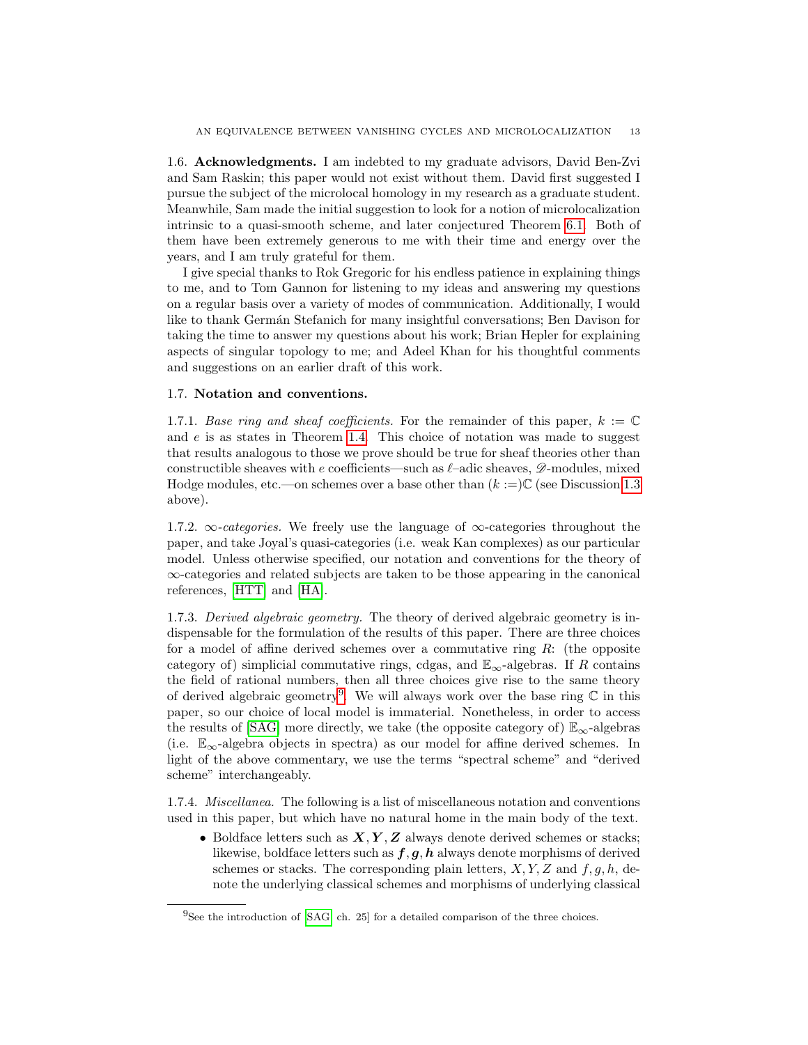### 1.6. Acknowledgments.

I am indebted to my graduate advisors, David Ben-Zvi and Sam Raskin; this paper would not exist without them. David first suggested I pursue the subject of the microlocal homology in my research as a graduate student. Meanwhile, Sam made the initial suggestion to look for a notion of microlocalization intrinsic to a quasi-smooth scheme, and later conjectured Theorem 6.1. Both of them have been extremely generous to me with their time and energy over the years, and I am truly grateful for them.

I give special thanks to Rok Gregoric for his endless patience in explaining things to me, and to Tom Gannon for listening to my ideas and answering my questions on a regular basis over a variety of modes of communication. Additionally, I would like to thank Germán Stefanich for many insightful conversations; Ben Davison for taking the time to answer my questions about his work; Brian Hepler for explaining aspects of singular topology to me; and Adeel Khan for his thoughtful comments and suggestions on an earlier draft of this work.

### 1.7. Notation and conventions.

1.7.1. *Base ring and sheaf coefficients.* For the remainder of this paper, $k := \mathbb{C}$ and $e$ is as states in Theorem 1.4. This choice of notation was made to suggest that results analogous to those we prove should be true for sheaf theories other than constructible sheaves with $e$ coefficients—such as $\ell$–adic sheaves, $\mathscr{D}$-modules, mixed Hodge modules, etc.—on schemes over a base other than $(k :=)\mathbb{C}$ (see Discussion 1.3 above).

1.7.2. *$\infty$-categories.* We freely use the language of $\infty$-categories throughout the paper, and take Joyal's quasi-categories (i.e. weak Kan complexes) as our particular model. Unless otherwise specified, our notation and conventions for the theory of $\infty$-categories and related subjects are taken to be those appearing in the canonical references, [HTT] and [HA].

1.7.3. *Derived algebraic geometry.* The theory of derived algebraic geometry is indispensable for the formulation of the results of this paper. There are three choices for a model of affine derived schemes over a commutative ring $R$: (the opposite category of) simplicial commutative rings, cdgas, and $\mathbb{E}_\infty$-algebras. If $R$ contains the field of rational numbers, then all three choices give rise to the same theory of derived algebraic geometry[9]. We will always work over the base ring $\mathbb{C}$ in this paper, so our choice of local model is immaterial. Nonetheless, in order to access the results of [SAG] more directly, we take (the opposite category of) $\mathbb{E}_\infty$-algebras (i.e. $\mathbb{E}_\infty$-algebra objects in spectra) as our model for affine derived schemes. In light of the above commentary, we use the terms "spectral scheme" and "derived scheme" interchangeably.

1.7.4. *Miscellanea.* The following is a list of miscellaneous notation and conventions used in this paper, but which have no natural home in the main body of the text.

- Boldface letters such as $\boldsymbol{X}, \boldsymbol{Y}, \boldsymbol{Z}$ always denote derived schemes or stacks; likewise, boldface letters such as $\boldsymbol{f}, \boldsymbol{g}, \boldsymbol{h}$ always denote morphisms of derived schemes or stacks. The corresponding plain letters, $X, Y, Z$ and $f, g, h$, denote the underlying classical schemes and morphisms of underlying classical

[9] See the introduction of [SAG, ch. 25] for a detailed comparison of the three choices.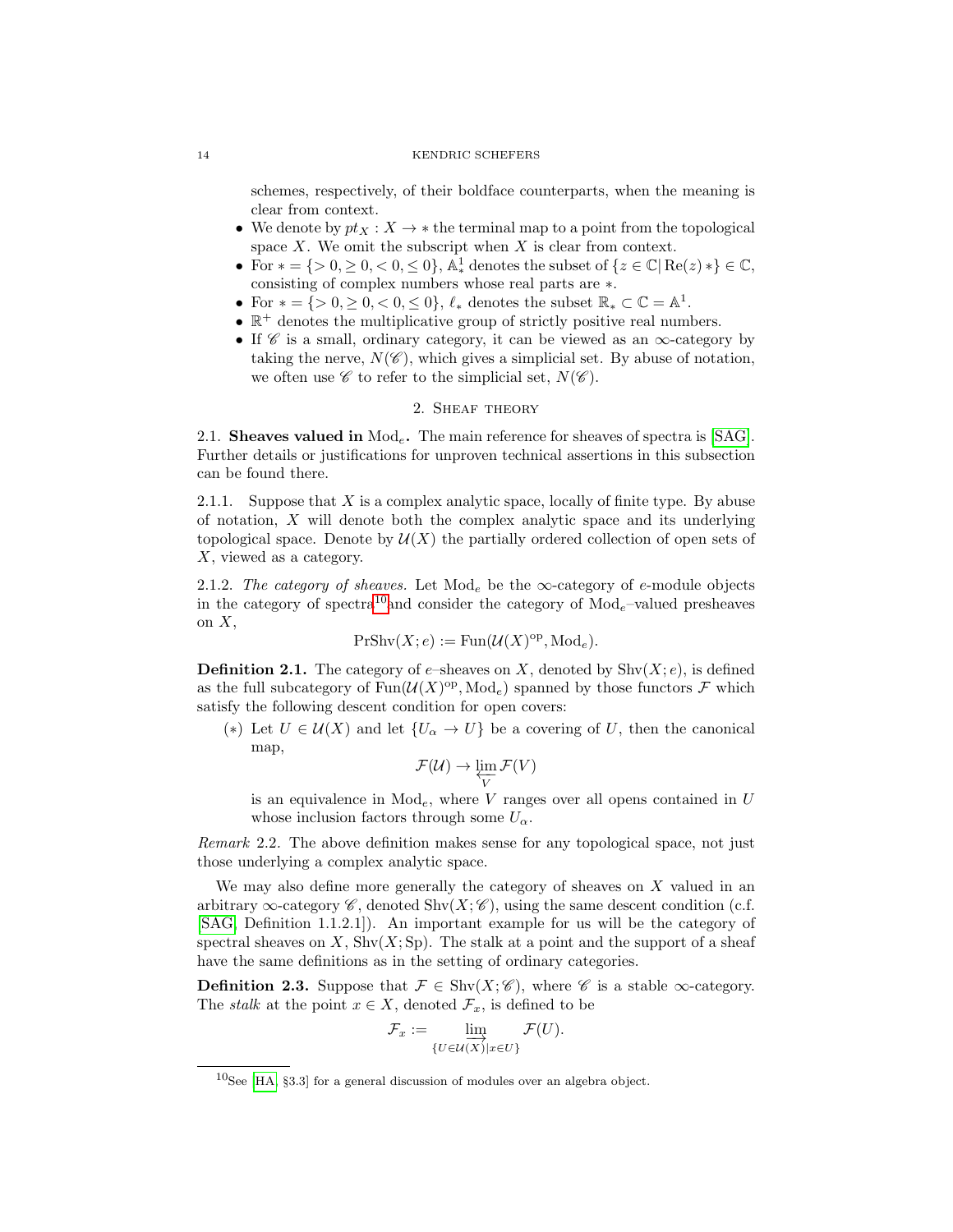schemes, respectively, of their boldface counterparts, when the meaning is clear from context.

- We denote by $pt_X : X \to *$ the terminal map to a point from the topological space $X$. We omit the subscript when $X$ is clear from context.
- For $* = \{> 0, \geq 0, < 0, \leq 0\}$, $\mathbb{A}^1_*$ denotes the subset of $\{z \in \mathbb{C} | \operatorname{Re}(z) *\} \in \mathbb{C}$, consisting of complex numbers whose real parts are $*$.
- For $* = \{> 0, \geq 0, < 0, \leq 0\}$, $\ell_*$ denotes the subset $\mathbb{R}_* \subset \mathbb{C} = \mathbb{A}^1$.
- $\mathbb{R}^+$ denotes the multiplicative group of strictly positive real numbers.
- If $\mathscr{C}$ is a small, ordinary category, it can be viewed as an $\infty$-category by taking the nerve, $N(\mathscr{C})$, which gives a simplicial set. By abuse of notation, we often use $\mathscr{C}$ to refer to the simplicial set, $N(\mathscr{C})$.

## 2. Sheaf theory

**2.1. Sheaves valued in $\mathrm{Mod}_e$.** The main reference for sheaves of spectra is [SAG]. Further details or justifications for unproven technical assertions in this subsection can be found there.

2.1.1. Suppose that $X$ is a complex analytic space, locally of finite type. By abuse of notation, $X$ will denote both the complex analytic space and its underlying topological space. Denote by $\mathcal{U}(X)$ the partially ordered collection of open sets of $X$, viewed as a category.

2.1.2. *The category of sheaves.* Let $\mathrm{Mod}_e$ be the $\infty$-category of $e$-module objects in the category of spectra[10] and consider the category of $\mathrm{Mod}_e$–valued presheaves on $X$,

$$\mathrm{PrShv}(X; e) := \mathrm{Fun}(\mathcal{U}(X)^{\mathrm{op}}, \mathrm{Mod}_e).$$

**Definition 2.1.** The category of $e$–sheaves on $X$, denoted by $\mathrm{Shv}(X; e)$, is defined as the full subcategory of $\mathrm{Fun}(\mathcal{U}(X)^{\mathrm{op}}, \mathrm{Mod}_e)$ spanned by those functors $\mathcal{F}$ which satisfy the following descent condition for open covers:

($*$) Let $U \in \mathcal{U}(X)$ and let $\{U_\alpha \to U\}$ be a covering of $U$, then the canonical map,

$$\mathcal{F}(\mathcal{U}) \to \varprojlim_{V} \mathcal{F}(V)$$

is an equivalence in $\mathrm{Mod}_e$, where $V$ ranges over all opens contained in $U$ whose inclusion factors through some $U_\alpha$.

*Remark* 2.2. The above definition makes sense for any topological space, not just those underlying a complex analytic space.

We may also define more generally the category of sheaves on $X$ valued in an arbitrary $\infty$-category $\mathscr{C}$, denoted $\mathrm{Shv}(X; \mathscr{C})$, using the same descent condition (c.f. [SAG, Definition 1.1.2.1]). An important example for us will be the category of spectral sheaves on $X$, $\mathrm{Shv}(X; \mathrm{Sp})$. The stalk at a point and the support of a sheaf have the same definitions as in the setting of ordinary categories.

**Definition 2.3.** Suppose that $\mathcal{F} \in \mathrm{Shv}(X; \mathscr{C})$, where $\mathscr{C}$ is a stable $\infty$-category. The *stalk* at the point $x \in X$, denoted $\mathcal{F}_x$, is defined to be

$$\mathcal{F}_x := \varinjlim_{\{U \in \mathcal{U}(X) | x \in U\}} \mathcal{F}(U).$$

[10] See [HA, §3.3] for a general discussion of modules over an algebra object.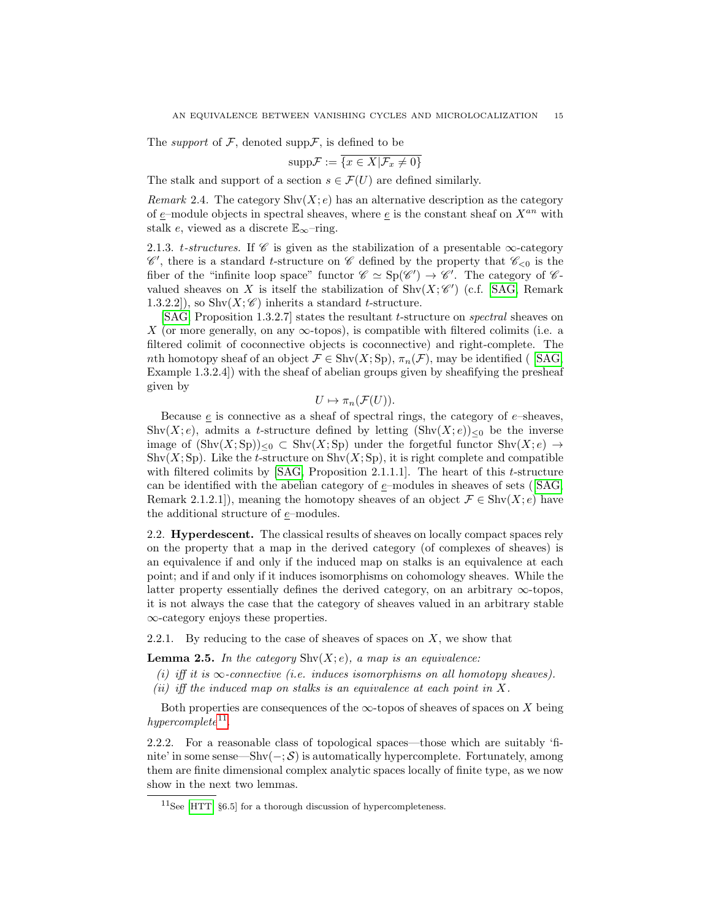The *support* of $\mathcal{F}$, denoted $\mathrm{supp}\mathcal{F}$, is defined to be

$$\mathrm{supp}\mathcal{F} := \overline{\{x \in X | \mathcal{F}_x \neq 0\}}$$

The stalk and support of a section $s \in \mathcal{F}(U)$ are defined similarly.

*Remark* 2.4. The category $\mathrm{Shv}(X; e)$ has an alternative description as the category of $\underline{e}$–module objects in spectral sheaves, where $\underline{e}$ is the constant sheaf on $X^{an}$ with stalk $e$, viewed as a discrete $\mathbb{E}_\infty$–ring.

2.1.3. *t-structures.* If $\mathscr{C}$ is given as the stabilization of a presentable $\infty$-category $\mathscr{C}'$, there is a standard $t$-structure on $\mathscr{C}$ defined by the property that $\mathscr{C}_{<0}$ is the fiber of the "infinite loop space" functor $\mathscr{C} \simeq \mathrm{Sp}(\mathscr{C}') \to \mathscr{C}'$. The category of $\mathscr{C}$-valued sheaves on $X$ is itself the stabilization of $\mathrm{Shv}(X; \mathscr{C}')$ (c.f. [SAG, Remark 1.3.2.2]), so $\mathrm{Shv}(X; \mathscr{C})$ inherits a standard $t$-structure.

[SAG, Proposition 1.3.2.7] states the resultant $t$-structure on *spectral* sheaves on $X$ (or more generally, on any $\infty$-topos), is compatible with filtered colimits (i.e. a filtered colimit of coconnective objects is coconnective) and right-complete. The $n$th homotopy sheaf of an object $\mathcal{F} \in \mathrm{Shv}(X; \mathrm{Sp})$, $\pi_n(\mathcal{F})$, may be identified ( [SAG, Example 1.3.2.4]) with the sheaf of abelian groups given by sheafifying the presheaf given by

$$U \mapsto \pi_n(\mathcal{F}(U)).$$

Because $\underline{e}$ is connective as a sheaf of spectral rings, the category of $e$–sheaves, $\mathrm{Shv}(X; e)$, admits a $t$-structure defined by letting $(\mathrm{Shv}(X; e))_{\leq 0}$ be the inverse image of $(\mathrm{Shv}(X; \mathrm{Sp}))_{\leq 0} \subset \mathrm{Shv}(X; \mathrm{Sp})$ under the forgetful functor $\mathrm{Shv}(X; e) \to \mathrm{Shv}(X; \mathrm{Sp})$. Like the $t$-structure on $\mathrm{Shv}(X; \mathrm{Sp})$, it is right complete and compatible with filtered colimits by [SAG, Proposition 2.1.1.1]. The heart of this $t$-structure can be identified with the abelian category of $\underline{e}$–modules in sheaves of sets ([SAG, Remark 2.1.2.1]), meaning the homotopy sheaves of an object $\mathcal{F} \in \mathrm{Shv}(X; e)$ have the additional structure of $\underline{e}$–modules.

## 2.2. Hyperdescent.

The classical results of sheaves on locally compact spaces rely on the property that a map in the derived category (of complexes of sheaves) is an equivalence if and only if the induced map on stalks is an equivalence at each point; and if and only if it induces isomorphisms on cohomology sheaves. While the latter property essentially defines the derived category, on an arbitrary $\infty$-topos, it is not always the case that the category of sheaves valued in an arbitrary stable $\infty$-category enjoys these properties.

2.2.1. By reducing to the case of sheaves of spaces on $X$, we show that

**Lemma 2.5.** *In the category* $\mathrm{Shv}(X; e)$*, a map is an equivalence:*

*(i) iff it is $\infty$-connective (i.e. induces isomorphisms on all homotopy sheaves).*
*(ii) iff the induced map on stalks is an equivalence at each point in $X$.*

Both properties are consequences of the $\infty$-topos of sheaves of spaces on $X$ being *hypercomplete*[11].

2.2.2. For a reasonable class of topological spaces—those which are suitably 'finite' in some sense—$\mathrm{Shv}(-; \mathcal{S})$ is automatically hypercomplete. Fortunately, among them are finite dimensional complex analytic spaces locally of finite type, as we now show in the next two lemmas.

[11] See [HTT, §6.5] for a thorough discussion of hypercompleteness.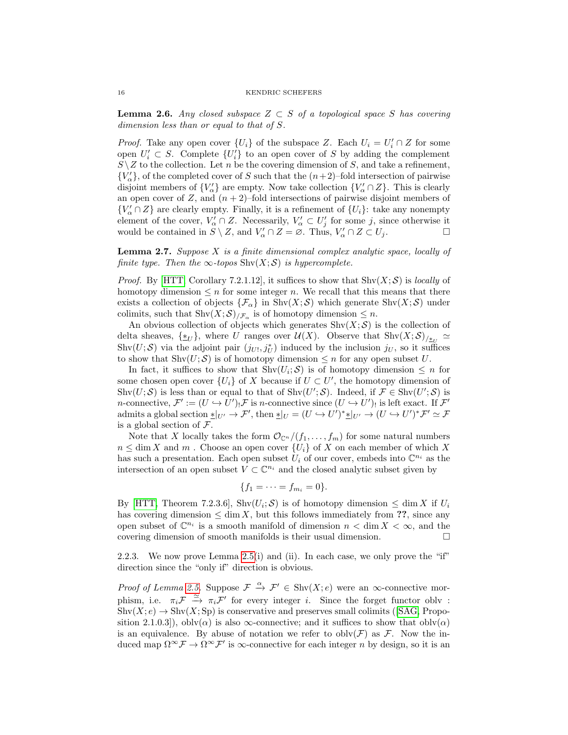**Lemma 2.6.** *Any closed subspace $Z \subset S$ of a topological space $S$ has covering dimension less than or equal to that of $S$.*

*Proof.* Take any open cover $\{U_i\}$ of the subspace $Z$. Each $U_i = U_i' \cap Z$ for some open $U_i' \subset S$. Complete $\{U_i'\}$ to an open cover of $S$ by adding the complement $S \setminus Z$ to the collection. Let $n$ be the covering dimension of $S$, and take a refinement, $\{V_\alpha'\}$, of the completed cover of $S$ such that the $(n+2)$–fold intersection of pairwise disjoint members of $\{V_\alpha'\}$ are empty. Now take collection $\{V_\alpha' \cap Z\}$. This is clearly an open cover of $Z$, and $(n+2)$–fold intersections of pairwise disjoint members of $\{V_\alpha' \cap Z\}$ are clearly empty. Finally, it is a refinement of $\{U_i\}$: take any nonempty element of the cover, $V_\alpha' \cap Z$. Necessarily, $V_\alpha' \subset U_j'$ for some $j$, since otherwise it would be contained in $S \setminus Z$, and $V_\alpha' \cap Z = \varnothing$. Thus, $V_\alpha' \cap Z \subset U_j$. □

**Lemma 2.7.** *Suppose $X$ is a finite dimensional complex analytic space, locally of finite type. Then the $\infty$-topos $\mathrm{Shv}(X;\mathcal{S})$ is hypercomplete.*

*Proof.* By [HTT, Corollary 7.2.1.12], it suffices to show that $\mathrm{Shv}(X;\mathcal{S})$ is *locally* of homotopy dimension $\leq n$ for some integer $n$. We recall that this means that there exists a collection of objects $\{\mathcal{F}_\alpha\}$ in $\mathrm{Shv}(X;\mathcal{S})$ which generate $\mathrm{Shv}(X;\mathcal{S})$ under colimits, such that $\mathrm{Shv}(X;\mathcal{S})_{/\mathcal{F}_\alpha}$ is of homotopy dimension $\leq n$.

An obvious collection of objects which generates $\mathrm{Shv}(X;\mathcal{S})$ is the collection of delta sheaves, $\{\underline{*}_U\}$, where $U$ ranges over $\mathcal{U}(X)$. Observe that $\mathrm{Shv}(X;\mathcal{S})_{/\underline{*}_U} \simeq \mathrm{Shv}(U;\mathcal{S})$ via the adjoint pair $(j_{U!}, j_U^*)$ induced by the inclusion $j_U$, so it suffices to show that $\mathrm{Shv}(U;\mathcal{S})$ is of homotopy dimension $\leq n$ for any open subset $U$.

In fact, it suffices to show that $\mathrm{Shv}(U_i;\mathcal{S})$ is of homotopy dimension $\leq n$ for some chosen open cover $\{U_i\}$ of $X$ because if $U \subset U'$, the homotopy dimension of $\mathrm{Shv}(U;\mathcal{S})$ is less than or equal to that of $\mathrm{Shv}(U';\mathcal{S})$. Indeed, if $\mathcal{F} \in \mathrm{Shv}(U';\mathcal{S})$ is $n$-connective, $\mathcal{F}' := (U \hookrightarrow U')_! \mathcal{F}$ is $n$-connective since $(U \hookrightarrow U')_!$ is left exact. If $\mathcal{F}'$ admits a global section $\underline{*}|_{U'} \to \mathcal{F}'$, then $\underline{*}|_U = (U \hookrightarrow U')^* \underline{*}|_{U'} \to (U \hookrightarrow U')^* \mathcal{F}' \simeq \mathcal{F}$ is a global section of $\mathcal{F}$.

Note that $X$ locally takes the form $\mathcal{O}_{\mathbb{C}^n}/(f_1, \ldots, f_m)$ for some natural numbers $n \leq \dim X$ and $m$ . Choose an open cover $\{U_i\}$ of $X$ on each member of which $X$ has such a presentation. Each open subset $U_i$ of our cover, embeds into $\mathbb{C}^{n_i}$ as the intersection of an open subset $V \subset \mathbb{C}^{n_i}$ and the closed analytic subset given by

$$\{f_1 = \cdots = f_{m_i} = 0\}.$$

By [HTT, Theorem 7.2.3.6], $\mathrm{Shv}(U_i;\mathcal{S})$ is of homotopy dimension $\leq \dim X$ if $U_i$ has covering dimension $\leq \dim X$, but this follows immediately from **??**, since any open subset of $\mathbb{C}^{n_i}$ is a smooth manifold of dimension $n < \dim X < \infty$, and the covering dimension of smooth manifolds is their usual dimension. □

2.2.3. We now prove Lemma 2.5(i) and (ii). In each case, we only prove the "if" direction since the "only if" direction is obvious.

*Proof of Lemma 2.5.* Suppose $\mathcal{F} \xrightarrow{\alpha} \mathcal{F}' \in \mathrm{Shv}(X;e)$ were an $\infty$-connective morphism, i.e. $\pi_i \mathcal{F} \xrightarrow{\simeq} \pi_i \mathcal{F}'$ for every integer $i$. Since the forget functor $\mathrm{oblv}: \mathrm{Shv}(X;e) \to \mathrm{Shv}(X;\mathrm{Sp})$ is conservative and preserves small colimits ([SAG, Proposition 2.1.0.3]), $\mathrm{oblv}(\alpha)$ is also $\infty$-connective; and it suffices to show that $\mathrm{oblv}(\alpha)$ is an equivalence. By abuse of notation we refer to $\mathrm{oblv}(\mathcal{F})$ as $\mathcal{F}$. Now the induced map $\Omega^\infty \mathcal{F} \to \Omega^\infty \mathcal{F}'$ is $\infty$-connective for each integer $n$ by design, so it is an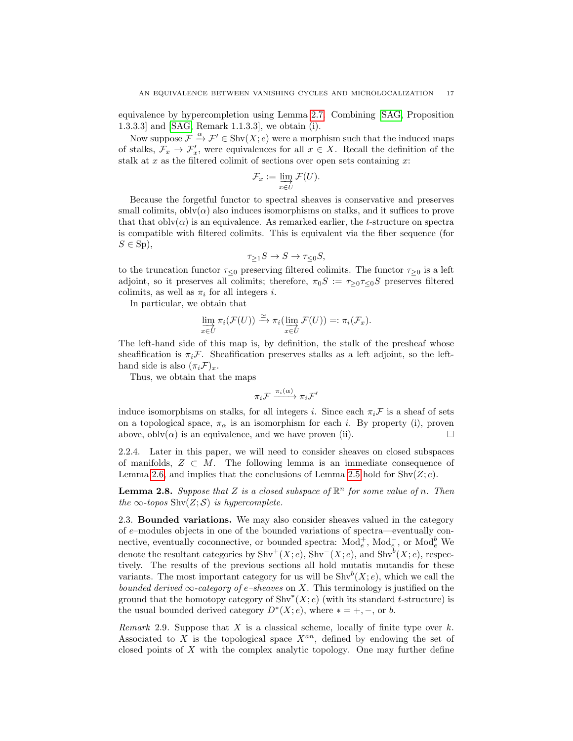equivalence by hypercompletion using Lemma 2.7. Combining [SAG, Proposition 1.3.3.3] and [SAG, Remark 1.1.3.3], we obtain (i).

Now suppose $\mathcal{F} \xrightarrow{\alpha} \mathcal{F}' \in \mathrm{Shv}(X; e)$ were a morphism such that the induced maps of stalks, $\mathcal{F}_x \to \mathcal{F}'_x$, were equivalences for all $x \in X$. Recall the definition of the stalk at $x$ as the filtered colimit of sections over open sets containing $x$:

$$\mathcal{F}_x := \varinjlim_{x \in U} \mathcal{F}(U).$$

Because the forgetful functor to spectral sheaves is conservative and preserves small colimits, $\mathrm{oblv}(\alpha)$ also induces isomorphisms on stalks, and it suffices to prove that that $\mathrm{oblv}(\alpha)$ is an equivalence. As remarked earlier, the $t$-structure on spectra is compatible with filtered colimits. This is equivalent via the fiber sequence (for $S \in \mathrm{Sp}$),

$$\tau_{\geq 1} S \to S \to \tau_{\leq 0} S,$$

to the truncation functor $\tau_{\leq 0}$ preserving filtered colimits. The functor $\tau_{\geq 0}$ is a left adjoint, so it preserves all colimits; therefore, $\pi_0 S := \tau_{\geq 0} \tau_{\leq 0} S$ preserves filtered colimits, as well as $\pi_i$ for all integers $i$.

In particular, we obtain that

$$\varinjlim_{x \in U} \pi_i(\mathcal{F}(U)) \xrightarrow{\simeq} \pi_i(\varinjlim_{x \in U} \mathcal{F}(U)) =: \pi_i(\mathcal{F}_x).$$

The left-hand side of this map is, by definition, the stalk of the presheaf whose sheafification is $\pi_i \mathcal{F}$. Sheafification preserves stalks as a left adjoint, so the left-hand side is also $(\pi_i \mathcal{F})_x$.

Thus, we obtain that the maps

$$\pi_i \mathcal{F} \xrightarrow{\pi_i(\alpha)} \pi_i \mathcal{F}'$$

induce isomorphisms on stalks, for all integers $i$. Since each $\pi_i \mathcal{F}$ is a sheaf of sets on a topological space, $\pi_\alpha$ is an isomorphism for each $i$. By property (i), proven above, $\mathrm{oblv}(\alpha)$ is an equivalence, and we have proven (ii). □

2.2.4. Later in this paper, we will need to consider sheaves on closed subspaces of manifolds, $Z \subset M$. The following lemma is an immediate consequence of Lemma 2.6, and implies that the conclusions of Lemma 2.5 hold for $\mathrm{Shv}(Z; e)$.

**Lemma 2.8.** *Suppose that $Z$ is a closed subspace of $\mathbb{R}^n$ for some value of $n$. Then the $\infty$-topos $\mathrm{Shv}(Z; \mathcal{S})$ is hypercomplete.*

## 2.3. Bounded variations.

We may also consider sheaves valued in the category of $e$–modules objects in one of the bounded variations of spectra—eventually connective, eventually coconnective, or bounded spectra: $\mathrm{Mod}_e^+$, $\mathrm{Mod}_e^-$, or $\mathrm{Mod}_e^b$ We denote the resultant categories by $\mathrm{Shv}^+(X; e)$, $\mathrm{Shv}^-(X; e)$, and $\mathrm{Shv}^b(X; e)$, respectively. The results of the previous sections all hold mutatis mutandis for these variants. The most important category for us will be $\mathrm{Shv}^b(X; e)$, which we call the *bounded derived $\infty$-category of $e$–sheaves* on $X$. This terminology is justified on the ground that the homotopy category of $\mathrm{Shv}^*(X; e)$ (with its standard $t$-structure) is the usual bounded derived category $D^*(X; e)$, where $* = +, -$, or $b$.

*Remark* 2.9. Suppose that $X$ is a classical scheme, locally of finite type over $k$. Associated to $X$ is the topological space $X^{an}$, defined by endowing the set of closed points of $X$ with the complex analytic topology. One may further define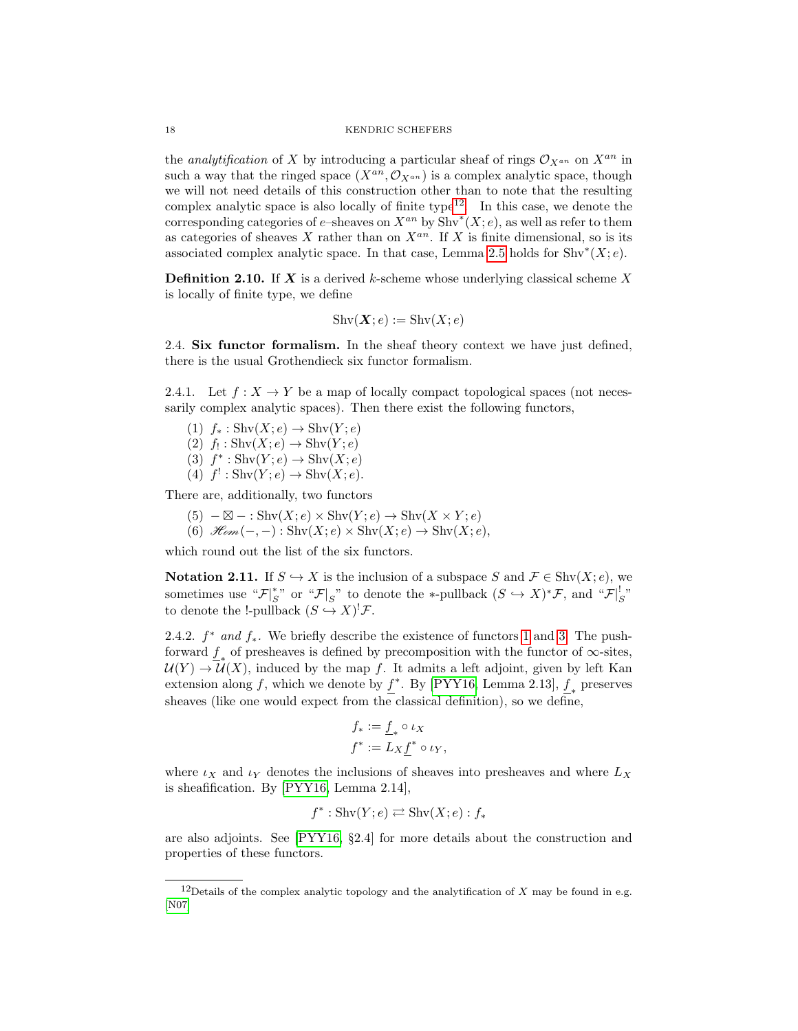the *analytification* of $X$ by introducing a particular sheaf of rings $\mathcal{O}_{X^{an}}$ on $X^{an}$ in such a way that the ringed space $(X^{an}, \mathcal{O}_{X^{an}})$ is a complex analytic space, though we will not need details of this construction other than to note that the resulting complex analytic space is also locally of finite type[12]. In this case, we denote the corresponding categories of $e$–sheaves on $X^{an}$ by $\mathrm{Shv}^*(X;e)$, as well as refer to them as categories of sheaves $X$ rather than on $X^{an}$. If $X$ is finite dimensional, so is its associated complex analytic space. In that case, Lemma 2.5 holds for $\mathrm{Shv}^*(X;e)$.

**Definition 2.10.** If $\boldsymbol{X}$ is a derived $k$-scheme whose underlying classical scheme $X$ is locally of finite type, we define

$$\mathrm{Shv}(\boldsymbol{X};e) := \mathrm{Shv}(X;e)$$

2.4. **Six functor formalism.** In the sheaf theory context we have just defined, there is the usual Grothendieck six functor formalism.

2.4.1. Let $f : X \to Y$ be a map of locally compact topological spaces (not necessarily complex analytic spaces). Then there exist the following functors,

(1) $f_* : \mathrm{Shv}(X;e) \to \mathrm{Shv}(Y;e)$
(2) $f_! : \mathrm{Shv}(X;e) \to \mathrm{Shv}(Y;e)$
(3) $f^* : \mathrm{Shv}(Y;e) \to \mathrm{Shv}(X;e)$
(4) $f^! : \mathrm{Shv}(Y;e) \to \mathrm{Shv}(X;e)$.

There are, additionally, two functors

(5) $- \boxtimes - : \mathrm{Shv}(X;e) \times \mathrm{Shv}(Y;e) \to \mathrm{Shv}(X \times Y;e)$
(6) $\mathscr{H}\!om(-,-) : \mathrm{Shv}(X;e) \times \mathrm{Shv}(X;e) \to \mathrm{Shv}(X;e)$,

which round out the list of the six functors.

**Notation 2.11.** If $S \hookrightarrow X$ is the inclusion of a subspace $S$ and $\mathcal{F} \in \mathrm{Shv}(X;e)$, we sometimes use "$\mathcal{F}|_S^*$" or "$\mathcal{F}|_S$" to denote the $*$-pullback $(S \hookrightarrow X)^*\mathcal{F}$, and "$\mathcal{F}|_S^!$" to denote the !-pullback $(S \hookrightarrow X)^!\mathcal{F}$.

2.4.2. *$f^*$ and $f_*$.* We briefly describe the existence of functors 1 and 3. The pushforward $\underline{f}_*$ of presheaves is defined by precomposition with the functor of $\infty$-sites, $\mathcal{U}(Y) \to \mathcal{U}(X)$, induced by the map $f$. It admits a left adjoint, given by left Kan extension along $f$, which we denote by $\underline{f}^*$. By [PYY16, Lemma 2.13], $\underline{f}_*$ preserves sheaves (like one would expect from the classical definition), so we define,

$$f_* := \underline{f}_* \circ \iota_X$$
$$f^* := L_X \underline{f}^* \circ \iota_Y,$$

where $\iota_X$ and $\iota_Y$ denotes the inclusions of sheaves into presheaves and where $L_X$ is sheafification. By [PYY16, Lemma 2.14],

$$f^* : \mathrm{Shv}(Y;e) \rightleftarrows \mathrm{Shv}(X;e) : f_*$$

are also adjoints. See [PYY16, §2.4] for more details about the construction and properties of these functors.

---

[12] Details of the complex analytic topology and the analytification of $X$ may be found in e.g. [N07]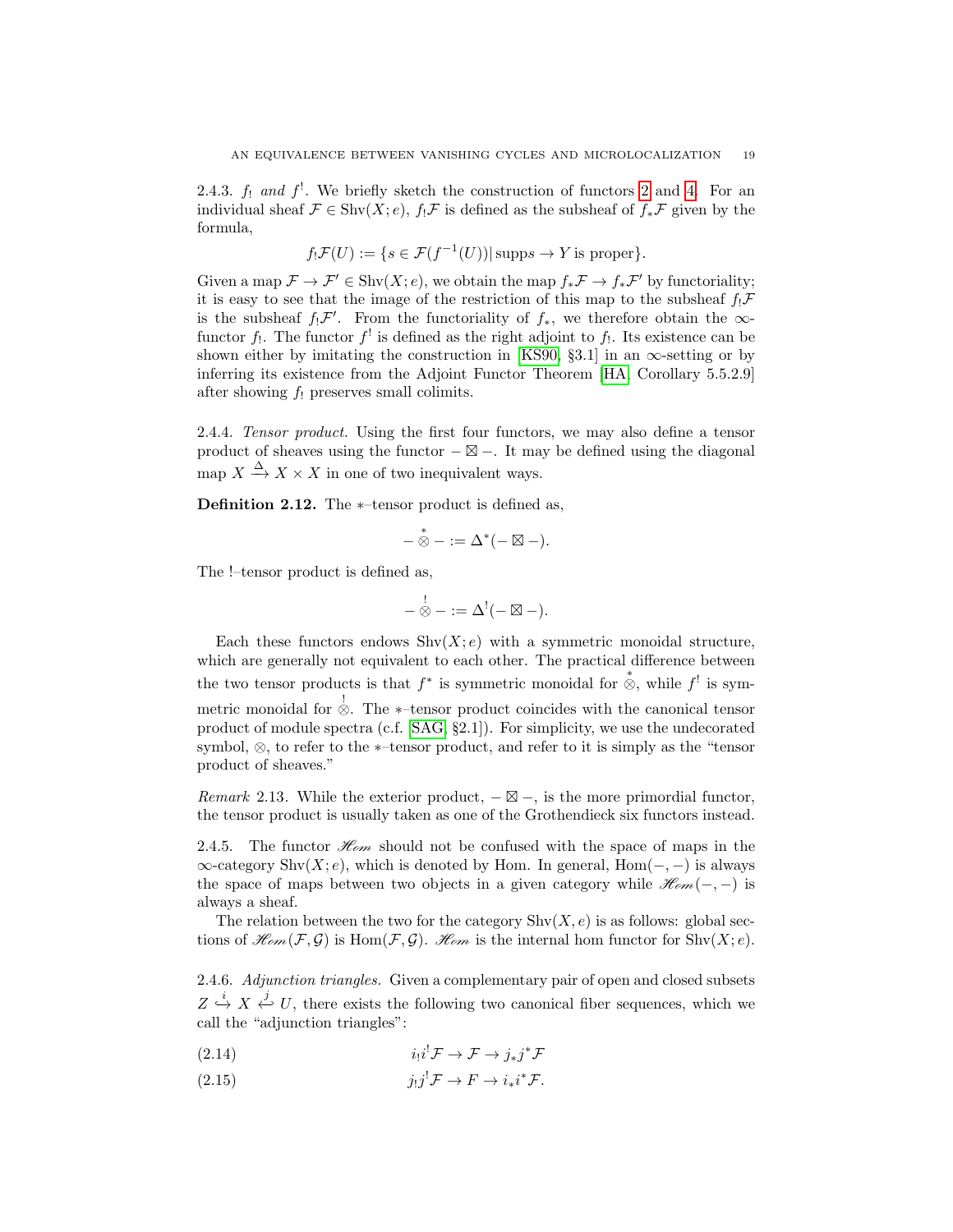2.4.3. $f_!$ *and* $f^!$. We briefly sketch the construction of functors 2 and 4. For an individual sheaf $\mathcal{F} \in \mathrm{Shv}(X;e)$, $f_!\mathcal{F}$ is defined as the subsheaf of $f_*\mathcal{F}$ given by the formula,

$$f_!\mathcal{F}(U) := \{s \in \mathcal{F}(f^{-1}(U)) | \,\mathrm{supp} s \to Y \text{ is proper}\}.$$

Given a map $\mathcal{F} \to \mathcal{F}' \in \mathrm{Shv}(X;e)$, we obtain the map $f_*\mathcal{F} \to f_*\mathcal{F}'$ by functoriality; it is easy to see that the image of the restriction of this map to the subsheaf $f_!\mathcal{F}$ is the subsheaf $f_!\mathcal{F}'$. From the functoriality of $f_*$, we therefore obtain the $\infty$-functor $f_!$. The functor $f^!$ is defined as the right adjoint to $f_!$. Its existence can be shown either by imitating the construction in [KS90, §3.1] in an $\infty$-setting or by inferring its existence from the Adjoint Functor Theorem [HA, Corollary 5.5.2.9] after showing $f_!$ preserves small colimits.

2.4.4. *Tensor product.* Using the first four functors, we may also define a tensor product of sheaves using the functor $- \boxtimes -$. It may be defined using the diagonal map $X \xrightarrow{\Delta} X \times X$ in one of two inequivalent ways.

**Definition 2.12.** The $*$–tensor product is defined as,

$$- \overset{*}{\otimes} - := \Delta^*(- \boxtimes -).$$

The !–tensor product is defined as,

$$- \overset{!}{\otimes} - := \Delta^!(- \boxtimes -).$$

Each these functors endows $\mathrm{Shv}(X;e)$ with a symmetric monoidal structure, which are generally not equivalent to each other. The practical difference between the two tensor products is that $f^*$ is symmetric monoidal for $\overset{*}{\otimes}$, while $f^!$ is symmetric monoidal for $\overset{!}{\otimes}$. The $*$–tensor product coincides with the canonical tensor product of module spectra (c.f. [SAG, §2.1]). For simplicity, we use the undecorated symbol, $\otimes$, to refer to the $*$–tensor product, and refer to it is simply as the "tensor product of sheaves."

*Remark* 2.13. While the exterior product, $- \boxtimes -$, is the more primordial functor, the tensor product is usually taken as one of the Grothendieck six functors instead.

2.4.5. The functor $\mathscr{H}om$ should not be confused with the space of maps in the $\infty$-category $\mathrm{Shv}(X;e)$, which is denoted by Hom. In general, $\mathrm{Hom}(-,-)$ is always the space of maps between two objects in a given category while $\mathscr{H}om(-,-)$ is always a sheaf.

The relation between the two for the category $\mathrm{Shv}(X,e)$ is as follows: global sections of $\mathscr{H}om(\mathcal{F},\mathcal{G})$ is $\mathrm{Hom}(\mathcal{F},\mathcal{G})$. $\mathscr{H}om$ is the internal hom functor for $\mathrm{Shv}(X;e)$.

2.4.6. *Adjunction triangles.* Given a complementary pair of open and closed subsets $Z \overset{i}{\hookrightarrow} X \overset{j}{\hookleftarrow} U$, there exists the following two canonical fiber sequences, which we call the "adjunction triangles":

$$i_!i^!\mathcal{F} \to \mathcal{F} \to j_*j^*\mathcal{F} \tag{2.14}$$

$$j_!j^!\mathcal{F} \to F \to i_*i^*\mathcal{F}. \tag{2.15}$$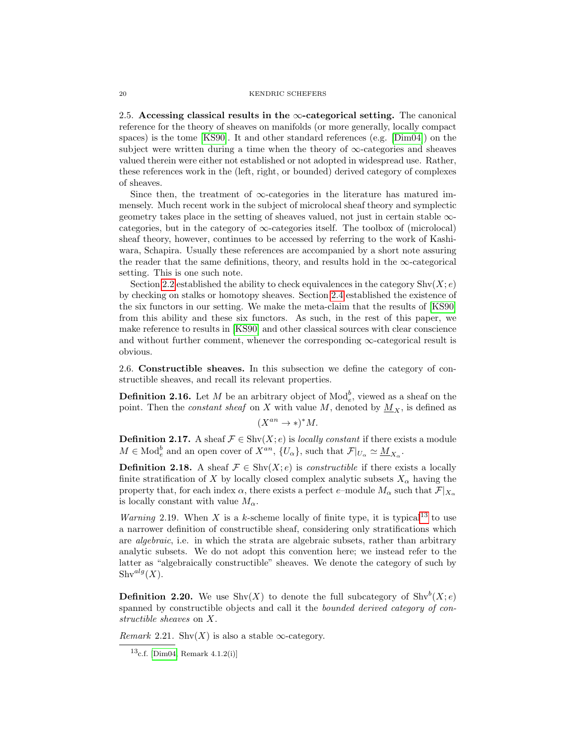**2.5. Accessing classical results in the $\infty$-categorical setting.** The canonical reference for the theory of sheaves on manifolds (or more generally, locally compact spaces) is the tome [KS90]. It and other standard references (e.g. [Dim04]) on the subject were written during a time when the theory of $\infty$-categories and sheaves valued therein were either not established or not adopted in widespread use. Rather, these references work in the (left, right, or bounded) derived category of complexes of sheaves.

Since then, the treatment of $\infty$-categories in the literature has matured immensely. Much recent work in the subject of microlocal sheaf theory and symplectic geometry takes place in the setting of sheaves valued, not just in certain stable $\infty$-categories, but in the category of $\infty$-categories itself. The toolbox of (microlocal) sheaf theory, however, continues to be accessed by referring to the work of Kashiwara, Schapira. Usually these references are accompanied by a short note assuring the reader that the same definitions, theory, and results hold in the $\infty$-categorical setting. This is one such note.

Section 2.2 established the ability to check equivalences in the category $\mathrm{Shv}(X; e)$ by checking on stalks or homotopy sheaves. Section 2.4 established the existence of the six functors in our setting. We make the meta-claim that the results of [KS90] from this ability and these six functors. As such, in the rest of this paper, we make reference to results in [KS90] and other classical sources with clear conscience and without further comment, whenever the corresponding $\infty$-categorical result is obvious.

**2.6. Constructible sheaves.** In this subsection we define the category of constructible sheaves, and recall its relevant properties.

**Definition 2.16.** Let $M$ be an arbitrary object of $\mathrm{Mod}_e^b$, viewed as a sheaf on the point. Then the *constant sheaf* on $X$ with value $M$, denoted by $\underline{M}_X$, is defined as

$$(X^{an} \to *)^* M.$$

**Definition 2.17.** A sheaf $\mathcal{F} \in \mathrm{Shv}(X; e)$ is *locally constant* if there exists a module $M \in \mathrm{Mod}_e^b$ and an open cover of $X^{an}$, $\{U_\alpha\}$, such that $\mathcal{F}|_{U_\alpha} \simeq \underline{M}_{X_\alpha}$.

**Definition 2.18.** A sheaf $\mathcal{F} \in \mathrm{Shv}(X; e)$ is *constructible* if there exists a locally finite stratification of $X$ by locally closed complex analytic subsets $X_\alpha$ having the property that, for each index $\alpha$, there exists a perfect $e$–module $M_\alpha$ such that $\mathcal{F}|_{X_\alpha}$ is locally constant with value $M_\alpha$.

*Warning* 2.19. When $X$ is a $k$-scheme locally of finite type, it is typical[13] to use a narrower definition of constructible sheaf, considering only stratifications which are *algebraic*, i.e. in which the strata are algebraic subsets, rather than arbitrary analytic subsets. We do not adopt this convention here; we instead refer to the latter as "algebraically constructible" sheaves. We denote the category of such by $\mathrm{Shv}^{alg}(X)$.

**Definition 2.20.** We use $\mathrm{Shv}(X)$ to denote the full subcategory of $\mathrm{Shv}^b(X; e)$ spanned by constructible objects and call it the *bounded derived category of constructible sheaves* on $X$.

*Remark* 2.21. $\mathrm{Shv}(X)$ is also a stable $\infty$-category.

[13] c.f. [Dim04, Remark 4.1.2(i)]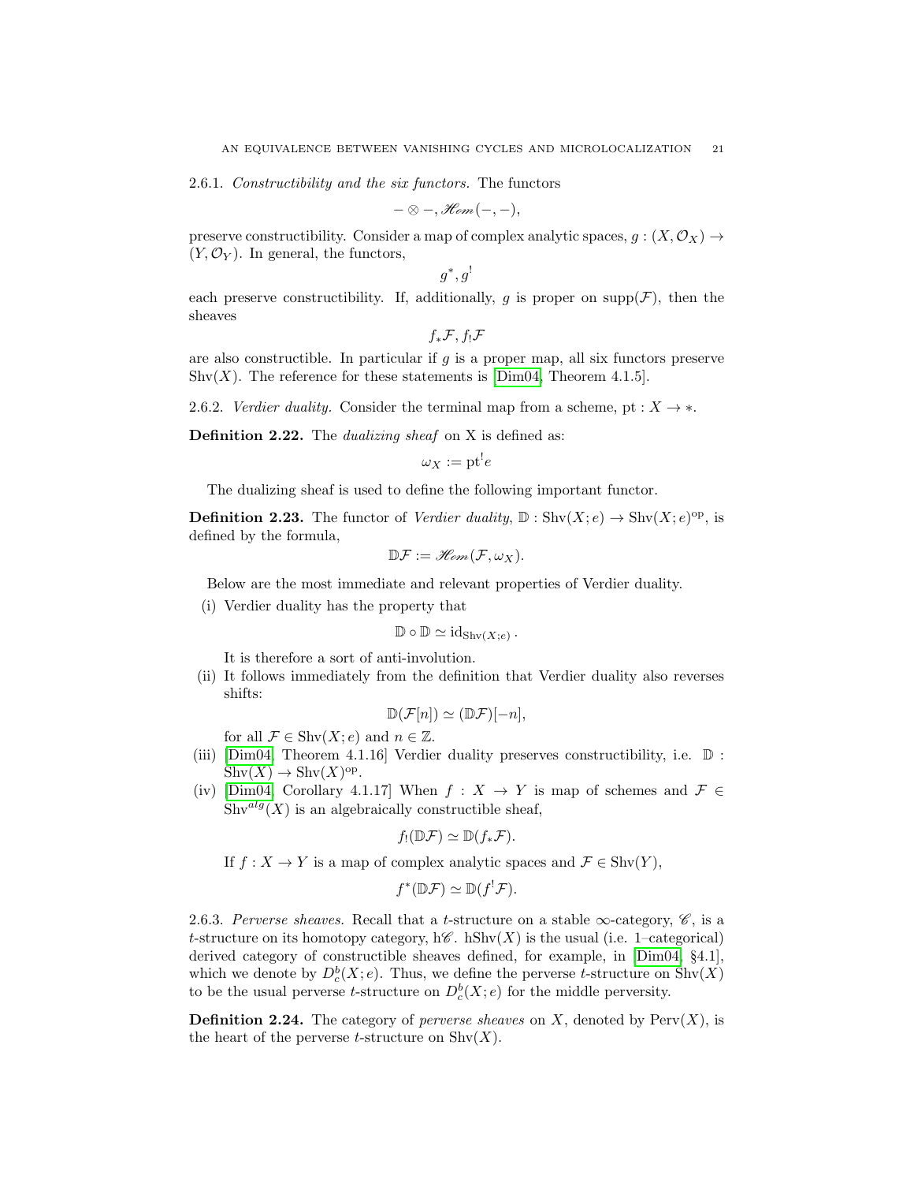2.6.1. *Constructibility and the six functors.* The functors

$$- \otimes -, \mathscr{H}om(-,-),$$

preserve constructibility. Consider a map of complex analytic spaces, $g : (X, \mathcal{O}_X) \to (Y, \mathcal{O}_Y)$. In general, the functors,

$$g^*, g^!$$

each preserve constructibility. If, additionally, $g$ is proper on $\mathrm{supp}(\mathcal{F})$, then the sheaves

$$f_*\mathcal{F}, f_!\mathcal{F}$$

are also constructible. In particular if $g$ is a proper map, all six functors preserve $\mathrm{Shv}(X)$. The reference for these statements is [Dim04, Theorem 4.1.5].

2.6.2. *Verdier duality.* Consider the terminal map from a scheme, $\mathrm{pt} : X \to *$.

**Definition 2.22.** The *dualizing sheaf* on X is defined as:

$$\omega_X := \mathrm{pt}^! e$$

The dualizing sheaf is used to define the following important functor.

**Definition 2.23.** The functor of *Verdier duality*, $\mathbb{D} : \mathrm{Shv}(X; e) \to \mathrm{Shv}(X; e)^{\mathrm{op}}$, is defined by the formula,

$$\mathbb{D}\mathcal{F} := \mathscr{H}om(\mathcal{F}, \omega_X).$$

Below are the most immediate and relevant properties of Verdier duality.

(i) Verdier duality has the property that

$$\mathbb{D} \circ \mathbb{D} \simeq \mathrm{id}_{\mathrm{Shv}(X;e)}.$$

It is therefore a sort of anti-involution.

(ii) It follows immediately from the definition that Verdier duality also reverses shifts:

$$\mathbb{D}(\mathcal{F}[n]) \simeq (\mathbb{D}\mathcal{F})[-n],$$

for all $\mathcal{F} \in \mathrm{Shv}(X; e)$ and $n \in \mathbb{Z}$.

(iii) [Dim04, Theorem 4.1.16] Verdier duality preserves constructibility, i.e. $\mathbb{D} : \mathrm{Shv}(X) \to \mathrm{Shv}(X)^{\mathrm{op}}$.

(iv) [Dim04, Corollary 4.1.17] When $f : X \to Y$ is map of schemes and $\mathcal{F} \in \mathrm{Shv}^{alg}(X)$ is an algebraically constructible sheaf,

$$f_!(\mathbb{D}\mathcal{F}) \simeq \mathbb{D}(f_*\mathcal{F}).$$

If $f : X \to Y$ is a map of complex analytic spaces and $\mathcal{F} \in \mathrm{Shv}(Y)$,

$$f^*(\mathbb{D}\mathcal{F}) \simeq \mathbb{D}(f^!\mathcal{F}).$$

2.6.3. *Perverse sheaves.* Recall that a $t$-structure on a stable $\infty$-category, $\mathscr{C}$, is a $t$-structure on its homotopy category, $\mathrm{h}\mathscr{C}$. $\mathrm{hShv}(X)$ is the usual (i.e. 1–categorical) derived category of constructible sheaves defined, for example, in [Dim04, §4.1], which we denote by $D^b_c(X; e)$. Thus, we define the perverse $t$-structure on $\mathrm{Shv}(X)$ to be the usual perverse $t$-structure on $D^b_c(X; e)$ for the middle perversity.

**Definition 2.24.** The category of *perverse sheaves* on $X$, denoted by $\mathrm{Perv}(X)$, is the heart of the perverse $t$-structure on $\mathrm{Shv}(X)$.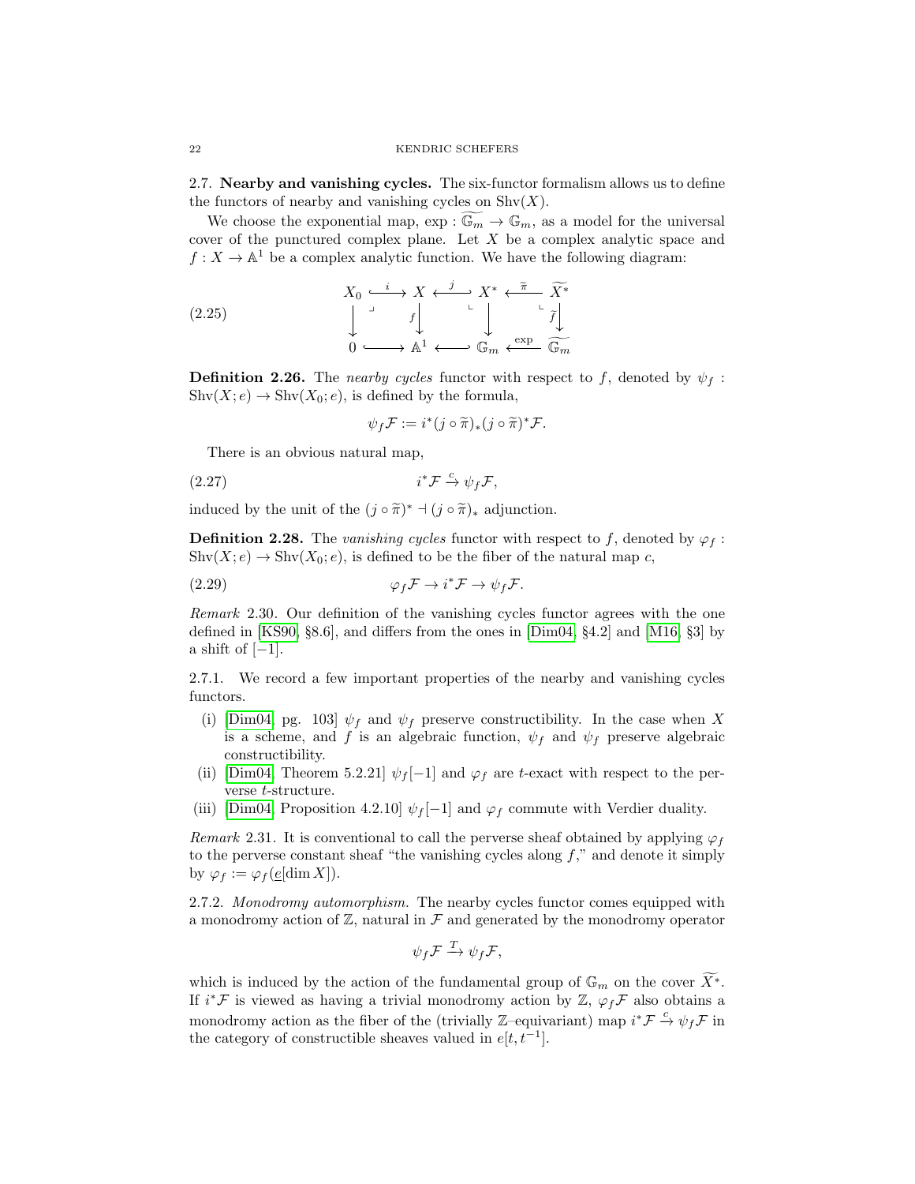## 2.7. Nearby and vanishing cycles.

The six-functor formalism allows us to define the functors of nearby and vanishing cycles on $\mathrm{Shv}(X)$.

We choose the exponential map, $\exp : \widetilde{\mathbb{G}_m} \to \mathbb{G}_m$, as a model for the universal cover of the punctured complex plane. Let $X$ be a complex analytic space and $f : X \to \mathbb{A}^1$ be a complex analytic function. We have the following diagram:

$$
\begin{array}{ccccccc}
X_0 & \xhookrightarrow{i} & X & \xhookleftarrow{j} & X^* & \xleftarrow{\widetilde{\pi}} & \widetilde{X^*} \\
\downarrow & & \downarrow f & & \downarrow & & \downarrow \widetilde{f} \\
0 & \hookrightarrow & \mathbb{A}^1 & \hookleftarrow & \mathbb{G}_m & \xleftarrow{\exp} & \widetilde{\mathbb{G}_m}
\end{array}
\tag{2.25}
$$

**Definition 2.26.** The *nearby cycles* functor with respect to $f$, denoted by $\psi_f : \mathrm{Shv}(X; e) \to \mathrm{Shv}(X_0; e)$, is defined by the formula,

$$\psi_f \mathcal{F} := i^*(j \circ \widetilde{\pi})_*(j \circ \widetilde{\pi})^* \mathcal{F}.$$

There is an obvious natural map,

$$i^*\mathcal{F} \xrightarrow{c} \psi_f \mathcal{F}, \tag{2.27}$$

induced by the unit of the $(j \circ \widetilde{\pi})^* \dashv (j \circ \widetilde{\pi})_*$ adjunction.

**Definition 2.28.** The *vanishing cycles* functor with respect to $f$, denoted by $\varphi_f : \mathrm{Shv}(X; e) \to \mathrm{Shv}(X_0; e)$, is defined to be the fiber of the natural map $c$,

$$\varphi_f \mathcal{F} \to i^*\mathcal{F} \to \psi_f \mathcal{F}. \tag{2.29}$$

*Remark* 2.30. Our definition of the vanishing cycles functor agrees with the one defined in [KS90, §8.6], and differs from the ones in [Dim04, §4.2] and [M16, §3] by a shift of $[-1]$.

2.7.1. We record a few important properties of the nearby and vanishing cycles functors.

- (i) [Dim04, pg. 103] $\psi_f$ and $\psi_f$ preserve constructibility. In the case when $X$ is a scheme, and $f$ is an algebraic function, $\psi_f$ and $\psi_f$ preserve algebraic constructibility.
- (ii) [Dim04, Theorem 5.2.21] $\psi_f[-1]$ and $\varphi_f$ are $t$-exact with respect to the perverse $t$-structure.
- (iii) [Dim04, Proposition 4.2.10] $\psi_f[-1]$ and $\varphi_f$ commute with Verdier duality.

*Remark* 2.31. It is conventional to call the perverse sheaf obtained by applying $\varphi_f$ to the perverse constant sheaf "the vanishing cycles along $f$," and denote it simply by $\varphi_f := \varphi_f(\underline{e}[\dim X])$.

2.7.2. *Monodromy automorphism.* The nearby cycles functor comes equipped with a monodromy action of $\mathbb{Z}$, natural in $\mathcal{F}$ and generated by the monodromy operator

$$\psi_f \mathcal{F} \xrightarrow{T} \psi_f \mathcal{F},$$

which is induced by the action of the fundamental group of $\mathbb{G}_m$ on the cover $\widetilde{X^*}$. If $i^*\mathcal{F}$ is viewed as having a trivial monodromy action by $\mathbb{Z}$, $\varphi_f \mathcal{F}$ also obtains a monodromy action as the fiber of the (trivially $\mathbb{Z}$–equivariant) map $i^*\mathcal{F} \xrightarrow{c} \psi_f \mathcal{F}$ in the category of constructible sheaves valued in $e[t, t^{-1}]$.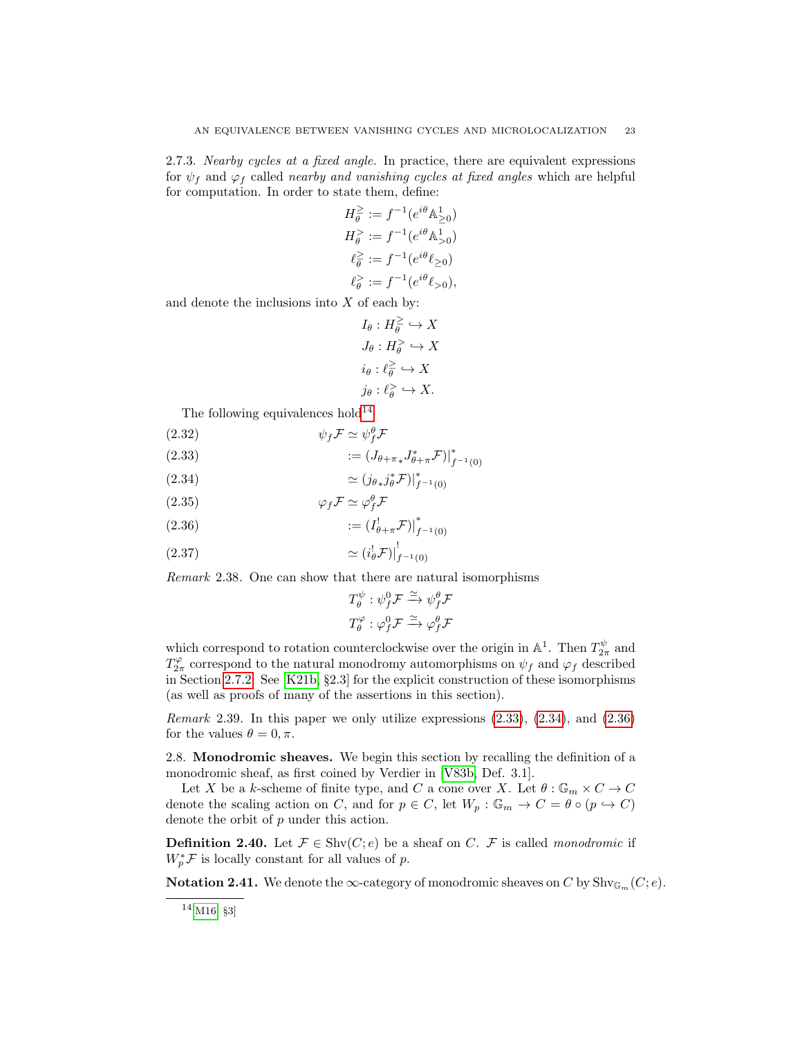2.7.3. *Nearby cycles at a fixed angle.* In practice, there are equivalent expressions for $\psi_f$ and $\varphi_f$ called *nearby and vanishing cycles at fixed angles* which are helpful for computation. In order to state them, define:

$$
\begin{aligned}
H_\theta^{\geq} &:= f^{-1}(e^{i\theta}\mathbb{A}^1_{\geq 0}) \\
H_\theta^{>} &:= f^{-1}(e^{i\theta}\mathbb{A}^1_{>0}) \\
\ell_\theta^{\geq} &:= f^{-1}(e^{i\theta}\ell_{\geq 0}) \\
\ell_\theta^{>} &:= f^{-1}(e^{i\theta}\ell_{>0}),
\end{aligned}
$$

and denote the inclusions into $X$ of each by:

$$
\begin{aligned}
I_\theta &: H_\theta^{\geq} \hookrightarrow X \\
J_\theta &: H_\theta^{>} \hookrightarrow X \\
i_\theta &: \ell_\theta^{\geq} \hookrightarrow X \\
j_\theta &: \ell_\theta^{>} \hookrightarrow X.
\end{aligned}
$$

The following equivalences hold[14]

$$
\begin{aligned}
&(2.32) \qquad & \psi_f\mathcal{F} &\simeq \psi_f^\theta\mathcal{F} \\
&(2.33) \qquad & &:= (J_{\theta+\pi *}J_{\theta+\pi}^*\mathcal{F})\big|^*_{f^{-1}(0)} \\
&(2.34) \qquad & &\simeq (j_{\theta *}j_\theta^*\mathcal{F})\big|^*_{f^{-1}(0)} \\
&(2.35) \qquad & \varphi_f\mathcal{F} &\simeq \varphi_f^\theta\mathcal{F} \\
&(2.36) \qquad & &:= (I_{\theta+\pi}^!\mathcal{F})\big|^*_{f^{-1}(0)} \\
&(2.37) \qquad & &\simeq (i_\theta^!\mathcal{F})\big|^!_{f^{-1}(0)}
\end{aligned}
$$

*Remark* 2.38. One can show that there are natural isomorphisms

$$
\begin{aligned}
T_\theta^\psi &: \psi_f^0\mathcal{F} \xrightarrow{\simeq} \psi_f^\theta\mathcal{F} \\
T_\theta^\varphi &: \varphi_f^0\mathcal{F} \xrightarrow{\simeq} \varphi_f^\theta\mathcal{F}
\end{aligned}
$$

which correspond to rotation counterclockwise over the origin in $\mathbb{A}^1$. Then $T_{2\pi}^\psi$ and $T_{2\pi}^\varphi$ correspond to the natural monodromy automorphisms on $\psi_f$ and $\varphi_f$ described in Section 2.7.2. See [K21b, §2.3] for the explicit construction of these isomorphisms (as well as proofs of many of the assertions in this section).

*Remark* 2.39. In this paper we only utilize expressions (2.33), (2.34), and (2.36) for the values $\theta = 0, \pi$.

## 2.8. Monodromic sheaves.

We begin this section by recalling the definition of a monodromic sheaf, as first coined by Verdier in [V83b, Def. 3.1].

Let $X$ be a $k$-scheme of finite type, and $C$ a cone over $X$. Let $\theta : \mathbb{G}_m \times C \to C$ denote the scaling action on $C$, and for $p \in C$, let $W_p : \mathbb{G}_m \to C = \theta \circ (p \hookrightarrow C)$ denote the orbit of $p$ under this action.

**Definition 2.40.** Let $\mathcal{F} \in \mathrm{Shv}(C; e)$ be a sheaf on $C$. $\mathcal{F}$ is called *monodromic* if $W_p^*\mathcal{F}$ is locally constant for all values of $p$.

**Notation 2.41.** We denote the $\infty$-category of monodromic sheaves on $C$ by $\mathrm{Shv}_{\mathbb{G}_m}(C; e)$.

---

[14] [M16, §3]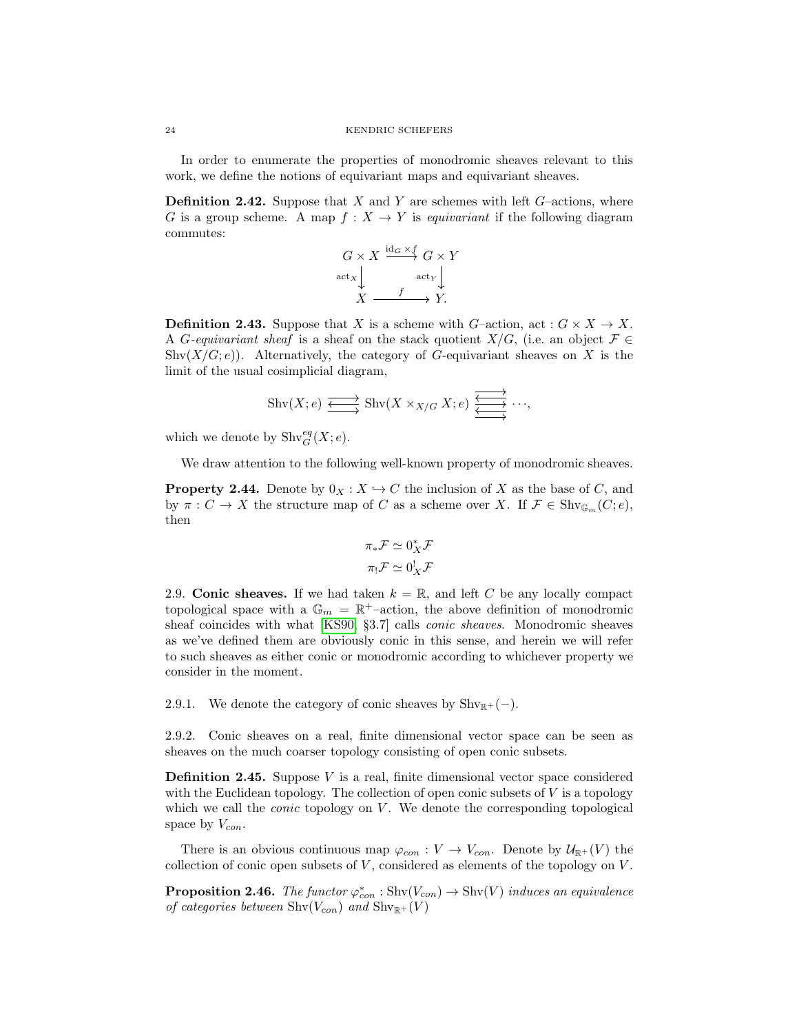In order to enumerate the properties of monodromic sheaves relevant to this work, we define the notions of equivariant maps and equivariant sheaves.

**Definition 2.42.** Suppose that $X$ and $Y$ are schemes with left $G$–actions, where $G$ is a group scheme. A map $f : X \to Y$ is *equivariant* if the following diagram commutes:

$$\begin{array}{ccc} G \times X & \xrightarrow{\mathrm{id}_G \times f} & G \times Y \\ {\scriptstyle \mathrm{act}_X}\downarrow & & \downarrow{\scriptstyle \mathrm{act}_Y} \\ X & \xrightarrow{\quad f \quad} & Y. \end{array}$$

**Definition 2.43.** Suppose that $X$ is a scheme with $G$–action, $\mathrm{act} : G \times X \to X$. A *$G$-equivariant sheaf* is a sheaf on the stack quotient $X/G$, (i.e. an object $\mathcal{F} \in \mathrm{Shv}(X/G; e)$). Alternatively, the category of $G$-equivariant sheaves on $X$ is the limit of the usual cosimplicial diagram,

$$\mathrm{Shv}(X; e) \rightleftarrows \mathrm{Shv}(X \times_{X/G} X; e) \rightleftarrows \cdots,$$

which we denote by $\mathrm{Shv}^{eq}_G(X; e)$.

We draw attention to the following well-known property of monodromic sheaves.

**Property 2.44.** Denote by $0_X : X \hookrightarrow C$ the inclusion of $X$ as the base of $C$, and by $\pi : C \to X$ the structure map of $C$ as a scheme over $X$. If $\mathcal{F} \in \mathrm{Shv}_{\mathbb{G}_m}(C; e)$, then

$$\pi_* \mathcal{F} \simeq 0_X^* \mathcal{F}$$
$$\pi_! \mathcal{F} \simeq 0_X^! \mathcal{F}$$

2.9. **Conic sheaves.** If we had taken $k = \mathbb{R}$, and left $C$ be any locally compact topological space with a $\mathbb{G}_m = \mathbb{R}^+$–action, the above definition of monodromic sheaf coincides with what [KS90, §3.7] calls *conic sheaves*. Monodromic sheaves as we've defined them are obviously conic in this sense, and herein we will refer to such sheaves as either conic or monodromic according to whichever property we consider in the moment.

2.9.1. We denote the category of conic sheaves by $\mathrm{Shv}_{\mathbb{R}^+}(-)$.

2.9.2. Conic sheaves on a real, finite dimensional vector space can be seen as sheaves on the much coarser topology consisting of open conic subsets.

**Definition 2.45.** Suppose $V$ is a real, finite dimensional vector space considered with the Euclidean topology. The collection of open conic subsets of $V$ is a topology which we call the *conic* topology on $V$. We denote the corresponding topological space by $V_{con}$.

There is an obvious continuous map $\varphi_{con} : V \to V_{con}$. Denote by $\mathcal{U}_{\mathbb{R}^+}(V)$ the collection of conic open subsets of $V$, considered as elements of the topology on $V$.

**Proposition 2.46.** *The functor $\varphi_{con}^* : \mathrm{Shv}(V_{con}) \to \mathrm{Shv}(V)$ induces an equivalence of categories between $\mathrm{Shv}(V_{con})$ and $\mathrm{Shv}_{\mathbb{R}^+}(V)$*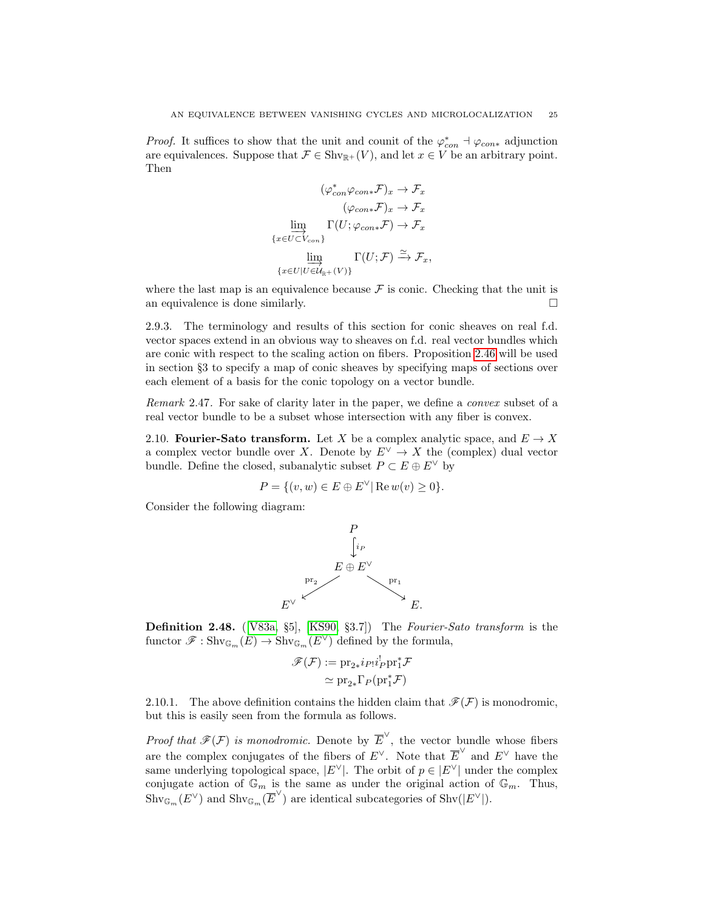*Proof.* It suffices to show that the unit and counit of the $\varphi^*_{con} \dashv \varphi_{con*}$ adjunction are equivalences. Suppose that $\mathcal{F} \in \mathrm{Shv}_{\mathbb{R}^+}(V)$, and let $x \in V$ be an arbitrary point. Then

$$
\begin{aligned}
(\varphi^*_{con}\varphi_{con*}\mathcal{F})_x &\to \mathcal{F}_x \\
(\varphi_{con*}\mathcal{F})_x &\to \mathcal{F}_x \\
\varinjlim_{\{x \in U \subset V_{con}\}} \Gamma(U; \varphi_{con*}\mathcal{F}) &\to \mathcal{F}_x \\
\varinjlim_{\{x \in U | U \in \mathcal{U}_{\mathbb{R}^+}(V)\}} \Gamma(U; \mathcal{F}) &\xrightarrow{\simeq} \mathcal{F}_x,
\end{aligned}
$$

where the last map is an equivalence because $\mathcal{F}$ is conic. Checking that the unit is an equivalence is done similarly. □

2.9.3. The terminology and results of this section for conic sheaves on real f.d. vector spaces extend in an obvious way to sheaves on f.d. real vector bundles which are conic with respect to the scaling action on fibers. Proposition 2.46 will be used in section §3 to specify a map of conic sheaves by specifying maps of sections over each element of a basis for the conic topology on a vector bundle.

*Remark* 2.47. For sake of clarity later in the paper, we define a *convex* subset of a real vector bundle to be a subset whose intersection with any fiber is convex.

2.10. **Fourier-Sato transform.** Let $X$ be a complex analytic space, and $E \to X$ a complex vector bundle over $X$. Denote by $E^\vee \to X$ the (complex) dual vector bundle. Define the closed, subanalytic subset $P \subset E \oplus E^\vee$ by

$$P = \{(v, w) \in E \oplus E^\vee \,|\, \mathrm{Re}\, w(v) \geq 0\}.$$

Consider the following diagram:

$$
\begin{array}{ccccc}
 & & P & & \\
 & & \big\downarrow{\scriptstyle i_P} & & \\
 & & E \oplus E^\vee & & \\
 & \swarrow^{\mathrm{pr}_2} & & \searrow^{\mathrm{pr}_1} & \\
E^\vee & & & & E.
\end{array}
$$

**Definition 2.48.** ([V83a, §5], [KS90, §3.7]) The *Fourier-Sato transform* is the functor $\mathscr{F} : \mathrm{Shv}_{\mathbb{G}_m}(E) \to \mathrm{Shv}_{\mathbb{G}_m}(E^\vee)$ defined by the formula,

$$
\begin{aligned}
\mathscr{F}(\mathcal{F}) &:= \mathrm{pr}_{2*} i_{P!} i_P^! \mathrm{pr}_1^* \mathcal{F} \\
&\simeq \mathrm{pr}_{2*} \Gamma_P(\mathrm{pr}_1^* \mathcal{F})
\end{aligned}
$$

2.10.1. The above definition contains the hidden claim that $\mathscr{F}(\mathcal{F})$ is monodromic, but this is easily seen from the formula as follows.

*Proof that $\mathscr{F}(\mathcal{F})$ is monodromic.* Denote by $\overline{E}^\vee$, the vector bundle whose fibers are the complex conjugates of the fibers of $E^\vee$. Note that $\overline{E}^\vee$ and $E^\vee$ have the same underlying topological space, $|E^\vee|$. The orbit of $p \in |E^\vee|$ under the complex conjugate action of $\mathbb{G}_m$ is the same as under the original action of $\mathbb{G}_m$. Thus, $\mathrm{Shv}_{\mathbb{G}_m}(E^\vee)$ and $\mathrm{Shv}_{\mathbb{G}_m}(\overline{E}^\vee)$ are identical subcategories of $\mathrm{Shv}(|E^\vee|)$.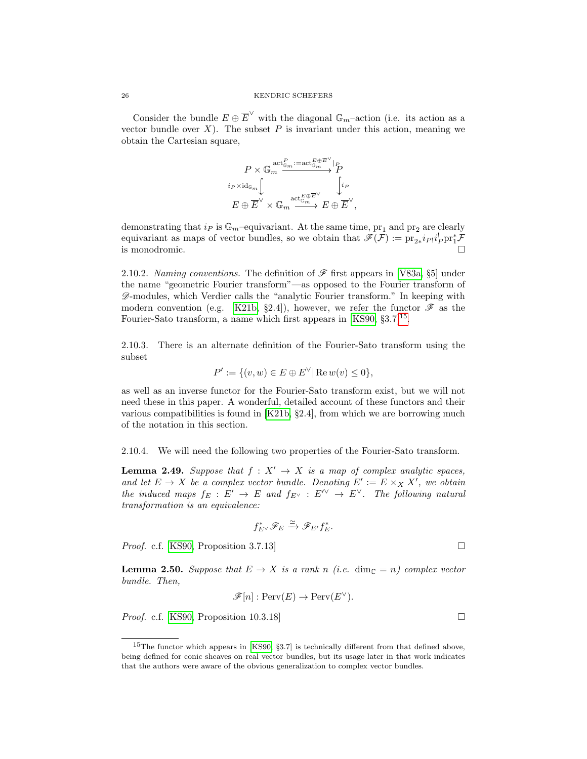Consider the bundle $E \oplus \overline{E}^\vee$ with the diagonal $\mathbb{G}_m$–action (i.e. its action as a vector bundle over $X$). The subset $P$ is invariant under this action, meaning we obtain the Cartesian square,

$$
\begin{array}{ccc}
P \times \mathbb{G}_m & \xrightarrow{\mathrm{act}^P_{\mathbb{G}_m} := \mathrm{act}^{E \oplus \overline{E}^\vee}_{\mathbb{G}_m}|_P} & P \\
{\scriptstyle i_P \times \mathrm{id}_{\mathbb{G}_m}} \big\downarrow & & \big\downarrow {\scriptstyle i_P} \\
E \oplus \overline{E}^\vee \times \mathbb{G}_m & \xrightarrow{\mathrm{act}^{E \oplus \overline{E}^\vee}_{\mathbb{G}_m}} & E \oplus \overline{E}^\vee,
\end{array}
$$

demonstrating that $i_P$ is $\mathbb{G}_m$–equivariant. At the same time, $\mathrm{pr}_1$ and $\mathrm{pr}_2$ are clearly equivariant as maps of vector bundles, so we obtain that $\mathscr{F}(\mathcal{F}) := \mathrm{pr}_{2*} i_{P!} i_P^! \mathrm{pr}_1^* \mathcal{F}$ is monodromic. $\square$

2.10.2. *Naming conventions.* The definition of $\mathscr{F}$ first appears in [V83a, §5] under the name "geometric Fourier transform"—as opposed to the Fourier transform of $\mathscr{D}$-modules, which Verdier calls the "analytic Fourier transform." In keeping with modern convention (e.g. [K21b, §2.4]), however, we refer the functor $\mathscr{F}$ as the Fourier-Sato transform, a name which first appears in [KS90, §3.7][15].

2.10.3. There is an alternate definition of the Fourier-Sato transform using the subset

$$P' := \{(v, w) \in E \oplus E^\vee \,|\, \mathrm{Re}\, w(v) \leq 0\},$$

as well as an inverse functor for the Fourier-Sato transform exist, but we will not need these in this paper. A wonderful, detailed account of these functors and their various compatibilities is found in [K21b, §2.4], from which we are borrowing much of the notation in this section.

2.10.4. We will need the following two properties of the Fourier-Sato transform.

**Lemma 2.49.** *Suppose that $f : X' \to X$ is a map of complex analytic spaces, and let $E \to X$ be a complex vector bundle. Denoting $E' := E \times_X X'$, we obtain the induced maps $f_E : E' \to E$ and $f_{E^\vee} : E'^\vee \to E^\vee$. The following natural transformation is an equivalence:*

$$f^*_{E^\vee} \mathscr{F}_E \xrightarrow{\simeq} \mathscr{F}_{E'} f^*_E.$$

*Proof.* c.f. [KS90, Proposition 3.7.13] $\square$

**Lemma 2.50.** *Suppose that $E \to X$ is a rank $n$ (i.e. $\dim_{\mathbb{C}} = n$) complex vector bundle. Then,*

$$\mathscr{F}[n] : \mathrm{Perv}(E) \to \mathrm{Perv}(E^\vee).$$

*Proof.* c.f. [KS90, Proposition 10.3.18] $\square$

---

[15] The functor which appears in [KS90, §3.7] is technically different from that defined above, being defined for conic sheaves on real vector bundles, but its usage later in that work indicates that the authors were aware of the obvious generalization to complex vector bundles.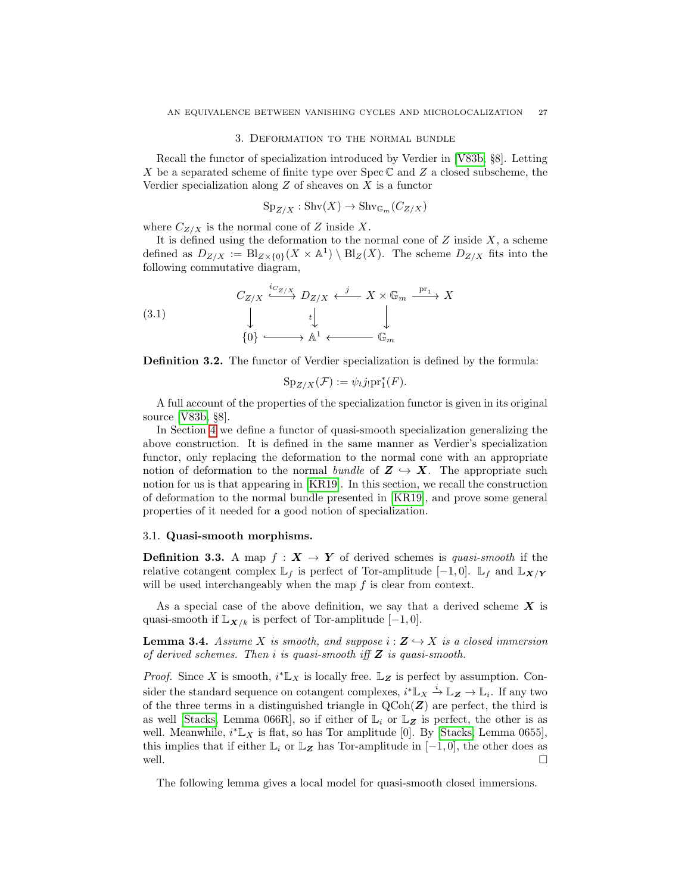## 3. Deformation to the normal bundle

Recall the functor of specialization introduced by Verdier in [V83b, §8]. Letting $X$ be a separated scheme of finite type over $\operatorname{Spec}\mathbb{C}$ and $Z$ a closed subscheme, the Verdier specialization along $Z$ of sheaves on $X$ is a functor

$$\mathrm{Sp}_{Z/X} : \mathrm{Shv}(X) \to \mathrm{Shv}_{\mathbb{G}_m}(C_{Z/X})$$

where $C_{Z/X}$ is the normal cone of $Z$ inside $X$.

It is defined using the deformation to the normal cone of $Z$ inside $X$, a scheme defined as $D_{Z/X} := \mathrm{Bl}_{Z\times\{0\}}(X \times \mathbb{A}^1) \setminus \mathrm{Bl}_Z(X)$. The scheme $D_{Z/X}$ fits into the following commutative diagram,

$$\begin{array}{ccccccc} C_{Z/X} & \xrightarrow{i_{C_{Z/X}}} & D_{Z/X} & \xleftarrow{j} & X \times \mathbb{G}_m & \xrightarrow{\mathrm{pr}_1} & X \\ \downarrow & & \downarrow{\scriptstyle t} & & \downarrow & & \\ \{0\} & \longrightarrow & \mathbb{A}^1 & \longleftarrow & \mathbb{G}_m & & \end{array} \tag{3.1}$$

**Definition 3.2.** The functor of Verdier specialization is defined by the formula:

$$\mathrm{Sp}_{Z/X}(\mathcal{F}) := \psi_t j_! \mathrm{pr}_1^*(F).$$

A full account of the properties of the specialization functor is given in its original source [V83b, §8].

In Section 4 we define a functor of quasi-smooth specialization generalizing the above construction. It is defined in the same manner as Verdier's specialization functor, only replacing the deformation to the normal cone with an appropriate notion of deformation to the normal *bundle* of $\boldsymbol{Z} \hookrightarrow \boldsymbol{X}$. The appropriate such notion for us is that appearing in [KR19]. In this section, we recall the construction of deformation to the normal bundle presented in [KR19], and prove some general properties of it needed for a good notion of specialization.

### 3.1. Quasi-smooth morphisms.

**Definition 3.3.** A map $f : \boldsymbol{X} \to \boldsymbol{Y}$ of derived schemes is *quasi-smooth* if the relative cotangent complex $\mathbb{L}_f$ is perfect of Tor-amplitude $[-1, 0]$. $\mathbb{L}_f$ and $\mathbb{L}_{\boldsymbol{X}/\boldsymbol{Y}}$ will be used interchangeably when the map $f$ is clear from context.

As a special case of the above definition, we say that a derived scheme $\boldsymbol{X}$ is quasi-smooth if $\mathbb{L}_{\boldsymbol{X}/k}$ is perfect of Tor-amplitude $[-1, 0]$.

**Lemma 3.4.** *Assume $X$ is smooth, and suppose $i : \boldsymbol{Z} \hookrightarrow X$ is a closed immersion of derived schemes. Then $i$ is quasi-smooth iff $\boldsymbol{Z}$ is quasi-smooth.*

*Proof.* Since $X$ is smooth, $i^*\mathbb{L}_X$ is locally free. $\mathbb{L}_{\boldsymbol{Z}}$ is perfect by assumption. Consider the standard sequence on cotangent complexes, $i^*\mathbb{L}_X \xrightarrow{i} \mathbb{L}_{\boldsymbol{Z}} \to \mathbb{L}_i$. If any two of the three terms in a distinguished triangle in $\mathrm{QCoh}(\boldsymbol{Z})$ are perfect, the third is as well [Stacks, Lemma 066R], so if either of $\mathbb{L}_i$ or $\mathbb{L}_{\boldsymbol{Z}}$ is perfect, the other is as well. Meanwhile, $i^*\mathbb{L}_X$ is flat, so has Tor amplitude $[0]$. By [Stacks, Lemma 0655], this implies that if either $\mathbb{L}_i$ or $\mathbb{L}_{\boldsymbol{Z}}$ has Tor-amplitude in $[-1, 0]$, the other does as well. □

The following lemma gives a local model for quasi-smooth closed immersions.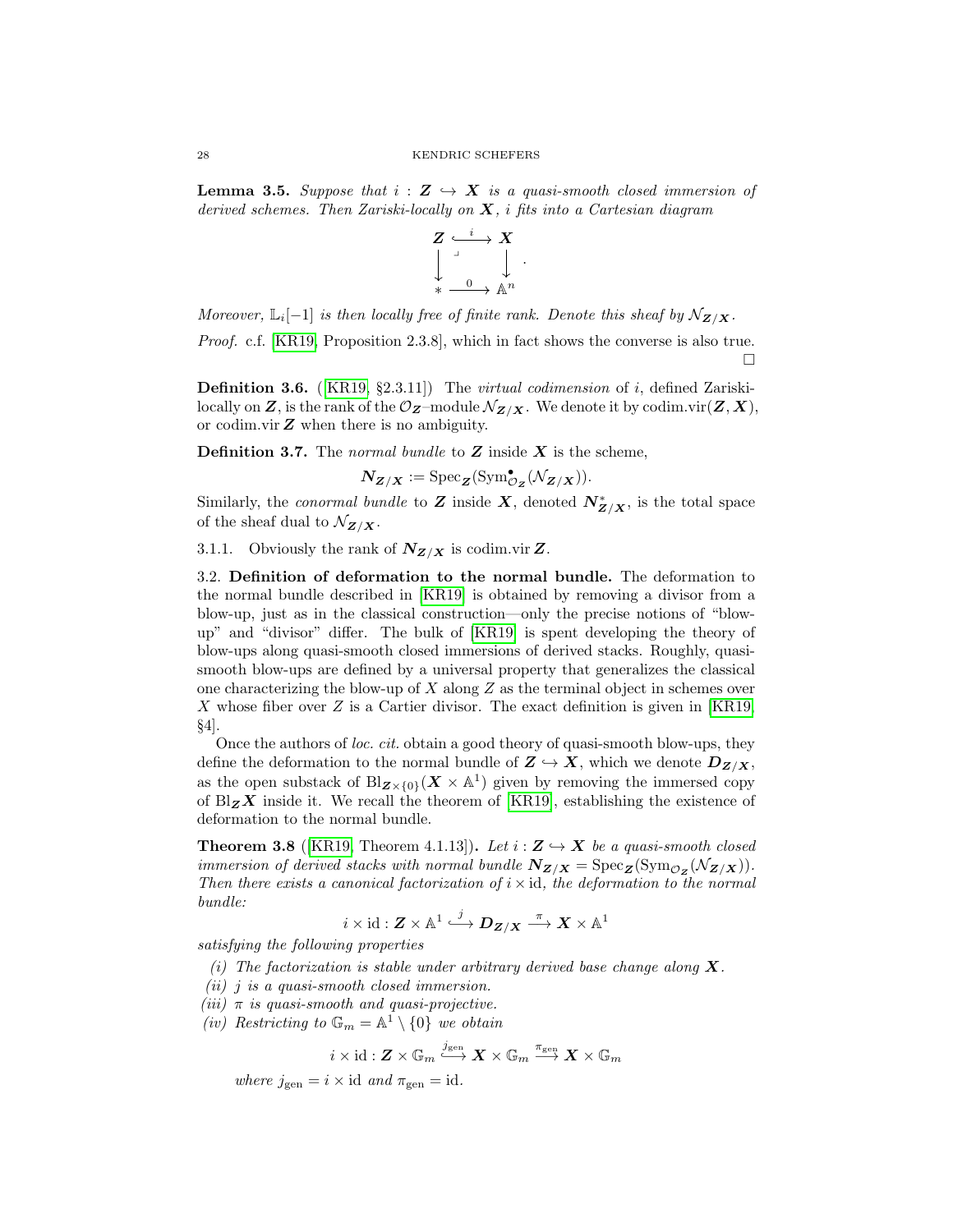**Lemma 3.5.** *Suppose that $i : \boldsymbol{Z} \hookrightarrow \boldsymbol{X}$ is a quasi-smooth closed immersion of derived schemes. Then Zariski-locally on $\boldsymbol{X}$, $i$ fits into a Cartesian diagram*

$$\begin{array}{ccc} \boldsymbol{Z} & \overset{i}{\hookrightarrow} & \boldsymbol{X} \\ \downarrow & \lrcorner & \downarrow \\ * & \xrightarrow{0} & \mathbb{A}^n \end{array}.$$

*Moreover, $\mathbb{L}_i[-1]$ is then locally free of finite rank. Denote this sheaf by $\mathcal{N}_{\boldsymbol{Z}/\boldsymbol{X}}$.*

*Proof.* c.f. [KR19, Proposition 2.3.8], which in fact shows the converse is also true. □

**Definition 3.6.** ([KR19, §2.3.11]) The *virtual codimension* of $i$, defined Zariski-locally on $\boldsymbol{Z}$, is the rank of the $\mathcal{O}_{\boldsymbol{Z}}$–module $\mathcal{N}_{\boldsymbol{Z}/\boldsymbol{X}}$. We denote it by $\operatorname{codim.vir}(\boldsymbol{Z}, \boldsymbol{X})$, or $\operatorname{codim.vir} \boldsymbol{Z}$ when there is no ambiguity.

**Definition 3.7.** The *normal bundle* to $\boldsymbol{Z}$ inside $\boldsymbol{X}$ is the scheme,

$$\boldsymbol{N}_{\boldsymbol{Z}/\boldsymbol{X}} := \operatorname{Spec}_{\boldsymbol{Z}}(\operatorname{Sym}^{\bullet}_{\mathcal{O}_{\boldsymbol{Z}}}(\mathcal{N}_{\boldsymbol{Z}/\boldsymbol{X}})).$$

Similarly, the *conormal bundle* to $\boldsymbol{Z}$ inside $\boldsymbol{X}$, denoted $\boldsymbol{N}^*_{\boldsymbol{Z}/\boldsymbol{X}}$, is the total space of the sheaf dual to $\mathcal{N}_{\boldsymbol{Z}/\boldsymbol{X}}$.

3.1.1. Obviously the rank of $\boldsymbol{N}_{\boldsymbol{Z}/\boldsymbol{X}}$ is $\operatorname{codim.vir} \boldsymbol{Z}$.

## 3.2. Definition of deformation to the normal bundle.

The deformation to the normal bundle described in [KR19] is obtained by removing a divisor from a blow-up, just as in the classical construction—only the precise notions of "blow-up" and "divisor" differ. The bulk of [KR19] is spent developing the theory of blow-ups along quasi-smooth closed immersions of derived stacks. Roughly, quasi-smooth blow-ups are defined by a universal property that generalizes the classical one characterizing the blow-up of $X$ along $Z$ as the terminal object in schemes over $X$ whose fiber over $Z$ is a Cartier divisor. The exact definition is given in [KR19, §4].

Once the authors of *loc. cit.* obtain a good theory of quasi-smooth blow-ups, they define the deformation to the normal bundle of $\boldsymbol{Z} \hookrightarrow \boldsymbol{X}$, which we denote $\boldsymbol{D}_{\boldsymbol{Z}/\boldsymbol{X}}$, as the open substack of $\operatorname{Bl}_{\boldsymbol{Z}\times\{0\}}(\boldsymbol{X} \times \mathbb{A}^1)$ given by removing the immersed copy of $\operatorname{Bl}_{\boldsymbol{Z}}\boldsymbol{X}$ inside it. We recall the theorem of [KR19], establishing the existence of deformation to the normal bundle.

**Theorem 3.8** ([KR19, Theorem 4.1.13])**.** *Let $i : \boldsymbol{Z} \hookrightarrow \boldsymbol{X}$ be a quasi-smooth closed immersion of derived stacks with normal bundle $\boldsymbol{N}_{\boldsymbol{Z}/\boldsymbol{X}} = \operatorname{Spec}_{\boldsymbol{Z}}(\operatorname{Sym}_{\mathcal{O}_{\boldsymbol{Z}}}(\mathcal{N}_{\boldsymbol{Z}/\boldsymbol{X}}))$. Then there exists a canonical factorization of $i \times \mathrm{id}$, the deformation to the normal bundle:*

$$i \times \mathrm{id} : \boldsymbol{Z} \times \mathbb{A}^1 \overset{j}{\hookrightarrow} \boldsymbol{D}_{\boldsymbol{Z}/\boldsymbol{X}} \xrightarrow{\pi} \boldsymbol{X} \times \mathbb{A}^1$$

*satisfying the following properties*

- *(i) The factorization is stable under arbitrary derived base change along $\boldsymbol{X}$.*
- *(ii) $j$ is a quasi-smooth closed immersion.*
- *(iii) $\pi$ is quasi-smooth and quasi-projective.*
- *(iv) Restricting to $\mathbb{G}_m = \mathbb{A}^1 \setminus \{0\}$ we obtain*

$$i \times \mathrm{id} : \boldsymbol{Z} \times \mathbb{G}_m \overset{j_{\mathrm{gen}}}{\hookrightarrow} \boldsymbol{X} \times \mathbb{G}_m \xrightarrow{\pi_{\mathrm{gen}}} \boldsymbol{X} \times \mathbb{G}_m$$

*where $j_{\mathrm{gen}} = i \times \mathrm{id}$ and $\pi_{\mathrm{gen}} = \mathrm{id}$.*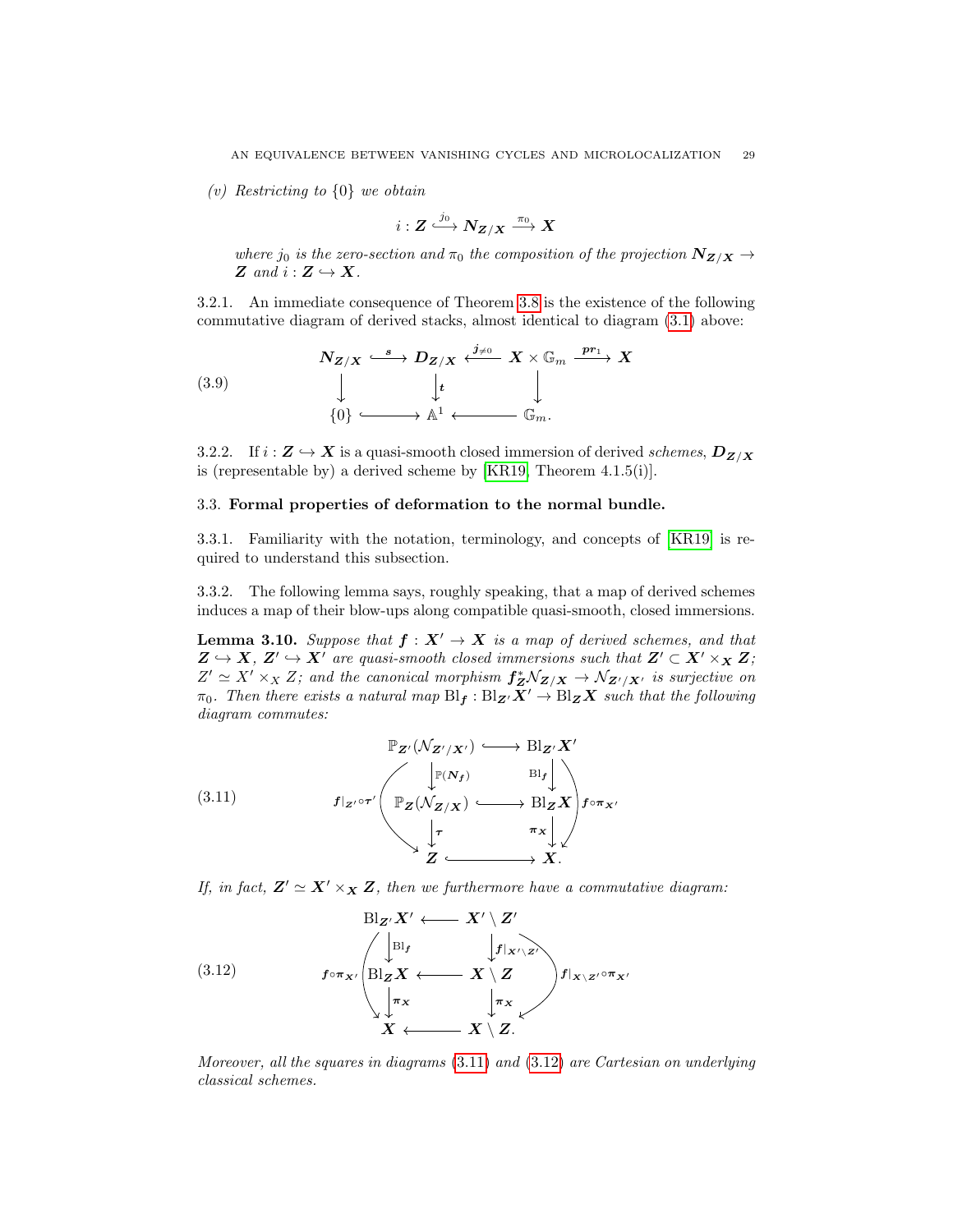*(v) Restricting to $\{0\}$ we obtain*

$$i : \boldsymbol{Z} \xhookrightarrow{j_0} \boldsymbol{N_{Z/X}} \xrightarrow{\pi_0} \boldsymbol{X}$$

*where $j_0$ is the zero-section and $\pi_0$ the composition of the projection $\boldsymbol{N_{Z/X}} \to \boldsymbol{Z}$ and $i : \boldsymbol{Z} \hookrightarrow \boldsymbol{X}$.*

3.2.1. An immediate consequence of Theorem 3.8 is the existence of the following commutative diagram of derived stacks, almost identical to diagram (3.1) above:

$$\begin{array}{ccccccc}
\boldsymbol{N_{Z/X}} & \xhookrightarrow{\boldsymbol{s}} & \boldsymbol{D_{Z/X}} & \xleftarrow{\boldsymbol{j_{\neq 0}}} & \boldsymbol{X} \times \mathbb{G}_m & \xrightarrow{\boldsymbol{pr_1}} & \boldsymbol{X} \\
\downarrow & & \downarrow \boldsymbol{t} & & \downarrow & & \\
\{0\} & \hookrightarrow & \mathbb{A}^1 & \longleftarrow & \mathbb{G}_m. & &
\end{array} \tag{3.9}$$

3.2.2. If $i : \boldsymbol{Z} \hookrightarrow \boldsymbol{X}$ is a quasi-smooth closed immersion of derived *schemes*, $\boldsymbol{D_{Z/X}}$ is (representable by) a derived scheme by [KR19, Theorem 4.1.5(i)].

### 3.3. Formal properties of deformation to the normal bundle.

3.3.1. Familiarity with the notation, terminology, and concepts of [KR19] is required to understand this subsection.

3.3.2. The following lemma says, roughly speaking, that a map of derived schemes induces a map of their blow-ups along compatible quasi-smooth, closed immersions.

**Lemma 3.10.** *Suppose that $\boldsymbol{f} : \boldsymbol{X'} \to \boldsymbol{X}$ is a map of derived schemes, and that $\boldsymbol{Z} \hookrightarrow \boldsymbol{X}$, $\boldsymbol{Z'} \hookrightarrow \boldsymbol{X'}$ are quasi-smooth closed immersions such that $\boldsymbol{Z'} \subset \boldsymbol{X'} \times_{\boldsymbol{X}} \boldsymbol{Z}$; $Z' \simeq X' \times_X Z$; and the canonical morphism $\boldsymbol{f^*_Z} \mathcal{N}_{\boldsymbol{Z/X}} \to \mathcal{N}_{\boldsymbol{Z'/X'}}$ is surjective on $\pi_0$. Then there exists a natural map $\mathrm{Bl}_{\boldsymbol{f}} : \mathrm{Bl}_{\boldsymbol{Z'}} \boldsymbol{X'} \to \mathrm{Bl}_{\boldsymbol{Z}} \boldsymbol{X}$ such that the following diagram commutes:*

$$\begin{array}{ccc}
\mathbb{P}_{\boldsymbol{Z'}}(\mathcal{N}_{\boldsymbol{Z'/X'}}) & \hookrightarrow & \mathrm{Bl}_{\boldsymbol{Z'}} \boldsymbol{X'} \\
\downarrow \mathbb{P}(\boldsymbol{N_f}) & & \downarrow \mathrm{Bl}_{\boldsymbol{f}} \\
\mathbb{P}_{\boldsymbol{Z}}(\mathcal{N}_{\boldsymbol{Z/X}}) & \hookrightarrow & \mathrm{Bl}_{\boldsymbol{Z}} \boldsymbol{X} \\
\downarrow \boldsymbol{\tau} & & \downarrow \boldsymbol{\pi_X} \\
\boldsymbol{Z} & \hookrightarrow & \boldsymbol{X}.
\end{array} \tag{3.11}$$

*(with outer curved arrows $\boldsymbol{f}|_{\boldsymbol{Z'}} \circ \boldsymbol{\tau'} : \mathbb{P}_{\boldsymbol{Z'}}(\mathcal{N}_{\boldsymbol{Z'/X'}}) \to \boldsymbol{Z}$ and $\boldsymbol{f} \circ \boldsymbol{\pi_{X'}} : \mathrm{Bl}_{\boldsymbol{Z'}} \boldsymbol{X'} \to \boldsymbol{X}$)*

*If, in fact, $\boldsymbol{Z'} \simeq \boldsymbol{X'} \times_{\boldsymbol{X}} \boldsymbol{Z}$, then we furthermore have a commutative diagram:*

$$\begin{array}{ccc}
\mathrm{Bl}_{\boldsymbol{Z'}} \boldsymbol{X'} & \longleftarrow & \boldsymbol{X'} \setminus \boldsymbol{Z'} \\
\downarrow \mathrm{Bl}_{\boldsymbol{f}} & & \downarrow \boldsymbol{f}|_{\boldsymbol{X'} \setminus \boldsymbol{Z'}} \\
\mathrm{Bl}_{\boldsymbol{Z}} \boldsymbol{X} & \longleftarrow & \boldsymbol{X} \setminus \boldsymbol{Z} \\
\downarrow \boldsymbol{\pi_X} & & \downarrow \boldsymbol{\pi_X} \\
\boldsymbol{X} & \longleftarrow & \boldsymbol{X} \setminus \boldsymbol{Z}.
\end{array} \tag{3.12}$$

*(with outer curved arrows $\boldsymbol{f} \circ \boldsymbol{\pi_{X'}} : \mathrm{Bl}_{\boldsymbol{Z'}} \boldsymbol{X'} \to \boldsymbol{X}$ and $\boldsymbol{f}|_{\boldsymbol{X} \setminus \boldsymbol{Z'}} \circ \boldsymbol{\pi_{X'}} : \boldsymbol{X'} \setminus \boldsymbol{Z'} \to \boldsymbol{X} \setminus \boldsymbol{Z}$)*

*Moreover, all the squares in diagrams (3.11) and (3.12) are Cartesian on underlying classical schemes.*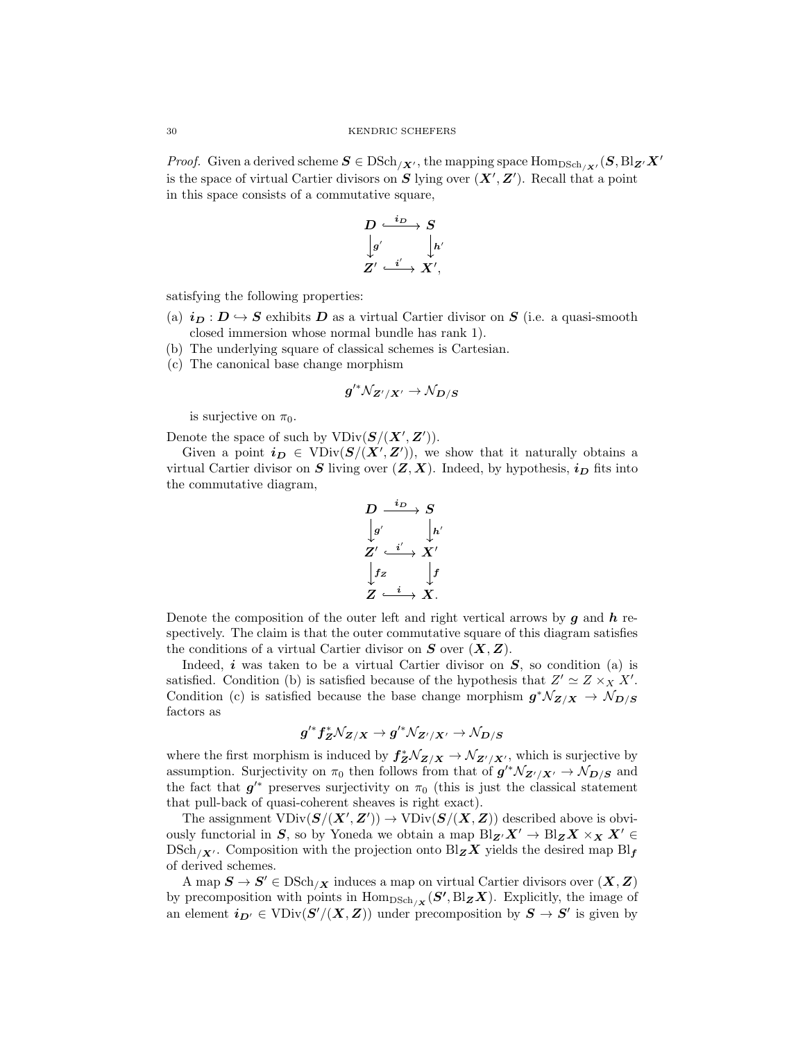*Proof.* Given a derived scheme $\boldsymbol{S} \in \mathrm{DSch}_{/\boldsymbol{X}'}$, the mapping space $\mathrm{Hom}_{\mathrm{DSch}_{/\boldsymbol{X}'}}(\boldsymbol{S}, \mathrm{Bl}_{\boldsymbol{Z}'}\boldsymbol{X}'$ is the space of virtual Cartier divisors on $\boldsymbol{S}$ lying over $(\boldsymbol{X}', \boldsymbol{Z}')$. Recall that a point in this space consists of a commutative square,

$$\begin{array}{ccc} \boldsymbol{D} & \xhookrightarrow{\boldsymbol{i_D}} & \boldsymbol{S} \\ \big\downarrow{\scriptstyle \boldsymbol{g}'} & & \big\downarrow{\scriptstyle \boldsymbol{h}'} \\ \boldsymbol{Z}' & \xhookrightarrow{\boldsymbol{i}'} & \boldsymbol{X}', \end{array}$$

satisfying the following properties:

(a) $\boldsymbol{i_D} : \boldsymbol{D} \hookrightarrow \boldsymbol{S}$ exhibits $\boldsymbol{D}$ as a virtual Cartier divisor on $\boldsymbol{S}$ (i.e. a quasi-smooth closed immersion whose normal bundle has rank 1).

(b) The underlying square of classical schemes is Cartesian.

(c) The canonical base change morphism
$$\boldsymbol{g}'^* \mathcal{N}_{\boldsymbol{Z}'/\boldsymbol{X}'} \to \mathcal{N}_{\boldsymbol{D}/\boldsymbol{S}}$$
is surjective on $\pi_0$.

Denote the space of such by $\mathrm{VDiv}(\boldsymbol{S}/(\boldsymbol{X}', \boldsymbol{Z}'))$.

Given a point $\boldsymbol{i_D} \in \mathrm{VDiv}(\boldsymbol{S}/(\boldsymbol{X}', \boldsymbol{Z}'))$, we show that it naturally obtains a virtual Cartier divisor on $\boldsymbol{S}$ living over $(\boldsymbol{Z}, \boldsymbol{X})$. Indeed, by hypothesis, $\boldsymbol{i_D}$ fits into the commutative diagram,

$$\begin{array}{ccc} \boldsymbol{D} & \xrightarrow{\boldsymbol{i_D}} & \boldsymbol{S} \\ \big\downarrow{\scriptstyle \boldsymbol{g}'} & & \big\downarrow{\scriptstyle \boldsymbol{h}'} \\ \boldsymbol{Z}' & \xhookrightarrow{\boldsymbol{i}'} & \boldsymbol{X}' \\ \big\downarrow{\scriptstyle \boldsymbol{f_Z}} & & \big\downarrow{\scriptstyle \boldsymbol{f}} \\ \boldsymbol{Z} & \xhookrightarrow{\boldsymbol{i}} & \boldsymbol{X}. \end{array}$$

Denote the composition of the outer left and right vertical arrows by $\boldsymbol{g}$ and $\boldsymbol{h}$ respectively. The claim is that the outer commutative square of this diagram satisfies the conditions of a virtual Cartier divisor on $\boldsymbol{S}$ over $(\boldsymbol{X}, \boldsymbol{Z})$.

Indeed, $\boldsymbol{i}$ was taken to be a virtual Cartier divisor on $\boldsymbol{S}$, so condition (a) is satisfied. Condition (b) is satisfied because of the hypothesis that $Z' \simeq Z \times_X X'$. Condition (c) is satisfied because the base change morphism $\boldsymbol{g}^* \mathcal{N}_{\boldsymbol{Z}/\boldsymbol{X}} \to \mathcal{N}_{\boldsymbol{D}/\boldsymbol{S}}$ factors as

$$\boldsymbol{g}'^* \boldsymbol{f}_{\boldsymbol{Z}}^* \mathcal{N}_{\boldsymbol{Z}/\boldsymbol{X}} \to \boldsymbol{g}'^* \mathcal{N}_{\boldsymbol{Z}'/\boldsymbol{X}'} \to \mathcal{N}_{\boldsymbol{D}/\boldsymbol{S}}$$

where the first morphism is induced by $\boldsymbol{f}_{\boldsymbol{Z}}^* \mathcal{N}_{\boldsymbol{Z}/\boldsymbol{X}} \to \mathcal{N}_{\boldsymbol{Z}'/\boldsymbol{X}'}$, which is surjective by assumption. Surjectivity on $\pi_0$ then follows from that of $\boldsymbol{g}'^* \mathcal{N}_{\boldsymbol{Z}'/\boldsymbol{X}'} \to \mathcal{N}_{\boldsymbol{D}/\boldsymbol{S}}$ and the fact that $\boldsymbol{g}'^*$ preserves surjectivity on $\pi_0$ (this is just the classical statement that pull-back of quasi-coherent sheaves is right exact).

The assignment $\mathrm{VDiv}(\boldsymbol{S}/(\boldsymbol{X}', \boldsymbol{Z}')) \to \mathrm{VDiv}(\boldsymbol{S}/(\boldsymbol{X}, \boldsymbol{Z}))$ described above is obviously functorial in $\boldsymbol{S}$, so by Yoneda we obtain a map $\mathrm{Bl}_{\boldsymbol{Z}'}\boldsymbol{X}' \to \mathrm{Bl}_{\boldsymbol{Z}}\boldsymbol{X} \times_{\boldsymbol{X}} \boldsymbol{X}' \in \mathrm{DSch}_{/\boldsymbol{X}'}$. Composition with the projection onto $\mathrm{Bl}_{\boldsymbol{Z}}\boldsymbol{X}$ yields the desired map $\mathrm{Bl}_{\boldsymbol{f}}$ of derived schemes.

A map $\boldsymbol{S} \to \boldsymbol{S}' \in \mathrm{DSch}_{/\boldsymbol{X}}$ induces a map on virtual Cartier divisors over $(\boldsymbol{X}, \boldsymbol{Z})$ by precomposition with points in $\mathrm{Hom}_{\mathrm{DSch}_{/\boldsymbol{X}}}(\boldsymbol{S}', \mathrm{Bl}_{\boldsymbol{Z}}\boldsymbol{X})$. Explicitly, the image of an element $\boldsymbol{i}_{\boldsymbol{D}'} \in \mathrm{VDiv}(\boldsymbol{S}'/(\boldsymbol{X}, \boldsymbol{Z}))$ under precomposition by $\boldsymbol{S} \to \boldsymbol{S}'$ is given by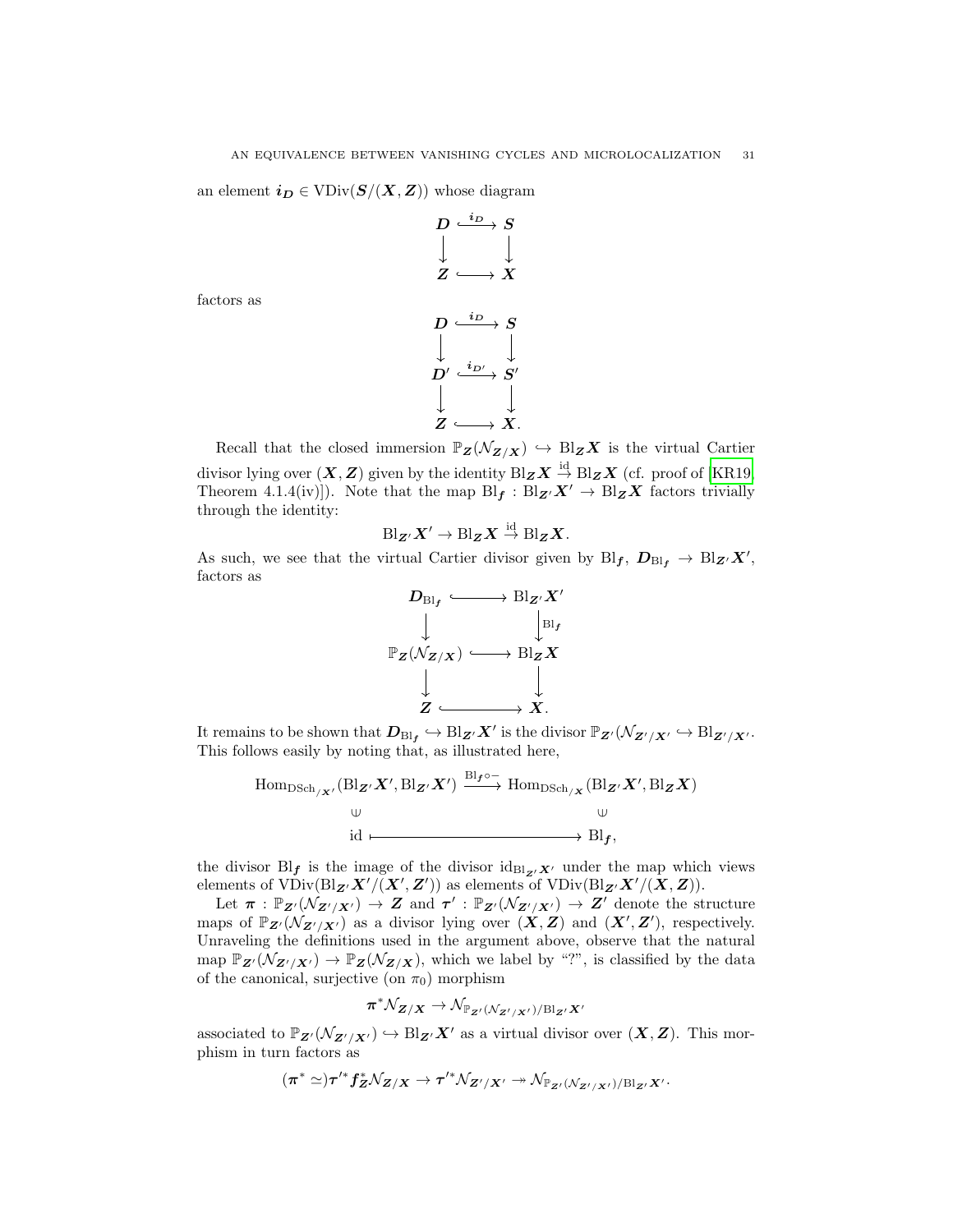an element $\boldsymbol{i_D} \in \mathrm{VDiv}(\boldsymbol{S}/(\boldsymbol{X}, \boldsymbol{Z}))$ whose diagram

$$
\begin{array}{ccc}
\boldsymbol{D} & \xhookrightarrow{\boldsymbol{i_D}} & \boldsymbol{S} \\
\downarrow & & \downarrow \\
\boldsymbol{Z} & \hookrightarrow & \boldsymbol{X}
\end{array}
$$

factors as

$$
\begin{array}{ccc}
\boldsymbol{D} & \xhookrightarrow{\boldsymbol{i_D}} & \boldsymbol{S} \\
\downarrow & & \downarrow \\
\boldsymbol{D}' & \xhookrightarrow{\boldsymbol{i_{D'}}} & \boldsymbol{S}' \\
\downarrow & & \downarrow \\
\boldsymbol{Z} & \hookrightarrow & \boldsymbol{X}.
\end{array}
$$

Recall that the closed immersion $\mathbb{P}_{\boldsymbol{Z}}(\mathcal{N}_{\boldsymbol{Z}/\boldsymbol{X}}) \hookrightarrow \mathrm{Bl}_{\boldsymbol{Z}}\boldsymbol{X}$ is the virtual Cartier divisor lying over $(\boldsymbol{X}, \boldsymbol{Z})$ given by the identity $\mathrm{Bl}_{\boldsymbol{Z}}\boldsymbol{X} \xrightarrow{\mathrm{id}} \mathrm{Bl}_{\boldsymbol{Z}}\boldsymbol{X}$ (cf. proof of [KR19, Theorem 4.1.4(iv)]). Note that the map $\mathrm{Bl}_{\boldsymbol{f}} : \mathrm{Bl}_{\boldsymbol{Z}'}\boldsymbol{X}' \to \mathrm{Bl}_{\boldsymbol{Z}}\boldsymbol{X}$ factors trivially through the identity:

$$\mathrm{Bl}_{\boldsymbol{Z}'}\boldsymbol{X}' \to \mathrm{Bl}_{\boldsymbol{Z}}\boldsymbol{X} \xrightarrow{\mathrm{id}} \mathrm{Bl}_{\boldsymbol{Z}}\boldsymbol{X}.$$

As such, we see that the virtual Cartier divisor given by $\mathrm{Bl}_{\boldsymbol{f}}$, $\boldsymbol{D}_{\mathrm{Bl}_{\boldsymbol{f}}} \to \mathrm{Bl}_{\boldsymbol{Z}'}\boldsymbol{X}'$, factors as

$$
\begin{array}{ccc}
\boldsymbol{D}_{\mathrm{Bl}_{\boldsymbol{f}}} & \hookrightarrow & \mathrm{Bl}_{\boldsymbol{Z}'}\boldsymbol{X}' \\
\downarrow & & \downarrow{\scriptstyle \mathrm{Bl}_{\boldsymbol{f}}} \\
\mathbb{P}_{\boldsymbol{Z}}(\mathcal{N}_{\boldsymbol{Z}/\boldsymbol{X}}) & \hookrightarrow & \mathrm{Bl}_{\boldsymbol{Z}}\boldsymbol{X} \\
\downarrow & & \downarrow \\
\boldsymbol{Z} & \hookrightarrow & \boldsymbol{X}.
\end{array}
$$

It remains to be shown that $\boldsymbol{D}_{\mathrm{Bl}_{\boldsymbol{f}}} \hookrightarrow \mathrm{Bl}_{\boldsymbol{Z}'}\boldsymbol{X}'$ is the divisor $\mathbb{P}_{\boldsymbol{Z}'}(\mathcal{N}_{\boldsymbol{Z}'/\boldsymbol{X}'} \hookrightarrow \mathrm{Bl}_{\boldsymbol{Z}'/\boldsymbol{X}'}$. This follows easily by noting that, as illustrated here,

$$
\begin{array}{ccc}
\mathrm{Hom}_{\mathrm{DSch}_{/\boldsymbol{X}'}}(\mathrm{Bl}_{\boldsymbol{Z}'}\boldsymbol{X}', \mathrm{Bl}_{\boldsymbol{Z}'}\boldsymbol{X}') & \xrightarrow{\mathrm{Bl}_{\boldsymbol{f}}\circ -} & \mathrm{Hom}_{\mathrm{DSch}_{/\boldsymbol{X}}}(\mathrm{Bl}_{\boldsymbol{Z}'}\boldsymbol{X}', \mathrm{Bl}_{\boldsymbol{Z}}\boldsymbol{X}) \\
\cup & & \cup \\
\mathrm{id} & \longmapsto & \mathrm{Bl}_{\boldsymbol{f}},
\end{array}
$$

the divisor $\mathrm{Bl}_{\boldsymbol{f}}$ is the image of the divisor $\mathrm{id}_{\mathrm{Bl}_{\boldsymbol{Z}'}\boldsymbol{X}'}$ under the map which views elements of $\mathrm{VDiv}(\mathrm{Bl}_{\boldsymbol{Z}'}\boldsymbol{X}'/(\boldsymbol{X}', \boldsymbol{Z}'))$ as elements of $\mathrm{VDiv}(\mathrm{Bl}_{\boldsymbol{Z}'}\boldsymbol{X}'/(\boldsymbol{X}, \boldsymbol{Z}))$.

Let $\boldsymbol{\pi} : \mathbb{P}_{\boldsymbol{Z}'}(\mathcal{N}_{\boldsymbol{Z}'/\boldsymbol{X}'}) \to \boldsymbol{Z}$ and $\boldsymbol{\tau}' : \mathbb{P}_{\boldsymbol{Z}'}(\mathcal{N}_{\boldsymbol{Z}'/\boldsymbol{X}'}) \to \boldsymbol{Z}'$ denote the structure maps of $\mathbb{P}_{\boldsymbol{Z}'}(\mathcal{N}_{\boldsymbol{Z}'/\boldsymbol{X}'})$ as a divisor lying over $(\boldsymbol{X}, \boldsymbol{Z})$ and $(\boldsymbol{X}', \boldsymbol{Z}')$, respectively. Unraveling the definitions used in the argument above, observe that the natural map $\mathbb{P}_{\boldsymbol{Z}'}(\mathcal{N}_{\boldsymbol{Z}'/\boldsymbol{X}'}) \to \mathbb{P}_{\boldsymbol{Z}}(\mathcal{N}_{\boldsymbol{Z}/\boldsymbol{X}})$, which we label by "?", is classified by the data of the canonical, surjective (on $\pi_0$) morphism

$$\boldsymbol{\pi}^*\mathcal{N}_{\boldsymbol{Z}/\boldsymbol{X}} \to \mathcal{N}_{\mathbb{P}_{\boldsymbol{Z}'}(\mathcal{N}_{\boldsymbol{Z}'/\boldsymbol{X}'})/\mathrm{Bl}_{\boldsymbol{Z}'}\boldsymbol{X}'}$$

associated to $\mathbb{P}_{\boldsymbol{Z}'}(\mathcal{N}_{\boldsymbol{Z}'/\boldsymbol{X}'}) \hookrightarrow \mathrm{Bl}_{\boldsymbol{Z}'}\boldsymbol{X}'$ as a virtual divisor over $(\boldsymbol{X}, \boldsymbol{Z})$. This morphism in turn factors as

$$(\boldsymbol{\pi}^* \simeq)\boldsymbol{\tau}'^*\boldsymbol{f}_{\boldsymbol{Z}}^*\mathcal{N}_{\boldsymbol{Z}/\boldsymbol{X}} \to \boldsymbol{\tau}'^*\mathcal{N}_{\boldsymbol{Z}'/\boldsymbol{X}'} \twoheadrightarrow \mathcal{N}_{\mathbb{P}_{\boldsymbol{Z}'}(\mathcal{N}_{\boldsymbol{Z}'/\boldsymbol{X}'})/\mathrm{Bl}_{\boldsymbol{Z}'}\boldsymbol{X}'}.$$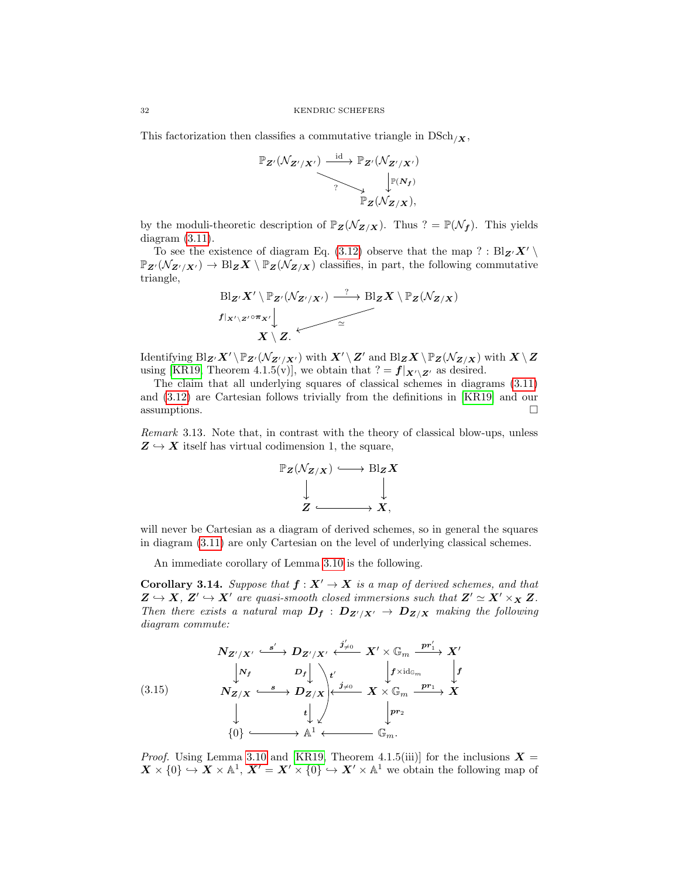This factorization then classifies a commutative triangle in $\mathrm{DSch}_{/\boldsymbol{X}}$,

$$
\begin{array}{ccc}
\mathbb{P}_{\boldsymbol{Z}'}(\mathcal{N}_{\boldsymbol{Z}'/\boldsymbol{X}'}) & \xrightarrow{\mathrm{id}} & \mathbb{P}_{\boldsymbol{Z}'}(\mathcal{N}_{\boldsymbol{Z}'/\boldsymbol{X}'}) \\
& \searrow^{?} & \downarrow{\scriptstyle \mathbb{P}(\boldsymbol{N_f})} \\
& & \mathbb{P}_{\boldsymbol{Z}}(\mathcal{N}_{\boldsymbol{Z}/\boldsymbol{X}}),
\end{array}
$$

by the moduli-theoretic description of $\mathbb{P}_{\boldsymbol{Z}}(\mathcal{N}_{\boldsymbol{Z}/\boldsymbol{X}})$. Thus $? = \mathbb{P}(\mathcal{N}_{\boldsymbol{f}})$. This yields diagram (3.11).

To see the existence of diagram Eq. (3.12) observe that the map $? : \mathrm{Bl}_{\boldsymbol{Z}'}\boldsymbol{X}' \setminus \mathbb{P}_{\boldsymbol{Z}'}(\mathcal{N}_{\boldsymbol{Z}'/\boldsymbol{X}'}) \to \mathrm{Bl}_{\boldsymbol{Z}}\boldsymbol{X} \setminus \mathbb{P}_{\boldsymbol{Z}}(\mathcal{N}_{\boldsymbol{Z}/\boldsymbol{X}})$ classifies, in part, the following commutative triangle,

$$
\begin{array}{ccc}
\mathrm{Bl}_{\boldsymbol{Z}'}\boldsymbol{X}' \setminus \mathbb{P}_{\boldsymbol{Z}'}(\mathcal{N}_{\boldsymbol{Z}'/\boldsymbol{X}'}) & \xrightarrow{?} & \mathrm{Bl}_{\boldsymbol{Z}}\boldsymbol{X} \setminus \mathbb{P}_{\boldsymbol{Z}}(\mathcal{N}_{\boldsymbol{Z}/\boldsymbol{X}}) \\
\downarrow{\scriptstyle \boldsymbol{f}|_{\boldsymbol{X}'\setminus \boldsymbol{Z}'} \circ \boldsymbol{\pi}_{\boldsymbol{X}'}} & \swarrow_{\simeq} & \\
\boldsymbol{X} \setminus \boldsymbol{Z}. & &
\end{array}
$$

Identifying $\mathrm{Bl}_{\boldsymbol{Z}'}\boldsymbol{X}' \setminus \mathbb{P}_{\boldsymbol{Z}'}(\mathcal{N}_{\boldsymbol{Z}'/\boldsymbol{X}'})$ with $\boldsymbol{X}' \setminus \boldsymbol{Z}'$ and $\mathrm{Bl}_{\boldsymbol{Z}}\boldsymbol{X} \setminus \mathbb{P}_{\boldsymbol{Z}}(\mathcal{N}_{\boldsymbol{Z}/\boldsymbol{X}})$ with $\boldsymbol{X} \setminus \boldsymbol{Z}$ using [KR19, Theorem 4.1.5(v)], we obtain that $? = \boldsymbol{f}|_{\boldsymbol{X}'\setminus \boldsymbol{Z}'}$ as desired.

The claim that all underlying squares of classical schemes in diagrams (3.11) and (3.12) are Cartesian follows trivially from the definitions in [KR19] and our assumptions. □

*Remark* 3.13. Note that, in contrast with the theory of classical blow-ups, unless $\boldsymbol{Z} \hookrightarrow \boldsymbol{X}$ itself has virtual codimension 1, the square,

$$
\begin{array}{ccc}
\mathbb{P}_{\boldsymbol{Z}}(\mathcal{N}_{\boldsymbol{Z}/\boldsymbol{X}}) & \hookrightarrow & \mathrm{Bl}_{\boldsymbol{Z}}\boldsymbol{X} \\
\downarrow & & \downarrow \\
\boldsymbol{Z} & \hookrightarrow & \boldsymbol{X},
\end{array}
$$

will never be Cartesian as a diagram of derived schemes, so in general the squares in diagram (3.11) are only Cartesian on the level of underlying classical schemes.

An immediate corollary of Lemma 3.10 is the following.

**Corollary 3.14.** *Suppose that $\boldsymbol{f} : \boldsymbol{X}' \to \boldsymbol{X}$ is a map of derived schemes, and that $\boldsymbol{Z} \hookrightarrow \boldsymbol{X}$, $\boldsymbol{Z}' \hookrightarrow \boldsymbol{X}'$ are quasi-smooth closed immersions such that $\boldsymbol{Z}' \simeq \boldsymbol{X}' \times_{\boldsymbol{X}} \boldsymbol{Z}$. Then there exists a natural map $\boldsymbol{D_f} : \boldsymbol{D}_{\boldsymbol{Z}'/\boldsymbol{X}'} \to \boldsymbol{D}_{\boldsymbol{Z}/\boldsymbol{X}}$ making the following diagram commute:*

$$
(3.15) \qquad
\begin{array}{ccccccc}
\boldsymbol{N}_{\boldsymbol{Z}'/\boldsymbol{X}'} & \xhookrightarrow{\boldsymbol{s}'} & \boldsymbol{D}_{\boldsymbol{Z}'/\boldsymbol{X}'} & \xhookleftarrow{\boldsymbol{j}'_{\neq 0}} & \boldsymbol{X}' \times \mathbb{G}_m & \xrightarrow{\boldsymbol{pr}'_1} & \boldsymbol{X}' \\
\downarrow{\scriptstyle \boldsymbol{N_f}} & & \downarrow{\scriptstyle \boldsymbol{D_f}} \ \searrow{\scriptstyle \boldsymbol{t}'} & & \downarrow{\scriptstyle \boldsymbol{f} \times \mathrm{id}_{\mathbb{G}_m}} & & \downarrow{\scriptstyle \boldsymbol{f}} \\
\boldsymbol{N}_{\boldsymbol{Z}/\boldsymbol{X}} & \xhookrightarrow{\boldsymbol{s}} & \boldsymbol{D}_{\boldsymbol{Z}/\boldsymbol{X}} & \xhookleftarrow{\boldsymbol{j}_{\neq 0}} & \boldsymbol{X} \times \mathbb{G}_m & \xrightarrow{\boldsymbol{pr}_1} & \boldsymbol{X} \\
\downarrow & & \downarrow{\scriptstyle \boldsymbol{t}} & & \downarrow{\scriptstyle \boldsymbol{pr}_2} & & \\
\{0\} & \hookrightarrow & \mathbb{A}^1 & \hookleftarrow & \mathbb{G}_m. & &
\end{array}
$$

*Proof.* Using Lemma 3.10 and [KR19, Theorem 4.1.5(iii)] for the inclusions $\boldsymbol{X} = \boldsymbol{X} \times \{0\} \hookrightarrow \boldsymbol{X} \times \mathbb{A}^1$, $\boldsymbol{X}' = \boldsymbol{X}' \times \{0\} \hookrightarrow \boldsymbol{X}' \times \mathbb{A}^1$ we obtain the following map of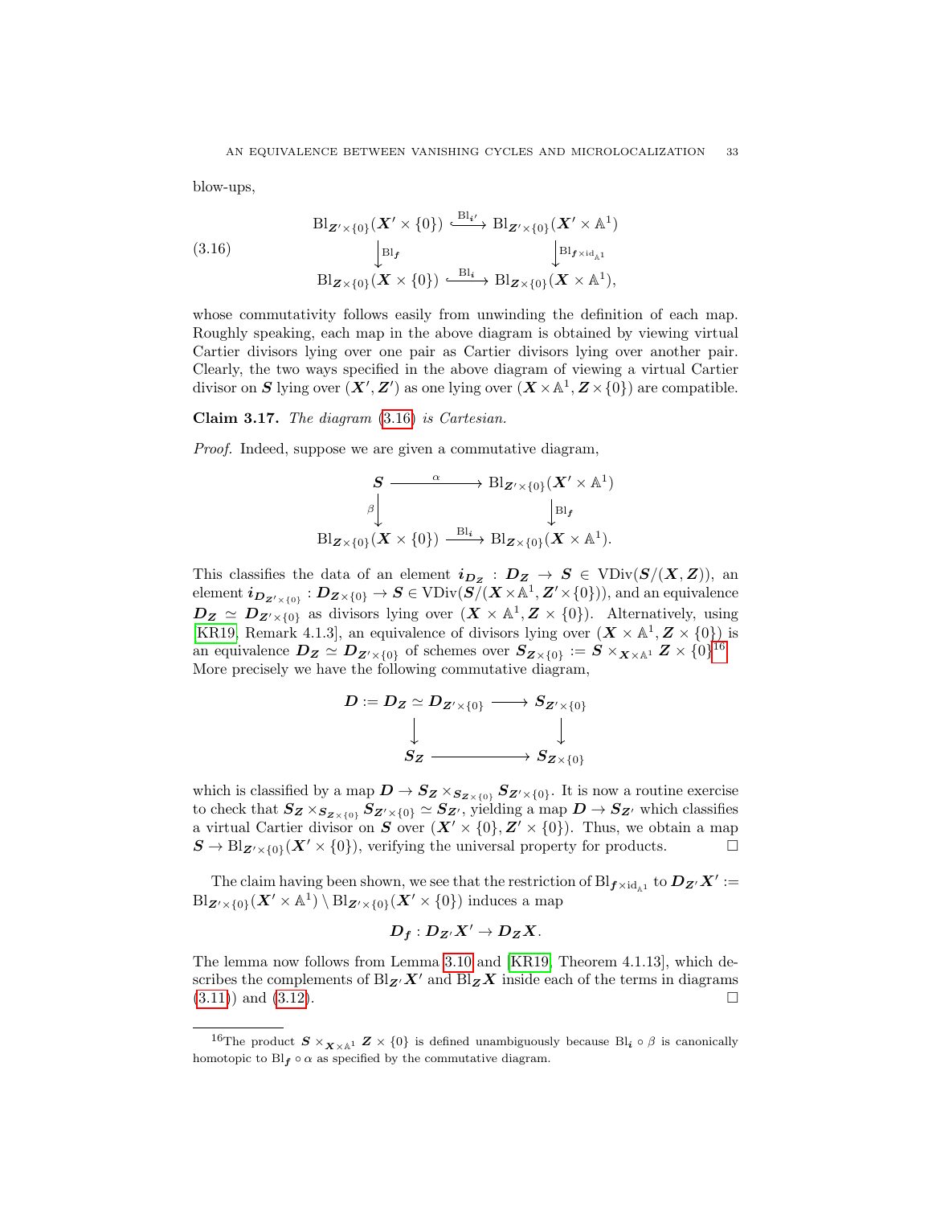blow-ups,

$$
\begin{array}{ccc}
\mathrm{Bl}_{\boldsymbol{Z}'\times\{0\}}(\boldsymbol{X}'\times\{0\}) & \xhookrightarrow{\mathrm{Bl}_{\boldsymbol{i}'}} & \mathrm{Bl}_{\boldsymbol{Z}'\times\{0\}}(\boldsymbol{X}'\times\mathbb{A}^1) \\
\big\downarrow{\scriptstyle \mathrm{Bl}_{\boldsymbol{f}}} & & \big\downarrow{\scriptstyle \mathrm{Bl}_{\boldsymbol{f}\times\mathrm{id}_{\mathbb{A}^1}}} \\
\mathrm{Bl}_{\boldsymbol{Z}\times\{0\}}(\boldsymbol{X}\times\{0\}) & \xhookrightarrow{\mathrm{Bl}_{\boldsymbol{i}}} & \mathrm{Bl}_{\boldsymbol{Z}\times\{0\}}(\boldsymbol{X}\times\mathbb{A}^1),
\end{array}
\tag{3.16}
$$

whose commutativity follows easily from unwinding the definition of each map. Roughly speaking, each map in the above diagram is obtained by viewing virtual Cartier divisors lying over one pair as Cartier divisors lying over another pair. Clearly, the two ways specified in the above diagram of viewing a virtual Cartier divisor on $\boldsymbol{S}$ lying over $(\boldsymbol{X}', \boldsymbol{Z}')$ as one lying over $(\boldsymbol{X}\times\mathbb{A}^1, \boldsymbol{Z}\times\{0\})$ are compatible.

**Claim 3.17.** *The diagram* (3.16) *is Cartesian.*

*Proof.* Indeed, suppose we are given a commutative diagram,

$$
\begin{array}{ccc}
\boldsymbol{S} & \xrightarrow{\quad\alpha\quad} & \mathrm{Bl}_{\boldsymbol{Z}'\times\{0\}}(\boldsymbol{X}'\times\mathbb{A}^1) \\
\big\downarrow{\scriptstyle \beta} & & \big\downarrow{\scriptstyle \mathrm{Bl}_{\boldsymbol{f}}} \\
\mathrm{Bl}_{\boldsymbol{Z}\times\{0\}}(\boldsymbol{X}\times\{0\}) & \xrightarrow{\mathrm{Bl}_{\boldsymbol{i}}} & \mathrm{Bl}_{\boldsymbol{Z}\times\{0\}}(\boldsymbol{X}\times\mathbb{A}^1).
\end{array}
$$

This classifies the data of an element $\boldsymbol{i}_{\boldsymbol{D}_{\boldsymbol{Z}}} : \boldsymbol{D}_{\boldsymbol{Z}} \to \boldsymbol{S} \in \mathrm{VDiv}(\boldsymbol{S}/(\boldsymbol{X}, \boldsymbol{Z}))$, an element $\boldsymbol{i}_{\boldsymbol{D}_{\boldsymbol{Z}'\times\{0\}}} : \boldsymbol{D}_{\boldsymbol{Z}\times\{0\}} \to \boldsymbol{S} \in \mathrm{VDiv}(\boldsymbol{S}/(\boldsymbol{X}\times\mathbb{A}^1, \boldsymbol{Z}'\times\{0\}))$, and an equivalence $\boldsymbol{D}_{\boldsymbol{Z}} \simeq \boldsymbol{D}_{\boldsymbol{Z}'\times\{0\}}$ as divisors lying over $(\boldsymbol{X}\times\mathbb{A}^1, \boldsymbol{Z}\times\{0\})$. Alternatively, using [KR19, Remark 4.1.3], an equivalence of divisors lying over $(\boldsymbol{X}\times\mathbb{A}^1, \boldsymbol{Z}\times\{0\})$ is an equivalence $\boldsymbol{D}_{\boldsymbol{Z}} \simeq \boldsymbol{D}_{\boldsymbol{Z}'\times\{0\}}$ of schemes over $\boldsymbol{S}_{\boldsymbol{Z}\times\{0\}} := \boldsymbol{S}\times_{\boldsymbol{X}\times\mathbb{A}^1} \boldsymbol{Z}\times\{0\}$[16]. More precisely we have the following commutative diagram,

$$
\begin{array}{ccc}
\boldsymbol{D} := \boldsymbol{D}_{\boldsymbol{Z}} \simeq \boldsymbol{D}_{\boldsymbol{Z}'\times\{0\}} & \longrightarrow & \boldsymbol{S}_{\boldsymbol{Z}'\times\{0\}} \\
\big\downarrow & & \big\downarrow \\
\boldsymbol{S}_{\boldsymbol{Z}} & \longrightarrow & \boldsymbol{S}_{\boldsymbol{Z}\times\{0\}}
\end{array}
$$

which is classified by a map $\boldsymbol{D} \to \boldsymbol{S}_{\boldsymbol{Z}} \times_{\boldsymbol{S}_{\boldsymbol{Z}\times\{0\}}} \boldsymbol{S}_{\boldsymbol{Z}'\times\{0\}}$. It is now a routine exercise to check that $\boldsymbol{S}_{\boldsymbol{Z}} \times_{\boldsymbol{S}_{\boldsymbol{Z}\times\{0\}}} \boldsymbol{S}_{\boldsymbol{Z}'\times\{0\}} \simeq \boldsymbol{S}_{\boldsymbol{Z}'}$, yielding a map $\boldsymbol{D} \to \boldsymbol{S}_{\boldsymbol{Z}'}$ which classifies a virtual Cartier divisor on $\boldsymbol{S}$ over $(\boldsymbol{X}'\times\{0\}, \boldsymbol{Z}'\times\{0\})$. Thus, we obtain a map $\boldsymbol{S} \to \mathrm{Bl}_{\boldsymbol{Z}'\times\{0\}}(\boldsymbol{X}'\times\{0\})$, verifying the universal property for products. $\square$

The claim having been shown, we see that the restriction of $\mathrm{Bl}_{\boldsymbol{f}\times\mathrm{id}_{\mathbb{A}^1}}$ to $\boldsymbol{D}_{\boldsymbol{Z}'}\boldsymbol{X}' := \mathrm{Bl}_{\boldsymbol{Z}'\times\{0\}}(\boldsymbol{X}'\times\mathbb{A}^1) \setminus \mathrm{Bl}_{\boldsymbol{Z}'\times\{0\}}(\boldsymbol{X}'\times\{0\})$ induces a map

$$
\boldsymbol{D}_{\boldsymbol{f}} : \boldsymbol{D}_{\boldsymbol{Z}'}\boldsymbol{X}' \to \boldsymbol{D}_{\boldsymbol{Z}}\boldsymbol{X}.
$$

The lemma now follows from Lemma 3.10 and [KR19, Theorem 4.1.13], which describes the complements of $\mathrm{Bl}_{\boldsymbol{Z}'}\boldsymbol{X}'$ and $\mathrm{Bl}_{\boldsymbol{Z}}\boldsymbol{X}$ inside each of the terms in diagrams (3.11)) and (3.12). $\square$

[16] The product $\boldsymbol{S}\times_{\boldsymbol{X}\times\mathbb{A}^1} \boldsymbol{Z}\times\{0\}$ is defined unambiguously because $\mathrm{Bl}_{\boldsymbol{i}} \circ \beta$ is canonically homotopic to $\mathrm{Bl}_{\boldsymbol{f}} \circ \alpha$ as specified by the commutative diagram.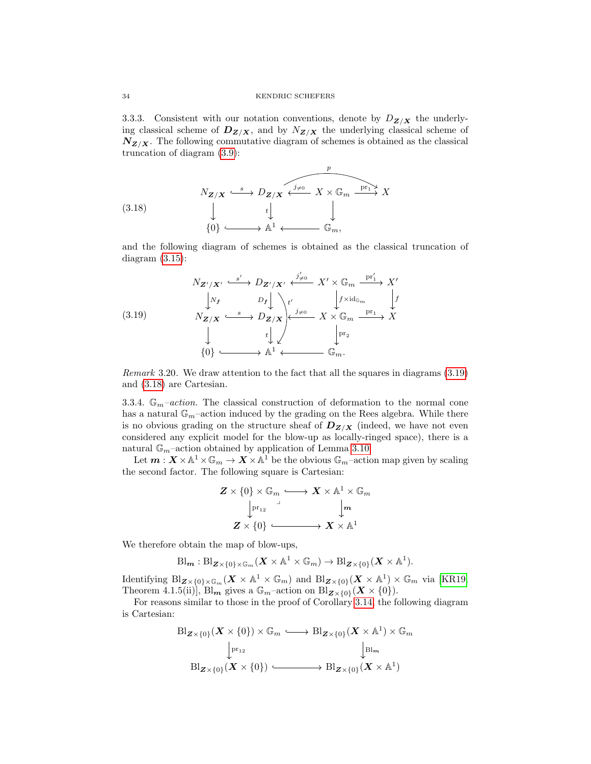3.3.3. Consistent with our notation conventions, denote by $D_{\boldsymbol{Z}/\boldsymbol{X}}$ the underlying classical scheme of $\boldsymbol{D}_{\boldsymbol{Z}/\boldsymbol{X}}$, and by $N_{\boldsymbol{Z}/\boldsymbol{X}}$ the underlying classical scheme of $\boldsymbol{N}_{\boldsymbol{Z}/\boldsymbol{X}}$. The following commutative diagram of schemes is obtained as the classical truncation of diagram (3.9):

$$
\begin{array}{ccccccc}
N_{\boldsymbol{Z}/\boldsymbol{X}} & \xhookrightarrow{s} & D_{\boldsymbol{Z}/\boldsymbol{X}} & \xhookleftarrow{j_{\neq 0}} & X \times \mathbb{G}_m & \xrightarrow{\mathrm{pr}_1} & X \\
\downarrow & & \downarrow{\scriptstyle t} & & \downarrow & & \\
\{0\} & \hookrightarrow & \mathbb{A}^1 & \longleftarrow & \mathbb{G}_m, & &
\end{array}
\tag{3.18}
$$

(with $p : D_{\boldsymbol{Z}/\boldsymbol{X}} \to X$ the curved arrow), and the following diagram of schemes is obtained as the classical truncation of diagram (3.15):

$$
\begin{array}{ccccccc}
N_{\boldsymbol{Z}'/\boldsymbol{X}'} & \xhookrightarrow{s'} & D_{\boldsymbol{Z}'/\boldsymbol{X}'} & \xhookleftarrow{j'_{\neq 0}} & X' \times \mathbb{G}_m & \xrightarrow{\mathrm{pr}'_1} & X' \\
\downarrow{\scriptstyle N_{\boldsymbol{f}}} & & \downarrow{\scriptstyle D_{\boldsymbol{f}}} & & \downarrow{\scriptstyle f \times \mathrm{id}_{\mathbb{G}_m}} & & \downarrow{\scriptstyle f} \\
N_{\boldsymbol{Z}/\boldsymbol{X}} & \xhookrightarrow{s} & D_{\boldsymbol{Z}/\boldsymbol{X}} & \xhookleftarrow{j_{\neq 0}} & X \times \mathbb{G}_m & \xrightarrow{\mathrm{pr}_1} & X \\
\downarrow & & \downarrow{\scriptstyle t} & & \downarrow{\scriptstyle \mathrm{pr}_2} & & \\
\{0\} & \hookrightarrow & \mathbb{A}^1 & \longleftarrow & \mathbb{G}_m. & &
\end{array}
\tag{3.19}
$$

(with $t' : D_{\boldsymbol{Z}'/\boldsymbol{X}'} \to \mathbb{A}^1$ the curved arrow).

*Remark* 3.20. We draw attention to the fact that all the squares in diagrams (3.19) and (3.18) are Cartesian.

3.3.4. $\mathbb{G}_m$*–action.* The classical construction of deformation to the normal cone has a natural $\mathbb{G}_m$–action induced by the grading on the Rees algebra. While there is no obvious grading on the structure sheaf of $\boldsymbol{D}_{\boldsymbol{Z}/\boldsymbol{X}}$ (indeed, we have not even considered any explicit model for the blow-up as locally-ringed space), there is a natural $\mathbb{G}_m$–action obtained by application of Lemma 3.10.

Let $\boldsymbol{m} : \boldsymbol{X} \times \mathbb{A}^1 \times \mathbb{G}_m \to \boldsymbol{X} \times \mathbb{A}^1$ be the obvious $\mathbb{G}_m$–action map given by scaling the second factor. The following square is Cartesian:

$$
\begin{array}{ccc}
\boldsymbol{Z} \times \{0\} \times \mathbb{G}_m & \hookrightarrow & \boldsymbol{X} \times \mathbb{A}^1 \times \mathbb{G}_m \\
\downarrow{\scriptstyle \mathrm{pr}_{12}} & \lrcorner & \downarrow{\scriptstyle \boldsymbol{m}} \\
\boldsymbol{Z} \times \{0\} & \hookrightarrow & \boldsymbol{X} \times \mathbb{A}^1
\end{array}
$$

We therefore obtain the map of blow-ups,

$$
\mathrm{Bl}_{\boldsymbol{m}} : \mathrm{Bl}_{\boldsymbol{Z} \times \{0\} \times \mathbb{G}_m}(\boldsymbol{X} \times \mathbb{A}^1 \times \mathbb{G}_m) \to \mathrm{Bl}_{\boldsymbol{Z} \times \{0\}}(\boldsymbol{X} \times \mathbb{A}^1).
$$

Identifying $\mathrm{Bl}_{\boldsymbol{Z} \times \{0\} \times \mathbb{G}_m}(\boldsymbol{X} \times \mathbb{A}^1 \times \mathbb{G}_m)$ and $\mathrm{Bl}_{\boldsymbol{Z} \times \{0\}}(\boldsymbol{X} \times \mathbb{A}^1) \times \mathbb{G}_m$ via [KR19, Theorem 4.1.5(ii)], $\mathrm{Bl}_{\boldsymbol{m}}$ gives a $\mathbb{G}_m$–action on $\mathrm{Bl}_{\boldsymbol{Z} \times \{0\}}(\boldsymbol{X} \times \{0\})$.

For reasons similar to those in the proof of Corollary 3.14, the following diagram is Cartesian:

$$
\begin{array}{ccc}
\mathrm{Bl}_{\boldsymbol{Z} \times \{0\}}(\boldsymbol{X} \times \{0\}) \times \mathbb{G}_m & \hookrightarrow & \mathrm{Bl}_{\boldsymbol{Z} \times \{0\}}(\boldsymbol{X} \times \mathbb{A}^1) \times \mathbb{G}_m \\
\downarrow{\scriptstyle \mathrm{pr}_{12}} & & \downarrow{\scriptstyle \mathrm{Bl}_{\boldsymbol{m}}} \\
\mathrm{Bl}_{\boldsymbol{Z} \times \{0\}}(\boldsymbol{X} \times \{0\}) & \hookrightarrow & \mathrm{Bl}_{\boldsymbol{Z} \times \{0\}}(\boldsymbol{X} \times \mathbb{A}^1)
\end{array}
$$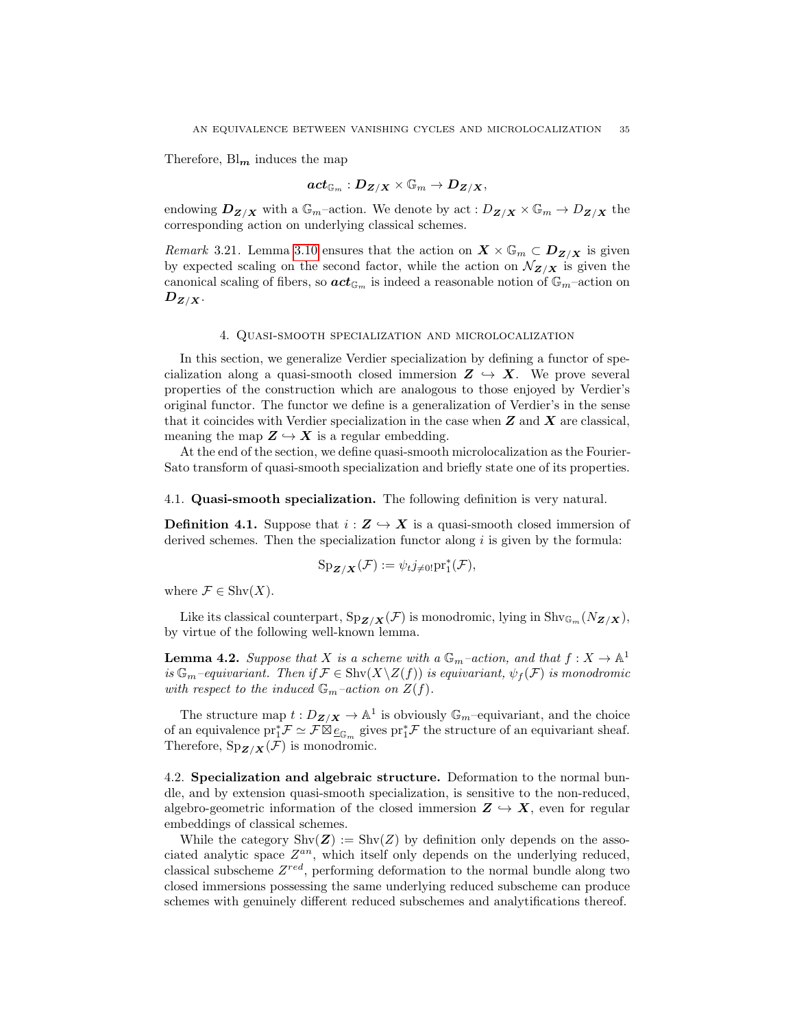Therefore, $\mathrm{Bl}_{\boldsymbol{m}}$ induces the map

$$\boldsymbol{act}_{\mathbb{G}_m} : \boldsymbol{D_{Z/X}} \times \mathbb{G}_m \to \boldsymbol{D_{Z/X}},$$

endowing $\boldsymbol{D_{Z/X}}$ with a $\mathbb{G}_m$–action. We denote by $\mathrm{act} : D_{\boldsymbol{Z/X}} \times \mathbb{G}_m \to D_{\boldsymbol{Z/X}}$ the corresponding action on underlying classical schemes.

*Remark* 3.21. Lemma 3.10 ensures that the action on $\boldsymbol{X} \times \mathbb{G}_m \subset \boldsymbol{D_{Z/X}}$ is given by expected scaling on the second factor, while the action on $\mathcal{N}_{\boldsymbol{Z/X}}$ is given the canonical scaling of fibers, so $\boldsymbol{act}_{\mathbb{G}_m}$ is indeed a reasonable notion of $\mathbb{G}_m$–action on $\boldsymbol{D_{Z/X}}$.

## 4. Quasi-smooth specialization and microlocalization

In this section, we generalize Verdier specialization by defining a functor of specialization along a quasi-smooth closed immersion $\boldsymbol{Z} \hookrightarrow \boldsymbol{X}$. We prove several properties of the construction which are analogous to those enjoyed by Verdier's original functor. The functor we define is a generalization of Verdier's in the sense that it coincides with Verdier specialization in the case when $\boldsymbol{Z}$ and $\boldsymbol{X}$ are classical, meaning the map $\boldsymbol{Z} \hookrightarrow \boldsymbol{X}$ is a regular embedding.

At the end of the section, we define quasi-smooth microlocalization as the Fourier-Sato transform of quasi-smooth specialization and briefly state one of its properties.

### 4.1. Quasi-smooth specialization.

The following definition is very natural.

**Definition 4.1.** Suppose that $i : \boldsymbol{Z} \hookrightarrow \boldsymbol{X}$ is a quasi-smooth closed immersion of derived schemes. Then the specialization functor along $i$ is given by the formula:

$$\mathrm{Sp}_{\boldsymbol{Z/X}}(\mathcal{F}) := \psi_t j_{\neq 0!} \mathrm{pr}_1^*(\mathcal{F}),$$

where $\mathcal{F} \in \mathrm{Shv}(X)$.

Like its classical counterpart, $\mathrm{Sp}_{\boldsymbol{Z/X}}(\mathcal{F})$ is monodromic, lying in $\mathrm{Shv}_{\mathbb{G}_m}(N_{\boldsymbol{Z/X}})$, by virtue of the following well-known lemma.

**Lemma 4.2.** *Suppose that $X$ is a scheme with a $\mathbb{G}_m$–action, and that $f : X \to \mathbb{A}^1$ is $\mathbb{G}_m$–equivariant. Then if $\mathcal{F} \in \mathrm{Shv}(X \backslash Z(f))$ is equivariant, $\psi_f(\mathcal{F})$ is monodromic with respect to the induced $\mathbb{G}_m$–action on $Z(f)$.*

The structure map $t : D_{\boldsymbol{Z/X}} \to \mathbb{A}^1$ is obviously $\mathbb{G}_m$–equivariant, and the choice of an equivalence $\mathrm{pr}_1^* \mathcal{F} \simeq \mathcal{F} \boxtimes \underline{e}_{\mathbb{G}_m}$ gives $\mathrm{pr}_1^* \mathcal{F}$ the structure of an equivariant sheaf. Therefore, $\mathrm{Sp}_{\boldsymbol{Z/X}}(\mathcal{F})$ is monodromic.

### 4.2. Specialization and algebraic structure.

Deformation to the normal bundle, and by extension quasi-smooth specialization, is sensitive to the non-reduced, algebro-geometric information of the closed immersion $\boldsymbol{Z} \hookrightarrow \boldsymbol{X}$, even for regular embeddings of classical schemes.

While the category $\mathrm{Shv}(\boldsymbol{Z}) := \mathrm{Shv}(Z)$ by definition only depends on the associated analytic space $Z^{an}$, which itself only depends on the underlying reduced, classical subscheme $Z^{red}$, performing deformation to the normal bundle along two closed immersions possessing the same underlying reduced subscheme can produce schemes with genuinely different reduced subschemes and analytifications thereof.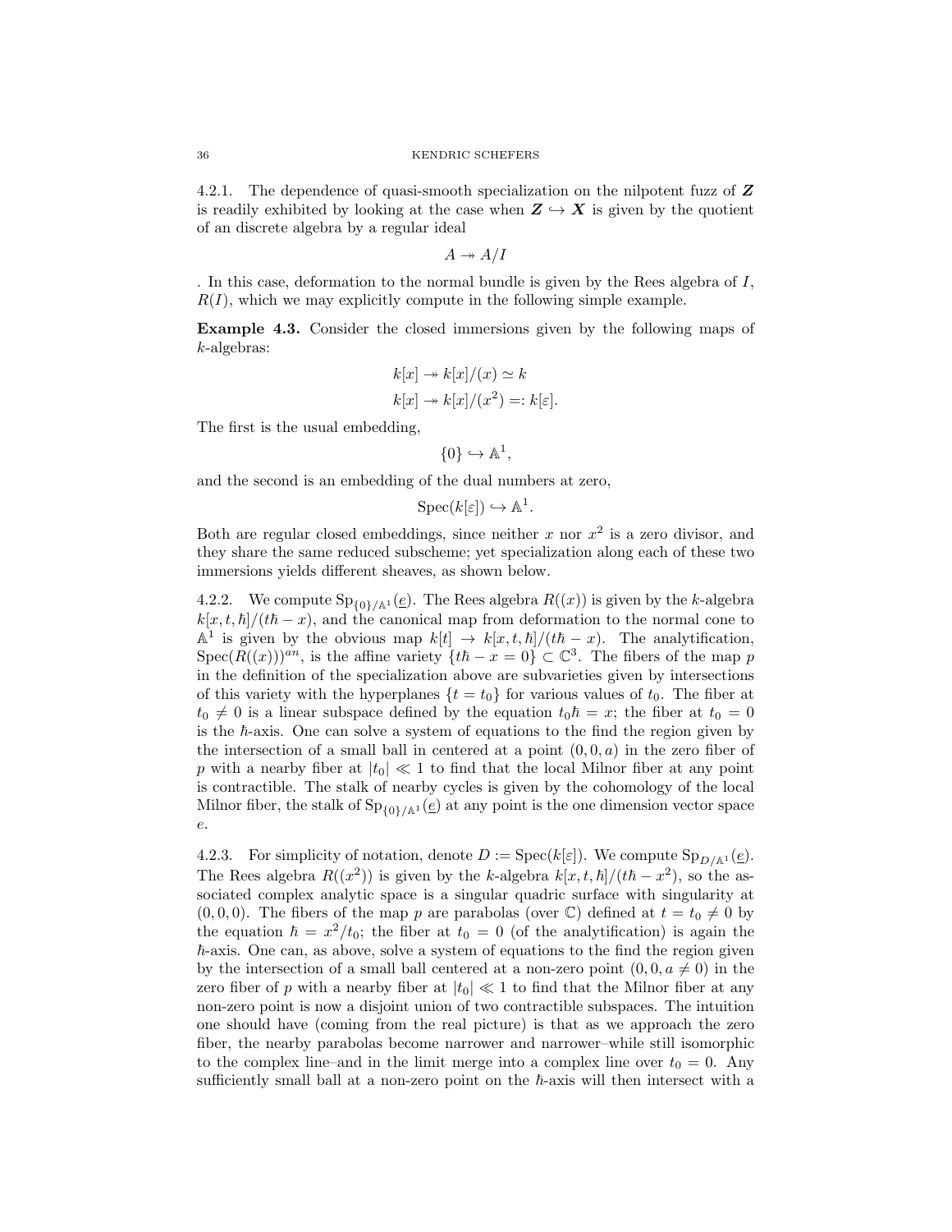4.2.1. The dependence of quasi-smooth specialization on the nilpotent fuzz of $\boldsymbol{Z}$ is readily exhibited by looking at the case when $\boldsymbol{Z} \hookrightarrow \boldsymbol{X}$ is given by the quotient of an discrete algebra by a regular ideal

$$A \twoheadrightarrow A/I$$

. In this case, deformation to the normal bundle is given by the Rees algebra of $I$, $R(I)$, which we may explicitly compute in the following simple example.

**Example 4.3.** Consider the closed immersions given by the following maps of $k$-algebras:

$$k[x] \twoheadrightarrow k[x]/(x) \simeq k$$
$$k[x] \twoheadrightarrow k[x]/(x^2) =: k[\varepsilon].$$

The first is the usual embedding,

$$\{0\} \hookrightarrow \mathbb{A}^1,$$

and the second is an embedding of the dual numbers at zero,

$$\mathrm{Spec}(k[\varepsilon]) \hookrightarrow \mathbb{A}^1.$$

Both are regular closed embeddings, since neither $x$ nor $x^2$ is a zero divisor, and they share the same reduced subscheme; yet specialization along each of these two immersions yields different sheaves, as shown below.

4.2.2. We compute $\mathrm{Sp}_{\{0\}/\mathbb{A}^1}(\underline{e})$. The Rees algebra $R((x))$ is given by the $k$-algebra $k[x, t, \hbar]/(t\hbar - x)$, and the canonical map from deformation to the normal cone to $\mathbb{A}^1$ is given by the obvious map $k[t] \to k[x, t, \hbar]/(t\hbar - x)$. The analytification, $\mathrm{Spec}(R((x)))^{an}$, is the affine variety $\{t\hbar - x = 0\} \subset \mathbb{C}^3$. The fibers of the map $p$ in the definition of the specialization above are subvarieties given by intersections of this variety with the hyperplanes $\{t = t_0\}$ for various values of $t_0$. The fiber at $t_0 \neq 0$ is a linear subspace defined by the equation $t_0\hbar = x$; the fiber at $t_0 = 0$ is the $\hbar$-axis. One can solve a system of equations to the find the region given by the intersection of a small ball in centered at a point $(0, 0, a)$ in the zero fiber of $p$ with a nearby fiber at $|t_0| \ll 1$ to find that the local Milnor fiber at any point is contractible. The stalk of nearby cycles is given by the cohomology of the local Milnor fiber, the stalk of $\mathrm{Sp}_{\{0\}/\mathbb{A}^1}(\underline{e})$ at any point is the one dimension vector space $e$.

4.2.3. For simplicity of notation, denote $D := \mathrm{Spec}(k[\varepsilon])$. We compute $\mathrm{Sp}_{D/\mathbb{A}^1}(\underline{e})$. The Rees algebra $R((x^2))$ is given by the $k$-algebra $k[x, t, \hbar]/(t\hbar - x^2)$, so the associated complex analytic space is a singular quadric surface with singularity at $(0, 0, 0)$. The fibers of the map $p$ are parabolas (over $\mathbb{C}$) defined at $t = t_0 \neq 0$ by the equation $\hbar = x^2/t_0$; the fiber at $t_0 = 0$ (of the analytification) is again the $\hbar$-axis. One can, as above, solve a system of equations to the find the region given by the intersection of a small ball centered at a non-zero point $(0, 0, a \neq 0)$ in the zero fiber of $p$ with a nearby fiber at $|t_0| \ll 1$ to find that the Milnor fiber at any non-zero point is now a disjoint union of two contractible subspaces. The intuition one should have (coming from the real picture) is that as we approach the zero fiber, the nearby parabolas become narrower and narrower–while still isomorphic to the complex line–and in the limit merge into a complex line over $t_0 = 0$. Any sufficiently small ball at a non-zero point on the $\hbar$-axis will then intersect with a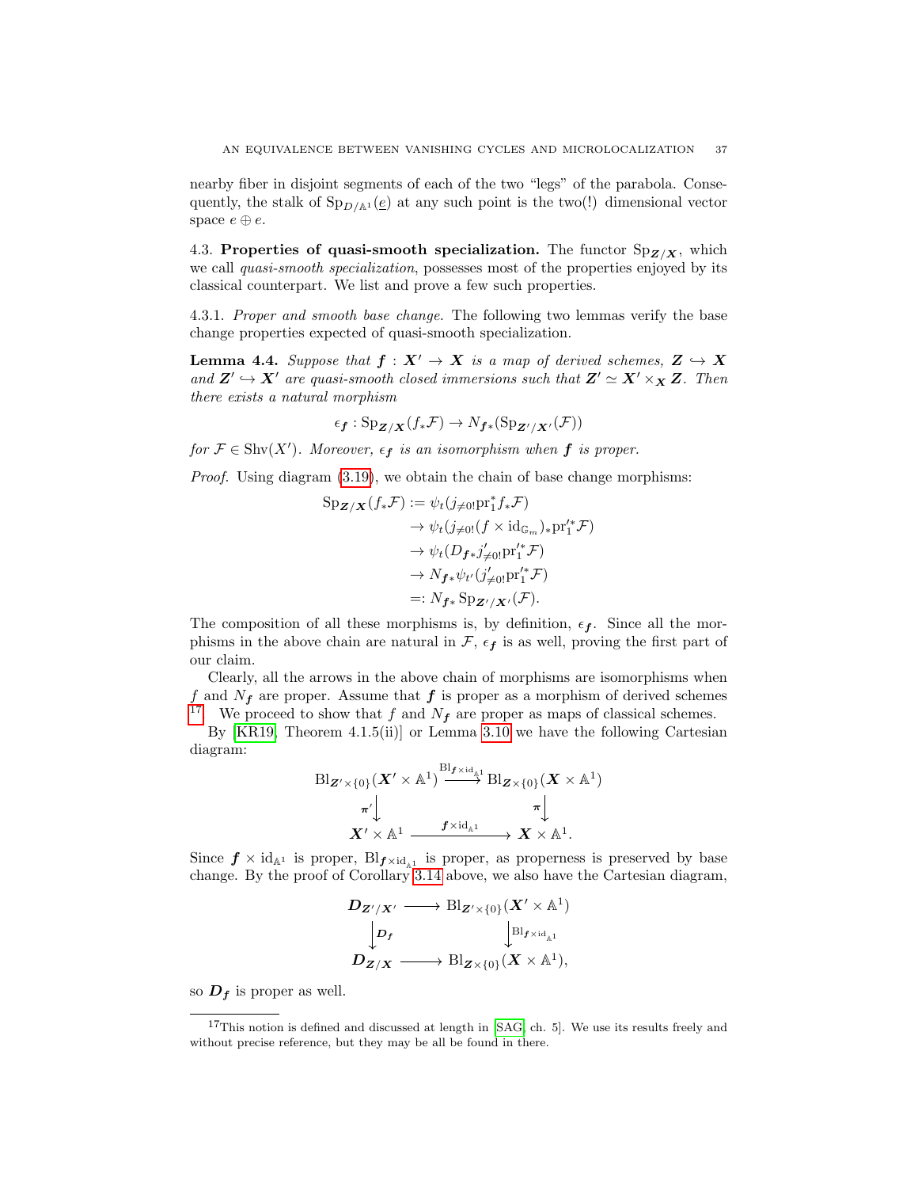nearby fiber in disjoint segments of each of the two "legs" of the parabola. Consequently, the stalk of $\mathrm{Sp}_{D/\mathbb{A}^1}(\underline{e})$ at any such point is the two(!) dimensional vector space $e \oplus e$.

### 4.3. Properties of quasi-smooth specialization.

The functor $\mathrm{Sp}_{\boldsymbol{Z}/\boldsymbol{X}}$, which we call *quasi-smooth specialization*, possesses most of the properties enjoyed by its classical counterpart. We list and prove a few such properties.

#### 4.3.1. *Proper and smooth base change.*

The following two lemmas verify the base change properties expected of quasi-smooth specialization.

**Lemma 4.4.** *Suppose that $\boldsymbol{f} : \boldsymbol{X}' \to \boldsymbol{X}$ is a map of derived schemes, $\boldsymbol{Z} \hookrightarrow \boldsymbol{X}$ and $\boldsymbol{Z}' \hookrightarrow \boldsymbol{X}'$ are quasi-smooth closed immersions such that $\boldsymbol{Z}' \simeq \boldsymbol{X}' \times_{\boldsymbol{X}} \boldsymbol{Z}$. Then there exists a natural morphism*

$$\epsilon_{\boldsymbol{f}} : \mathrm{Sp}_{\boldsymbol{Z}/\boldsymbol{X}}(f_* \mathcal{F}) \to N_{\boldsymbol{f}*}(\mathrm{Sp}_{\boldsymbol{Z}'/\boldsymbol{X}'}(\mathcal{F}))$$

*for $\mathcal{F} \in \mathrm{Shv}(X')$. Moreover, $\epsilon_{\boldsymbol{f}}$ is an isomorphism when $\boldsymbol{f}$ is proper.*

*Proof.* Using diagram (3.19), we obtain the chain of base change morphisms:

$$\begin{aligned}
\mathrm{Sp}_{\boldsymbol{Z}/\boldsymbol{X}}(f_* \mathcal{F}) &:= \psi_t(j_{\neq 0!} \mathrm{pr}_1^* f_* \mathcal{F}) \\
&\to \psi_t(j_{\neq 0!}(f \times \mathrm{id}_{\mathbb{G}_m})_* \mathrm{pr}_1'^* \mathcal{F}) \\
&\to \psi_t(D_{\boldsymbol{f}*} j'_{\neq 0!} \mathrm{pr}_1'^* \mathcal{F}) \\
&\to N_{\boldsymbol{f}*} \psi_{t'}(j'_{\neq 0!} \mathrm{pr}_1'^* \mathcal{F}) \\
&=: N_{\boldsymbol{f}*} \mathrm{Sp}_{\boldsymbol{Z}'/\boldsymbol{X}'}(\mathcal{F}).
\end{aligned}$$

The composition of all these morphisms is, by definition, $\epsilon_{\boldsymbol{f}}$. Since all the morphisms in the above chain are natural in $\mathcal{F}$, $\epsilon_{\boldsymbol{f}}$ is as well, proving the first part of our claim.

Clearly, all the arrows in the above chain of morphisms are isomorphisms when $f$ and $N_{\boldsymbol{f}}$ are proper. Assume that $\boldsymbol{f}$ is proper as a morphism of derived schemes [17]. We proceed to show that $f$ and $N_{\boldsymbol{f}}$ are proper as maps of classical schemes.

By [KR19, Theorem 4.1.5(ii)] or Lemma 3.10 we have the following Cartesian diagram:

$$\begin{array}{ccc}
\mathrm{Bl}_{\boldsymbol{Z}' \times \{0\}}(\boldsymbol{X}' \times \mathbb{A}^1) & \xrightarrow{\mathrm{Bl}_{\boldsymbol{f} \times \mathrm{id}_{\mathbb{A}^1}}} & \mathrm{Bl}_{\boldsymbol{Z} \times \{0\}}(\boldsymbol{X} \times \mathbb{A}^1) \\
\downarrow{\scriptstyle \boldsymbol{\pi}'} & & \downarrow{\scriptstyle \boldsymbol{\pi}} \\
\boldsymbol{X}' \times \mathbb{A}^1 & \xrightarrow{\boldsymbol{f} \times \mathrm{id}_{\mathbb{A}^1}} & \boldsymbol{X} \times \mathbb{A}^1.
\end{array}$$

Since $\boldsymbol{f} \times \mathrm{id}_{\mathbb{A}^1}$ is proper, $\mathrm{Bl}_{\boldsymbol{f} \times \mathrm{id}_{\mathbb{A}^1}}$ is proper, as properness is preserved by base change. By the proof of Corollary 3.14 above, we also have the Cartesian diagram,

$$\begin{array}{ccc}
\boldsymbol{D}_{\boldsymbol{Z}'/\boldsymbol{X}'} & \longrightarrow & \mathrm{Bl}_{\boldsymbol{Z}' \times \{0\}}(\boldsymbol{X}' \times \mathbb{A}^1) \\
\downarrow{\scriptstyle \boldsymbol{D}_{\boldsymbol{f}}} & & \downarrow{\scriptstyle \mathrm{Bl}_{\boldsymbol{f} \times \mathrm{id}_{\mathbb{A}^1}}} \\
\boldsymbol{D}_{\boldsymbol{Z}/\boldsymbol{X}} & \longrightarrow & \mathrm{Bl}_{\boldsymbol{Z} \times \{0\}}(\boldsymbol{X} \times \mathbb{A}^1),
\end{array}$$

so $\boldsymbol{D}_{\boldsymbol{f}}$ is proper as well.

[17] This notion is defined and discussed at length in [SAG, ch. 5]. We use its results freely and without precise reference, but they may be all be found in there.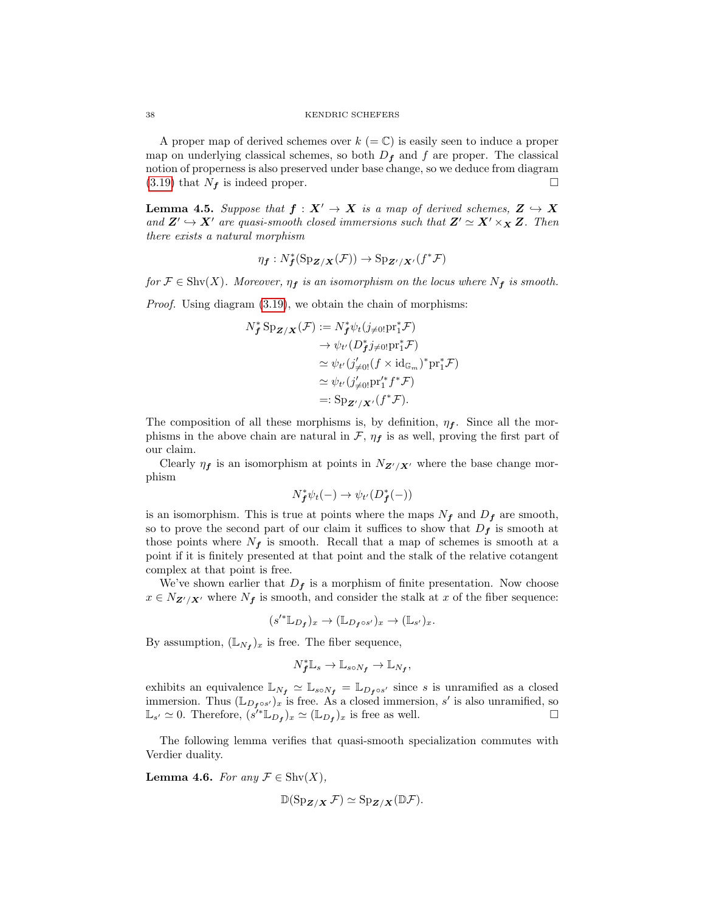A proper map of derived schemes over $k$ $(= \mathbb{C})$ is easily seen to induce a proper map on underlying classical schemes, so both $D_{\boldsymbol{f}}$ and $f$ are proper. The classical notion of properness is also preserved under base change, so we deduce from diagram (3.19) that $N_{\boldsymbol{f}}$ is indeed proper. $\square$

**Lemma 4.5.** *Suppose that $\boldsymbol{f} : \boldsymbol{X}' \to \boldsymbol{X}$ is a map of derived schemes, $\boldsymbol{Z} \hookrightarrow \boldsymbol{X}$ and $\boldsymbol{Z}' \hookrightarrow \boldsymbol{X}'$ are quasi-smooth closed immersions such that $\boldsymbol{Z}' \simeq \boldsymbol{X}' \times_{\boldsymbol{X}} \boldsymbol{Z}$. Then there exists a natural morphism*

$$\eta_{\boldsymbol{f}} : N_{\boldsymbol{f}}^*(\mathrm{Sp}_{\boldsymbol{Z}/\boldsymbol{X}}(\mathcal{F})) \to \mathrm{Sp}_{\boldsymbol{Z}'/\boldsymbol{X}'}(f^*\mathcal{F})$$

*for $\mathcal{F} \in \mathrm{Shv}(X)$. Moreover, $\eta_{\boldsymbol{f}}$ is an isomorphism on the locus where $N_{\boldsymbol{f}}$ is smooth.*

*Proof.* Using diagram (3.19), we obtain the chain of morphisms:

$$\begin{aligned}
N_{\boldsymbol{f}}^* \mathrm{Sp}_{\boldsymbol{Z}/\boldsymbol{X}}(\mathcal{F}) &:= N_{\boldsymbol{f}}^* \psi_t(j_{\neq 0!}\mathrm{pr}_1^*\mathcal{F}) \\
&\to \psi_{t'}(D_{\boldsymbol{f}}^* j_{\neq 0!}\mathrm{pr}_1^*\mathcal{F}) \\
&\simeq \psi_{t'}(j'_{\neq 0!}(f \times \mathrm{id}_{\mathbb{G}_m})^*\mathrm{pr}_1^*\mathcal{F}) \\
&\simeq \psi_{t'}(j'_{\neq 0!}\mathrm{pr}_1'^* f^*\mathcal{F}) \\
&=: \mathrm{Sp}_{\boldsymbol{Z}'/\boldsymbol{X}'}(f^*\mathcal{F}).
\end{aligned}$$

The composition of all these morphisms is, by definition, $\eta_{\boldsymbol{f}}$. Since all the morphisms in the above chain are natural in $\mathcal{F}$, $\eta_{\boldsymbol{f}}$ is as well, proving the first part of our claim.

Clearly $\eta_{\boldsymbol{f}}$ is an isomorphism at points in $N_{\boldsymbol{Z}'/\boldsymbol{X}'}$ where the base change morphism

$$N_{\boldsymbol{f}}^*\psi_t(-) \to \psi_{t'}(D_{\boldsymbol{f}}^*(-))$$

is an isomorphism. This is true at points where the maps $N_{\boldsymbol{f}}$ and $D_{\boldsymbol{f}}$ are smooth, so to prove the second part of our claim it suffices to show that $D_{\boldsymbol{f}}$ is smooth at those points where $N_{\boldsymbol{f}}$ is smooth. Recall that a map of schemes is smooth at a point if it is finitely presented at that point and the stalk of the relative cotangent complex at that point is free.

We've shown earlier that $D_{\boldsymbol{f}}$ is a morphism of finite presentation. Now choose $x \in N_{\boldsymbol{Z}'/\boldsymbol{X}'}$ where $N_{\boldsymbol{f}}$ is smooth, and consider the stalk at $x$ of the fiber sequence:

$$(s'^*\mathbb{L}_{D_{\boldsymbol{f}}})_x \to (\mathbb{L}_{D_{\boldsymbol{f}} \circ s'})_x \to (\mathbb{L}_{s'})_x.$$

By assumption, $(\mathbb{L}_{N_{\boldsymbol{f}}})_x$ is free. The fiber sequence,

$$N_{\boldsymbol{f}}^*\mathbb{L}_s \to \mathbb{L}_{s \circ N_{\boldsymbol{f}}} \to \mathbb{L}_{N_{\boldsymbol{f}}},$$

exhibits an equivalence $\mathbb{L}_{N_{\boldsymbol{f}}} \simeq \mathbb{L}_{s \circ N_{\boldsymbol{f}}} = \mathbb{L}_{D_{\boldsymbol{f}} \circ s'}$ since $s$ is unramified as a closed immersion. Thus $(\mathbb{L}_{D_{\boldsymbol{f}} \circ s'})_x$ is free. As a closed immersion, $s'$ is also unramified, so $\mathbb{L}_{s'} \simeq 0$. Therefore, $(s'^*\mathbb{L}_{D_{\boldsymbol{f}}})_x \simeq (\mathbb{L}_{D_{\boldsymbol{f}}})_x$ is free as well. $\square$

The following lemma verifies that quasi-smooth specialization commutes with Verdier duality.

**Lemma 4.6.** *For any $\mathcal{F} \in \mathrm{Shv}(X)$,*

$$\mathbb{D}(\mathrm{Sp}_{\boldsymbol{Z}/\boldsymbol{X}} \mathcal{F}) \simeq \mathrm{Sp}_{\boldsymbol{Z}/\boldsymbol{X}}(\mathbb{D}\mathcal{F}).$$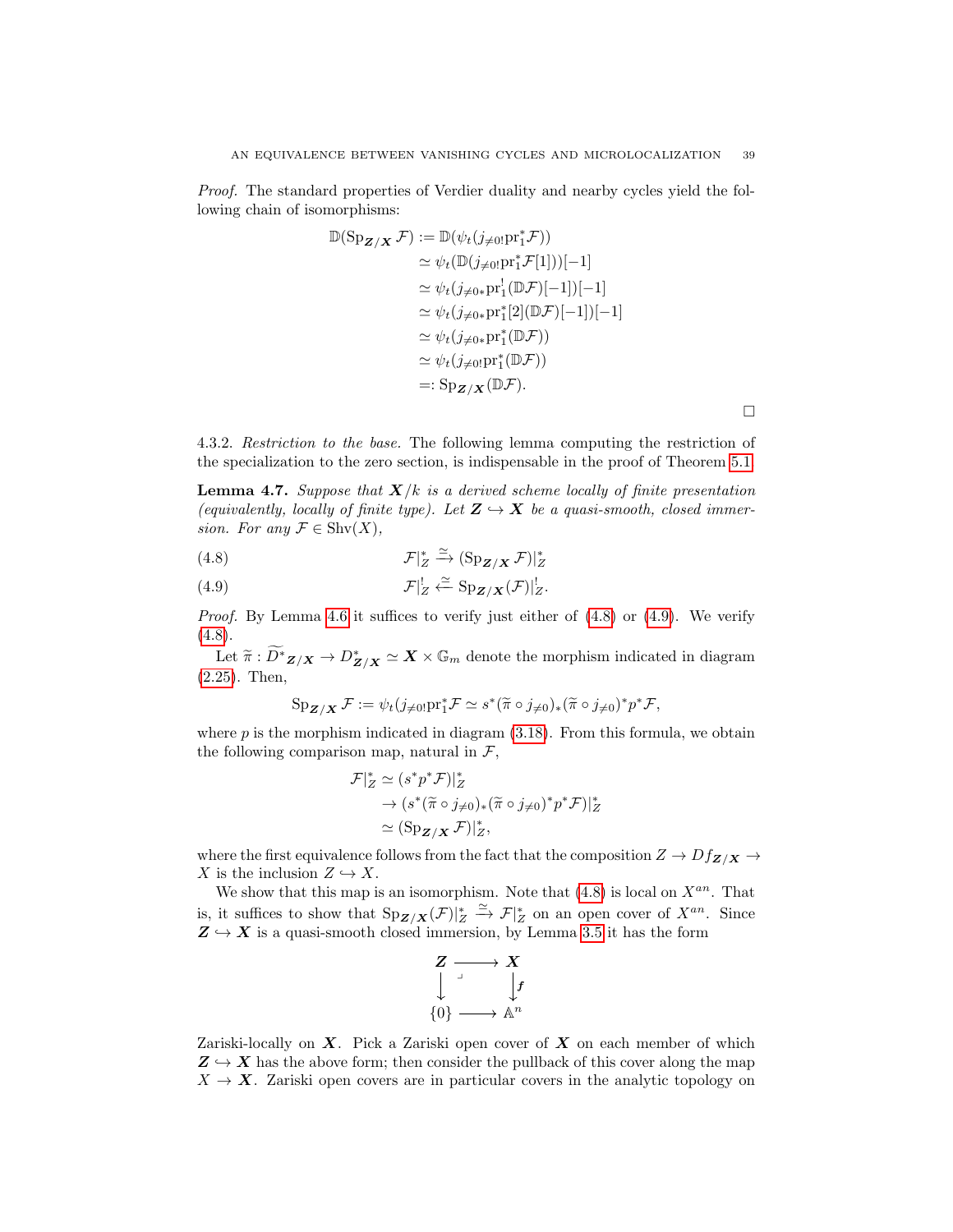*Proof.* The standard properties of Verdier duality and nearby cycles yield the following chain of isomorphisms:

$$
\begin{aligned}
\mathbb{D}(\mathrm{Sp}_{\boldsymbol{Z}/\boldsymbol{X}}\,\mathcal{F}) &:= \mathbb{D}(\psi_t(j_{\neq 0!}\mathrm{pr}_1^*\mathcal{F})) \\
&\simeq \psi_t(\mathbb{D}(j_{\neq 0!}\mathrm{pr}_1^*\mathcal{F}[1]))[-1] \\
&\simeq \psi_t(j_{\neq 0*}\mathrm{pr}_1^!(\mathbb{D}\mathcal{F})[-1])[-1] \\
&\simeq \psi_t(j_{\neq 0*}\mathrm{pr}_1^*[2](\mathbb{D}\mathcal{F})[-1])[-1] \\
&\simeq \psi_t(j_{\neq 0*}\mathrm{pr}_1^*(\mathbb{D}\mathcal{F})) \\
&\simeq \psi_t(j_{\neq 0!}\mathrm{pr}_1^*(\mathbb{D}\mathcal{F})) \\
&=: \mathrm{Sp}_{\boldsymbol{Z}/\boldsymbol{X}}(\mathbb{D}\mathcal{F}).
\end{aligned}
$$

□

4.3.2. *Restriction to the base.* The following lemma computing the restriction of the specialization to the zero section, is indispensable in the proof of Theorem 5.1.

**Lemma 4.7.** *Suppose that $\boldsymbol{X}/k$ is a derived scheme locally of finite presentation (equivalently, locally of finite type). Let $\boldsymbol{Z} \hookrightarrow \boldsymbol{X}$ be a quasi-smooth, closed immersion. For any $\mathcal{F} \in \mathrm{Shv}(X)$,*

$$\mathcal{F}|_Z^* \xrightarrow{\simeq} (\mathrm{Sp}_{\boldsymbol{Z}/\boldsymbol{X}}\,\mathcal{F})|_Z^* \tag{4.8}$$

$$\mathcal{F}|_Z^! \xleftarrow{\simeq} \mathrm{Sp}_{\boldsymbol{Z}/\boldsymbol{X}}(\mathcal{F})|_Z^!. \tag{4.9}$$

*Proof.* By Lemma 4.6 it suffices to verify just either of (4.8) or (4.9). We verify (4.8).

Let $\widetilde{\pi} : \widetilde{D^*}_{\boldsymbol{Z}/\boldsymbol{X}} \to D^*_{\boldsymbol{Z}/\boldsymbol{X}} \simeq \boldsymbol{X} \times \mathbb{G}_m$ denote the morphism indicated in diagram (2.25). Then,

$$\mathrm{Sp}_{\boldsymbol{Z}/\boldsymbol{X}}\,\mathcal{F} := \psi_t(j_{\neq 0!}\mathrm{pr}_1^*\mathcal{F} \simeq s^*(\widetilde{\pi} \circ j_{\neq 0})_*(\widetilde{\pi} \circ j_{\neq 0})^* p^*\mathcal{F},$$

where $p$ is the morphism indicated in diagram (3.18). From this formula, we obtain the following comparison map, natural in $\mathcal{F}$,

$$
\begin{aligned}
\mathcal{F}|_Z^* &\simeq (s^* p^* \mathcal{F})|_Z^* \\
&\to (s^*(\widetilde{\pi} \circ j_{\neq 0})_*(\widetilde{\pi} \circ j_{\neq 0})^* p^* \mathcal{F})|_Z^* \\
&\simeq (\mathrm{Sp}_{\boldsymbol{Z}/\boldsymbol{X}}\,\mathcal{F})|_Z^*,
\end{aligned}
$$

where the first equivalence follows from the fact that the composition $Z \to Df_{\boldsymbol{Z}/\boldsymbol{X}} \to X$ is the inclusion $Z \hookrightarrow X$.

We show that this map is an isomorphism. Note that (4.8) is local on $X^{an}$. That is, it suffices to show that $\mathrm{Sp}_{\boldsymbol{Z}/\boldsymbol{X}}(\mathcal{F})|_Z^* \xrightarrow{\simeq} \mathcal{F}|_Z^*$ on an open cover of $X^{an}$. Since $\boldsymbol{Z} \hookrightarrow \boldsymbol{X}$ is a quasi-smooth closed immersion, by Lemma 3.5 it has the form

$$
\begin{array}{ccc}
\boldsymbol{Z} & \longrightarrow & \boldsymbol{X} \\
\downarrow & \lrcorner & \downarrow f \\
\{0\} & \longrightarrow & \mathbb{A}^n
\end{array}
$$

Zariski-locally on $\boldsymbol{X}$. Pick a Zariski open cover of $\boldsymbol{X}$ on each member of which $\boldsymbol{Z} \hookrightarrow \boldsymbol{X}$ has the above form; then consider the pullback of this cover along the map $X \to \boldsymbol{X}$. Zariski open covers are in particular covers in the analytic topology on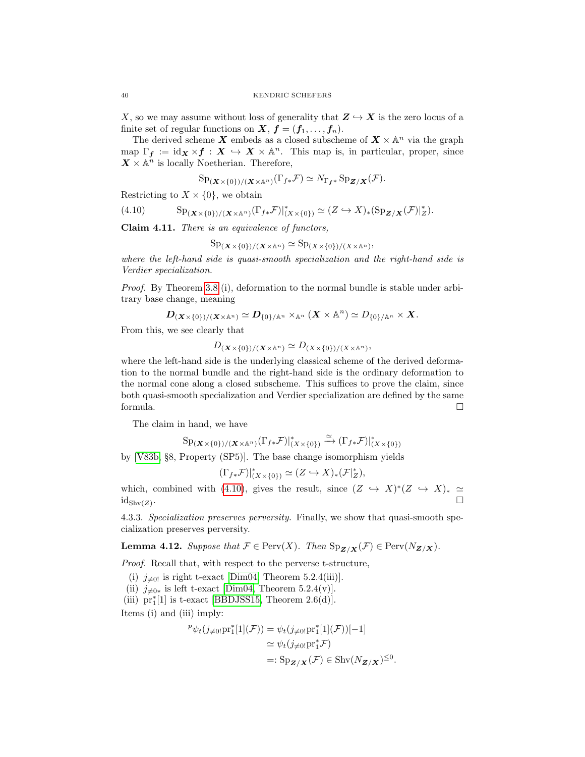$X$, so we may assume without loss of generality that $\boldsymbol{Z} \hookrightarrow \boldsymbol{X}$ is the zero locus of a finite set of regular functions on $\boldsymbol{X}$, $\boldsymbol{f} = (\boldsymbol{f}_1, \ldots, \boldsymbol{f}_n)$.

The derived scheme $\boldsymbol{X}$ embeds as a closed subscheme of $\boldsymbol{X} \times \mathbb{A}^n$ via the graph map $\Gamma_{\boldsymbol{f}} := \mathrm{id}_{\boldsymbol{X}} \times \boldsymbol{f} : \boldsymbol{X} \hookrightarrow \boldsymbol{X} \times \mathbb{A}^n$. This map is, in particular, proper, since $\boldsymbol{X} \times \mathbb{A}^n$ is locally Noetherian. Therefore,

$$\mathrm{Sp}_{(\boldsymbol{X} \times \{0\})/(\boldsymbol{X} \times \mathbb{A}^n)}(\Gamma_{f*}\mathcal{F}) \simeq N_{\Gamma_{\boldsymbol{f}}*} \mathrm{Sp}_{\boldsymbol{Z}/\boldsymbol{X}}(\mathcal{F}).$$

Restricting to $X \times \{0\}$, we obtain

$$\mathrm{Sp}_{(\boldsymbol{X} \times \{0\})/(\boldsymbol{X} \times \mathbb{A}^n)}(\Gamma_{f*}\mathcal{F})|^*_{(X \times \{0\})} \simeq (Z \hookrightarrow X)_*(\mathrm{Sp}_{\boldsymbol{Z}/\boldsymbol{X}}(\mathcal{F})|^*_Z). \tag{4.10}$$

**Claim 4.11.** *There is an equivalence of functors,*

$$\mathrm{Sp}_{(\boldsymbol{X} \times \{0\})/(\boldsymbol{X} \times \mathbb{A}^n)} \simeq \mathrm{Sp}_{(X \times \{0\})/(X \times \mathbb{A}^n)},$$

*where the left-hand side is quasi-smooth specialization and the right-hand side is Verdier specialization.*

*Proof.* By Theorem 3.8 (i), deformation to the normal bundle is stable under arbitrary base change, meaning

$$\boldsymbol{D}_{(\boldsymbol{X} \times \{0\})/(\boldsymbol{X} \times \mathbb{A}^n)} \simeq \boldsymbol{D}_{\{0\}/\mathbb{A}^n} \times_{\mathbb{A}^n} (\boldsymbol{X} \times \mathbb{A}^n) \simeq D_{\{0\}/\mathbb{A}^n} \times \boldsymbol{X}.$$

From this, we see clearly that

$$D_{(\boldsymbol{X} \times \{0\})/(\boldsymbol{X} \times \mathbb{A}^n)} \simeq D_{(X \times \{0\})/(X \times \mathbb{A}^n)},$$

where the left-hand side is the underlying classical scheme of the derived deformation to the normal bundle and the right-hand side is the ordinary deformation to the normal cone along a closed subscheme. This suffices to prove the claim, since both quasi-smooth specialization and Verdier specialization are defined by the same formula. $\square$

The claim in hand, we have

$$\mathrm{Sp}_{(\boldsymbol{X} \times \{0\})/(\boldsymbol{X} \times \mathbb{A}^n)}(\Gamma_{f*}\mathcal{F})|^*_{(X \times \{0\})} \xrightarrow{\simeq} (\Gamma_{f*}\mathcal{F})|^*_{(X \times \{0\})}$$

by [V83b, §8, Property (SP5)]. The base change isomorphism yields

$$(\Gamma_{f*}\mathcal{F})|^*_{(X \times \{0\})} \simeq (Z \hookrightarrow X)_*(\mathcal{F}|^*_Z),$$

which, combined with (4.10), gives the result, since $(Z \hookrightarrow X)^*(Z \hookrightarrow X)_* \simeq \mathrm{id}_{\mathrm{Shv}(Z)}$. $\square$

4.3.3. *Specialization preserves perversity.* Finally, we show that quasi-smooth specialization preserves perversity.

**Lemma 4.12.** *Suppose that $\mathcal{F} \in \mathrm{Perv}(X)$. Then $\mathrm{Sp}_{\boldsymbol{Z}/\boldsymbol{X}}(\mathcal{F}) \in \mathrm{Perv}(N_{\boldsymbol{Z}/\boldsymbol{X}})$.*

*Proof.* Recall that, with respect to the perverse t-structure,

(i) $j_{\neq 0!}$ is right t-exact [Dim04, Theorem 5.2.4(iii)].
(ii) $j_{\neq 0*}$ is left t-exact [Dim04, Theorem 5.2.4(v)].
(iii) $\mathrm{pr}_1^*[1]$ is t-exact [BBDJSS15, Theorem 2.6(d)].

Items (i) and (iii) imply:

$$\begin{aligned}
{}^p\psi_t(j_{\neq 0!}\mathrm{pr}_1^*[1](\mathcal{F})) &= \psi_t(j_{\neq 0!}\mathrm{pr}_1^*[1](\mathcal{F}))[-1] \\
&\simeq \psi_t(j_{\neq 0!}\mathrm{pr}_1^*\mathcal{F}) \\
&=: \mathrm{Sp}_{\boldsymbol{Z}/\boldsymbol{X}}(\mathcal{F}) \in \mathrm{Shv}(N_{\boldsymbol{Z}/\boldsymbol{X}})^{\leq 0}.
\end{aligned}$$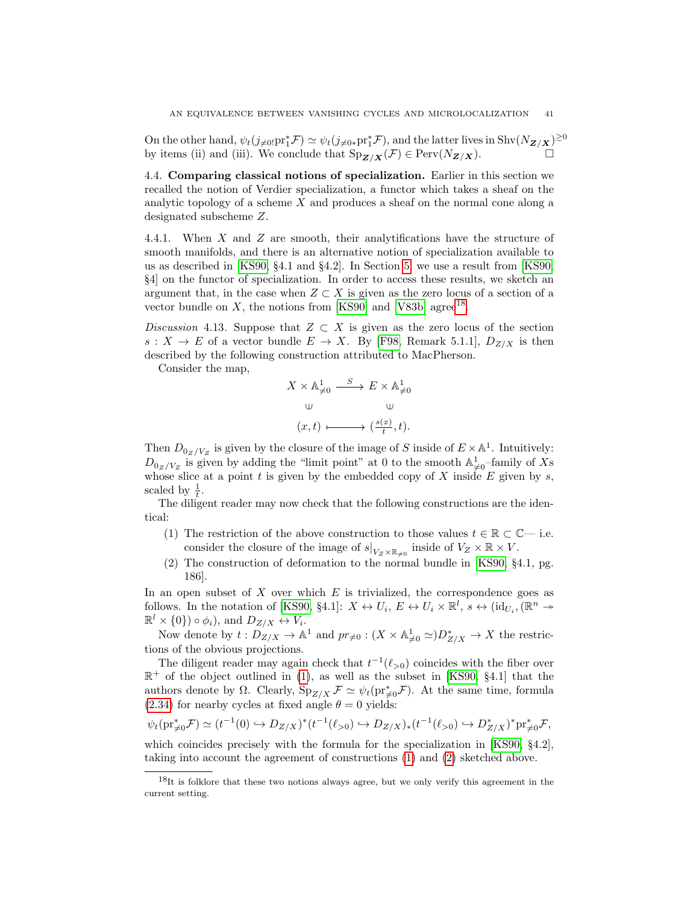On the other hand, $\psi_t(j_{\neq 0!}\mathrm{pr}_1^*\mathcal{F}) \simeq \psi_t(j_{\neq 0*}\mathrm{pr}_1^*\mathcal{F})$, and the latter lives in $\mathrm{Shv}(N_{\boldsymbol{Z}/\boldsymbol{X}})^{\geq 0}$ by items (ii) and (iii). We conclude that $\mathrm{Sp}_{\boldsymbol{Z}/\boldsymbol{X}}(\mathcal{F}) \in \mathrm{Perv}(N_{\boldsymbol{Z}/\boldsymbol{X}})$. $\square$

4.4. **Comparing classical notions of specialization.** Earlier in this section we recalled the notion of Verdier specialization, a functor which takes a sheaf on the analytic topology of a scheme $X$ and produces a sheaf on the normal cone along a designated subscheme $Z$.

4.4.1. When $X$ and $Z$ are smooth, their analytifications have the structure of smooth manifolds, and there is an alternative notion of specialization available to us as described in [KS90, §4.1 and §4.2]. In Section 5 we use a result from [KS90, §4] on the functor of specialization. In order to access these results, we sketch an argument that, in the case when $Z \subset X$ is given as the zero locus of a section of a vector bundle on $X$, the notions from [KS90] and [V83b] agree[18].

*Discussion* 4.13. Suppose that $Z \subset X$ is given as the zero locus of the section $s : X \to E$ of a vector bundle $E \to X$. By [F98, Remark 5.1.1], $D_{Z/X}$ is then described by the following construction attributed to MacPherson.

Consider the map,

$$\begin{array}{ccc} X \times \mathbb{A}^1_{\neq 0} & \xrightarrow{S} & E \times \mathbb{A}^1_{\neq 0} \\ \cup & & \cup \\ (x,t) & \longmapsto & (\frac{s(x)}{t}, t). \end{array}$$

Then $D_{0_Z/V_Z}$ is given by the closure of the image of $S$ inside of $E \times \mathbb{A}^1$. Intuitively: $D_{0_Z/V_Z}$ is given by adding the "limit point" at 0 to the smooth $\mathbb{A}^1_{\neq 0}$–family of $X$s whose slice at a point $t$ is given by the embedded copy of $X$ inside $E$ given by $s$, scaled by $\frac{1}{t}$.

The diligent reader may now check that the following constructions are the identical:

1. The restriction of the above construction to those values $t \in \mathbb{R} \subset \mathbb{C}$— i.e. consider the closure of the image of $s|_{V_Z \times \mathbb{R}_{\neq 0}}$ inside of $V_Z \times \mathbb{R} \times V$.
2. The construction of deformation to the normal bundle in [KS90, §4.1, pg. 186].

In an open subset of $X$ over which $E$ is trivialized, the correspondence goes as follows. In the notation of [KS90, §4.1]: $X \leftrightarrow U_i$, $E \leftrightarrow U_i \times \mathbb{R}^l$, $s \leftrightarrow (\mathrm{id}_{U_i}, (\mathbb{R}^n \twoheadrightarrow \mathbb{R}^l \times \{0\}) \circ \phi_i)$, and $D_{Z/X} \leftrightarrow V_i$.

Now denote by $t : D_{Z/X} \to \mathbb{A}^1$ and $pr_{\neq 0} : (X \times \mathbb{A}^1_{\neq 0} \simeq) D^*_{Z/X} \to X$ the restrictions of the obvious projections.

The diligent reader may again check that $t^{-1}(\ell_{>0})$ coincides with the fiber over $\mathbb{R}^+$ of the object outlined in (1), as well as the subset in [KS90, §4.1] that the authors denote by $\Omega$. Clearly, $\mathrm{Sp}_{Z/X}\,\mathcal{F} \simeq \psi_t(\mathrm{pr}^*_{\neq 0}\mathcal{F})$. At the same time, formula (2.34) for nearby cycles at fixed angle $\theta = 0$ yields:

$$\psi_t(\mathrm{pr}^*_{\neq 0}\mathcal{F}) \simeq (t^{-1}(0) \hookrightarrow D_{Z/X})^*(t^{-1}(\ell_{>0}) \hookrightarrow D_{Z/X})_*(t^{-1}(\ell_{>0}) \hookrightarrow D^*_{Z/X})^*\mathrm{pr}^*_{\neq 0}\mathcal{F},$$

which coincides precisely with the formula for the specialization in [KS90, §4.2], taking into account the agreement of constructions (1) and (2) sketched above.

---

[18] It is folklore that these two notions always agree, but we only verify this agreement in the current setting.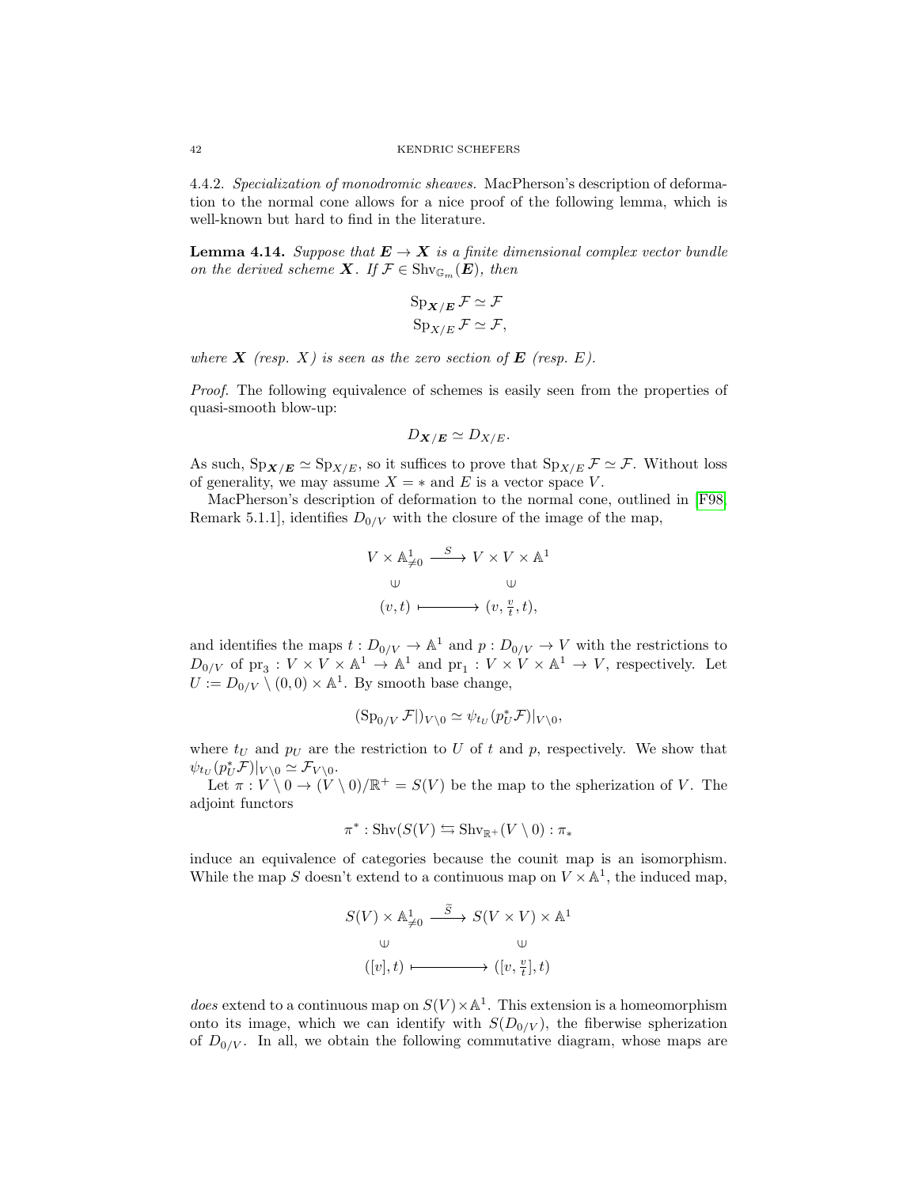4.4.2. *Specialization of monodromic sheaves.* MacPherson's description of deformation to the normal cone allows for a nice proof of the following lemma, which is well-known but hard to find in the literature.

**Lemma 4.14.** *Suppose that $\boldsymbol{E} \to \boldsymbol{X}$ is a finite dimensional complex vector bundle on the derived scheme $\boldsymbol{X}$. If $\mathcal{F} \in \mathrm{Shv}_{\mathbb{G}_m}(\boldsymbol{E})$, then*

$$\mathrm{Sp}_{\boldsymbol{X}/\boldsymbol{E}} \mathcal{F} \simeq \mathcal{F}$$
$$\mathrm{Sp}_{X/E} \mathcal{F} \simeq \mathcal{F},$$

*where $\boldsymbol{X}$ (resp. $X$) is seen as the zero section of $\boldsymbol{E}$ (resp. $E$).*

*Proof.* The following equivalence of schemes is easily seen from the properties of quasi-smooth blow-up:

$$D_{\boldsymbol{X}/\boldsymbol{E}} \simeq D_{X/E}.$$

As such, $\mathrm{Sp}_{\boldsymbol{X}/\boldsymbol{E}} \simeq \mathrm{Sp}_{X/E}$, so it suffices to prove that $\mathrm{Sp}_{X/E} \mathcal{F} \simeq \mathcal{F}$. Without loss of generality, we may assume $X = *$ and $E$ is a vector space $V$.

MacPherson's description of deformation to the normal cone, outlined in [F98, Remark 5.1.1], identifies $D_{0/V}$ with the closure of the image of the map,

$$\begin{array}{ccc} V \times \mathbb{A}^1_{\neq 0} & \xrightarrow{S} & V \times V \times \mathbb{A}^1 \\ \cup & & \cup \\ (v,t) & \longmapsto & (v, \frac{v}{t}, t), \end{array}$$

and identifies the maps $t : D_{0/V} \to \mathbb{A}^1$ and $p : D_{0/V} \to V$ with the restrictions to $D_{0/V}$ of $\mathrm{pr}_3 : V \times V \times \mathbb{A}^1 \to \mathbb{A}^1$ and $\mathrm{pr}_1 : V \times V \times \mathbb{A}^1 \to V$, respectively. Let $U := D_{0/V} \setminus (0,0) \times \mathbb{A}^1$. By smooth base change,

$$(\mathrm{Sp}_{0/V} \mathcal{F}|)_{V \setminus 0} \simeq \psi_{t_U}(p_U^* \mathcal{F})|_{V \setminus 0},$$

where $t_U$ and $p_U$ are the restriction to $U$ of $t$ and $p$, respectively. We show that $\psi_{t_U}(p_U^* \mathcal{F})|_{V \setminus 0} \simeq \mathcal{F}_{V \setminus 0}$.

Let $\pi : V \setminus 0 \to (V \setminus 0)/\mathbb{R}^+ = S(V)$ be the map to the spherization of $V$. The adjoint functors

$$\pi^* : \mathrm{Shv}(S(V) \leftrightarrows \mathrm{Shv}_{\mathbb{R}^+}(V \setminus 0) : \pi_*$$

induce an equivalence of categories because the counit map is an isomorphism. While the map $S$ doesn't extend to a continuous map on $V \times \mathbb{A}^1$, the induced map,

$$\begin{array}{ccc} S(V) \times \mathbb{A}^1_{\neq 0} & \xrightarrow{\widetilde{S}} & S(V \times V) \times \mathbb{A}^1 \\ \cup & & \cup \\ ([v],t) & \longmapsto & ([v, \frac{v}{t}], t) \end{array}$$

*does* extend to a continuous map on $S(V) \times \mathbb{A}^1$. This extension is a homeomorphism onto its image, which we can identify with $S(D_{0/V})$, the fiberwise spherization of $D_{0/V}$. In all, we obtain the following commutative diagram, whose maps are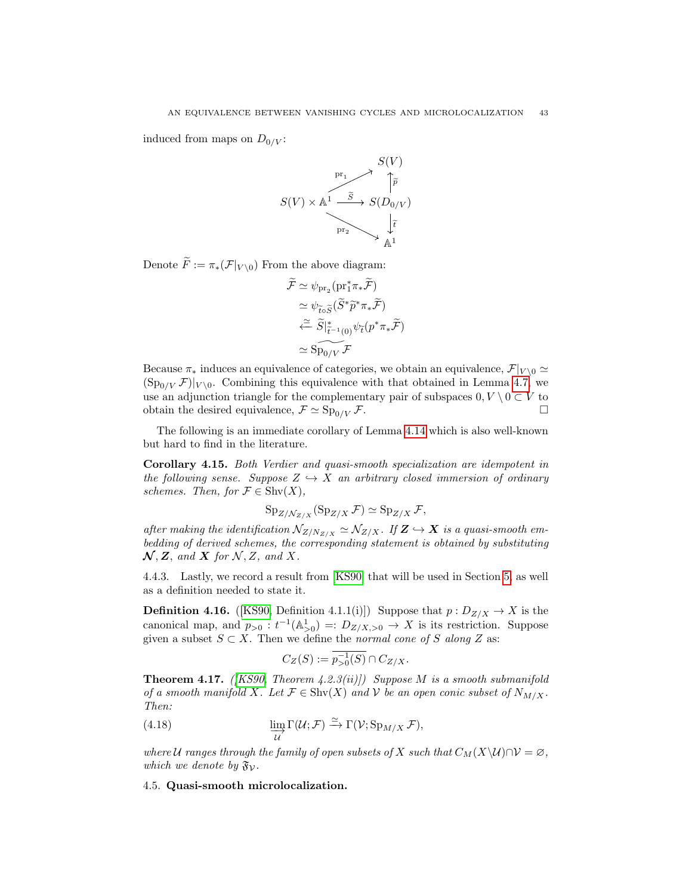induced from maps on $D_{0/V}$:

$$\begin{array}{ccc} & & S(V) \\ & \overset{\mathrm{pr}_1}{\nearrow} & \uparrow \widetilde{p} \\ S(V)\times \mathbb{A}^1 & \xrightarrow{\widetilde{S}} & S(D_{0/V}) \\ & \underset{\mathrm{pr}_2}{\searrow} & \downarrow \widetilde{t} \\ & & \mathbb{A}^1 \end{array}$$

Denote $\widetilde{F} := \pi_*(\mathcal{F}|_{V\setminus 0})$ From the above diagram:

$$\begin{aligned}
\widetilde{\mathcal{F}} &\simeq \psi_{\mathrm{pr}_2}(\mathrm{pr}_1^*\pi_*\widetilde{\mathcal{F}}) \\
&\simeq \psi_{\widetilde{t}\circ\widetilde{S}}(\widetilde{S}^*\widetilde{p}^*\pi_*\widetilde{\mathcal{F}}) \\
&\xleftarrow{\simeq} \widetilde{S}|^*_{\widetilde{t}^{-1}(0)}\psi_{\widetilde{t}}(p^*\pi_*\widetilde{\mathcal{F}}) \\
&\simeq \widetilde{\mathrm{Sp}_{0/V}}\,\mathcal{F}
\end{aligned}$$

Because $\pi_*$ induces an equivalence of categories, we obtain an equivalence, $\mathcal{F}|_{V\setminus 0} \simeq (\mathrm{Sp}_{0/V}\,\mathcal{F})|_{V\setminus 0}$. Combining this equivalence with that obtained in Lemma 4.7, we use an adjunction triangle for the complementary pair of subspaces $0, V\setminus 0 \subset V$ to obtain the desired equivalence, $\mathcal{F} \simeq \mathrm{Sp}_{0/V}\,\mathcal{F}$. □

The following is an immediate corollary of Lemma 4.14 which is also well-known but hard to find in the literature.

**Corollary 4.15.** *Both Verdier and quasi-smooth specialization are idempotent in the following sense. Suppose $Z \hookrightarrow X$ an arbitrary closed immersion of ordinary schemes. Then, for $\mathcal{F} \in \mathrm{Shv}(X)$,*

$$\mathrm{Sp}_{Z/\mathcal{N}_{Z/X}}(\mathrm{Sp}_{Z/X}\,\mathcal{F}) \simeq \mathrm{Sp}_{Z/X}\,\mathcal{F},$$

*after making the identification $\mathcal{N}_{Z/\mathcal{N}_{Z/X}} \simeq \mathcal{N}_{Z/X}$. If $\boldsymbol{Z} \hookrightarrow \boldsymbol{X}$ is a quasi-smooth embedding of derived schemes, the corresponding statement is obtained by substituting $\boldsymbol{\mathcal{N}}, \boldsymbol{Z}$, and $\boldsymbol{X}$ for $\mathcal{N}, Z$, and $X$.*

4.4.3. Lastly, we record a result from [KS90] that will be used in Section 5, as well as a definition needed to state it.

**Definition 4.16.** ([KS90, Definition 4.1.1(i)]) Suppose that $p : D_{Z/X} \to X$ is the canonical map, and $p_{>0} : t^{-1}(\mathbb{A}^1_{>0}) =: D_{Z/X,>0} \to X$ is its restriction. Suppose given a subset $S \subset X$. Then we define the *normal cone of $S$ along $Z$* as:

$$C_Z(S) := \overline{p_{>0}^{-1}(S)} \cap C_{Z/X}.$$

**Theorem 4.17.** *([KS90, Theorem 4.2.3(ii)]) Suppose $M$ is a smooth submanifold of a smooth manifold $X$. Let $\mathcal{F} \in \mathrm{Shv}(X)$ and $\mathcal{V}$ be an open conic subset of $N_{M/X}$. Then:*

$$\varinjlim_{\mathcal{U}} \Gamma(\mathcal{U};\mathcal{F}) \xrightarrow{\simeq} \Gamma(\mathcal{V};\mathrm{Sp}_{M/X}\,\mathcal{F}), \tag{4.18}$$

*where $\mathcal{U}$ ranges through the family of open subsets of $X$ such that $C_M(X\backslash\mathcal{U}) \cap \mathcal{V} = \varnothing$, which we denote by $\mathfrak{F}_{\mathcal{V}}$.*

4.5. **Quasi-smooth microlocalization.**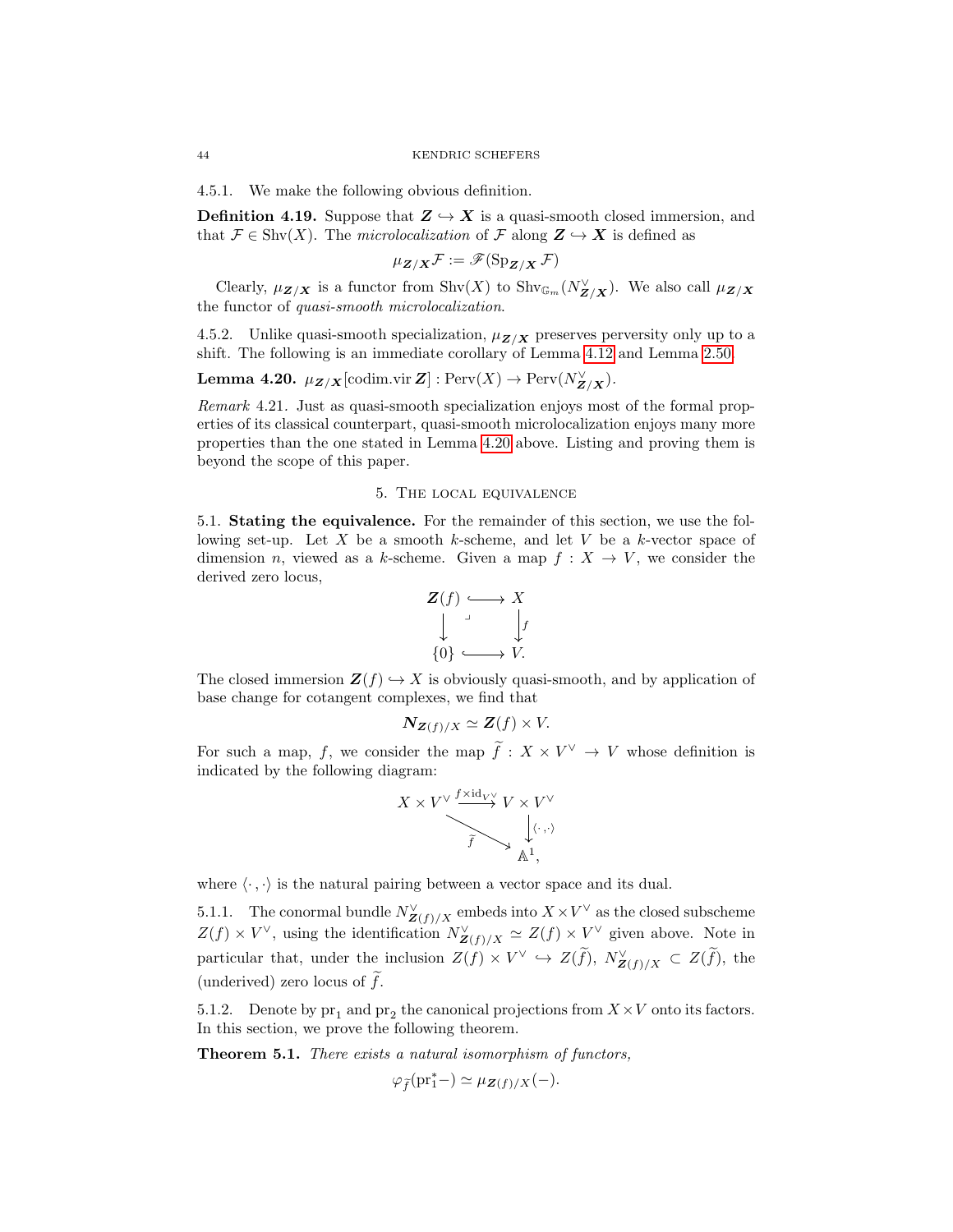4.5.1. We make the following obvious definition.

**Definition 4.19.** Suppose that $\boldsymbol{Z} \hookrightarrow \boldsymbol{X}$ is a quasi-smooth closed immersion, and that $\mathcal{F} \in \operatorname{Shv}(X)$. The *microlocalization* of $\mathcal{F}$ along $\boldsymbol{Z} \hookrightarrow \boldsymbol{X}$ is defined as

$$\mu_{\boldsymbol{Z}/\boldsymbol{X}}\mathcal{F} := \mathscr{F}(\operatorname{Sp}_{\boldsymbol{Z}/\boldsymbol{X}} \mathcal{F})$$

Clearly, $\mu_{\boldsymbol{Z}/\boldsymbol{X}}$ is a functor from $\operatorname{Shv}(X)$ to $\operatorname{Shv}_{\mathbb{G}_m}(N^\vee_{\boldsymbol{Z}/\boldsymbol{X}})$. We also call $\mu_{\boldsymbol{Z}/\boldsymbol{X}}$ the functor of *quasi-smooth microlocalization*.

4.5.2. Unlike quasi-smooth specialization, $\mu_{\boldsymbol{Z}/\boldsymbol{X}}$ preserves perversity only up to a shift. The following is an immediate corollary of Lemma 4.12 and Lemma 2.50.

**Lemma 4.20.** $\mu_{\boldsymbol{Z}/\boldsymbol{X}}[\operatorname{codim.vir} \boldsymbol{Z}] : \operatorname{Perv}(X) \to \operatorname{Perv}(N^\vee_{\boldsymbol{Z}/\boldsymbol{X}})$.

*Remark* 4.21. Just as quasi-smooth specialization enjoys most of the formal properties of its classical counterpart, quasi-smooth microlocalization enjoys many more properties than the one stated in Lemma 4.20 above. Listing and proving them is beyond the scope of this paper.

## 5. The local equivalence

5.1. **Stating the equivalence.** For the remainder of this section, we use the following set-up. Let $X$ be a smooth $k$-scheme, and let $V$ be a $k$-vector space of dimension $n$, viewed as a $k$-scheme. Given a map $f : X \to V$, we consider the derived zero locus,

$$\begin{array}{ccc} \boldsymbol{Z}(f) & \hookrightarrow & X \\ \downarrow & \lrcorner & \downarrow f \\ \{0\} & \hookrightarrow & V. \end{array}$$

The closed immersion $\boldsymbol{Z}(f) \hookrightarrow X$ is obviously quasi-smooth, and by application of base change for cotangent complexes, we find that

$$\boldsymbol{N}_{\boldsymbol{Z}(f)/X} \simeq \boldsymbol{Z}(f) \times V.$$

For such a map, $f$, we consider the map $\widetilde{f} : X \times V^\vee \to V$ whose definition is indicated by the following diagram:

$$\begin{array}{ccc} X \times V^\vee & \xrightarrow{f \times \mathrm{id}_{V^\vee}} & V \times V^\vee \\ & \searrow^{\widetilde{f}} & \downarrow \langle\cdot,\cdot\rangle \\ & & \mathbb{A}^1, \end{array}$$

where $\langle\cdot,\cdot\rangle$ is the natural pairing between a vector space and its dual.

5.1.1. The conormal bundle $N^\vee_{\boldsymbol{Z}(f)/X}$ embeds into $X \times V^\vee$ as the closed subscheme $Z(f) \times V^\vee$, using the identification $N^\vee_{\boldsymbol{Z}(f)/X} \simeq Z(f) \times V^\vee$ given above. Note in particular that, under the inclusion $Z(f) \times V^\vee \hookrightarrow Z(\widetilde{f})$, $N^\vee_{\boldsymbol{Z}(f)/X} \subset Z(\widetilde{f})$, the (underived) zero locus of $\widetilde{f}$.

5.1.2. Denote by $\mathrm{pr}_1$ and $\mathrm{pr}_2$ the canonical projections from $X \times V$ onto its factors. In this section, we prove the following theorem.

**Theorem 5.1.** *There exists a natural isomorphism of functors,*

$$\varphi_{\widetilde{f}}(\mathrm{pr}_1^* -) \simeq \mu_{\boldsymbol{Z}(f)/X}(-).$$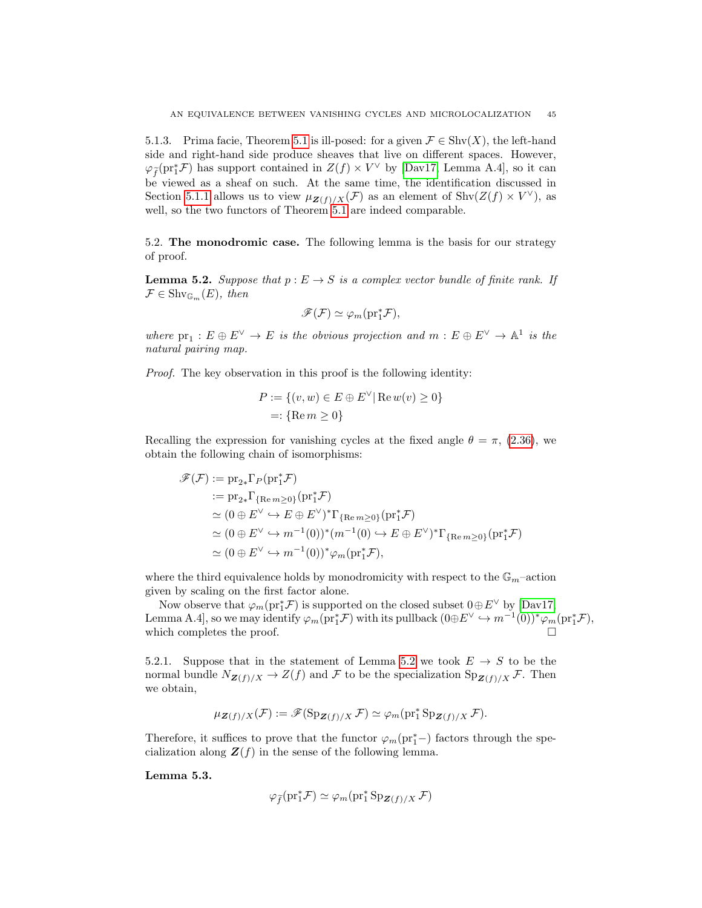5.1.3. Prima facie, Theorem 5.1 is ill-posed: for a given $\mathcal{F} \in \mathrm{Shv}(X)$, the left-hand side and right-hand side produce sheaves that live on different spaces. However, $\varphi_{\tilde{f}}(\mathrm{pr}_1^* \mathcal{F})$ has support contained in $Z(f) \times V^\vee$ by [Dav17, Lemma A.4], so it can be viewed as a sheaf on such. At the same time, the identification discussed in Section 5.1.1 allows us to view $\mu_{\boldsymbol{Z}(f)/X}(\mathcal{F})$ as an element of $\mathrm{Shv}(Z(f) \times V^\vee)$, as well, so the two functors of Theorem 5.1 are indeed comparable.

## 5.2. The monodromic case.

The following lemma is the basis for our strategy of proof.

**Lemma 5.2.** *Suppose that $p : E \to S$ is a complex vector bundle of finite rank. If $\mathcal{F} \in \mathrm{Shv}_{\mathbb{G}_m}(E)$, then*

$$\mathscr{F}(\mathcal{F}) \simeq \varphi_m(\mathrm{pr}_1^* \mathcal{F}),$$

*where $\mathrm{pr}_1 : E \oplus E^\vee \to E$ is the obvious projection and $m : E \oplus E^\vee \to \mathbb{A}^1$ is the natural pairing map.*

*Proof.* The key observation in this proof is the following identity:

$$\begin{aligned} P &:= \{(v, w) \in E \oplus E^\vee \,|\, \mathrm{Re}\, w(v) \geq 0\} \\ &=: \{\mathrm{Re}\, m \geq 0\} \end{aligned}$$

Recalling the expression for vanishing cycles at the fixed angle $\theta = \pi$, (2.36), we obtain the following chain of isomorphisms:

$$\begin{aligned} \mathscr{F}(\mathcal{F}) &:= \mathrm{pr}_{2*} \Gamma_P(\mathrm{pr}_1^* \mathcal{F}) \\ &:= \mathrm{pr}_{2*} \Gamma_{\{\mathrm{Re}\, m \geq 0\}}(\mathrm{pr}_1^* \mathcal{F}) \\ &\simeq (0 \oplus E^\vee \hookrightarrow E \oplus E^\vee)^* \Gamma_{\{\mathrm{Re}\, m \geq 0\}}(\mathrm{pr}_1^* \mathcal{F}) \\ &\simeq (0 \oplus E^\vee \hookrightarrow m^{-1}(0))^* (m^{-1}(0) \hookrightarrow E \oplus E^\vee)^* \Gamma_{\{\mathrm{Re}\, m \geq 0\}}(\mathrm{pr}_1^* \mathcal{F}) \\ &\simeq (0 \oplus E^\vee \hookrightarrow m^{-1}(0))^* \varphi_m(\mathrm{pr}_1^* \mathcal{F}), \end{aligned}$$

where the third equivalence holds by monodromicity with respect to the $\mathbb{G}_m$–action given by scaling on the first factor alone.

Now observe that $\varphi_m(\mathrm{pr}_1^* \mathcal{F})$ is supported on the closed subset $0 \oplus E^\vee$ by [Dav17, Lemma A.4], so we may identify $\varphi_m(\mathrm{pr}_1^* \mathcal{F})$ with its pullback $(0 \oplus E^\vee \hookrightarrow m^{-1}(0))^* \varphi_m(\mathrm{pr}_1^* \mathcal{F})$, which completes the proof. □

5.2.1. Suppose that in the statement of Lemma 5.2 we took $E \to S$ to be the normal bundle $N_{\boldsymbol{Z}(f)/X} \to Z(f)$ and $\mathcal{F}$ to be the specialization $\mathrm{Sp}_{\boldsymbol{Z}(f)/X} \mathcal{F}$. Then we obtain,

$$\mu_{\boldsymbol{Z}(f)/X}(\mathcal{F}) := \mathscr{F}(\mathrm{Sp}_{\boldsymbol{Z}(f)/X} \mathcal{F}) \simeq \varphi_m(\mathrm{pr}_1^* \mathrm{Sp}_{\boldsymbol{Z}(f)/X} \mathcal{F}).$$

Therefore, it suffices to prove that the functor $\varphi_m(\mathrm{pr}_1^* -)$ factors through the specialization along $\boldsymbol{Z}(f)$ in the sense of the following lemma.

**Lemma 5.3.**

$$\varphi_{\tilde{f}}(\mathrm{pr}_1^* \mathcal{F}) \simeq \varphi_m(\mathrm{pr}_1^* \mathrm{Sp}_{\boldsymbol{Z}(f)/X} \mathcal{F})$$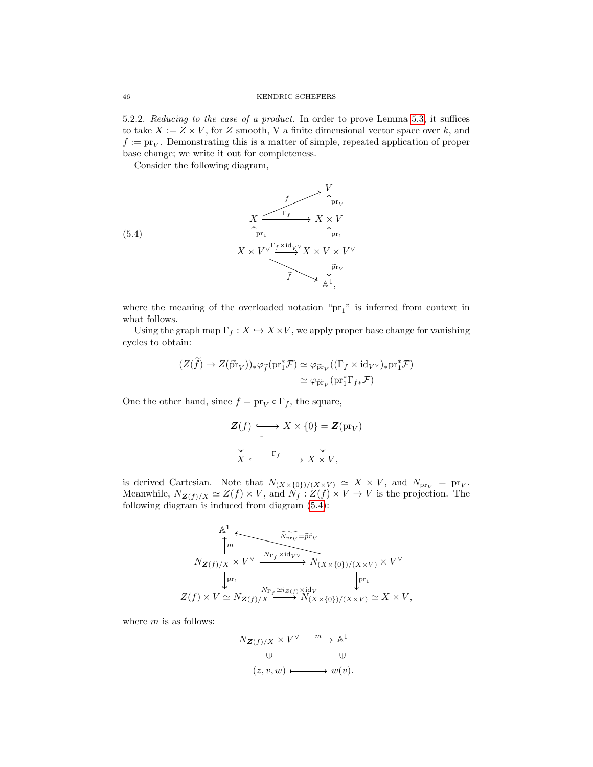5.2.2. *Reducing to the case of a product.* In order to prove Lemma 5.3, it suffices to take $X := Z \times V$, for $Z$ smooth, V a finite dimensional vector space over $k$, and $f := \mathrm{pr}_V$. Demonstrating this is a matter of simple, repeated application of proper base change; we write it out for completeness.

Consider the following diagram,

$$
\text{(5.4)} \qquad
\begin{array}{ccc}
 & & V \\
 & \nearrow^{f} & \uparrow \mathrm{pr}_V \\
X & \xrightarrow{\Gamma_f} & X \times V \\
\uparrow \mathrm{pr}_1 & & \uparrow \mathrm{pr}_1 \\
X \times V^\vee & \xrightarrow{\Gamma_f \times \mathrm{id}_{V^\vee}} & X \times V \times V^\vee \\
 & \searrow_{\widetilde{f}} & \downarrow \widetilde{\mathrm{pr}}_V \\
 & & \mathbb{A}^1,
\end{array}
$$

where the meaning of the overloaded notation "$\mathrm{pr}_1$" is inferred from context in what follows.

Using the graph map $\Gamma_f : X \hookrightarrow X \times V$, we apply proper base change for vanishing cycles to obtain:

$$
\begin{aligned}
(Z(\widetilde{f}) \to Z(\widetilde{\mathrm{pr}}_V))_* \varphi_{\widetilde{f}}(\mathrm{pr}_1^* \mathcal{F}) &\simeq \varphi_{\widetilde{\mathrm{pr}}_V}((\Gamma_f \times \mathrm{id}_{V^\vee})_* \mathrm{pr}_1^* \mathcal{F}) \\
&\simeq \varphi_{\widetilde{\mathrm{pr}}_V}(\mathrm{pr}_1^* \Gamma_{f*} \mathcal{F})
\end{aligned}
$$

One the other hand, since $f = \mathrm{pr}_V \circ \Gamma_f$, the square,

$$
\begin{array}{ccc}
\boldsymbol{Z}(f) & \hookrightarrow & X \times \{0\} = \boldsymbol{Z}(\mathrm{pr}_V) \\
\downarrow & \lrcorner & \downarrow \\
X & \xrightarrow{\Gamma_f} & X \times V,
\end{array}
$$

is derived Cartesian. Note that $N_{(X \times \{0\})/(X \times V)} \simeq X \times V$, and $N_{\mathrm{pr}_V} = \mathrm{pr}_V$. Meanwhile, $N_{\boldsymbol{Z}(f)/X} \simeq Z(f) \times V$, and $N_f : Z(f) \times V \to V$ is the projection. The following diagram is induced from diagram (5.4):

$$
\begin{array}{ccc}
\mathbb{A}^1 & \xleftarrow{\widetilde{N_{\mathrm{pr}_V}} = \widetilde{pr}_V} & \\
\uparrow m & & \\
N_{\boldsymbol{Z}(f)/X} \times V^\vee & \xrightarrow{N_{\Gamma_f} \times \mathrm{id}_{V^\vee}} & N_{(X \times \{0\})/(X \times V)} \times V^\vee \\
\downarrow \mathrm{pr}_1 & & \downarrow \mathrm{pr}_1 \\
Z(f) \times V \simeq N_{\boldsymbol{Z}(f)/X} & \xrightarrow{N_{\Gamma_f} \simeq i_{Z(f)} \times \mathrm{id}_V} & N_{(X \times \{0\})/(X \times V)} \simeq X \times V,
\end{array}
$$

where $m$ is as follows:

$$
\begin{array}{ccc}
N_{\boldsymbol{Z}(f)/X} \times V^\vee & \xrightarrow{m} & \mathbb{A}^1 \\
\cup & & \cup \\
(z, v, w) & \longmapsto & w(v).
\end{array}
$$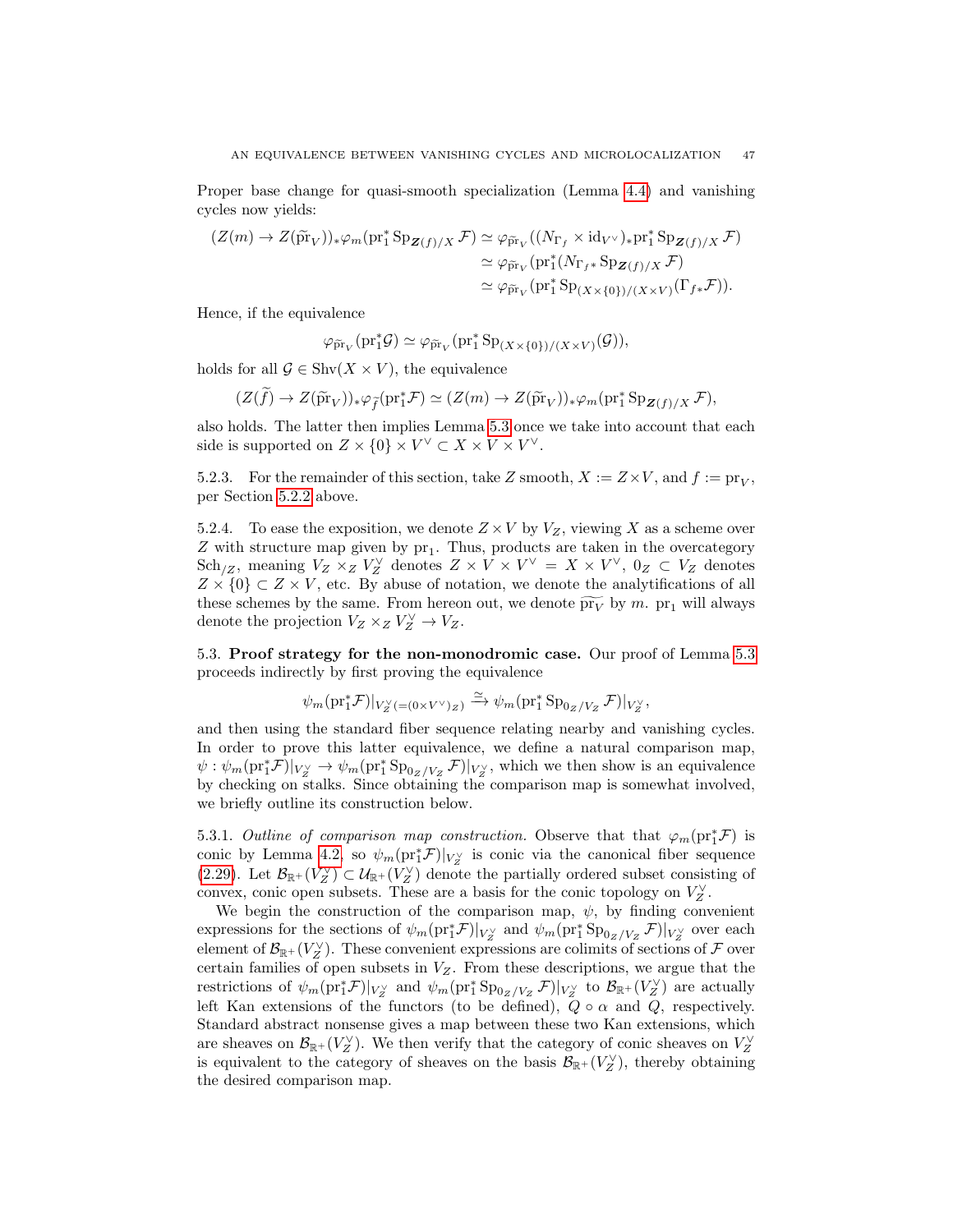Proper base change for quasi-smooth specialization (Lemma 4.4) and vanishing cycles now yields:

$$
\begin{aligned}
(Z(m) \to Z(\widetilde{\mathrm{pr}}_V))_* \varphi_m(\mathrm{pr}_1^* \mathrm{Sp}_{\boldsymbol{Z}(f)/X} \mathcal{F}) &\simeq \varphi_{\widetilde{\mathrm{pr}}_V}((N_{\Gamma_f} \times \mathrm{id}_{V^\vee})_* \mathrm{pr}_1^* \mathrm{Sp}_{\boldsymbol{Z}(f)/X} \mathcal{F}) \\
&\simeq \varphi_{\widetilde{\mathrm{pr}}_V}(\mathrm{pr}_1^* (N_{\Gamma_f *} \mathrm{Sp}_{\boldsymbol{Z}(f)/X} \mathcal{F}) \\
&\simeq \varphi_{\widetilde{\mathrm{pr}}_V}(\mathrm{pr}_1^* \mathrm{Sp}_{(X \times \{0\})/(X \times V)}(\Gamma_{f*} \mathcal{F})).
\end{aligned}
$$

Hence, if the equivalence

$$
\varphi_{\widetilde{\mathrm{pr}}_V}(\mathrm{pr}_1^* \mathcal{G}) \simeq \varphi_{\widetilde{\mathrm{pr}}_V}(\mathrm{pr}_1^* \mathrm{Sp}_{(X \times \{0\})/(X \times V)}(\mathcal{G})),
$$

holds for all $\mathcal{G} \in \mathrm{Shv}(X \times V)$, the equivalence

$$
(Z(\widetilde{f}) \to Z(\widetilde{\mathrm{pr}}_V))_* \varphi_{\widetilde{f}}(\mathrm{pr}_1^* \mathcal{F}) \simeq (Z(m) \to Z(\widetilde{\mathrm{pr}}_V))_* \varphi_m(\mathrm{pr}_1^* \mathrm{Sp}_{\boldsymbol{Z}(f)/X} \mathcal{F}),
$$

also holds. The latter then implies Lemma 5.3 once we take into account that each side is supported on $Z \times \{0\} \times V^\vee \subset X \times V \times V^\vee$.

5.2.3. For the remainder of this section, take $Z$ smooth, $X := Z \times V$, and $f := \mathrm{pr}_V$, per Section 5.2.2 above.

5.2.4. To ease the exposition, we denote $Z \times V$ by $V_Z$, viewing $X$ as a scheme over $Z$ with structure map given by $\mathrm{pr}_1$. Thus, products are taken in the overcategory $\mathrm{Sch}_{/Z}$, meaning $V_Z \times_Z V_Z^\vee$ denotes $Z \times V \times V^\vee = X \times V^\vee$, $0_Z \subset V_Z$ denotes $Z \times \{0\} \subset Z \times V$, etc. By abuse of notation, we denote the analytifications of all these schemes by the same. From hereon out, we denote $\widetilde{\mathrm{pr}_V}$ by $m$. $\mathrm{pr}_1$ will always denote the projection $V_Z \times_Z V_Z^\vee \to V_Z$.

**5.3. Proof strategy for the non-monodromic case.** Our proof of Lemma 5.3 proceeds indirectly by first proving the equivalence

$$
\psi_m(\mathrm{pr}_1^* \mathcal{F})|_{V_Z^\vee (= (0 \times V^\vee)_Z)} \xrightarrow{\simeq} \psi_m(\mathrm{pr}_1^* \mathrm{Sp}_{0_Z/V_Z} \mathcal{F})|_{V_Z^\vee},
$$

and then using the standard fiber sequence relating nearby and vanishing cycles. In order to prove this latter equivalence, we define a natural comparison map, $\psi : \psi_m(\mathrm{pr}_1^* \mathcal{F})|_{V_Z^\vee} \to \psi_m(\mathrm{pr}_1^* \mathrm{Sp}_{0_Z/V_Z} \mathcal{F})|_{V_Z^\vee}$, which we then show is an equivalence by checking on stalks. Since obtaining the comparison map is somewhat involved, we briefly outline its construction below.

5.3.1. *Outline of comparison map construction.* Observe that that $\varphi_m(\mathrm{pr}_1^* \mathcal{F})$ is conic by Lemma 4.2, so $\psi_m(\mathrm{pr}_1^* \mathcal{F})|_{V_Z^\vee}$ is conic via the canonical fiber sequence (2.29). Let $\mathcal{B}_{\mathbb{R}^+}(V_Z^\vee) \subset \mathcal{U}_{\mathbb{R}^+}(V_Z^\vee)$ denote the partially ordered subset consisting of convex, conic open subsets. These are a basis for the conic topology on $V_Z^\vee$.

We begin the construction of the comparison map, $\psi$, by finding convenient expressions for the sections of $\psi_m(\mathrm{pr}_1^* \mathcal{F})|_{V_Z^\vee}$ and $\psi_m(\mathrm{pr}_1^* \mathrm{Sp}_{0_Z/V_Z} \mathcal{F})|_{V_Z^\vee}$ over each element of $\mathcal{B}_{\mathbb{R}^+}(V_Z^\vee)$. These convenient expressions are colimits of sections of $\mathcal{F}$ over certain families of open subsets in $V_Z$. From these descriptions, we argue that the restrictions of $\psi_m(\mathrm{pr}_1^* \mathcal{F})|_{V_Z^\vee}$ and $\psi_m(\mathrm{pr}_1^* \mathrm{Sp}_{0_Z/V_Z} \mathcal{F})|_{V_Z^\vee}$ to $\mathcal{B}_{\mathbb{R}^+}(V_Z^\vee)$ are actually left Kan extensions of the functors (to be defined), $Q \circ \alpha$ and $Q$, respectively. Standard abstract nonsense gives a map between these two Kan extensions, which are sheaves on $\mathcal{B}_{\mathbb{R}^+}(V_Z^\vee)$. We then verify that the category of conic sheaves on $V_Z^\vee$ is equivalent to the category of sheaves on the basis $\mathcal{B}_{\mathbb{R}^+}(V_Z^\vee)$, thereby obtaining the desired comparison map.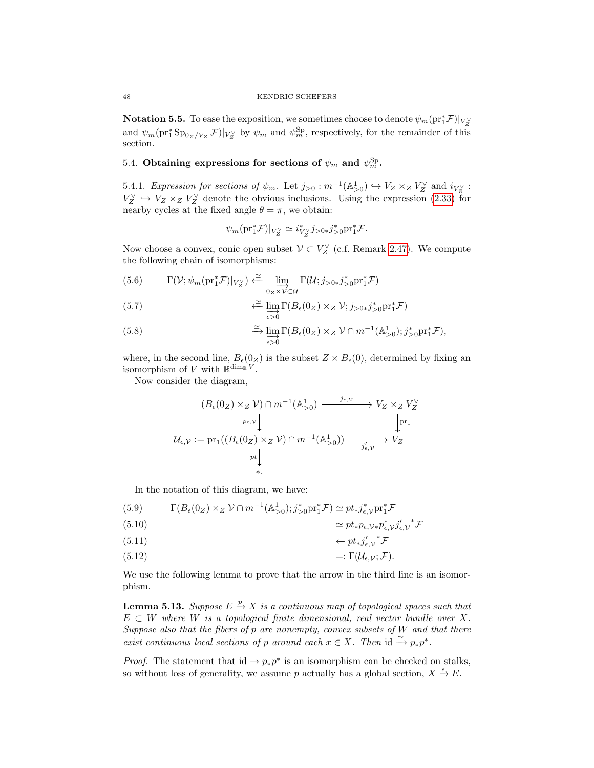**Notation 5.5.** To ease the exposition, we sometimes choose to denote $\psi_m(\mathrm{pr}_1^*\mathcal{F})|_{V_Z^\vee}$ and $\psi_m(\mathrm{pr}_1^* \mathrm{Sp}_{0_Z/V_Z}\,\mathcal{F})|_{V_Z^\vee}$ by $\psi_m$ and $\psi_m^{\mathrm{Sp}}$, respectively, for the remainder of this section.

### 5.4. Obtaining expressions for sections of $\psi_m$ and $\psi_m^{\mathrm{Sp}}$.

5.4.1. *Expression for sections of $\psi_m$.* Let $j_{>0} : m^{-1}(\mathbb{A}^1_{>0}) \hookrightarrow V_Z \times_Z V_Z^\vee$ and $i_{V_Z^\vee} : V_Z^\vee \hookrightarrow V_Z \times_Z V_Z^\vee$ denote the obvious inclusions. Using the expression (2.33) for nearby cycles at the fixed angle $\theta = \pi$, we obtain:

$$\psi_m(\mathrm{pr}_1^*\mathcal{F})|_{V_Z^\vee} \simeq i_{V_Z^\vee}^* j_{>0*} j_{>0}^* \mathrm{pr}_1^* \mathcal{F}.$$

Now choose a convex, conic open subset $\mathcal{V} \subset V_Z^\vee$ (c.f. Remark 2.47). We compute the following chain of isomorphisms:

$$\Gamma(\mathcal{V}; \psi_m(\mathrm{pr}_1^*\mathcal{F})|_{V_Z^\vee}) \xleftarrow{\simeq} \varinjlim_{0_Z \times \mathcal{V} \subset \mathcal{U}} \Gamma(\mathcal{U}; j_{>0*} j_{>0}^* \mathrm{pr}_1^* \mathcal{F}) \tag{5.6}$$

$$\xleftarrow{\simeq} \varinjlim_{\epsilon > 0} \Gamma(B_\epsilon(0_Z) \times_Z \mathcal{V}; j_{>0*} j_{>0}^* \mathrm{pr}_1^* \mathcal{F}) \tag{5.7}$$

$$\xrightarrow{\simeq} \varinjlim_{\epsilon > 0} \Gamma(B_\epsilon(0_Z) \times_Z \mathcal{V} \cap m^{-1}(\mathbb{A}^1_{>0}); j_{>0}^* \mathrm{pr}_1^* \mathcal{F}), \tag{5.8}$$

where, in the second line, $B_\epsilon(0_Z)$ is the subset $Z \times B_\epsilon(0)$, determined by fixing an isomorphism of $V$ with $\mathbb{R}^{\dim_{\mathbb{R}} V}$.

Now consider the diagram,

$$\begin{array}{ccc}
(B_\epsilon(0_Z) \times_Z \mathcal{V}) \cap m^{-1}(\mathbb{A}^1_{>0}) & \xrightarrow{j_{\epsilon,\mathcal{V}}} & V_Z \times_Z V_Z^\vee \\
\downarrow{\scriptstyle p_{\epsilon,\mathcal{V}}} & & \downarrow{\scriptstyle \mathrm{pr}_1} \\
\mathcal{U}_{\epsilon,\mathcal{V}} := \mathrm{pr}_1((B_\epsilon(0_Z) \times_Z \mathcal{V}) \cap m^{-1}(\mathbb{A}^1_{>0})) & \xrightarrow{j'_{\epsilon,\mathcal{V}}} & V_Z \\
\downarrow{\scriptstyle pt} & & \\
*. & &
\end{array}$$

In the notation of this diagram, we have:

$$\Gamma(B_\epsilon(0_Z) \times_Z \mathcal{V} \cap m^{-1}(\mathbb{A}^1_{>0}); j_{>0}^* \mathrm{pr}_1^* \mathcal{F}) \simeq pt_* j_{\epsilon,\mathcal{V}}^* \mathrm{pr}_1^* \mathcal{F} \tag{5.9}$$

$$\simeq pt_* p_{\epsilon,\mathcal{V}*} p_{\epsilon,\mathcal{V}}^* {j'_{\epsilon,\mathcal{V}}}^* \mathcal{F} \tag{5.10}$$

$$\leftarrow pt_* {j'_{\epsilon,\mathcal{V}}}^* \mathcal{F} \tag{5.11}$$

$$=: \Gamma(\mathcal{U}_{\epsilon,\mathcal{V}}; \mathcal{F}). \tag{5.12}$$

We use the following lemma to prove that the arrow in the third line is an isomorphism.

**Lemma 5.13.** *Suppose $E \xrightarrow{p} X$ is a continuous map of topological spaces such that $E \subset W$ where $W$ is a topological finite dimensional, real vector bundle over $X$. Suppose also that the fibers of $p$ are nonempty, convex subsets of $W$ and that there exist continuous local sections of $p$ around each $x \in X$. Then $\mathrm{id} \xrightarrow{\simeq} p_* p^*$.*

*Proof.* The statement that $\mathrm{id} \to p_* p^*$ is an isomorphism can be checked on stalks, so without loss of generality, we assume $p$ actually has a global section, $X \xrightarrow{s} E$.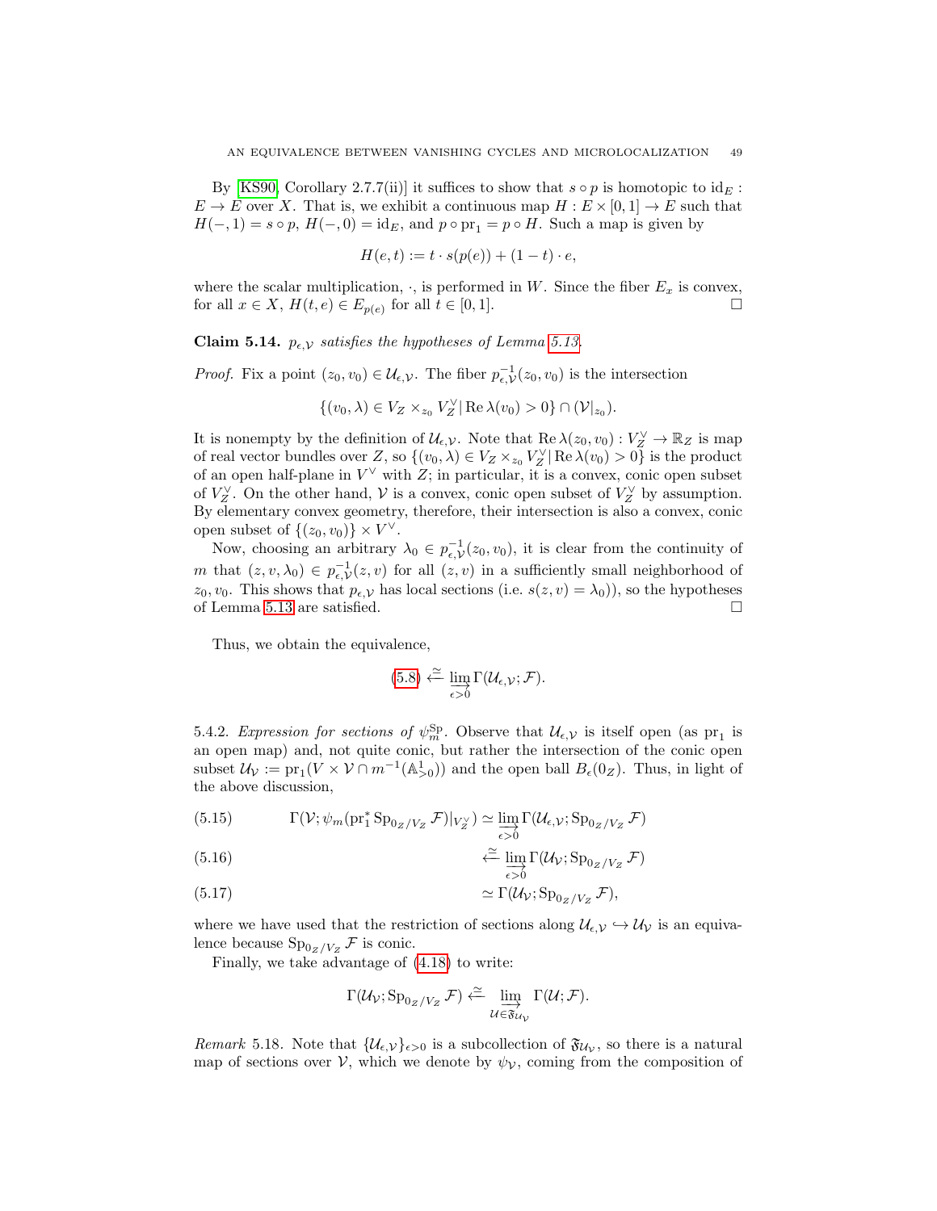By [KS90, Corollary 2.7.7(ii)] it suffices to show that $s \circ p$ is homotopic to $\mathrm{id}_E : E \to E$ over $X$. That is, we exhibit a continuous map $H : E \times [0,1] \to E$ such that $H(-,1) = s \circ p$, $H(-,0) = \mathrm{id}_E$, and $p \circ \mathrm{pr}_1 = p \circ H$. Such a map is given by

$$H(e,t) := t \cdot s(p(e)) + (1-t) \cdot e,$$

where the scalar multiplication, $\cdot$, is performed in $W$. Since the fiber $E_x$ is convex, for all $x \in X$, $H(t,e) \in E_{p(e)}$ for all $t \in [0,1]$. $\square$

**Claim 5.14.** *$p_{\epsilon,\mathcal{V}}$ satisfies the hypotheses of Lemma 5.13.*

*Proof.* Fix a point $(z_0, v_0) \in \mathcal{U}_{\epsilon,\mathcal{V}}$. The fiber $p_{\epsilon,\mathcal{V}}^{-1}(z_0, v_0)$ is the intersection

$$\{(v_0, \lambda) \in V_Z \times_{z_0} V_Z^\vee \,|\, \mathrm{Re}\,\lambda(v_0) > 0\} \cap (\mathcal{V}|_{z_0}).$$

It is nonempty by the definition of $\mathcal{U}_{\epsilon,\mathcal{V}}$. Note that $\mathrm{Re}\,\lambda(z_0, v_0) : V_Z^\vee \to \mathbb{R}_Z$ is map of real vector bundles over $Z$, so $\{(v_0, \lambda) \in V_Z \times_{z_0} V_Z^\vee \,|\, \mathrm{Re}\,\lambda(v_0) > 0\}$ is the product of an open half-plane in $V^\vee$ with $Z$; in particular, it is a convex, conic open subset of $V_Z^\vee$. On the other hand, $\mathcal{V}$ is a convex, conic open subset of $V_Z^\vee$ by assumption. By elementary convex geometry, therefore, their intersection is also a convex, conic open subset of $\{(z_0, v_0)\} \times V^\vee$.

Now, choosing an arbitrary $\lambda_0 \in p_{\epsilon,\mathcal{V}}^{-1}(z_0, v_0)$, it is clear from the continuity of $m$ that $(z, v, \lambda_0) \in p_{\epsilon,\mathcal{V}}^{-1}(z, v)$ for all $(z, v)$ in a sufficiently small neighborhood of $z_0, v_0$. This shows that $p_{\epsilon,\mathcal{V}}$ has local sections (i.e. $s(z,v) = \lambda_0$)), so the hypotheses of Lemma 5.13 are satisfied. $\square$

Thus, we obtain the equivalence,

$$(5.8) \xleftarrow{\simeq} \varinjlim_{\epsilon > 0} \Gamma(\mathcal{U}_{\epsilon,\mathcal{V}}; \mathcal{F}).$$

5.4.2. *Expression for sections of $\psi_m^{\mathrm{Sp}}$.* Observe that $\mathcal{U}_{\epsilon,\mathcal{V}}$ is itself open (as $\mathrm{pr}_1$ is an open map) and, not quite conic, but rather the intersection of the conic open subset $\mathcal{U}_{\mathcal{V}} := \mathrm{pr}_1(V \times \mathcal{V} \cap m^{-1}(\mathbb{A}^1_{>0}))$ and the open ball $B_\epsilon(0_Z)$. Thus, in light of the above discussion,

$$\Gamma(\mathcal{V}; \psi_m(\mathrm{pr}_1^* \mathrm{Sp}_{0_Z/V_Z} \mathcal{F})|_{V_Z^\vee}) \simeq \varinjlim_{\epsilon > 0} \Gamma(\mathcal{U}_{\epsilon,\mathcal{V}}; \mathrm{Sp}_{0_Z/V_Z} \mathcal{F}) \tag{5.15}$$

$$\xleftarrow{\simeq} \varinjlim_{\epsilon > 0} \Gamma(\mathcal{U}_{\mathcal{V}}; \mathrm{Sp}_{0_Z/V_Z} \mathcal{F}) \tag{5.16}$$

$$\simeq \Gamma(\mathcal{U}_{\mathcal{V}}; \mathrm{Sp}_{0_Z/V_Z} \mathcal{F}), \tag{5.17}$$

where we have used that the restriction of sections along $\mathcal{U}_{\epsilon,\mathcal{V}} \hookrightarrow \mathcal{U}_{\mathcal{V}}$ is an equivalence because $\mathrm{Sp}_{0_Z/V_Z} \mathcal{F}$ is conic.

Finally, we take advantage of (4.18) to write:

$$\Gamma(\mathcal{U}_{\mathcal{V}}; \mathrm{Sp}_{0_Z/V_Z} \mathcal{F}) \xleftarrow{\simeq} \varinjlim_{\mathcal{U} \in \mathfrak{F}_{\mathcal{U}_{\mathcal{V}}}} \Gamma(\mathcal{U}; \mathcal{F}).$$

*Remark* 5.18. Note that $\{\mathcal{U}_{\epsilon,\mathcal{V}}\}_{\epsilon > 0}$ is a subcollection of $\mathfrak{F}_{\mathcal{U}_{\mathcal{V}}}$, so there is a natural map of sections over $\mathcal{V}$, which we denote by $\psi_{\mathcal{V}}$, coming from the composition of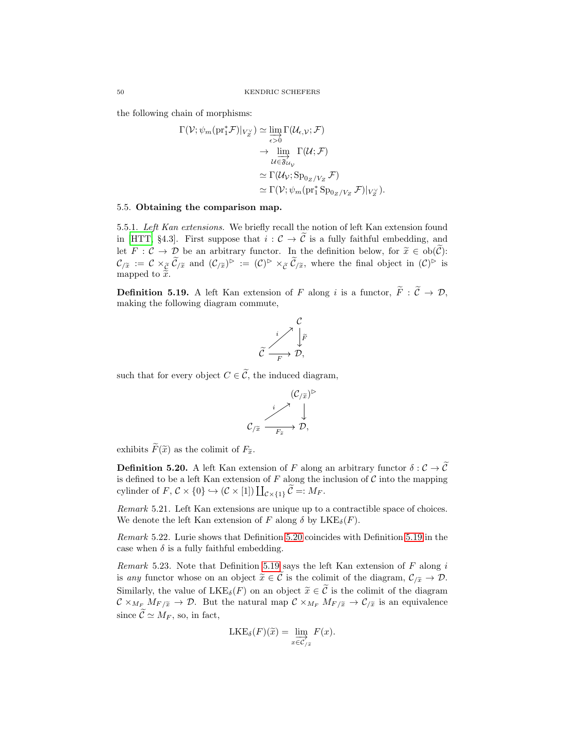the following chain of morphisms:

$$
\begin{aligned}
\Gamma(\mathcal{V}; \psi_m(\mathrm{pr}_1^* \mathcal{F})|_{V_Z^\vee}) &\simeq \varinjlim_{\epsilon > 0} \Gamma(\mathcal{U}_{\epsilon, \mathcal{V}}; \mathcal{F}) \\
&\to \varinjlim_{\mathcal{U} \in \mathfrak{F}_{\mathcal{U}_\mathcal{V}}} \Gamma(\mathcal{U}; \mathcal{F}) \\
&\simeq \Gamma(\mathcal{U}_\mathcal{V}; \mathrm{Sp}_{0_Z/V_Z} \mathcal{F}) \\
&\simeq \Gamma(\mathcal{V}; \psi_m(\mathrm{pr}_1^* \mathrm{Sp}_{0_Z/V_Z} \mathcal{F})|_{V_Z^\vee}).
\end{aligned}
$$

### 5.5. Obtaining the comparison map.

5.5.1. *Left Kan extensions.* We briefly recall the notion of left Kan extension found in [HTT, §4.3]. First suppose that $i : \mathcal{C} \to \widetilde{\mathcal{C}}$ is a fully faithful embedding, and let $F : \mathcal{C} \to \mathcal{D}$ be an arbitrary functor. In the definition below, for $\widetilde{x} \in \mathrm{ob}(\widetilde{\mathcal{C}})$: $\mathcal{C}_{/\widetilde{x}} := \mathcal{C} \times_{\widetilde{\mathcal{C}}} \widetilde{\mathcal{C}}_{/\widetilde{x}}$ and $(\mathcal{C}_{/\widetilde{x}})^{\triangleright} := (\mathcal{C})^{\triangleright} \times_{\widetilde{\mathcal{C}}} \widetilde{\mathcal{C}}_{/\widetilde{x}}$, where the final object in $(\mathcal{C})^{\triangleright}$ is mapped to $\widetilde{x}$.

**Definition 5.19.** A left Kan extension of $F$ along $i$ is a functor, $\widetilde{F} : \widetilde{\mathcal{C}} \to \mathcal{D}$, making the following diagram commute,

$$
\begin{array}{ccc}
 & & \mathcal{C} \\
 & \overset{i}{\nearrow} & \downarrow \widetilde{F} \\
\widetilde{\mathcal{C}} & \xrightarrow[F]{} & \mathcal{D},
\end{array}
$$

such that for every object $C \in \widetilde{\mathcal{C}}$, the induced diagram,

$$
\begin{array}{ccc}
 & & (\mathcal{C}_{/\widetilde{x}})^{\triangleright} \\
 & \overset{i}{\nearrow} & \downarrow \\
\mathcal{C}_{/\widetilde{x}} & \xrightarrow[F_{\widetilde{x}}]{} & \mathcal{D},
\end{array}
$$

exhibits $\widetilde{F}(\widetilde{x})$ as the colimit of $F_{\widetilde{x}}$.

**Definition 5.20.** A left Kan extension of $F$ along an arbitrary functor $\delta : \mathcal{C} \to \widetilde{\mathcal{C}}$ is defined to be a left Kan extension of $F$ along the inclusion of $\mathcal{C}$ into the mapping cylinder of $F$, $\mathcal{C} \times \{0\} \hookrightarrow (\mathcal{C} \times [1]) \coprod_{\mathcal{C} \times \{1\}} \widetilde{\mathcal{C}} =: M_F$.

*Remark* 5.21. Left Kan extensions are unique up to a contractible space of choices. We denote the left Kan extension of $F$ along $\delta$ by $\mathrm{LKE}_\delta(F)$.

*Remark* 5.22. Lurie shows that Definition 5.20 coincides with Definition 5.19 in the case when $\delta$ is a fully faithful embedding.

*Remark* 5.23. Note that Definition 5.19 says the left Kan extension of $F$ along $i$ is *any* functor whose on an object $\widetilde{x} \in \widetilde{\mathcal{C}}$ is the colimit of the diagram, $\mathcal{C}_{/\widetilde{x}} \to \mathcal{D}$. Similarly, the value of $\mathrm{LKE}_\delta(F)$ on an object $\widetilde{x} \in \widetilde{\mathcal{C}}$ is the colimit of the diagram $\mathcal{C} \times_{M_F} M_{F/\widetilde{x}} \to \mathcal{D}$. But the natural map $\mathcal{C} \times_{M_F} M_{F/\widetilde{x}} \to \mathcal{C}_{/\widetilde{x}}$ is an equivalence since $\widetilde{\mathcal{C}} \simeq M_F$, so, in fact,

$$
\mathrm{LKE}_\delta(F)(\widetilde{x}) = \varinjlim_{x \in \mathcal{C}_{/\widetilde{x}}} F(x).
$$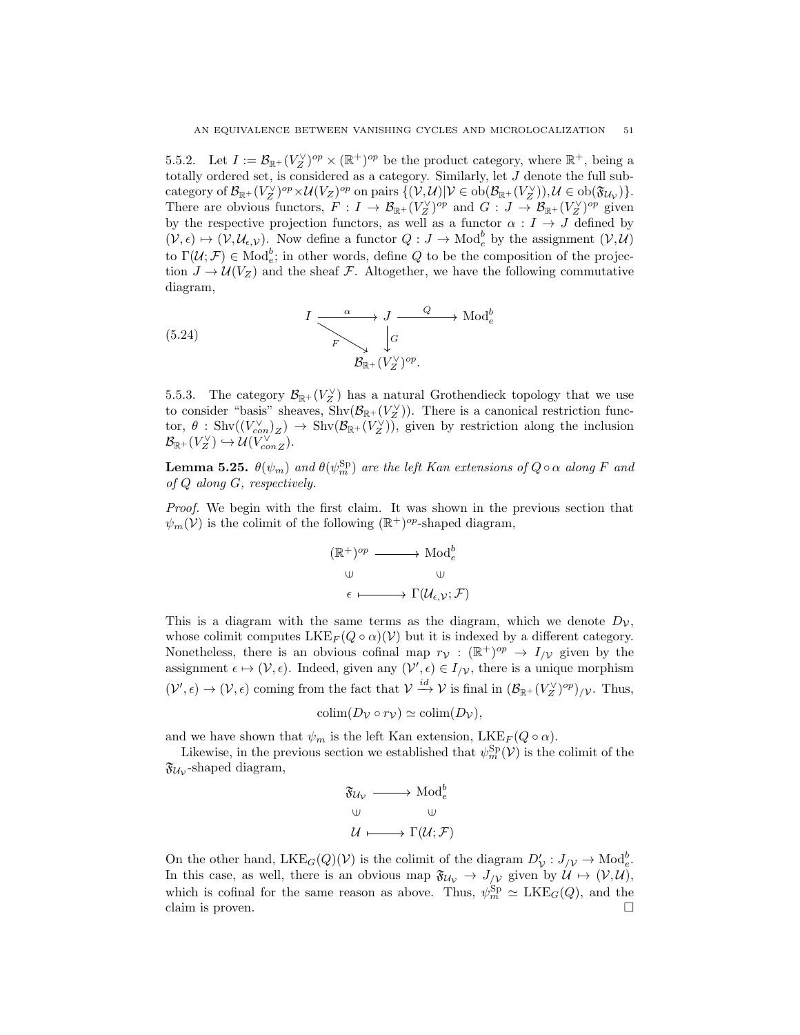5.5.2. Let $I := \mathcal{B}_{\mathbb{R}^+}(V_Z^\vee)^{op} \times (\mathbb{R}^+)^{op}$ be the product category, where $\mathbb{R}^+$, being a totally ordered set, is considered as a category. Similarly, let $J$ denote the full subcategory of $\mathcal{B}_{\mathbb{R}^+}(V_Z^\vee)^{op} \times \mathcal{U}(V_Z)^{op}$ on pairs $\{(\mathcal{V},\mathcal{U}) | \mathcal{V} \in \mathrm{ob}(\mathcal{B}_{\mathbb{R}^+}(V_Z^\vee)), \mathcal{U} \in \mathrm{ob}(\mathfrak{F}_{\mathcal{U}_\mathcal{V}})\}$. There are obvious functors, $F : I \to \mathcal{B}_{\mathbb{R}^+}(V_Z^\vee)^{op}$ and $G : J \to \mathcal{B}_{\mathbb{R}^+}(V_Z^\vee)^{op}$ given by the respective projection functors, as well as a functor $\alpha : I \to J$ defined by $(\mathcal{V}, \epsilon) \mapsto (\mathcal{V}, \mathcal{U}_{\epsilon,\mathcal{V}})$. Now define a functor $Q : J \to \mathrm{Mod}_e^b$ by the assignment $(\mathcal{V},\mathcal{U})$ to $\Gamma(\mathcal{U}; \mathcal{F}) \in \mathrm{Mod}_e^b$; in other words, define $Q$ to be the composition of the projection $J \to \mathcal{U}(V_Z)$ and the sheaf $\mathcal{F}$. Altogether, we have the following commutative diagram,

$$
\begin{array}{ccccc}
I & \xrightarrow{\alpha} & J & \xrightarrow{Q} & \mathrm{Mod}_e^b \\
& \searrow^{F} & \downarrow{G} & & \\
& & \mathcal{B}_{\mathbb{R}^+}(V_Z^\vee)^{op}. & &
\end{array}
\tag{5.24}
$$

5.5.3. The category $\mathcal{B}_{\mathbb{R}^+}(V_Z^\vee)$ has a natural Grothendieck topology that we use to consider "basis" sheaves, $\mathrm{Shv}(\mathcal{B}_{\mathbb{R}^+}(V_Z^\vee))$. There is a canonical restriction functor, $\theta : \mathrm{Shv}((V_{con}^\vee)_Z) \to \mathrm{Shv}(\mathcal{B}_{\mathbb{R}^+}(V_Z^\vee))$, given by restriction along the inclusion $\mathcal{B}_{\mathbb{R}^+}(V_Z^\vee) \hookrightarrow \mathcal{U}(V_{con}^\vee{}_Z)$.

**Lemma 5.25.** *$\theta(\psi_m)$ and $\theta(\psi_m^{\mathrm{Sp}})$ are the left Kan extensions of $Q \circ \alpha$ along $F$ and of $Q$ along $G$, respectively.*

*Proof.* We begin with the first claim. It was shown in the previous section that $\psi_m(\mathcal{V})$ is the colimit of the following $(\mathbb{R}^+)^{op}$-shaped diagram,

$$
\begin{array}{ccc}
(\mathbb{R}^+)^{op} & \longrightarrow & \mathrm{Mod}_e^b \\
\cup & & \cup \\
\epsilon & \longmapsto & \Gamma(\mathcal{U}_{\epsilon,\mathcal{V}}; \mathcal{F})
\end{array}
$$

This is a diagram with the same terms as the diagram, which we denote $D_\mathcal{V}$, whose colimit computes $\mathrm{LKE}_F(Q \circ \alpha)(\mathcal{V})$ but it is indexed by a different category. Nonetheless, there is an obvious cofinal map $r_\mathcal{V} : (\mathbb{R}^+)^{op} \to I_{/\mathcal{V}}$ given by the assignment $\epsilon \mapsto (\mathcal{V}, \epsilon)$. Indeed, given any $(\mathcal{V}', \epsilon) \in I_{/\mathcal{V}}$, there is a unique morphism $(\mathcal{V}', \epsilon) \to (\mathcal{V}, \epsilon)$ coming from the fact that $\mathcal{V} \xrightarrow{id} \mathcal{V}$ is final in $(\mathcal{B}_{\mathbb{R}^+}(V_Z^\vee)^{op})_{/\mathcal{V}}$. Thus,

$$\mathrm{colim}(D_\mathcal{V} \circ r_\mathcal{V}) \simeq \mathrm{colim}(D_\mathcal{V}),$$

and we have shown that $\psi_m$ is the left Kan extension, $\mathrm{LKE}_F(Q \circ \alpha)$.

Likewise, in the previous section we established that $\psi_m^{\mathrm{Sp}}(\mathcal{V})$ is the colimit of the $\mathfrak{F}_{\mathcal{U}_\mathcal{V}}$-shaped diagram,

$$
\begin{array}{ccc}
\mathfrak{F}_{\mathcal{U}_\mathcal{V}} & \longrightarrow & \mathrm{Mod}_e^b \\
\cup & & \cup \\
\mathcal{U} & \longmapsto & \Gamma(\mathcal{U}; \mathcal{F})
\end{array}
$$

On the other hand, $\mathrm{LKE}_G(Q)(\mathcal{V})$ is the colimit of the diagram $D'_\mathcal{V} : J_{/\mathcal{V}} \to \mathrm{Mod}_e^b$. In this case, as well, there is an obvious map $\mathfrak{F}_{\mathcal{U}_\mathcal{V}} \to J_{/\mathcal{V}}$ given by $\mathcal{U} \mapsto (\mathcal{V}, \mathcal{U})$, which is cofinal for the same reason as above. Thus, $\psi_m^{\mathrm{Sp}} \simeq \mathrm{LKE}_G(Q)$, and the claim is proven. $\square$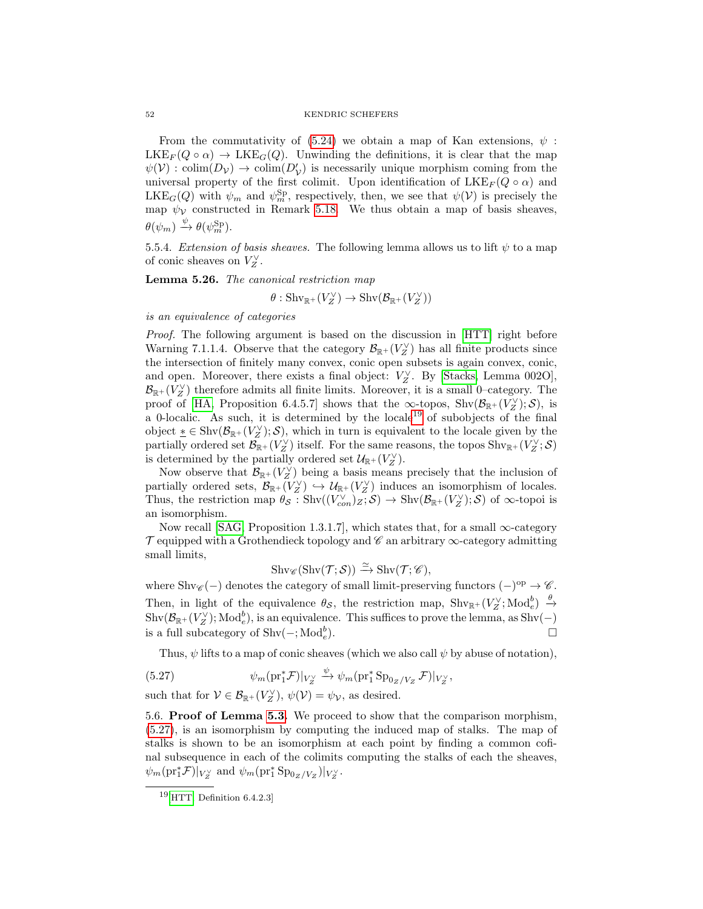From the commutativity of (5.24) we obtain a map of Kan extensions, $\psi : \mathrm{LKE}_F(Q \circ \alpha) \to \mathrm{LKE}_G(Q)$. Unwinding the definitions, it is clear that the map $\psi(\mathcal{V}) : \mathrm{colim}(D_{\mathcal{V}}) \to \mathrm{colim}(D'_{\mathcal{V}})$ is necessarily unique morphism coming from the universal property of the first colimit. Upon identification of $\mathrm{LKE}_F(Q \circ \alpha)$ and $\mathrm{LKE}_G(Q)$ with $\psi_m$ and $\psi_m^{\mathrm{Sp}}$, respectively, then, we see that $\psi(\mathcal{V})$ is precisely the map $\psi_{\mathcal{V}}$ constructed in Remark 5.18. We thus obtain a map of basis sheaves, $\theta(\psi_m) \xrightarrow{\psi} \theta(\psi_m^{\mathrm{Sp}})$.

5.5.4. *Extension of basis sheaves.* The following lemma allows us to lift $\psi$ to a map of conic sheaves on $V_Z^\vee$.

**Lemma 5.26.** *The canonical restriction map*

$$\theta : \mathrm{Shv}_{\mathbb{R}^+}(V_Z^\vee) \to \mathrm{Shv}(\mathcal{B}_{\mathbb{R}^+}(V_Z^\vee))$$

*is an equivalence of categories*

*Proof.* The following argument is based on the discussion in [HTT] right before Warning 7.1.1.4. Observe that the category $\mathcal{B}_{\mathbb{R}^+}(V_Z^\vee)$ has all finite products since the intersection of finitely many convex, conic open subsets is again convex, conic, and open. Moreover, there exists a final object: $V_Z^\vee$. By [Stacks, Lemma 002O], $\mathcal{B}_{\mathbb{R}^+}(V_Z^\vee)$ therefore admits all finite limits. Moreover, it is a small 0–category. The proof of [HA, Proposition 6.4.5.7] shows that the $\infty$-topos, $\mathrm{Shv}(\mathcal{B}_{\mathbb{R}^+}(V_Z^\vee); \mathcal{S})$, is a 0-localic. As such, it is determined by the locale[19] of subobjects of the final object $\underline{*} \in \mathrm{Shv}(\mathcal{B}_{\mathbb{R}^+}(V_Z^\vee); \mathcal{S})$, which in turn is equivalent to the locale given by the partially ordered set $\mathcal{B}_{\mathbb{R}^+}(V_Z^\vee)$ itself. For the same reasons, the topos $\mathrm{Shv}_{\mathbb{R}^+}(V_Z^\vee; \mathcal{S})$ is determined by the partially ordered set $\mathcal{U}_{\mathbb{R}^+}(V_Z^\vee)$.

Now observe that $\mathcal{B}_{\mathbb{R}^+}(V_Z^\vee)$ being a basis means precisely that the inclusion of partially ordered sets, $\mathcal{B}_{\mathbb{R}^+}(V_Z^\vee) \hookrightarrow \mathcal{U}_{\mathbb{R}^+}(V_Z^\vee)$ induces an isomorphism of locales. Thus, the restriction map $\theta_{\mathcal{S}} : \mathrm{Shv}((V_{con}^\vee)_Z; \mathcal{S}) \to \mathrm{Shv}(\mathcal{B}_{\mathbb{R}^+}(V_Z^\vee); \mathcal{S})$ of $\infty$-topoi is an isomorphism.

Now recall [SAG, Proposition 1.3.1.7], which states that, for a small $\infty$-category $\mathcal{T}$ equipped with a Grothendieck topology and $\mathscr{C}$ an arbitrary $\infty$-category admitting small limits,

$$\mathrm{Shv}_{\mathscr{C}}(\mathrm{Shv}(\mathcal{T}; \mathcal{S})) \xrightarrow{\simeq} \mathrm{Shv}(\mathcal{T}; \mathscr{C}),$$

where $\mathrm{Shv}_{\mathscr{C}}(-)$ denotes the category of small limit-preserving functors $(-)^{\mathrm{op}} \to \mathscr{C}$. Then, in light of the equivalence $\theta_{\mathcal{S}}$, the restriction map, $\mathrm{Shv}_{\mathbb{R}^+}(V_Z^\vee; \mathrm{Mod}_e^b) \xrightarrow{\theta} \mathrm{Shv}(\mathcal{B}_{\mathbb{R}^+}(V_Z^\vee); \mathrm{Mod}_e^b)$, is an equivalence. This suffices to prove the lemma, as $\mathrm{Shv}(-)$ is a full subcategory of $\mathrm{Shv}(-; \mathrm{Mod}_e^b)$. □

Thus, $\psi$ lifts to a map of conic sheaves (which we also call $\psi$ by abuse of notation),

$$\psi_m(\mathrm{pr}_1^* \mathcal{F})|_{V_Z^\vee} \xrightarrow{\psi} \psi_m(\mathrm{pr}_1^* \mathrm{Sp}_{0_Z/V_Z} \mathcal{F})|_{V_Z^\vee}, \tag{5.27}$$

such that for $\mathcal{V} \in \mathcal{B}_{\mathbb{R}^+}(V_Z^\vee)$, $\psi(\mathcal{V}) = \psi_{\mathcal{V}}$, as desired.

5.6. **Proof of Lemma 5.3.** We proceed to show that the comparison morphism, (5.27), is an isomorphism by computing the induced map of stalks. The map of stalks is shown to be an isomorphism at each point by finding a common cofinal subsequence in each of the colimits computing the stalks of each the sheaves, $\psi_m(\mathrm{pr}_1^* \mathcal{F})|_{V_Z^\vee}$ and $\psi_m(\mathrm{pr}_1^* \mathrm{Sp}_{0_Z/V_Z})|_{V_Z^\vee}$.

[19] [HTT, Definition 6.4.2.3]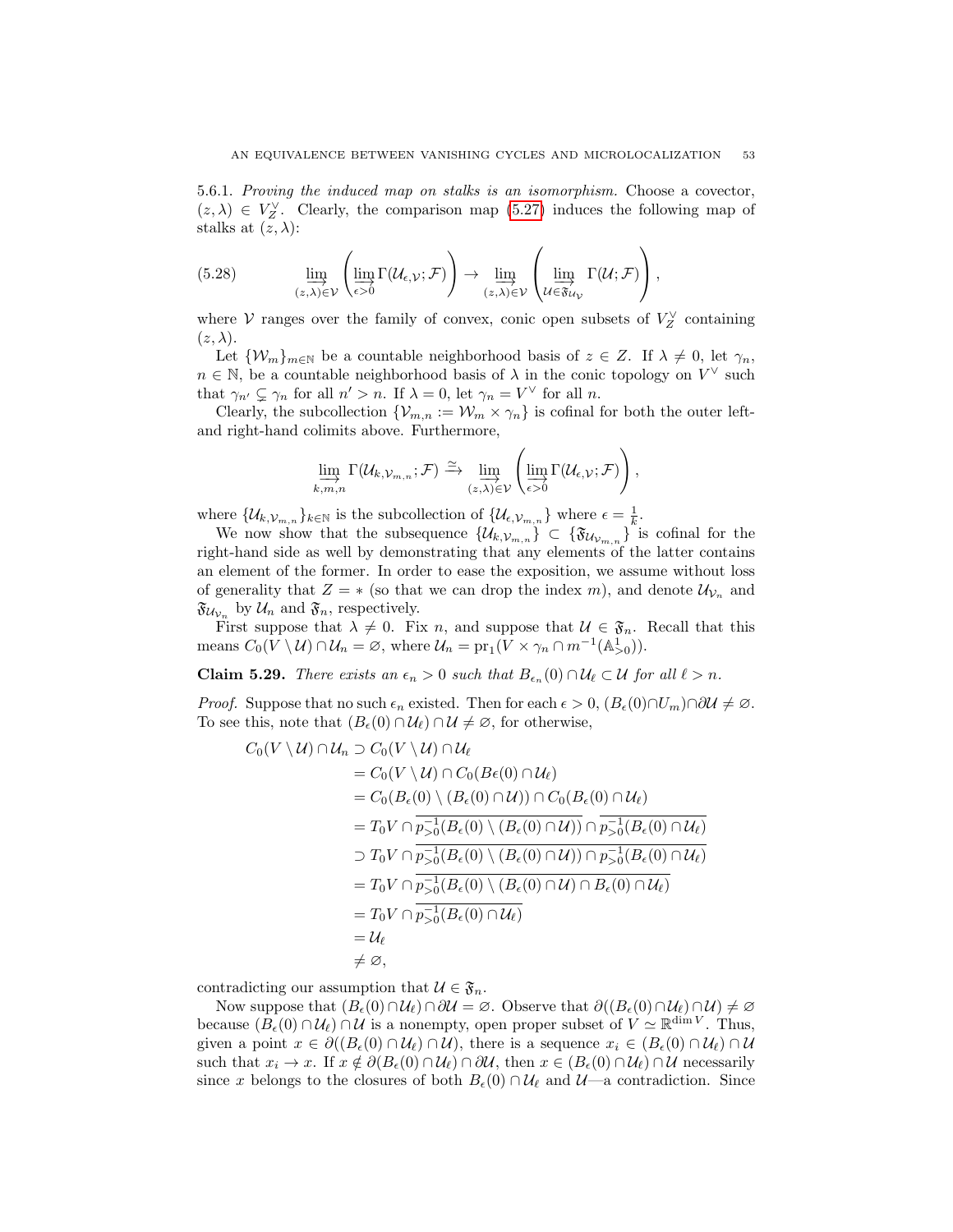5.6.1. *Proving the induced map on stalks is an isomorphism.* Choose a covector, $(z, \lambda) \in V_Z^\vee$. Clearly, the comparison map (5.27) induces the following map of stalks at $(z, \lambda)$:

$$\varinjlim_{(z,\lambda)\in\mathcal{V}} \left( \varinjlim_{\epsilon>0} \Gamma(\mathcal{U}_{\epsilon,\mathcal{V}}; \mathcal{F}) \right) \to \varinjlim_{(z,\lambda)\in\mathcal{V}} \left( \varinjlim_{\mathcal{U}\in\mathfrak{F}_{\mathcal{U}_\mathcal{V}}} \Gamma(\mathcal{U}; \mathcal{F}) \right), \tag{5.28}$$

where $\mathcal{V}$ ranges over the family of convex, conic open subsets of $V_Z^\vee$ containing $(z, \lambda)$.

Let $\{\mathcal{W}_m\}_{m\in\mathbb{N}}$ be a countable neighborhood basis of $z \in Z$. If $\lambda \neq 0$, let $\gamma_n$, $n \in \mathbb{N}$, be a countable neighborhood basis of $\lambda$ in the conic topology on $V^\vee$ such that $\gamma_{n'} \subsetneq \gamma_n$ for all $n' > n$. If $\lambda = 0$, let $\gamma_n = V^\vee$ for all $n$.

Clearly, the subcollection $\{\mathcal{V}_{m,n} := \mathcal{W}_m \times \gamma_n\}$ is cofinal for both the outer left- and right-hand colimits above. Furthermore,

$$\varinjlim_{k,m,n} \Gamma(\mathcal{U}_{k,\mathcal{V}_{m,n}}; \mathcal{F}) \xrightarrow{\simeq} \varinjlim_{(z,\lambda)\in\mathcal{V}} \left( \varinjlim_{\epsilon>0} \Gamma(\mathcal{U}_{\epsilon,\mathcal{V}}; \mathcal{F}) \right),$$

where $\{\mathcal{U}_{k,\mathcal{V}_{m,n}}\}_{k\in\mathbb{N}}$ is the subcollection of $\{\mathcal{U}_{\epsilon,\mathcal{V}_{m,n}}\}$ where $\epsilon = \frac{1}{k}$.

We now show that the subsequence $\{\mathcal{U}_{k,\mathcal{V}_{m,n}}\} \subset \{\mathfrak{F}_{\mathcal{U}_{\mathcal{V}_{m,n}}}\}$ is cofinal for the right-hand side as well by demonstrating that any elements of the latter contains an element of the former. In order to ease the exposition, we assume without loss of generality that $Z = *$ (so that we can drop the index $m$), and denote $\mathcal{U}_{\mathcal{V}_n}$ and $\mathfrak{F}_{\mathcal{U}_{\mathcal{V}_n}}$ by $\mathcal{U}_n$ and $\mathfrak{F}_n$, respectively.

First suppose that $\lambda \neq 0$. Fix $n$, and suppose that $\mathcal{U} \in \mathfrak{F}_n$. Recall that this means $C_0(V \setminus \mathcal{U}) \cap \mathcal{U}_n = \varnothing$, where $\mathcal{U}_n = \mathrm{pr}_1(V \times \gamma_n \cap m^{-1}(\mathbb{A}^1_{>0}))$.

**Claim 5.29.** *There exists an $\epsilon_n > 0$ such that $B_{\epsilon_n}(0) \cap \mathcal{U}_\ell \subset \mathcal{U}$ for all $\ell > n$.*

*Proof.* Suppose that no such $\epsilon_n$ existed. Then for each $\epsilon > 0$, $(B_\epsilon(0) \cap U_m) \cap \partial\mathcal{U} \neq \varnothing$. To see this, note that $(B_\epsilon(0) \cap \mathcal{U}_\ell) \cap \mathcal{U} \neq \varnothing$, for otherwise,

$$\begin{aligned}
C_0(V \setminus \mathcal{U}) \cap \mathcal{U}_n &\supset C_0(V \setminus \mathcal{U}) \cap \mathcal{U}_\ell \\
&= C_0(V \setminus \mathcal{U}) \cap C_0(B\epsilon(0) \cap \mathcal{U}_\ell) \\
&= C_0(B_\epsilon(0) \setminus (B_\epsilon(0) \cap \mathcal{U})) \cap C_0(B_\epsilon(0) \cap \mathcal{U}_\ell) \\
&= T_0 V \cap \overline{p_{>0}^{-1}(B_\epsilon(0) \setminus (B_\epsilon(0) \cap \mathcal{U}))} \cap \overline{p_{>0}^{-1}(B_\epsilon(0) \cap \mathcal{U}_\ell)} \\
&\supset T_0 V \cap \overline{p_{>0}^{-1}(B_\epsilon(0) \setminus (B_\epsilon(0) \cap \mathcal{U})) \cap p_{>0}^{-1}(B_\epsilon(0) \cap \mathcal{U}_\ell)} \\
&= T_0 V \cap \overline{p_{>0}^{-1}(B_\epsilon(0) \setminus (B_\epsilon(0) \cap \mathcal{U} \cap B_\epsilon(0) \cap \mathcal{U}_\ell)} \\
&= T_0 V \cap \overline{p_{>0}^{-1}(B_\epsilon(0) \cap \mathcal{U}_\ell)} \\
&= \mathcal{U}_\ell \\
&\neq \varnothing,
\end{aligned}$$

contradicting our assumption that $\mathcal{U} \in \mathfrak{F}_n$.

Now suppose that $(B_\epsilon(0) \cap \mathcal{U}_\ell) \cap \partial\mathcal{U} = \varnothing$. Observe that $\partial((B_\epsilon(0) \cap \mathcal{U}_\ell) \cap \mathcal{U}) \neq \varnothing$ because $(B_\epsilon(0) \cap \mathcal{U}_\ell) \cap \mathcal{U}$ is a nonempty, open proper subset of $V \simeq \mathbb{R}^{\dim V}$. Thus, given a point $x \in \partial((B_\epsilon(0) \cap \mathcal{U}_\ell) \cap \mathcal{U})$, there is a sequence $x_i \in (B_\epsilon(0) \cap \mathcal{U}_\ell) \cap \mathcal{U}$ such that $x_i \to x$. If $x \notin \partial(B_\epsilon(0) \cap \mathcal{U}_\ell) \cap \partial\mathcal{U}$, then $x \in (B_\epsilon(0) \cap \mathcal{U}_\ell) \cap \mathcal{U}$ necessarily since $x$ belongs to the closures of both $B_\epsilon(0) \cap \mathcal{U}_\ell$ and $\mathcal{U}$—a contradiction. Since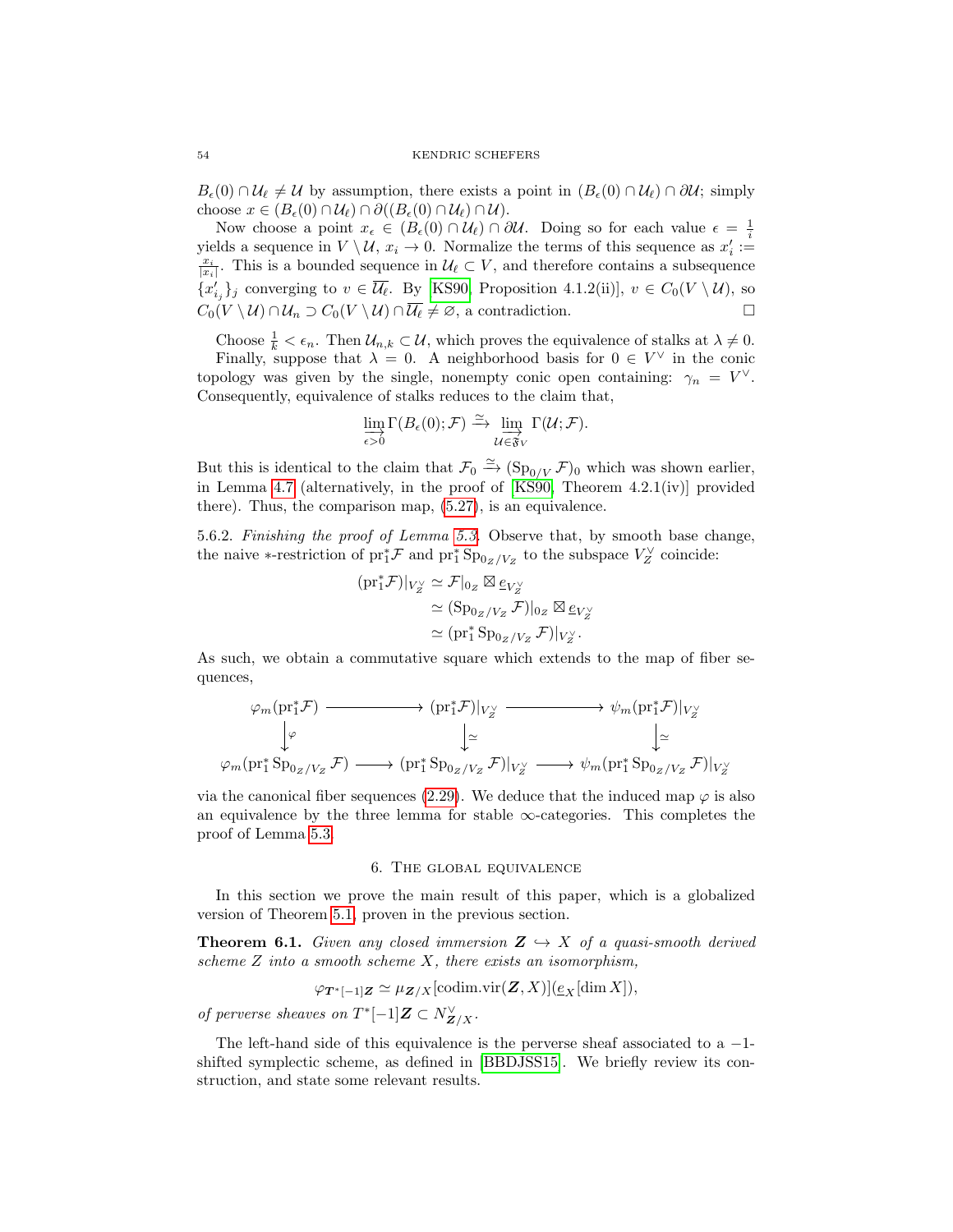$B_\epsilon(0) \cap \mathcal{U}_\ell \neq \mathcal{U}$ by assumption, there exists a point in $(B_\epsilon(0) \cap \mathcal{U}_\ell) \cap \partial\mathcal{U}$; simply choose $x \in (B_\epsilon(0) \cap \mathcal{U}_\ell) \cap \partial((B_\epsilon(0) \cap \mathcal{U}_\ell) \cap \mathcal{U})$.

Now choose a point $x_\epsilon \in (B_\epsilon(0) \cap \mathcal{U}_\ell) \cap \partial\mathcal{U}$. Doing so for each value $\epsilon = \frac{1}{i}$ yields a sequence in $V \setminus \mathcal{U}$, $x_i \to 0$. Normalize the terms of this sequence as $x_i' := \frac{x_i}{|x_i|}$. This is a bounded sequence in $\mathcal{U}_\ell \subset V$, and therefore contains a subsequence $\{x_{i_j}'\}_j$ converging to $v \in \overline{\mathcal{U}_\ell}$. By [KS90, Proposition 4.1.2(ii)], $v \in C_0(V \setminus \mathcal{U})$, so $C_0(V \setminus \mathcal{U}) \cap \mathcal{U}_n \supset C_0(V \setminus \mathcal{U}) \cap \overline{\mathcal{U}_\ell} \neq \varnothing$, a contradiction. □

Choose $\frac{1}{k} < \epsilon_n$. Then $\mathcal{U}_{n,k} \subset \mathcal{U}$, which proves the equivalence of stalks at $\lambda \neq 0$.

Finally, suppose that $\lambda = 0$. A neighborhood basis for $0 \in V^\vee$ in the conic topology was given by the single, nonempty conic open containing: $\gamma_n = V^\vee$. Consequently, equivalence of stalks reduces to the claim that,

$$\varinjlim_{\epsilon > 0} \Gamma(B_\epsilon(0); \mathcal{F}) \xrightarrow{\simeq} \varinjlim_{\mathcal{U} \in \mathfrak{F}_V} \Gamma(\mathcal{U}; \mathcal{F}).$$

But this is identical to the claim that $\mathcal{F}_0 \xrightarrow{\simeq} (\mathrm{Sp}_{0/V} \mathcal{F})_0$ which was shown earlier, in Lemma 4.7 (alternatively, in the proof of [KS90, Theorem 4.2.1(iv)] provided there). Thus, the comparison map, (5.27), is an equivalence.

5.6.2. *Finishing the proof of Lemma 5.3.* Observe that, by smooth base change, the naive $*$-restriction of $\mathrm{pr}_1^* \mathcal{F}$ and $\mathrm{pr}_1^* \mathrm{Sp}_{0_Z/V_Z}$ to the subspace $V_Z^\vee$ coincide:

$$\begin{aligned}
(\mathrm{pr}_1^* \mathcal{F})|_{V_Z^\vee} &\simeq \mathcal{F}|_{0_Z} \boxtimes \underline{e}_{V_Z^\vee} \\
&\simeq (\mathrm{Sp}_{0_Z/V_Z} \mathcal{F})|_{0_Z} \boxtimes \underline{e}_{V_Z^\vee} \\
&\simeq (\mathrm{pr}_1^* \mathrm{Sp}_{0_Z/V_Z} \mathcal{F})|_{V_Z^\vee}.
\end{aligned}$$

As such, we obtain a commutative square which extends to the map of fiber sequences,

$$\begin{array}{ccccc}
\varphi_m(\mathrm{pr}_1^* \mathcal{F}) & \longrightarrow & (\mathrm{pr}_1^* \mathcal{F})|_{V_Z^\vee} & \longrightarrow & \psi_m(\mathrm{pr}_1^* \mathcal{F})|_{V_Z^\vee} \\
\downarrow \varphi & & \downarrow \simeq & & \downarrow \simeq \\
\varphi_m(\mathrm{pr}_1^* \mathrm{Sp}_{0_Z/V_Z} \mathcal{F}) & \longrightarrow & (\mathrm{pr}_1^* \mathrm{Sp}_{0_Z/V_Z} \mathcal{F})|_{V_Z^\vee} & \longrightarrow & \psi_m(\mathrm{pr}_1^* \mathrm{Sp}_{0_Z/V_Z} \mathcal{F})|_{V_Z^\vee}
\end{array}$$

via the canonical fiber sequences (2.29). We deduce that the induced map $\varphi$ is also an equivalence by the three lemma for stable $\infty$-categories. This completes the proof of Lemma 5.3.

## 6. The global equivalence

In this section we prove the main result of this paper, which is a globalized version of Theorem 5.1, proven in the previous section.

**Theorem 6.1.** *Given any closed immersion $\boldsymbol{Z} \hookrightarrow X$ of a quasi-smooth derived scheme $Z$ into a smooth scheme $X$, there exists an isomorphism,*

$$\varphi_{\boldsymbol{T}^*[-1]\boldsymbol{Z}} \simeq \mu_{\boldsymbol{Z}/X}[\mathrm{codim.vir}(\boldsymbol{Z}, X)](\underline{e}_X[\dim X]),$$

*of perverse sheaves on $T^*[-1]\boldsymbol{Z} \subset N^\vee_{\boldsymbol{Z}/X}$.*

The left-hand side of this equivalence is the perverse sheaf associated to a $-1$-shifted symplectic scheme, as defined in [BBDJSS15]. We briefly review its construction, and state some relevant results.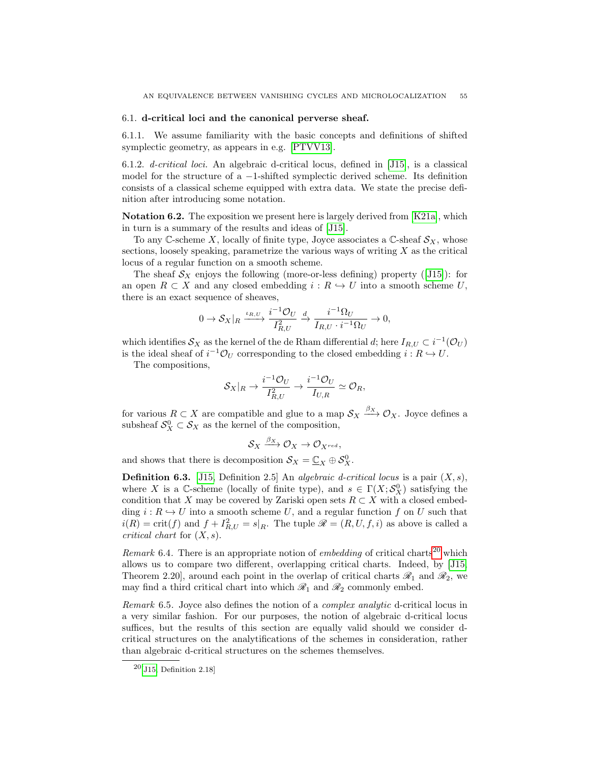### 6.1. d-critical loci and the canonical perverse sheaf.

6.1.1. We assume familiarity with the basic concepts and definitions of shifted symplectic geometry, as appears in e.g. [PTVV13].

6.1.2. *d-critical loci.* An algebraic d-critical locus, defined in [J15], is a classical model for the structure of a $-1$-shifted symplectic derived scheme. Its definition consists of a classical scheme equipped with extra data. We state the precise definition after introducing some notation.

**Notation 6.2.** The exposition we present here is largely derived from [K21a], which in turn is a summary of the results and ideas of [J15].

To any $\mathbb{C}$-scheme $X$, locally of finite type, Joyce associates a $\mathbb{C}$-sheaf $\mathcal{S}_X$, whose sections, loosely speaking, parametrize the various ways of writing $X$ as the critical locus of a regular function on a smooth scheme.

The sheaf $\mathcal{S}_X$ enjoys the following (more-or-less defining) property ([J15]): for an open $R \subset X$ and any closed embedding $i : R \hookrightarrow U$ into a smooth scheme $U$, there is an exact sequence of sheaves,

$$0 \to \mathcal{S}_X|_R \xrightarrow{\iota_{R,U}} \frac{i^{-1}\mathcal{O}_U}{I_{R,U}^2} \xrightarrow{d} \frac{i^{-1}\Omega_U}{I_{R,U} \cdot i^{-1}\Omega_U} \to 0,$$

which identifies $\mathcal{S}_X$ as the kernel of the de Rham differential $d$; here $I_{R,U} \subset i^{-1}(\mathcal{O}_U)$ is the ideal sheaf of $i^{-1}\mathcal{O}_U$ corresponding to the closed embedding $i : R \hookrightarrow U$.

The compositions,

$$\mathcal{S}_X|_R \to \frac{i^{-1}\mathcal{O}_U}{I_{R,U}^2} \to \frac{i^{-1}\mathcal{O}_U}{I_{U,R}} \simeq \mathcal{O}_R,$$

for various $R \subset X$ are compatible and glue to a map $\mathcal{S}_X \xrightarrow{\beta_X} \mathcal{O}_X$. Joyce defines a subsheaf $\mathcal{S}_X^0 \subset \mathcal{S}_X$ as the kernel of the composition,

$$\mathcal{S}_X \xrightarrow{\beta_X} \mathcal{O}_X \to \mathcal{O}_{X^{red}},$$

and shows that there is decomposition $\mathcal{S}_X = \underline{\mathbb{C}}_X \oplus \mathcal{S}_X^0$.

**Definition 6.3.** [J15, Definition 2.5] An *algebraic d-critical locus* is a pair $(X, s)$, where $X$ is a $\mathbb{C}$-scheme (locally of finite type), and $s \in \Gamma(X; \mathcal{S}_X^0)$ satisfying the condition that $X$ may be covered by Zariski open sets $R \subset X$ with a closed embedding $i : R \hookrightarrow U$ into a smooth scheme $U$, and a regular function $f$ on $U$ such that $i(R) = \mathrm{crit}(f)$ and $f + I_{R,U}^2 = s|_R$. The tuple $\mathscr{R} = (R, U, f, i)$ as above is called a *critical chart* for $(X, s)$.

*Remark* 6.4. There is an appropriate notion of *embedding* of critical charts[20] which allows us to compare two different, overlapping critical charts. Indeed, by [J15, Theorem 2.20], around each point in the overlap of critical charts $\mathscr{R}_1$ and $\mathscr{R}_2$, we may find a third critical chart into which $\mathscr{R}_1$ and $\mathscr{R}_2$ commonly embed.

*Remark* 6.5. Joyce also defines the notion of a *complex analytic* d-critical locus in a very similar fashion. For our purposes, the notion of algebraic d-critical locus suffices, but the results of this section are equally valid should we consider d-critical structures on the analytifications of the schemes in consideration, rather than algebraic d-critical structures on the schemes themselves.

[20] [J15, Definition 2.18]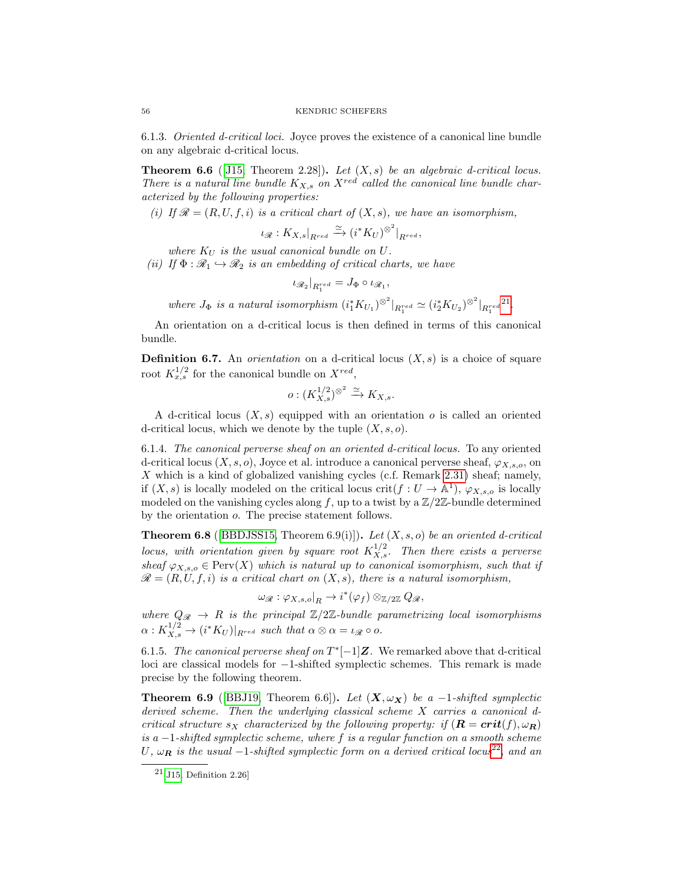6.1.3. *Oriented d-critical loci.* Joyce proves the existence of a canonical line bundle on any algebraic d-critical locus.

**Theorem 6.6** ([J15, Theorem 2.28])**.** *Let $(X, s)$ be an algebraic d-critical locus. There is a natural line bundle $K_{X,s}$ on $X^{red}$ called the canonical line bundle characterized by the following properties:*

*(i) If $\mathscr{R} = (R, U, f, i)$ is a critical chart of $(X, s)$, we have an isomorphism,*

$$\iota_{\mathscr{R}} : K_{X,s}|_{R^{red}} \xrightarrow{\simeq} (i^* K_U)^{\otimes^2}|_{R^{red}},$$

*where $K_U$ is the usual canonical bundle on $U$.*

*(ii) If $\Phi : \mathscr{R}_1 \hookrightarrow \mathscr{R}_2$ is an embedding of critical charts, we have*

$$\iota_{\mathscr{R}_2}|_{R_1^{red}} = J_\Phi \circ \iota_{\mathscr{R}_1},$$

*where $J_\Phi$ is a natural isomorphism $(i_1^* K_{U_1})^{\otimes^2}|_{R_1^{red}} \simeq (i_2^* K_{U_2})^{\otimes^2}|_{R_1^{red}}$*[21]*.*

An orientation on a d-critical locus is then defined in terms of this canonical bundle.

**Definition 6.7.** An *orientation* on a d-critical locus $(X, s)$ is a choice of square root $K_{x,s}^{1/2}$ for the canonical bundle on $X^{red}$,

$$o : (K_{X,s}^{1/2})^{\otimes^2} \xrightarrow{\simeq} K_{X,s}.$$

A d-critical locus $(X, s)$ equipped with an orientation $o$ is called an oriented d-critical locus, which we denote by the tuple $(X, s, o)$.

6.1.4. *The canonical perverse sheaf on an oriented d-critical locus.* To any oriented d-critical locus $(X, s, o)$, Joyce et al. introduce a canonical perverse sheaf, $\varphi_{X,s,o}$, on $X$ which is a kind of globalized vanishing cycles (c.f. Remark 2.31) sheaf; namely, if $(X, s)$ is locally modeled on the critical locus $\text{crit}(f : U \to \mathbb{A}^1)$, $\varphi_{X,s,o}$ is locally modeled on the vanishing cycles along $f$, up to a twist by a $\mathbb{Z}/2\mathbb{Z}$-bundle determined by the orientation $o$. The precise statement follows.

**Theorem 6.8** ([BBDJSS15, Theorem 6.9(i)])**.** *Let $(X, s, o)$ be an oriented d-critical locus, with orientation given by square root $K_{X,s}^{1/2}$. Then there exists a perverse sheaf $\varphi_{X,s,o} \in \text{Perv}(X)$ which is natural up to canonical isomorphism, such that if $\mathscr{R} = (R, U, f, i)$ is a critical chart on $(X, s)$, there is a natural isomorphism,*

$$\omega_{\mathscr{R}} : \varphi_{X,s,o}|_R \to i^*(\varphi_f) \otimes_{\mathbb{Z}/2\mathbb{Z}} Q_{\mathscr{R}},$$

*where $Q_{\mathscr{R}} \to R$ is the principal $\mathbb{Z}/2\mathbb{Z}$-bundle parametrizing local isomorphisms $\alpha : K_{X,s}^{1/2} \to (i^* K_U)|_{R^{red}}$ such that $\alpha \otimes \alpha = \iota_{\mathscr{R}} \circ o$.*

6.1.5. *The canonical perverse sheaf on $T^*[-1]\boldsymbol{Z}$.* We remarked above that d-critical loci are classical models for $-1$-shifted symplectic schemes. This remark is made precise by the following theorem.

**Theorem 6.9** ([BBJ19, Theorem 6.6])**.** *Let $(\boldsymbol{X}, \omega_{\boldsymbol{X}})$ be a $-1$-shifted symplectic derived scheme. Then the underlying classical scheme $X$ carries a canonical d-critical structure $s_X$ characterized by the following property: if $(\boldsymbol{R} = \boldsymbol{crit}(f), \omega_{\boldsymbol{R}})$ is a $-1$-shifted symplectic scheme, where $f$ is a regular function on a smooth scheme $U$, $\omega_{\boldsymbol{R}}$ is the usual $-1$-shifted symplectic form on a derived critical locus*[22]*, and an*

[21] [J15, Definition 2.26]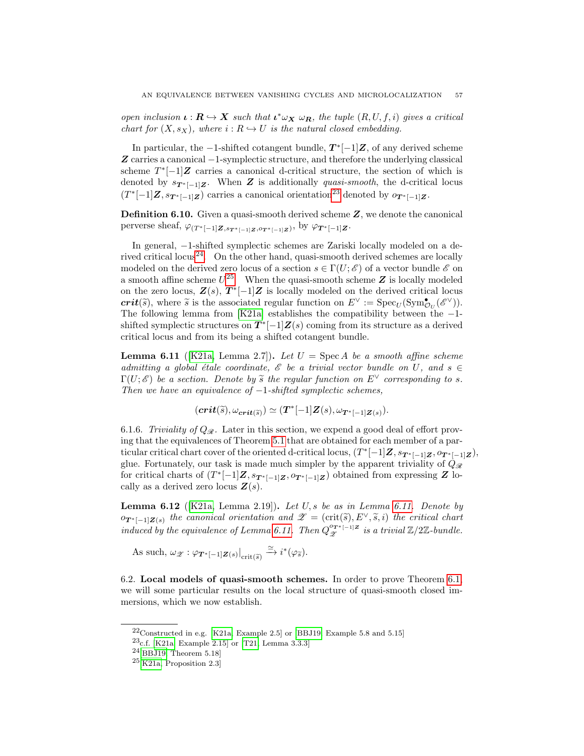*open inclusion $\boldsymbol{\iota} : \boldsymbol{R} \hookrightarrow \boldsymbol{X}$ such that $\boldsymbol{\iota}^*\omega_{\boldsymbol{X}}\ \omega_{\boldsymbol{R}}$, the tuple $(R, U, f, i)$ gives a critical chart for $(X, s_X)$, where $i : R \hookrightarrow U$ is the natural closed embedding.*

In particular, the $-1$-shifted cotangent bundle, $\boldsymbol{T}^*[-1]\boldsymbol{Z}$, of any derived scheme $\boldsymbol{Z}$ carries a canonical $-1$-symplectic structure, and therefore the underlying classical scheme $T^*[-1]\boldsymbol{Z}$ carries a canonical d-critical structure, the section of which is denoted by $s_{\boldsymbol{T}^*[-1]\boldsymbol{Z}}$. When $\boldsymbol{Z}$ is additionally *quasi-smooth*, the d-critical locus $(T^*[-1]\boldsymbol{Z}, s_{\boldsymbol{T}^*[-1]\boldsymbol{Z}})$ carries a canonical orientation[23] denoted by $o_{\boldsymbol{T}^*[-1]\boldsymbol{Z}}$.

**Definition 6.10.** Given a quasi-smooth derived scheme $\boldsymbol{Z}$, we denote the canonical perverse sheaf, $\varphi_{(T^*[-1]\boldsymbol{Z}, s_{\boldsymbol{T}^*[-1]\boldsymbol{Z}}, o_{\boldsymbol{T}^*[-1]\boldsymbol{Z}})}$, by $\varphi_{\boldsymbol{T}^*[-1]\boldsymbol{Z}}$.

In general, $-1$-shifted symplectic schemes are Zariski locally modeled on a derived critical locus[24]. On the other hand, quasi-smooth derived schemes are locally modeled on the derived zero locus of a section $s \in \Gamma(U; \mathscr{E})$ of a vector bundle $\mathscr{E}$ on a smooth affine scheme $U$[25]. When the quasi-smooth scheme $\boldsymbol{Z}$ is locally modeled on the zero locus, $\boldsymbol{Z}(s)$, $\boldsymbol{T}^*[-1]\boldsymbol{Z}$ is locally modeled on the derived critical locus $\boldsymbol{crit}(\widetilde{s})$, where $\widetilde{s}$ is the associated regular function on $E^\vee := \operatorname{Spec}_U(\operatorname{Sym}^\bullet_{\mathcal{O}_U}(\mathscr{E}^\vee))$. The following lemma from [K21a] establishes the compatibility between the $-1$-shifted symplectic structures on $\boldsymbol{T}^*[-1]\boldsymbol{Z}(s)$ coming from its structure as a derived critical locus and from its being a shifted cotangent bundle.

**Lemma 6.11** ([K21a, Lemma 2.7])**.** *Let $U = \operatorname{Spec} A$ be a smooth affine scheme admitting a global étale coordinate, $\mathscr{E}$ be a trivial vector bundle on $U$, and $s \in \Gamma(U; \mathscr{E})$ be a section. Denote by $\widetilde{s}$ the regular function on $E^\vee$ corresponding to $s$. Then we have an equivalence of $-1$-shifted symplectic schemes,*

$$(\boldsymbol{crit}(\widetilde{s}), \omega_{\boldsymbol{crit}(\widetilde{s})}) \simeq (\boldsymbol{T}^*[-1]\boldsymbol{Z}(s), \omega_{\boldsymbol{T}^*[-1]\boldsymbol{Z}(s)}).$$

6.1.6. *Triviality of $Q_{\mathscr{R}}$.* Later in this section, we expend a good deal of effort proving that the equivalences of Theorem 5.1 that are obtained for each member of a particular critical chart cover of the oriented d-critical locus, $(T^*[-1]\boldsymbol{Z}, s_{\boldsymbol{T}^*[-1]\boldsymbol{Z}}, o_{\boldsymbol{T}^*[-1]\boldsymbol{Z}})$, glue. Fortunately, our task is made much simpler by the apparent triviality of $Q_{\mathscr{R}}$ for critical charts of $(T^*[-1]\boldsymbol{Z}, s_{\boldsymbol{T}^*[-1]\boldsymbol{Z}}, o_{\boldsymbol{T}^*[-1]\boldsymbol{Z}})$ obtained from expressing $\boldsymbol{Z}$ locally as a derived zero locus $\boldsymbol{Z}(s)$.

**Lemma 6.12** ([K21a, Lemma 2.19])**.** *Let $U, s$ be as in Lemma 6.11. Denote by $o_{\boldsymbol{T}^*[-1]\boldsymbol{Z}(s)}$ the canonical orientation and $\mathscr{Z} = (\operatorname{crit}(\widetilde{s}), E^\vee, \widetilde{s}, i)$ the critical chart induced by the equivalence of Lemma 6.11. Then $Q_{\mathscr{Z}}^{o_{\boldsymbol{T}^*[-1]\boldsymbol{Z}}}$ is a trivial $\mathbb{Z}/2\mathbb{Z}$-bundle.*

As such, $\omega_{\mathscr{Z}} : \varphi_{\boldsymbol{T}^*[-1]\boldsymbol{Z}(s)}\big|_{\operatorname{crit}(\widetilde{s})} \xrightarrow{\simeq} i^*(\varphi_{\widetilde{s}})$.

6.2. **Local models of quasi-smooth schemes.** In order to prove Theorem 6.1, we will some particular results on the local structure of quasi-smooth closed immersions, which we now establish.

---

[22] Constructed in e.g. [K21a, Example 2.5] or [BBJ19, Example 5.8 and 5.15]

[23] c.f. [K21a, Example 2.15] or [T21, Lemma 3.3.3]

[24] [BBJ19, Theorem 5.18]

[25] [K21a, Proposition 2.3]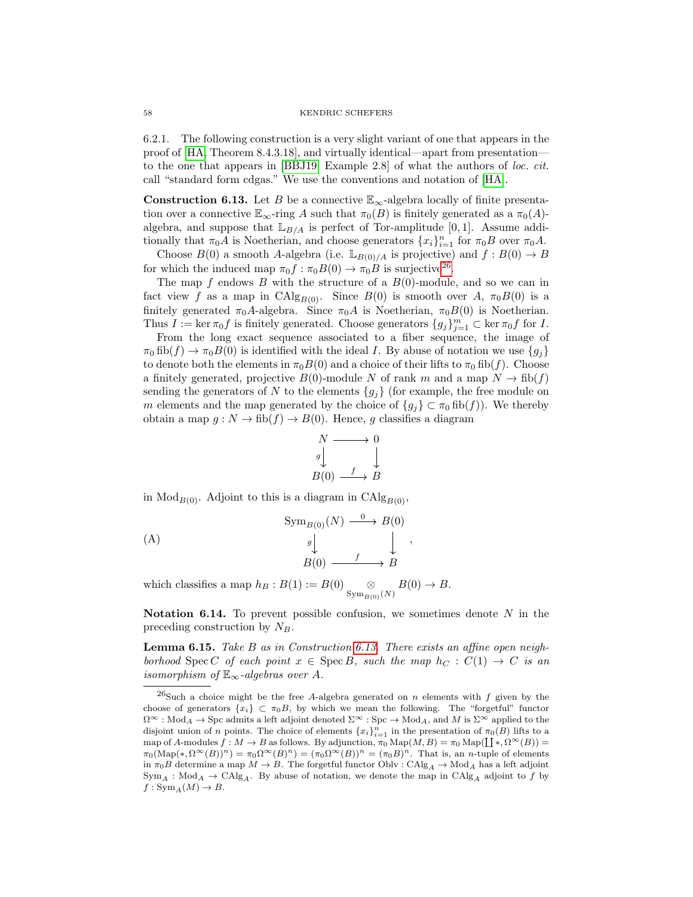6.2.1. The following construction is a very slight variant of one that appears in the proof of [HA, Theorem 8.4.3.18], and virtually identical—apart from presentation—to the one that appears in [BBJ19, Example 2.8] of what the authors of *loc. cit.* call "standard form cdgas." We use the conventions and notation of [HA].

**Construction 6.13.** Let $B$ be a connective $\mathbb{E}_\infty$-algebra locally of finite presentation over a connective $\mathbb{E}_\infty$-ring $A$ such that $\pi_0(B)$ is finitely generated as a $\pi_0(A)$-algebra, and suppose that $\mathbb{L}_{B/A}$ is perfect of Tor-amplitude $[0,1]$. Assume additionally that $\pi_0 A$ is Noetherian, and choose generators $\{x_i\}_{i=1}^n$ for $\pi_0 B$ over $\pi_0 A$.

Choose $B(0)$ a smooth $A$-algebra (i.e. $\mathbb{L}_{B(0)/A}$ is projective) and $f : B(0) \to B$ for which the induced map $\pi_0 f : \pi_0 B(0) \to \pi_0 B$ is surjective[26].

The map $f$ endows $B$ with the structure of a $B(0)$-module, and so we can in fact view $f$ as a map in $\mathrm{CAlg}_{B(0)}$. Since $B(0)$ is smooth over $A$, $\pi_0 B(0)$ is a finitely generated $\pi_0 A$-algebra. Since $\pi_0 A$ is Noetherian, $\pi_0 B(0)$ is Noetherian. Thus $I := \ker \pi_0 f$ is finitely generated. Choose generators $\{g_j\}_{j=1}^m \subset \ker \pi_0 f$ for $I$.

From the long exact sequence associated to a fiber sequence, the image of $\pi_0 \operatorname{fib}(f) \to \pi_0 B(0)$ is identified with the ideal $I$. By abuse of notation we use $\{g_j\}$ to denote both the elements in $\pi_0 B(0)$ and a choice of their lifts to $\pi_0 \operatorname{fib}(f)$. Choose a finitely generated, projective $B(0)$-module $N$ of rank $m$ and a map $N \to \operatorname{fib}(f)$ sending the generators of $N$ to the elements $\{g_j\}$ (for example, the free module on $m$ elements and the map generated by the choice of $\{g_j\} \subset \pi_0 \operatorname{fib}(f)$). We thereby obtain a map $g : N \to \operatorname{fib}(f) \to B(0)$. Hence, $g$ classifies a diagram

$$\begin{array}{ccc} N & \longrightarrow & 0 \\ {\scriptstyle g}\downarrow & & \downarrow \\ B(0) & \xrightarrow{f} & B \end{array}$$

in $\mathrm{Mod}_{B(0)}$. Adjoint to this is a diagram in $\mathrm{CAlg}_{B(0)}$,

$$\text{(A)} \qquad \begin{array}{ccc} \mathrm{Sym}_{B(0)}(N) & \xrightarrow{0} & B(0) \\ {\scriptstyle g}\downarrow & & \downarrow \\ B(0) & \xrightarrow{f} & B \end{array},$$

which classifies a map $h_B : B(1) := B(0) \underset{\mathrm{Sym}_{B(0)}(N)}{\otimes} B(0) \to B$.

**Notation 6.14.** To prevent possible confusion, we sometimes denote $N$ in the preceding construction by $N_B$.

**Lemma 6.15.** *Take $B$ as in Construction 6.13. There exists an affine open neighborhood $\operatorname{Spec} C$ of each point $x \in \operatorname{Spec} B$, such the map $h_C : C(1) \to C$ is an isomorphism of $\mathbb{E}_\infty$-algebras over $A$.*

---

[26] Such a choice might be the free $A$-algebra generated on $n$ elements with $f$ given by the choose of generators $\{x_i\} \subset \pi_0 B$, by which we mean the following. The "forgetful" functor $\Omega^\infty : \mathrm{Mod}_A \to \mathrm{Spc}$ admits a left adjoint denoted $\Sigma^\infty : \mathrm{Spc} \to \mathrm{Mod}_A$, and $M$ is $\Sigma^\infty$ applied to the disjoint union of $n$ points. The choice of elements $\{x_i\}_{i=1}^n$ in the presentation of $\pi_0(B)$ lifts to a map of $A$-modules $f : M \to B$ as follows. By adjunction, $\pi_0 \operatorname{Map}(M, B) = \pi_0 \operatorname{Map}(\coprod *, \Omega^\infty(B)) = \pi_0(\operatorname{Map}(*, \Omega^\infty(B))^n) = \pi_0 \Omega^\infty(B)^n) = (\pi_0 \Omega^\infty(B))^n = (\pi_0 B)^n$. That is, an $n$-tuple of elements in $\pi_0 B$ determine a map $M \to B$. The forgetful functor $\mathrm{Oblv} : \mathrm{CAlg}_A \to \mathrm{Mod}_A$ has a left adjoint $\mathrm{Sym}_A : \mathrm{Mod}_A \to \mathrm{CAlg}_A$. By abuse of notation, we denote the map in $\mathrm{CAlg}_A$ adjoint to $f$ by $f : \mathrm{Sym}_A(M) \to B$.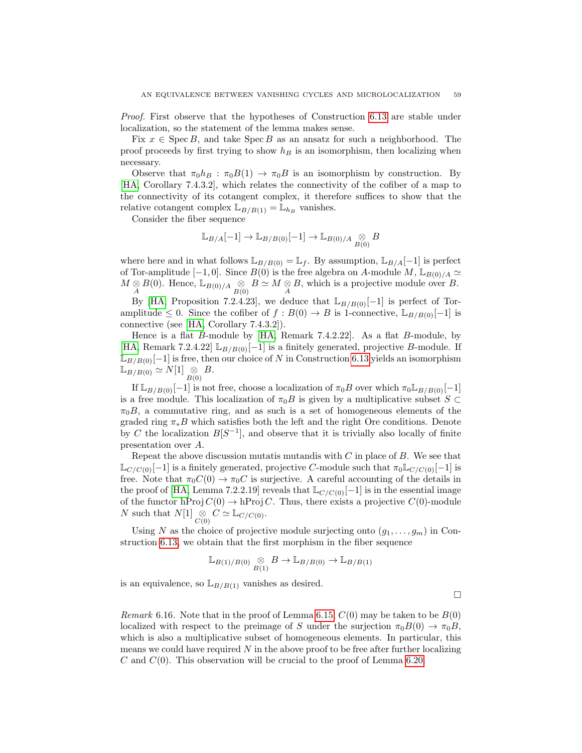*Proof.* First observe that the hypotheses of Construction 6.13 are stable under localization, so the statement of the lemma makes sense.

Fix $x \in \operatorname{Spec} B$, and take $\operatorname{Spec} B$ as an ansatz for such a neighborhood. The proof proceeds by first trying to show $h_B$ is an isomorphism, then localizing when necessary.

Observe that $\pi_0 h_B : \pi_0 B(1) \to \pi_0 B$ is an isomorphism by construction. By [HA, Corollary 7.4.3.2], which relates the connectivity of the cofiber of a map to the connectivity of its cotangent complex, it therefore suffices to show that the relative cotangent complex $\mathbb{L}_{B/B(1)} = \mathbb{L}_{h_B}$ vanishes.

Consider the fiber sequence

$$\mathbb{L}_{B/A}[-1] \to \mathbb{L}_{B/B(0)}[-1] \to \mathbb{L}_{B(0)/A} \underset{B(0)}{\otimes} B$$

where here and in what follows $\mathbb{L}_{B/B(0)} = \mathbb{L}_f$. By assumption, $\mathbb{L}_{B/A}[-1]$ is perfect of Tor-amplitude $[-1, 0]$. Since $B(0)$ is the free algebra on $A$-module $M$, $\mathbb{L}_{B(0)/A} \simeq M \underset{A}{\otimes} B(0)$. Hence, $\mathbb{L}_{B(0)/A} \underset{B(0)}{\otimes} B \simeq M \underset{A}{\otimes} B$, which is a projective module over $B$.

By [HA, Proposition 7.2.4.23], we deduce that $\mathbb{L}_{B/B(0)}[-1]$ is perfect of Tor-amplitude $\leq 0$. Since the cofiber of $f : B(0) \to B$ is 1-connective, $\mathbb{L}_{B/B(0)}[-1]$ is connective (see [HA, Corollary 7.4.3.2]).

Hence is a flat $B$-module by [HA, Remark 7.4.2.22]. As a flat $B$-module, by [HA, Remark 7.2.4.22] $\mathbb{L}_{B/B(0)}[-1]$ is a finitely generated, projective $B$-module. If $\mathbb{L}_{B/B(0)}[-1]$ is free, then our choice of $N$ in Construction 6.13 yields an isomorphism $\mathbb{L}_{B/B(0)} \simeq N[1] \underset{B(0)}{\otimes} B$.

If $\mathbb{L}_{B/B(0)}[-1]$ is not free, choose a localization of $\pi_0 B$ over which $\pi_0 \mathbb{L}_{B/B(0)}[-1]$ is a free module. This localization of $\pi_0 B$ is given by a multiplicative subset $S \subset \pi_0 B$, a commutative ring, and as such is a set of homogeneous elements of the graded ring $\pi_* B$ which satisfies both the left and the right Ore conditions. Denote by $C$ the localization $B[S^{-1}]$, and observe that it is trivially also locally of finite presentation over $A$.

Repeat the above discussion mutatis mutandis with $C$ in place of $B$. We see that $\mathbb{L}_{C/C(0)}[-1]$ is a finitely generated, projective $C$-module such that $\pi_0 \mathbb{L}_{C/C(0)}[-1]$ is free. Note that $\pi_0 C(0) \to \pi_0 C$ is surjective. A careful accounting of the details in the proof of [HA, Lemma 7.2.2.19] reveals that $\mathbb{L}_{C/C(0)}[-1]$ is in the essential image of the functor $\mathrm{hProj}\, C(0) \to \mathrm{hProj}\, C$. Thus, there exists a projective $C(0)$-module $N$ such that $N[1] \underset{C(0)}{\otimes} C \simeq \mathbb{L}_{C/C(0)}$.

Using $N$ as the choice of projective module surjecting onto $(g_1, \dots, g_m)$ in Construction 6.13, we obtain that the first morphism in the fiber sequence

$$\mathbb{L}_{B(1)/B(0)} \underset{B(1)}{\otimes} B \to \mathbb{L}_{B/B(0)} \to \mathbb{L}_{B/B(1)}$$

is an equivalence, so $\mathbb{L}_{B/B(1)}$ vanishes as desired. $\square$

*Remark* 6.16. Note that in the proof of Lemma 6.15, $C(0)$ may be taken to be $B(0)$ localized with respect to the preimage of $S$ under the surjection $\pi_0 B(0) \to \pi_0 B$, which is also a multiplicative subset of homogeneous elements. In particular, this means we could have required $N$ in the above proof to be free after further localizing $C$ and $C(0)$. This observation will be crucial to the proof of Lemma 6.20.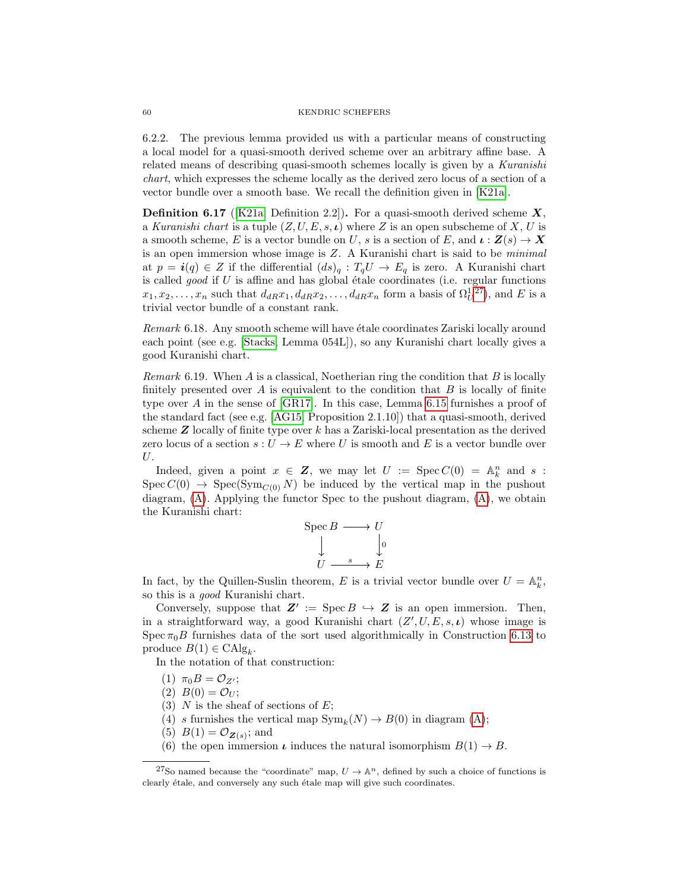6.2.2. The previous lemma provided us with a particular means of constructing a local model for a quasi-smooth derived scheme over an arbitrary affine base. A related means of describing quasi-smooth schemes locally is given by a *Kuranishi chart*, which expresses the scheme locally as the derived zero locus of a section of a vector bundle over a smooth base. We recall the definition given in [K21a].

**Definition 6.17** ([K21a, Definition 2.2])**.** For a quasi-smooth derived scheme $\boldsymbol{X}$, a *Kuranishi chart* is a tuple $(Z, U, E, s, \boldsymbol{\iota})$ where $Z$ is an open subscheme of $X$, $U$ is a smooth scheme, $E$ is a vector bundle on $U$, $s$ is a section of $E$, and $\boldsymbol{\iota} : \boldsymbol{Z}(s) \to \boldsymbol{X}$ is an open immersion whose image is $Z$. A Kuranishi chart is said to be *minimal* at $p = \boldsymbol{i}(q) \in Z$ if the differential $(ds)_q : T_q U \to E_q$ is zero. A Kuranishi chart is called *good* if $U$ is affine and has global étale coordinates (i.e. regular functions $x_1, x_2, \ldots, x_n$ such that $d_{dR}x_1, d_{dR}x_2, \ldots, d_{dR}x_n$ form a basis of $\Omega^1_U$[27]), and $E$ is a trivial vector bundle of a constant rank.

*Remark* 6.18. Any smooth scheme will have étale coordinates Zariski locally around each point (see e.g. [Stacks, Lemma 054L]), so any Kuranishi chart locally gives a good Kuranishi chart.

*Remark* 6.19. When $A$ is a classical, Noetherian ring the condition that $B$ is locally finitely presented over $A$ is equivalent to the condition that $B$ is locally of finite type over $A$ in the sense of [GR17]. In this case, Lemma 6.15 furnishes a proof of the standard fact (see e.g. [AG15, Proposition 2.1.10]) that a quasi-smooth, derived scheme $\boldsymbol{Z}$ locally of finite type over $k$ has a Zariski-local presentation as the derived zero locus of a section $s : U \to E$ where $U$ is smooth and $E$ is a vector bundle over $U$.

Indeed, given a point $x \in \boldsymbol{Z}$, we may let $U := \operatorname{Spec} C(0) = \mathbb{A}^n_k$ and $s : \operatorname{Spec} C(0) \to \operatorname{Spec}(\operatorname{Sym}_{C(0)} N)$ be induced by the vertical map in the pushout diagram, (A). Applying the functor Spec to the pushout diagram, (A), we obtain the Kuranishi chart:

$$\begin{array}{ccc} \operatorname{Spec} B & \longrightarrow & U \\ \big\downarrow & & \big\downarrow{\scriptstyle 0} \\ U & \xrightarrow{\ s\ } & E \end{array}$$

In fact, by the Quillen-Suslin theorem, $E$ is a trivial vector bundle over $U = \mathbb{A}^n_k$, so this is a *good* Kuranishi chart.

Conversely, suppose that $\boldsymbol{Z}' := \operatorname{Spec} B \hookrightarrow \boldsymbol{Z}$ is an open immersion. Then, in a straightforward way, a good Kuranishi chart $(Z', U, E, s, \boldsymbol{\iota})$ whose image is $\operatorname{Spec} \pi_0 B$ furnishes data of the sort used algorithmically in Construction 6.13 to produce $B(1) \in \operatorname{CAlg}_k$.

In the notation of that construction:

1. $\pi_0 B = \mathcal{O}_{Z'}$;
2. $B(0) = \mathcal{O}_U$;
3. $N$ is the sheaf of sections of $E$;
4. $s$ furnishes the vertical map $\operatorname{Sym}_k(N) \to B(0)$ in diagram (A);
5. $B(1) = \mathcal{O}_{\boldsymbol{Z}(s)}$; and
6. the open immersion $\boldsymbol{\iota}$ induces the natural isomorphism $B(1) \to B$.

[27] So named because the "coordinate" map, $U \to \mathbb{A}^n$, defined by such a choice of functions is clearly étale, and conversely any such étale map will give such coordinates.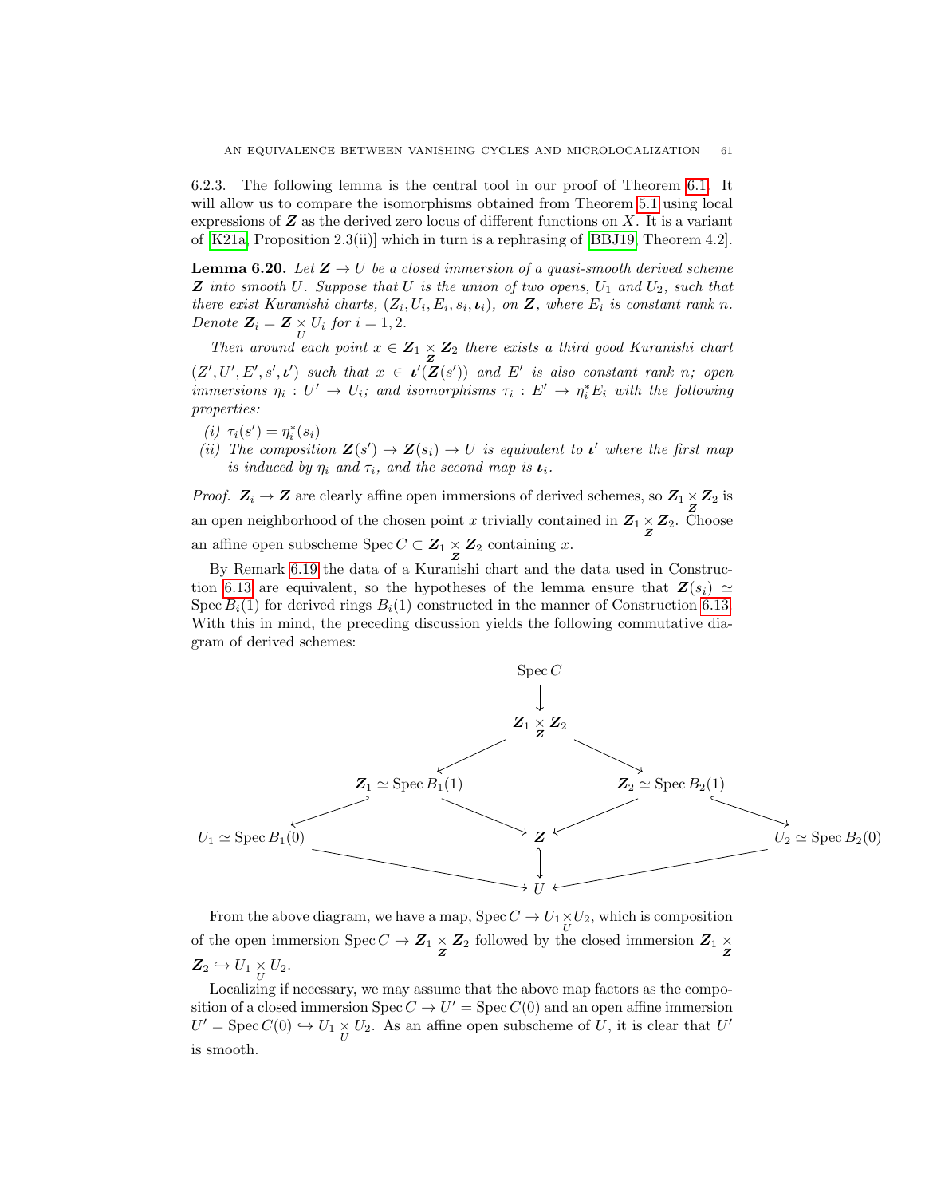6.2.3. The following lemma is the central tool in our proof of Theorem 6.1. It will allow us to compare the isomorphisms obtained from Theorem 5.1 using local expressions of $\boldsymbol{Z}$ as the derived zero locus of different functions on $X$. It is a variant of [K21a, Proposition 2.3(ii)] which in turn is a rephrasing of [BBJ19, Theorem 4.2].

**Lemma 6.20.** *Let $\boldsymbol{Z} \to U$ be a closed immersion of a quasi-smooth derived scheme $\boldsymbol{Z}$ into smooth $U$. Suppose that $U$ is the union of two opens, $U_1$ and $U_2$, such that there exist Kuranishi charts, $(Z_i, U_i, E_i, s_i, \boldsymbol{\iota}_i)$, on $\boldsymbol{Z}$, where $E_i$ is constant rank $n$. Denote $\boldsymbol{Z}_i = \boldsymbol{Z} \times_U U_i$ for $i = 1, 2$.*

*Then around each point $x \in \boldsymbol{Z}_1 \times_{\boldsymbol{Z}} \boldsymbol{Z}_2$ there exists a third good Kuranishi chart $(Z', U', E', s', \boldsymbol{\iota}')$ such that $x \in \boldsymbol{\iota}'(\boldsymbol{Z}(s'))$ and $E'$ is also constant rank $n$; open immersions $\eta_i : U' \to U_i$; and isomorphisms $\tau_i : E' \to \eta_i^* E_i$ with the following properties:*

*(i) $\tau_i(s') = \eta_i^*(s_i)$*

*(ii) The composition $\boldsymbol{Z}(s') \to \boldsymbol{Z}(s_i) \to U$ is equivalent to $\boldsymbol{\iota}'$ where the first map is induced by $\eta_i$ and $\tau_i$, and the second map is $\boldsymbol{\iota}_i$.*

*Proof.* $\boldsymbol{Z}_i \to \boldsymbol{Z}$ are clearly affine open immersions of derived schemes, so $\boldsymbol{Z}_1 \times_{\boldsymbol{Z}} \boldsymbol{Z}_2$ is an open neighborhood of the chosen point $x$ trivially contained in $\boldsymbol{Z}_1 \times_{\boldsymbol{Z}} \boldsymbol{Z}_2$. Choose an affine open subscheme $\operatorname{Spec} C \subset \boldsymbol{Z}_1 \times_{\boldsymbol{Z}} \boldsymbol{Z}_2$ containing $x$.

By Remark 6.19 the data of a Kuranishi chart and the data used in Construction 6.13 are equivalent, so the hypotheses of the lemma ensure that $\boldsymbol{Z}(s_i) \simeq \operatorname{Spec} B_i(1)$ for derived rings $B_i(1)$ constructed in the manner of Construction 6.13. With this in mind, the preceding discussion yields the following commutative diagram of derived schemes:

$$
\begin{array}{ccccc}
 & & \operatorname{Spec} C & & \\
 & & \downarrow & & \\
 & & \boldsymbol{Z}_1 \times_{\boldsymbol{Z}} \boldsymbol{Z}_2 & & \\
 & \swarrow & & \searrow & \\
 & \boldsymbol{Z}_1 \simeq \operatorname{Spec} B_1(1) & & \boldsymbol{Z}_2 \simeq \operatorname{Spec} B_2(1) & \\
\swarrow & & \searrow \quad \boldsymbol{Z} \quad \swarrow & & \searrow \\
U_1 \simeq \operatorname{Spec} B_1(0) & & \downarrow & & U_2 \simeq \operatorname{Spec} B_2(0) \\
 & \searrow & U & \swarrow &
\end{array}
$$

From the above diagram, we have a map, $\operatorname{Spec} C \to U_1 \times_U U_2$, which is composition of the open immersion $\operatorname{Spec} C \to \boldsymbol{Z}_1 \times_{\boldsymbol{Z}} \boldsymbol{Z}_2$ followed by the closed immersion $\boldsymbol{Z}_1 \times_{\boldsymbol{Z}} \boldsymbol{Z}_2 \hookrightarrow U_1 \times_U U_2$.

Localizing if necessary, we may assume that the above map factors as the composition of a closed immersion $\operatorname{Spec} C \to U' = \operatorname{Spec} C(0)$ and an open affine immersion $U' = \operatorname{Spec} C(0) \hookrightarrow U_1 \times_U U_2$. As an affine open subscheme of $U$, it is clear that $U'$ is smooth.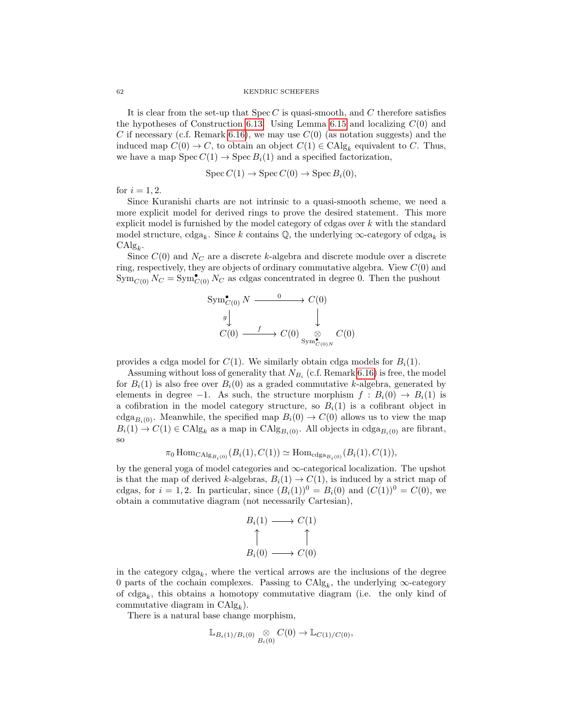It is clear from the set-up that $\operatorname{Spec} C$ is quasi-smooth, and $C$ therefore satisfies the hypotheses of Construction 6.13. Using Lemma 6.15 and localizing $C(0)$ and $C$ if necessary (c.f. Remark 6.16), we may use $C(0)$ (as notation suggests) and the induced map $C(0) \to C$, to obtain an object $C(1) \in \mathrm{CAlg}_k$ equivalent to $C$. Thus, we have a map $\operatorname{Spec} C(1) \to \operatorname{Spec} B_i(1)$ and a specified factorization,

$$\operatorname{Spec} C(1) \to \operatorname{Spec} C(0) \to \operatorname{Spec} B_i(0),$$

for $i = 1, 2$.

Since Kuranishi charts are not intrinsic to a quasi-smooth scheme, we need a more explicit model for derived rings to prove the desired statement. This more explicit model is furnished by the model category of cdgas over $k$ with the standard model structure, $\mathrm{cdga}_k$. Since $k$ contains $\mathbb{Q}$, the underlying $\infty$-category of $\mathrm{cdga}_k$ is $\mathrm{CAlg}_k$.

Since $C(0)$ and $N_C$ are a discrete $k$-algebra and discrete module over a discrete ring, respectively, they are objects of ordinary commutative algebra. View $C(0)$ and $\mathrm{Sym}_{C(0)} N_C = \mathrm{Sym}^{\bullet}_{C(0)} N_C$ as cdgas concentrated in degree 0. Then the pushout

$$\begin{array}{ccc}
\mathrm{Sym}^{\bullet}_{C(0)} N & \xrightarrow{\;0\;} & C(0) \\
{\scriptstyle g}\downarrow & & \downarrow \\
C(0) & \xrightarrow{\;f\;} & C(0) \underset{\mathrm{Sym}^{\bullet}_{C(0)N}}{\otimes} C(0)
\end{array}$$

provides a cdga model for $C(1)$. We similarly obtain cdga models for $B_i(1)$.

Assuming without loss of generality that $N_{B_i}$ (c.f. Remark 6.16) is free, the model for $B_i(1)$ is also free over $B_i(0)$ as a graded commutative $k$-algebra, generated by elements in degree $-1$. As such, the structure morphism $f : B_i(0) \to B_i(1)$ is a cofibration in the model category structure, so $B_i(1)$ is a cofibrant object in $\mathrm{cdga}_{B_i(0)}$. Meanwhile, the specified map $B_i(0) \to C(0)$ allows us to view the map $B_i(1) \to C(1) \in \mathrm{CAlg}_k$ as a map in $\mathrm{CAlg}_{B_i(0)}$. All objects in $\mathrm{cdga}_{B_i(0)}$ are fibrant, so

$$\pi_0 \operatorname{Hom}_{\mathrm{CAlg}_{B_i(0)}}(B_i(1), C(1)) \simeq \operatorname{Hom}_{\mathrm{cdga}_{B_i(0)}}(B_i(1), C(1)),$$

by the general yoga of model categories and $\infty$-categorical localization. The upshot is that the map of derived $k$-algebras, $B_i(1) \to C(1)$, is induced by a strict map of cdgas, for $i = 1, 2$. In particular, since $(B_i(1))^0 = B_i(0)$ and $(C(1))^0 = C(0)$, we obtain a commutative diagram (not necessarily Cartesian),

$$\begin{array}{ccc}
B_i(1) & \longrightarrow & C(1) \\
\uparrow & & \uparrow \\
B_i(0) & \longrightarrow & C(0)
\end{array}$$

in the category $\mathrm{cdga}_k$, where the vertical arrows are the inclusions of the degree 0 parts of the cochain complexes. Passing to $\mathrm{CAlg}_k$, the underlying $\infty$-category of $\mathrm{cdga}_k$, this obtains a homotopy commutative diagram (i.e. the only kind of commutative diagram in $\mathrm{CAlg}_k$).

There is a natural base change morphism,

$$\mathbb{L}_{B_i(1)/B_i(0)} \underset{B_i(0)}{\otimes} C(0) \to \mathbb{L}_{C(1)/C(0)},$$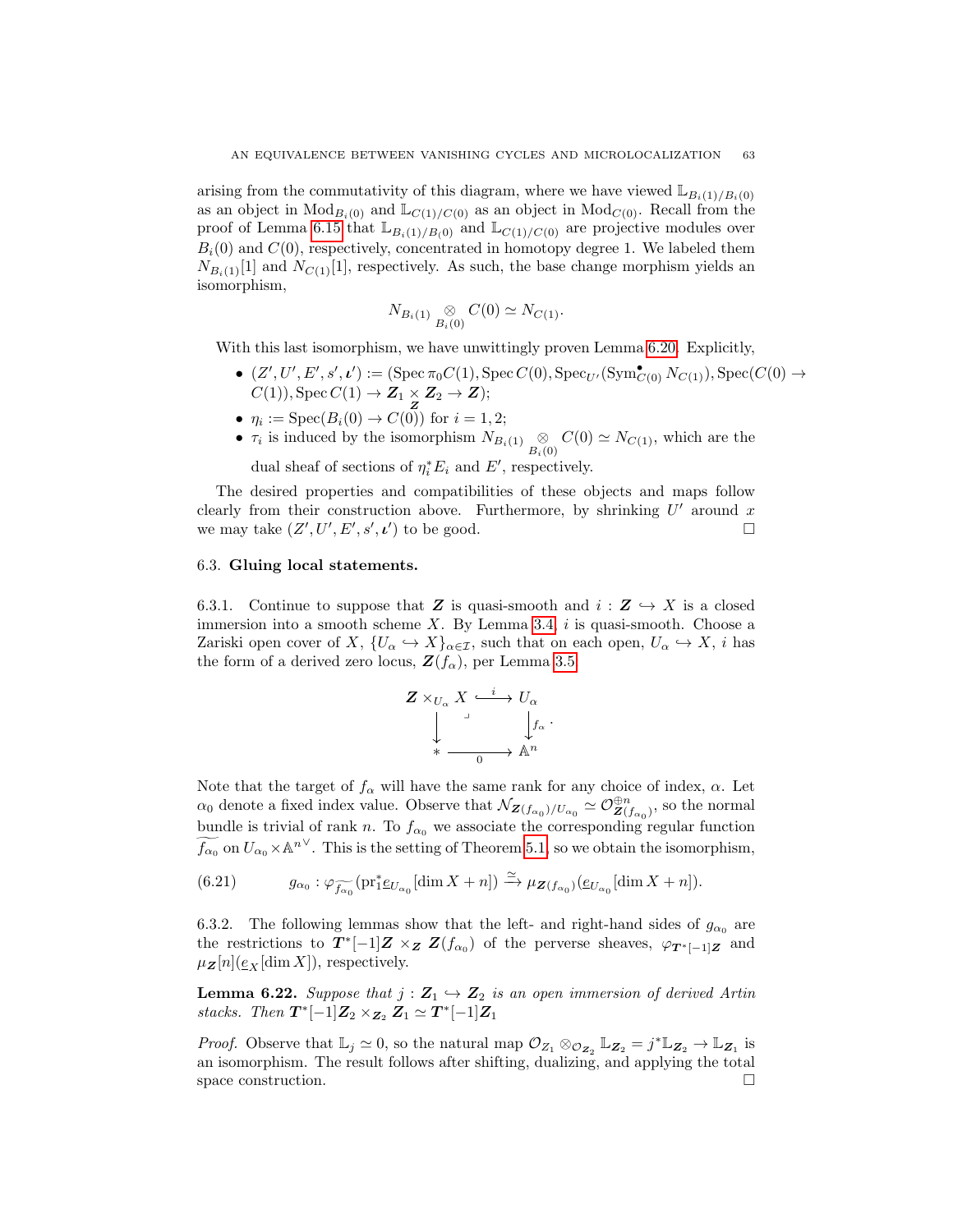arising from the commutativity of this diagram, where we have viewed $\mathbb{L}_{B_i(1)/B_i(0)}$ as an object in $\mathrm{Mod}_{B_i(0)}$ and $\mathbb{L}_{C(1)/C(0)}$ as an object in $\mathrm{Mod}_{C(0)}$. Recall from the proof of Lemma 6.15 that $\mathbb{L}_{B_i(1)/B(0)}$ and $\mathbb{L}_{C(1)/C(0)}$ are projective modules over $B_i(0)$ and $C(0)$, respectively, concentrated in homotopy degree 1. We labeled them $N_{B_i(1)}[1]$ and $N_{C(1)}[1]$, respectively. As such, the base change morphism yields an isomorphism,

$$N_{B_i(1)} \underset{B_i(0)}{\otimes} C(0) \simeq N_{C(1)}.$$

With this last isomorphism, we have unwittingly proven Lemma 6.20. Explicitly,

- $(Z', U', E', s', \boldsymbol{\iota}') := (\operatorname{Spec} \pi_0 C(1), \operatorname{Spec} C(0), \operatorname{Spec}_{U'}(\operatorname{Sym}^\bullet_{C(0)} N_{C(1)}), \operatorname{Spec}(C(0) \to C(1)), \operatorname{Spec} C(1) \to \boldsymbol{Z}_1 \underset{\boldsymbol{Z}}{\times} \boldsymbol{Z}_2 \to \boldsymbol{Z})$;
- $\eta_i := \operatorname{Spec}(B_i(0) \to C(0))$ for $i = 1, 2$;
- $\tau_i$ is induced by the isomorphism $N_{B_i(1)} \underset{B_i(0)}{\otimes} C(0) \simeq N_{C(1)}$, which are the dual sheaf of sections of $\eta_i^* E_i$ and $E'$, respectively.

The desired properties and compatibilities of these objects and maps follow clearly from their construction above. Furthermore, by shrinking $U'$ around $x$ we may take $(Z', U', E', s', \boldsymbol{\iota}')$ to be good. $\square$

### 6.3. Gluing local statements.

6.3.1. Continue to suppose that $\boldsymbol{Z}$ is quasi-smooth and $i : \boldsymbol{Z} \hookrightarrow X$ is a closed immersion into a smooth scheme $X$. By Lemma 3.4, $i$ is quasi-smooth. Choose a Zariski open cover of $X$, $\{U_\alpha \hookrightarrow X\}_{\alpha \in \mathcal{I}}$, such that on each open, $U_\alpha \hookrightarrow X$, $i$ has the form of a derived zero locus, $\boldsymbol{Z}(f_\alpha)$, per Lemma 3.5

$$\begin{array}{ccc} \boldsymbol{Z} \times_{U_\alpha} X & \xhookrightarrow{\ i\ } & U_\alpha \\ \downarrow & & \downarrow f_\alpha \\ * & \xrightarrow{\ 0\ } & \mathbb{A}^n \end{array}.$$

Note that the target of $f_\alpha$ will have the same rank for any choice of index, $\alpha$. Let $\alpha_0$ denote a fixed index value. Observe that $\mathcal{N}_{\boldsymbol{Z}(f_{\alpha_0})/U_{\alpha_0}} \simeq \mathcal{O}^{\oplus n}_{\boldsymbol{Z}(f_{\alpha_0})}$, so the normal bundle is trivial of rank $n$. To $f_{\alpha_0}$ we associate the corresponding regular function $\widetilde{f_{\alpha_0}}$ on $U_{\alpha_0} \times \mathbb{A}^{n\vee}$. This is the setting of Theorem 5.1, so we obtain the isomorphism,

$$g_{\alpha_0} : \varphi_{\widetilde{f_{\alpha_0}}}(\mathrm{pr}_1^* \underline{e}_{U_{\alpha_0}}[\dim X + n]) \xrightarrow{\simeq} \mu_{\boldsymbol{Z}(f_{\alpha_0})}(\underline{e}_{U_{\alpha_0}}[\dim X + n]). \tag{6.21}$$

6.3.2. The following lemmas show that the left- and right-hand sides of $g_{\alpha_0}$ are the restrictions to $\boldsymbol{T}^*[-1]\boldsymbol{Z} \times_{\boldsymbol{Z}} \boldsymbol{Z}(f_{\alpha_0})$ of the perverse sheaves, $\varphi_{\boldsymbol{T}^*[-1]\boldsymbol{Z}}$ and $\mu_{\boldsymbol{Z}}[n](\underline{e}_X[\dim X])$, respectively.

**Lemma 6.22.** *Suppose that $j : \boldsymbol{Z}_1 \hookrightarrow \boldsymbol{Z}_2$ is an open immersion of derived Artin stacks. Then $\boldsymbol{T}^*[-1]\boldsymbol{Z}_2 \times_{\boldsymbol{Z}_2} \boldsymbol{Z}_1 \simeq \boldsymbol{T}^*[-1]\boldsymbol{Z}_1$*

*Proof.* Observe that $\mathbb{L}_j \simeq 0$, so the natural map $\mathcal{O}_{Z_1} \otimes_{\mathcal{O}_{\boldsymbol{Z}_2}} \mathbb{L}_{\boldsymbol{Z}_2} = j^* \mathbb{L}_{\boldsymbol{Z}_2} \to \mathbb{L}_{\boldsymbol{Z}_1}$ is an isomorphism. The result follows after shifting, dualizing, and applying the total space construction. $\square$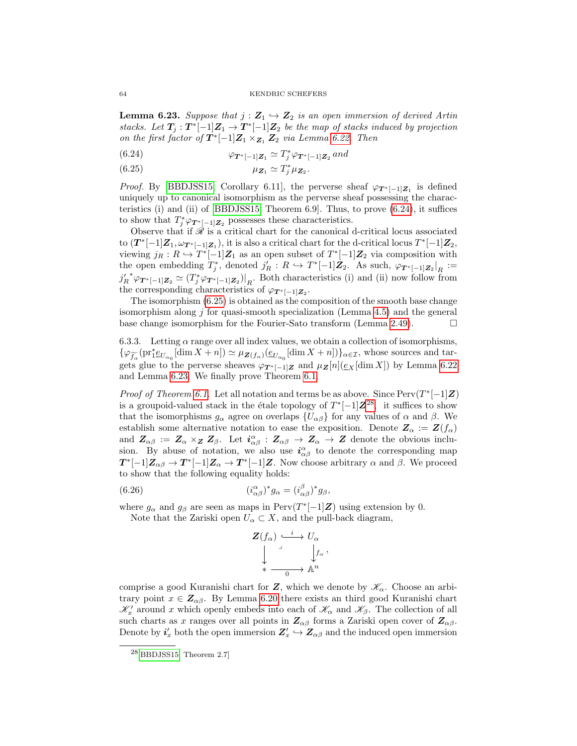**Lemma 6.23.** *Suppose that $j : \boldsymbol{Z}_1 \hookrightarrow \boldsymbol{Z}_2$ is an open immersion of derived Artin stacks. Let $\boldsymbol{T}_j : \boldsymbol{T}^*[-1]\boldsymbol{Z}_1 \to \boldsymbol{T}^*[-1]\boldsymbol{Z}_2$ be the map of stacks induced by projection on the first factor of $\boldsymbol{T}^*[-1]\boldsymbol{Z}_1 \times_{\boldsymbol{Z}_1} \boldsymbol{Z}_2$ via Lemma 6.22. Then*

$$\varphi_{\boldsymbol{T}^*[-1]\boldsymbol{Z}_1} \simeq T_j^* \varphi_{\boldsymbol{T}^*[-1]\boldsymbol{Z}_2} \text{ and} \tag{6.24}$$

$$\mu_{\boldsymbol{Z}_1} \simeq T_j^* \mu_{\boldsymbol{Z}_2}. \tag{6.25}$$

*Proof.* By [BBDJSS15, Corollary 6.11], the perverse sheaf $\varphi_{\boldsymbol{T}^*[-1]\boldsymbol{Z}_1}$ is defined uniquely up to canonical isomorphism as the perverse sheaf possessing the characteristics (i) and (ii) of [BBDJSS15, Theorem 6.9]. Thus, to prove (6.24), it suffices to show that $T_j^* \varphi_{\boldsymbol{T}^*[-1]\boldsymbol{Z}_2}$ possesses these characteristics.

Observe that if $\mathscr{R}$ is a critical chart for the canonical d-critical locus associated to $(\boldsymbol{T}^*[-1]\boldsymbol{Z}_1, \omega_{\boldsymbol{T}^*[-1]\boldsymbol{Z}_1})$, it is also a critical chart for the d-critical locus $T^*[-1]\boldsymbol{Z}_2$, viewing $j_R : R \hookrightarrow T^*[-1]\boldsymbol{Z}_1$ as an open subset of $T^*[-1]\boldsymbol{Z}_2$ via composition with the open embedding $T_j^*$, denoted $j'_R : R \hookrightarrow T^*[-1]\boldsymbol{Z}_2$. As such, $\varphi_{\boldsymbol{T}^*[-1]\boldsymbol{Z}_2}\big|_R := {j'_R}^* \varphi_{\boldsymbol{T}^*[-1]\boldsymbol{Z}_2} \simeq (T_j^* \varphi_{\boldsymbol{T}^*[-1]\boldsymbol{Z}_2})\big|_R$. Both characteristics (i) and (ii) now follow from the corresponding characteristics of $\varphi_{\boldsymbol{T}^*[-1]\boldsymbol{Z}_2}$.

The isomorphism (6.25) is obtained as the composition of the smooth base change isomorphism along $j$ for quasi-smooth specialization (Lemma 4.5) and the general base change isomorphism for the Fourier-Sato transform (Lemma 2.49). $\square$

6.3.3. Letting $\alpha$ range over all index values, we obtain a collection of isomorphisms, $\{\varphi_{\widetilde{f_\alpha}}(\mathrm{pr}_1^* \underline{e}_{U_{\alpha_0}}[\dim X + n]) \simeq \mu_{\boldsymbol{Z}(f_\alpha)}(\underline{e}_{U_{\alpha_0}}[\dim X + n])\}_{\alpha \in \mathcal{I}}$, whose sources and targets glue to the perverse sheaves $\varphi_{\boldsymbol{T}^*[-1]\boldsymbol{Z}}$ and $\mu_{\boldsymbol{Z}}[n](\underline{e}_X[\dim X])$ by Lemma 6.22 and Lemma 6.23. We finally prove Theorem 6.1.

*Proof of Theorem 6.1.* Let all notation and terms be as above. Since $\mathrm{Perv}(T^*[-1]\boldsymbol{Z})$ is a groupoid-valued stack in the étale topology of $T^*[-1]\boldsymbol{Z}$[28], it suffices to show that the isomorphisms $g_\alpha$ agree on overlaps $\{U_{\alpha\beta}\}$ for any values of $\alpha$ and $\beta$. We establish some alternative notation to ease the exposition. Denote $\boldsymbol{Z}_\alpha := \boldsymbol{Z}(f_\alpha)$ and $\boldsymbol{Z}_{\alpha\beta} := \boldsymbol{Z}_\alpha \times_{\boldsymbol{Z}} \boldsymbol{Z}_\beta$. Let $\boldsymbol{i}^\alpha_{\alpha\beta} : \boldsymbol{Z}_{\alpha\beta} \to \boldsymbol{Z}_\alpha \to \boldsymbol{Z}$ denote the obvious inclusion. By abuse of notation, we also use $\boldsymbol{i}^\alpha_{\alpha\beta}$ to denote the corresponding map $\boldsymbol{T}^*[-1]\boldsymbol{Z}_{\alpha\beta} \to \boldsymbol{T}^*[-1]\boldsymbol{Z}_\alpha \to \boldsymbol{T}^*[-1]\boldsymbol{Z}$. Now choose arbitrary $\alpha$ and $\beta$. We proceed to show that the following equality holds:

$$(i^\alpha_{\alpha\beta})^* g_\alpha = (i^\beta_{\alpha\beta})^* g_\beta, \tag{6.26}$$

where $g_\alpha$ and $g_\beta$ are seen as maps in $\mathrm{Perv}(T^*[-1]\boldsymbol{Z})$ using extension by 0.

Note that the Zariski open $U_\alpha \subset X$, and the pull-back diagram,

$$\begin{array}{ccc} \boldsymbol{Z}(f_\alpha) & \xhookrightarrow{\ i\ } & U_\alpha \\ \big\downarrow & \lrcorner & \big\downarrow f_\alpha \\ * & \xrightarrow{\ 0\ } & \mathbb{A}^n \end{array},$$

comprise a good Kuranishi chart for $\boldsymbol{Z}$, which we denote by $\mathscr{K}_\alpha$. Choose an arbitrary point $x \in \boldsymbol{Z}_{\alpha\beta}$. By Lemma 6.20 there exists an third good Kuranishi chart $\mathscr{K}'_x$ around $x$ which openly embeds into each of $\mathscr{K}_\alpha$ and $\mathscr{K}_\beta$. The collection of all such charts as $x$ ranges over all points in $\boldsymbol{Z}_{\alpha\beta}$ forms a Zariski open cover of $\boldsymbol{Z}_{\alpha\beta}$. Denote by $\boldsymbol{i}'_x$ both the open immersion $\boldsymbol{Z}'_x \hookrightarrow \boldsymbol{Z}_{\alpha\beta}$ and the induced open immersion

[28] [BBDJSS15, Theorem 2.7]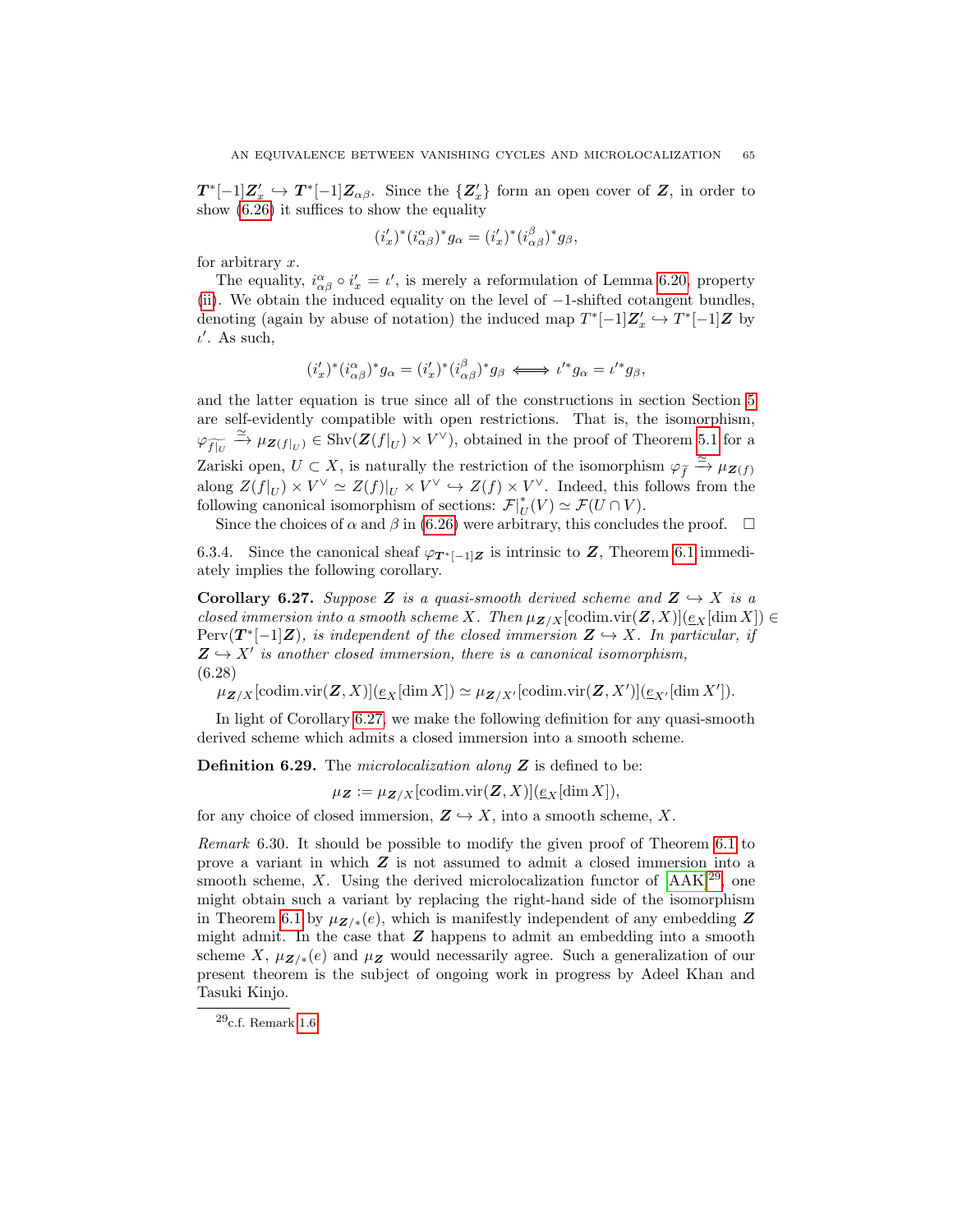$\boldsymbol{T}^*[-1]\boldsymbol{Z}'_x \hookrightarrow \boldsymbol{T}^*[-1]\boldsymbol{Z}_{\alpha\beta}$. Since the $\{\boldsymbol{Z}'_x\}$ form an open cover of $\boldsymbol{Z}$, in order to show (6.26) it suffices to show the equality

$$(i'_x)^*(i^\alpha_{\alpha\beta})^* g_\alpha = (i'_x)^*(i^\beta_{\alpha\beta})^* g_\beta,$$

for arbitrary $x$.

The equality, $i^\alpha_{\alpha\beta} \circ i'_x = \iota'$, is merely a reformulation of Lemma 6.20, property (ii). We obtain the induced equality on the level of $-1$-shifted cotangent bundles, denoting (again by abuse of notation) the induced map $T^*[-1]\boldsymbol{Z}'_x \hookrightarrow T^*[-1]\boldsymbol{Z}$ by $\iota'$. As such,

$$(i'_x)^*(i^\alpha_{\alpha\beta})^* g_\alpha = (i'_x)^*(i^\beta_{\alpha\beta})^* g_\beta \iff \iota'^* g_\alpha = \iota'^* g_\beta,$$

and the latter equation is true since all of the constructions in section Section 5 are self-evidently compatible with open restrictions. That is, the isomorphism, $\varphi_{\widetilde{f|_U}} \xrightarrow{\simeq} \mu_{\boldsymbol{Z}(f|_U)} \in \operatorname{Shv}(\boldsymbol{Z}(f|_U) \times V^\vee)$, obtained in the proof of Theorem 5.1 for a Zariski open, $U \subset X$, is naturally the restriction of the isomorphism $\varphi_{\widetilde{f}} \xrightarrow{\simeq} \mu_{\boldsymbol{Z}(f)}$ along $Z(f|_U) \times V^\vee \simeq Z(f)|_U \times V^\vee \hookrightarrow Z(f) \times V^\vee$. Indeed, this follows from the following canonical isomorphism of sections: $\mathcal{F}|^*_U(V) \simeq \mathcal{F}(U \cap V)$.

Since the choices of $\alpha$ and $\beta$ in (6.26) were arbitrary, this concludes the proof. $\square$

6.3.4. Since the canonical sheaf $\varphi_{\boldsymbol{T}^*[-1]\boldsymbol{Z}}$ is intrinsic to $\boldsymbol{Z}$, Theorem 6.1 immediately implies the following corollary.

**Corollary 6.27.** *Suppose $\boldsymbol{Z}$ is a quasi-smooth derived scheme and $\boldsymbol{Z} \hookrightarrow X$ is a closed immersion into a smooth scheme $X$. Then $\mu_{\boldsymbol{Z}/X}[\operatorname{codim.vir}(\boldsymbol{Z}, X)](\underline{e}_X[\dim X]) \in \operatorname{Perv}(\boldsymbol{T}^*[-1]\boldsymbol{Z})$, is independent of the closed immersion $\boldsymbol{Z} \hookrightarrow X$. In particular, if $\boldsymbol{Z} \hookrightarrow X'$ is another closed immersion, there is a canonical isomorphism,*

(6.28)
$$\mu_{\boldsymbol{Z}/X}[\operatorname{codim.vir}(\boldsymbol{Z}, X)](\underline{e}_X[\dim X]) \simeq \mu_{\boldsymbol{Z}/X'}[\operatorname{codim.vir}(\boldsymbol{Z}, X')](\underline{e}_{X'}[\dim X']).$$

In light of Corollary 6.27, we make the following definition for any quasi-smooth derived scheme which admits a closed immersion into a smooth scheme.

**Definition 6.29.** The *microlocalization along $\boldsymbol{Z}$* is defined to be:

$$\mu_{\boldsymbol{Z}} := \mu_{\boldsymbol{Z}/X}[\operatorname{codim.vir}(\boldsymbol{Z}, X)](\underline{e}_X[\dim X]),$$

for any choice of closed immersion, $\boldsymbol{Z} \hookrightarrow X$, into a smooth scheme, $X$.

*Remark* 6.30. It should be possible to modify the given proof of Theorem 6.1 to prove a variant in which $\boldsymbol{Z}$ is not assumed to admit a closed immersion into a smooth scheme, $X$. Using the derived microlocalization functor of [AAK][29], one might obtain such a variant by replacing the right-hand side of the isomorphism in Theorem 6.1 by $\mu_{\boldsymbol{Z}/*}(e)$, which is manifestly independent of any embedding $\boldsymbol{Z}$ might admit. In the case that $\boldsymbol{Z}$ happens to admit an embedding into a smooth scheme $X$, $\mu_{\boldsymbol{Z}/*}(e)$ and $\mu_{\boldsymbol{Z}}$ would necessarily agree. Such a generalization of our present theorem is the subject of ongoing work in progress by Adeel Khan and Tasuki Kinjo.

---

[29] c.f. Remark 1.6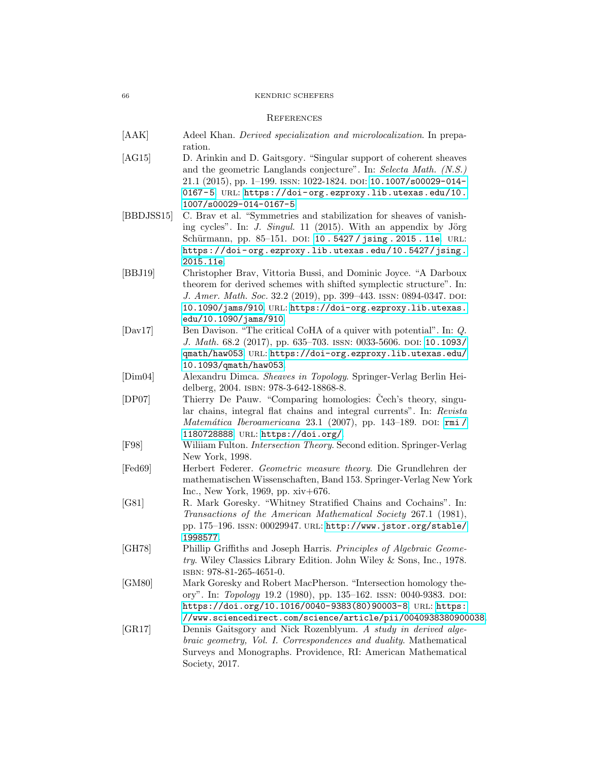## References

[AAK] Adeel Khan. *Derived specialization and microlocalization*. In preparation.

[AG15] D. Arinkin and D. Gaitsgory. "Singular support of coherent sheaves and the geometric Langlands conjecture". In: *Selecta Math. (N.S.)* 21.1 (2015), pp. 1–199. ISSN: 1022-1824. DOI: 10.1007/s00029-014-0167-5. URL: https://doi-org.ezproxy.lib.utexas.edu/10.1007/s00029-014-0167-5.

[BBDJSS15] C. Brav et al. "Symmetries and stabilization for sheaves of vanishing cycles". In: *J. Singul.* 11 (2015). With an appendix by Jörg Schürmann, pp. 85–151. DOI: 10.5427/jsing.2015.11e. URL: https://doi-org.ezproxy.lib.utexas.edu/10.5427/jsing.2015.11e.

[BBJ19] Christopher Brav, Vittoria Bussi, and Dominic Joyce. "A Darboux theorem for derived schemes with shifted symplectic structure". In: *J. Amer. Math. Soc.* 32.2 (2019), pp. 399–443. ISSN: 0894-0347. DOI: 10.1090/jams/910. URL: https://doi-org.ezproxy.lib.utexas.edu/10.1090/jams/910.

[Dav17] Ben Davison. "The critical CoHA of a quiver with potential". In: *Q. J. Math.* 68.2 (2017), pp. 635–703. ISSN: 0033-5606. DOI: 10.1093/qmath/haw053. URL: https://doi-org.ezproxy.lib.utexas.edu/10.1093/qmath/haw053.

[Dim04] Alexandru Dimca. *Sheaves in Topology*. Springer-Verlag Berlin Heidelberg, 2004. ISBN: 978-3-642-18868-8.

[DP07] Thierry De Pauw. "Comparing homologies: Čech's theory, singular chains, integral flat chains and integral currents". In: *Revista Matemática Iberoamericana* 23.1 (2007), pp. 143–189. DOI: rmi/1180728888. URL: https://doi.org/.

[F98] Wiliiam Fulton. *Intersection Theory*. Second edition. Springer-Verlag New York, 1998.

[Fed69] Herbert Federer. *Geometric measure theory*. Die Grundlehren der mathematischen Wissenschaften, Band 153. Springer-Verlag New York Inc., New York, 1969, pp. xiv+676.

[G81] R. Mark Goresky. "Whitney Stratified Chains and Cochains". In: *Transactions of the American Mathematical Society* 267.1 (1981), pp. 175–196. ISSN: 00029947. URL: http://www.jstor.org/stable/1998577.

[GH78] Phillip Griffiths and Joseph Harris. *Principles of Algebraic Geometry*. Wiley Classics Library Edition. John Wiley & Sons, Inc., 1978. ISBN: 978-81-265-4651-0.

[GM80] Mark Goresky and Robert MacPherson. "Intersection homology theory". In: *Topology* 19.2 (1980), pp. 135–162. ISSN: 0040-9383. DOI: https://doi.org/10.1016/0040-9383(80)90003-8. URL: https://www.sciencedirect.com/science/article/pii/0040938380900038.

[GR17] Dennis Gaitsgory and Nick Rozenblyum. *A study in derived algebraic geometry, Vol. I. Correspondences and duality*. Mathematical Surveys and Monographs. Providence, RI: American Mathematical Society, 2017.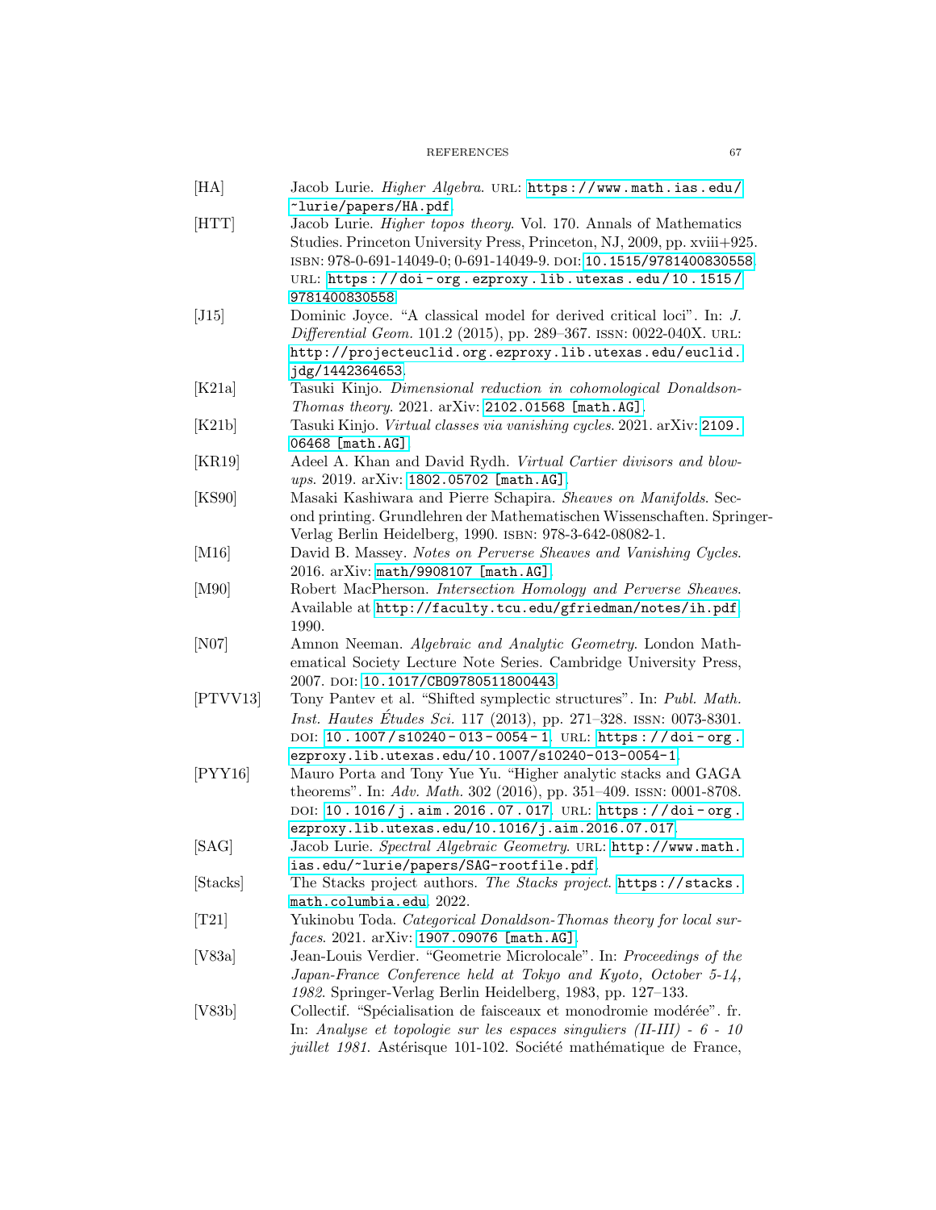[HA] Jacob Lurie. *Higher Algebra*. URL: https://www.math.ias.edu/~lurie/papers/HA.pdf.

[HTT] Jacob Lurie. *Higher topos theory*. Vol. 170. Annals of Mathematics Studies. Princeton University Press, Princeton, NJ, 2009, pp. xviii+925. ISBN: 978-0-691-14049-0; 0-691-14049-9. DOI: 10.1515/9781400830558. URL: https://doi-org.ezproxy.lib.utexas.edu/10.1515/9781400830558.

[J15] Dominic Joyce. "A classical model for derived critical loci". In: *J. Differential Geom.* 101.2 (2015), pp. 289–367. ISSN: 0022-040X. URL: http://projecteuclid.org.ezproxy.lib.utexas.edu/euclid.jdg/1442364653.

[K21a] Tasuki Kinjo. *Dimensional reduction in cohomological Donaldson-Thomas theory*. 2021. arXiv: 2102.01568 [math.AG].

[K21b] Tasuki Kinjo. *Virtual classes via vanishing cycles*. 2021. arXiv: 2109.06468 [math.AG].

[KR19] Adeel A. Khan and David Rydh. *Virtual Cartier divisors and blow-ups*. 2019. arXiv: 1802.05702 [math.AG].

[KS90] Masaki Kashiwara and Pierre Schapira. *Sheaves on Manifolds*. Second printing. Grundlehren der Mathematischen Wissenschaften. Springer-Verlag Berlin Heidelberg, 1990. ISBN: 978-3-642-08082-1.

[M16] David B. Massey. *Notes on Perverse Sheaves and Vanishing Cycles*. 2016. arXiv: math/9908107 [math.AG].

[M90] Robert MacPherson. *Intersection Homology and Perverse Sheaves*. Available at http://faculty.tcu.edu/gfriedman/notes/ih.pdf. 1990.

[N07] Amnon Neeman. *Algebraic and Analytic Geometry*. London Mathematical Society Lecture Note Series. Cambridge University Press, 2007. DOI: 10.1017/CBO9780511800443.

[PTVV13] Tony Pantev et al. "Shifted symplectic structures". In: *Publ. Math. Inst. Hautes Études Sci.* 117 (2013), pp. 271–328. ISSN: 0073-8301. DOI: 10.1007/s10240-013-0054-1. URL: https://doi-org.ezproxy.lib.utexas.edu/10.1007/s10240-013-0054-1.

[PYY16] Mauro Porta and Tony Yue Yu. "Higher analytic stacks and GAGA theorems". In: *Adv. Math.* 302 (2016), pp. 351–409. ISSN: 0001-8708. DOI: 10.1016/j.aim.2016.07.017. URL: https://doi-org.ezproxy.lib.utexas.edu/10.1016/j.aim.2016.07.017.

[SAG] Jacob Lurie. *Spectral Algebraic Geometry*. URL: http://www.math.ias.edu/~lurie/papers/SAG-rootfile.pdf.

[Stacks] The Stacks project authors. *The Stacks project*. https://stacks.math.columbia.edu. 2022.

[T21] Yukinobu Toda. *Categorical Donaldson-Thomas theory for local surfaces*. 2021. arXiv: 1907.09076 [math.AG].

[V83a] Jean-Louis Verdier. "Geometrie Microlocale". In: *Proceedings of the Japan-France Conference held at Tokyo and Kyoto, October 5-14, 1982*. Springer-Verlag Berlin Heidelberg, 1983, pp. 127–133.

[V83b] Collectif. "Spécialisation de faisceaux et monodromie modérée". fr. In: *Analyse et topologie sur les espaces singuliers (II-III) - 6 - 10 juillet 1981*. Astérisque 101-102. Société mathématique de France,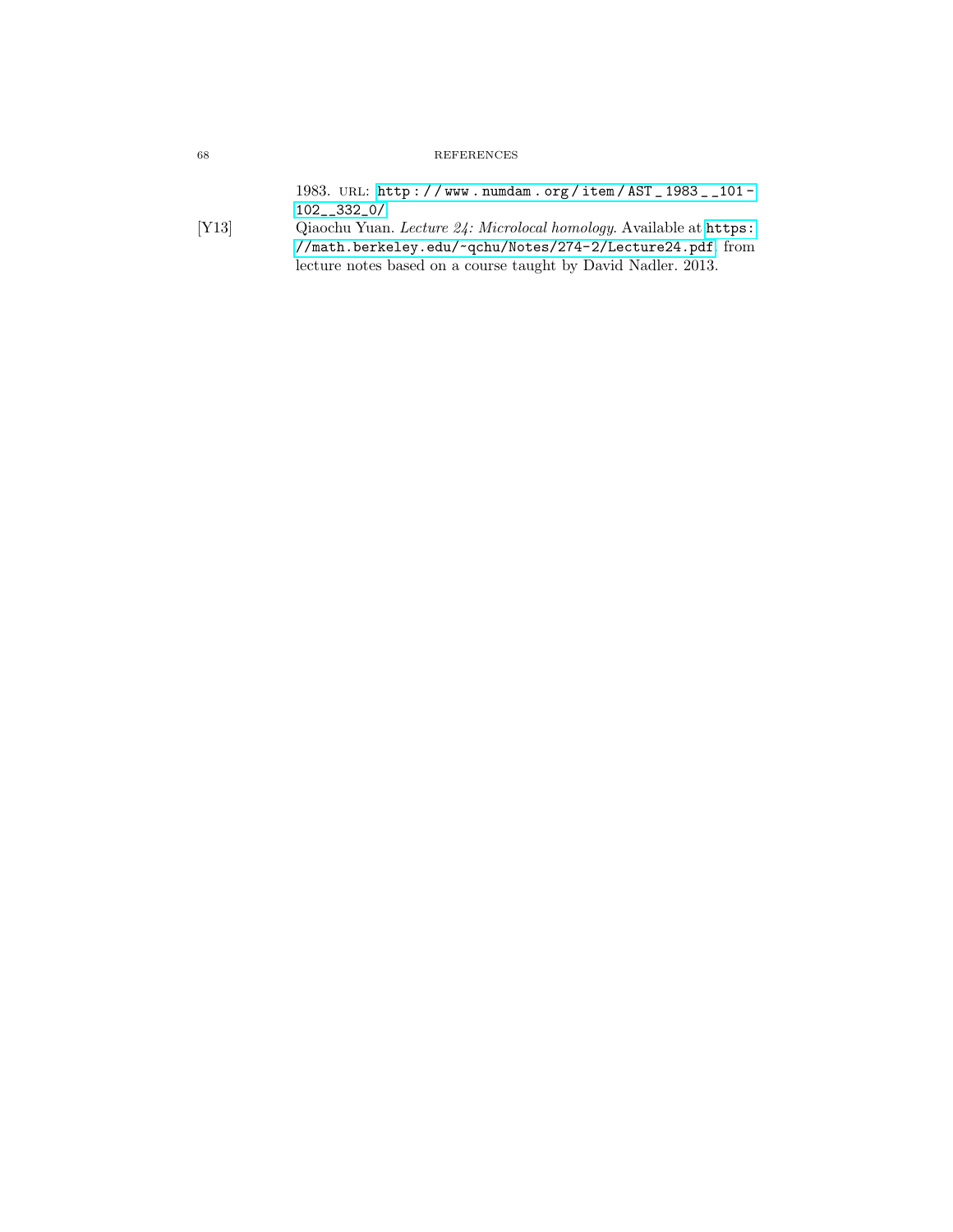1983. URL: http://www.numdam.org/item/AST_1983__101-102__332_0/

[Y13] Qiaochu Yuan. *Lecture 24: Microlocal homology*. Available at https://math.berkeley.edu/~qchu/Notes/274-2/Lecture24.pdf. from lecture notes based on a course taught by David Nadler. 2013.